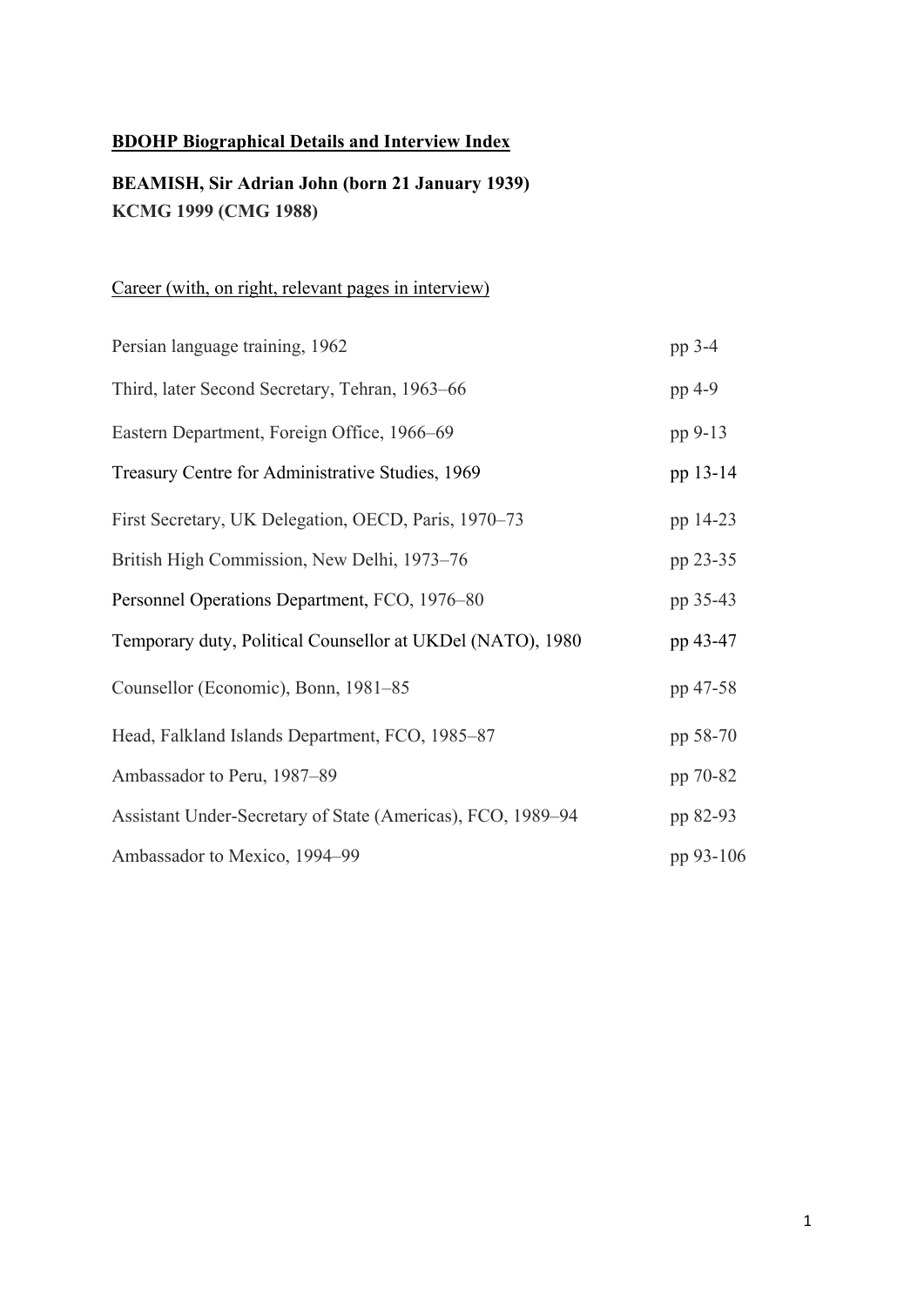**BDOHP Biographical Details and Interview Index**

**BEAMISH, Sir Adrian John (born 21 January 1939)**
**KCMG 1999 (CMG 1988)**

Career (with, on right, relevant pages in interview)

| | |
|---|---|
| Persian language training, 1962 | pp 3-4 |
| Third, later Second Secretary, Tehran, 1963–66 | pp 4-9 |
| Eastern Department, Foreign Office, 1966–69 | pp 9-13 |
| Treasury Centre for Administrative Studies, 1969 | pp 13-14 |
| First Secretary, UK Delegation, OECD, Paris, 1970–73 | pp 14-23 |
| British High Commission, New Delhi, 1973–76 | pp 23-35 |
| Personnel Operations Department, FCO, 1976–80 | pp 35-43 |
| Temporary duty, Political Counsellor at UKDel (NATO), 1980 | pp 43-47 |
| Counsellor (Economic), Bonn, 1981–85 | pp 47-58 |
| Head, Falkland Islands Department, FCO, 1985–87 | pp 58-70 |
| Ambassador to Peru, 1987–89 | pp 70-82 |
| Assistant Under-Secretary of State (Americas), FCO, 1989–94 | pp 82-93 |
| Ambassador to Mexico, 1994–99 | pp 93-106 |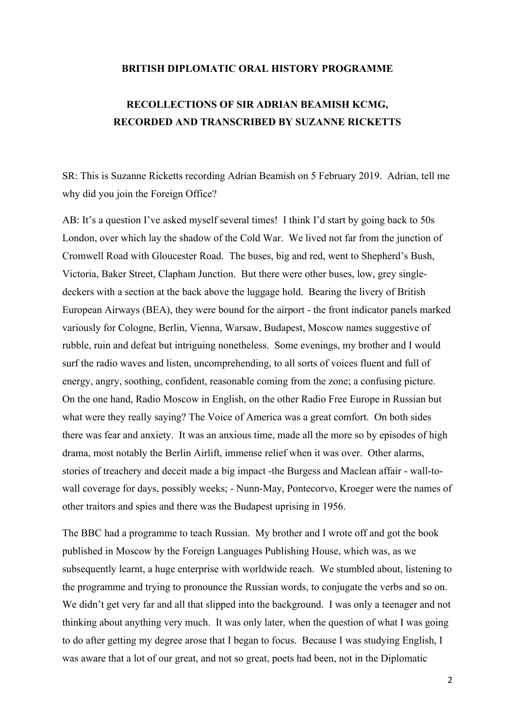**BRITISH DIPLOMATIC ORAL HISTORY PROGRAMME**

**RECOLLECTIONS OF SIR ADRIAN BEAMISH KCMG, RECORDED AND TRANSCRIBED BY SUZANNE RICKETTS**

SR: This is Suzanne Ricketts recording Adrian Beamish on 5 February 2019. Adrian, tell me why did you join the Foreign Office?

AB: It's a question I've asked myself several times! I think I'd start by going back to 50s London, over which lay the shadow of the Cold War. We lived not far from the junction of Cromwell Road with Gloucester Road. The buses, big and red, went to Shepherd's Bush, Victoria, Baker Street, Clapham Junction. But there were other buses, low, grey single-deckers with a section at the back above the luggage hold. Bearing the livery of British European Airways (BEA), they were bound for the airport - the front indicator panels marked variously for Cologne, Berlin, Vienna, Warsaw, Budapest, Moscow names suggestive of rubble, ruin and defeat but intriguing nonetheless. Some evenings, my brother and I would surf the radio waves and listen, uncomprehending, to all sorts of voices fluent and full of energy, angry, soothing, confident, reasonable coming from the zone; a confusing picture. On the one hand, Radio Moscow in English, on the other Radio Free Europe in Russian but what were they really saying? The Voice of America was a great comfort. On both sides there was fear and anxiety. It was an anxious time, made all the more so by episodes of high drama, most notably the Berlin Airlift, immense relief when it was over. Other alarms, stories of treachery and deceit made a big impact -the Burgess and Maclean affair - wall-to-wall coverage for days, possibly weeks; - Nunn-May, Pontecorvo, Kroeger were the names of other traitors and spies and there was the Budapest uprising in 1956.

The BBC had a programme to teach Russian. My brother and I wrote off and got the book published in Moscow by the Foreign Languages Publishing House, which was, as we subsequently learnt, a huge enterprise with worldwide reach. We stumbled about, listening to the programme and trying to pronounce the Russian words, to conjugate the verbs and so on. We didn't get very far and all that slipped into the background. I was only a teenager and not thinking about anything very much. It was only later, when the question of what I was going to do after getting my degree arose that I began to focus. Because I was studying English, I was aware that a lot of our great, and not so great, poets had been, not in the Diplomatic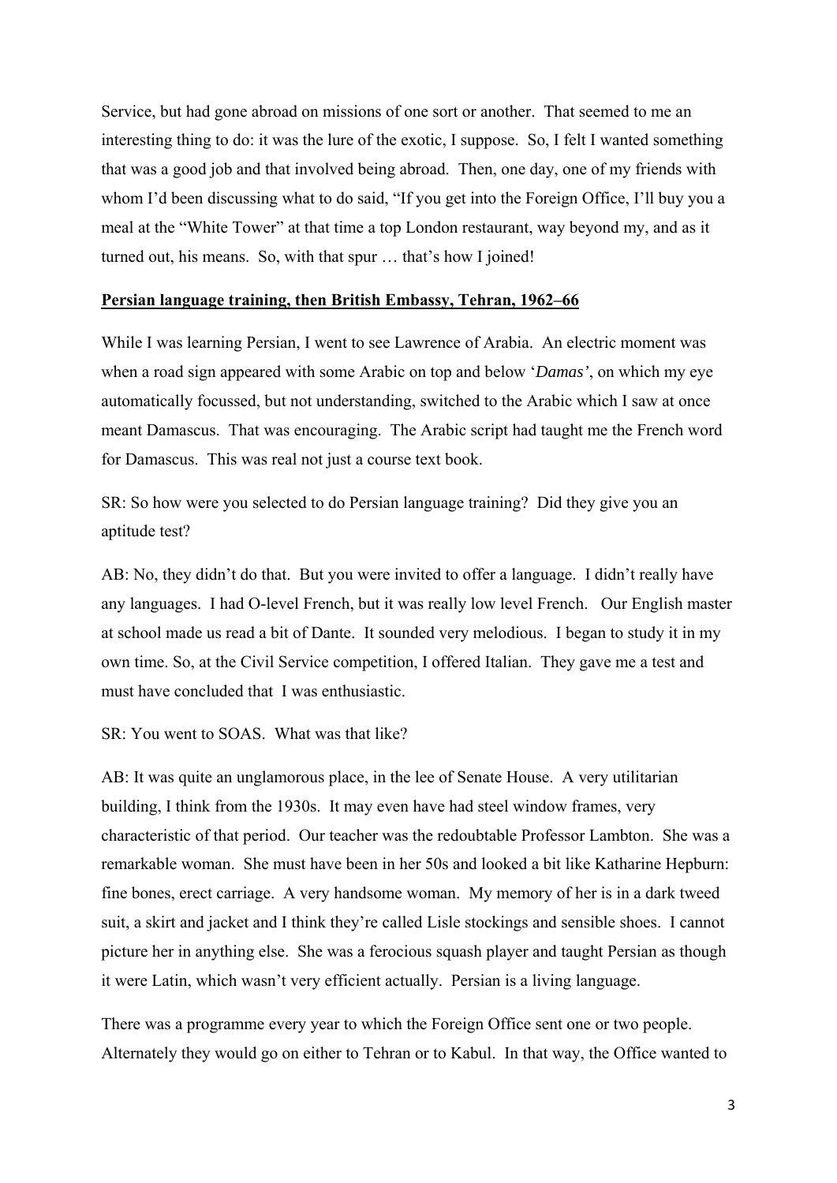Service, but had gone abroad on missions of one sort or another. That seemed to me an interesting thing to do: it was the lure of the exotic, I suppose. So, I felt I wanted something that was a good job and that involved being abroad. Then, one day, one of my friends with whom I'd been discussing what to do said, "If you get into the Foreign Office, I'll buy you a meal at the "White Tower" at that time a top London restaurant, way beyond my, and as it turned out, his means. So, with that spur … that's how I joined!

**Persian language training, then British Embassy, Tehran, 1962–66**

While I was learning Persian, I went to see Lawrence of Arabia. An electric moment was when a road sign appeared with some Arabic on top and below '*Damas'*, on which my eye automatically focussed, but not understanding, switched to the Arabic which I saw at once meant Damascus. That was encouraging. The Arabic script had taught me the French word for Damascus. This was real not just a course text book.

SR: So how were you selected to do Persian language training? Did they give you an aptitude test?

AB: No, they didn't do that. But you were invited to offer a language. I didn't really have any languages. I had O-level French, but it was really low level French. Our English master at school made us read a bit of Dante. It sounded very melodious. I began to study it in my own time. So, at the Civil Service competition, I offered Italian. They gave me a test and must have concluded that I was enthusiastic.

SR: You went to SOAS. What was that like?

AB: It was quite an unglamorous place, in the lee of Senate House. A very utilitarian building, I think from the 1930s. It may even have had steel window frames, very characteristic of that period. Our teacher was the redoubtable Professor Lambton. She was a remarkable woman. She must have been in her 50s and looked a bit like Katharine Hepburn: fine bones, erect carriage. A very handsome woman. My memory of her is in a dark tweed suit, a skirt and jacket and I think they're called Lisle stockings and sensible shoes. I cannot picture her in anything else. She was a ferocious squash player and taught Persian as though it were Latin, which wasn't very efficient actually. Persian is a living language.

There was a programme every year to which the Foreign Office sent one or two people. Alternately they would go on either to Tehran or to Kabul. In that way, the Office wanted to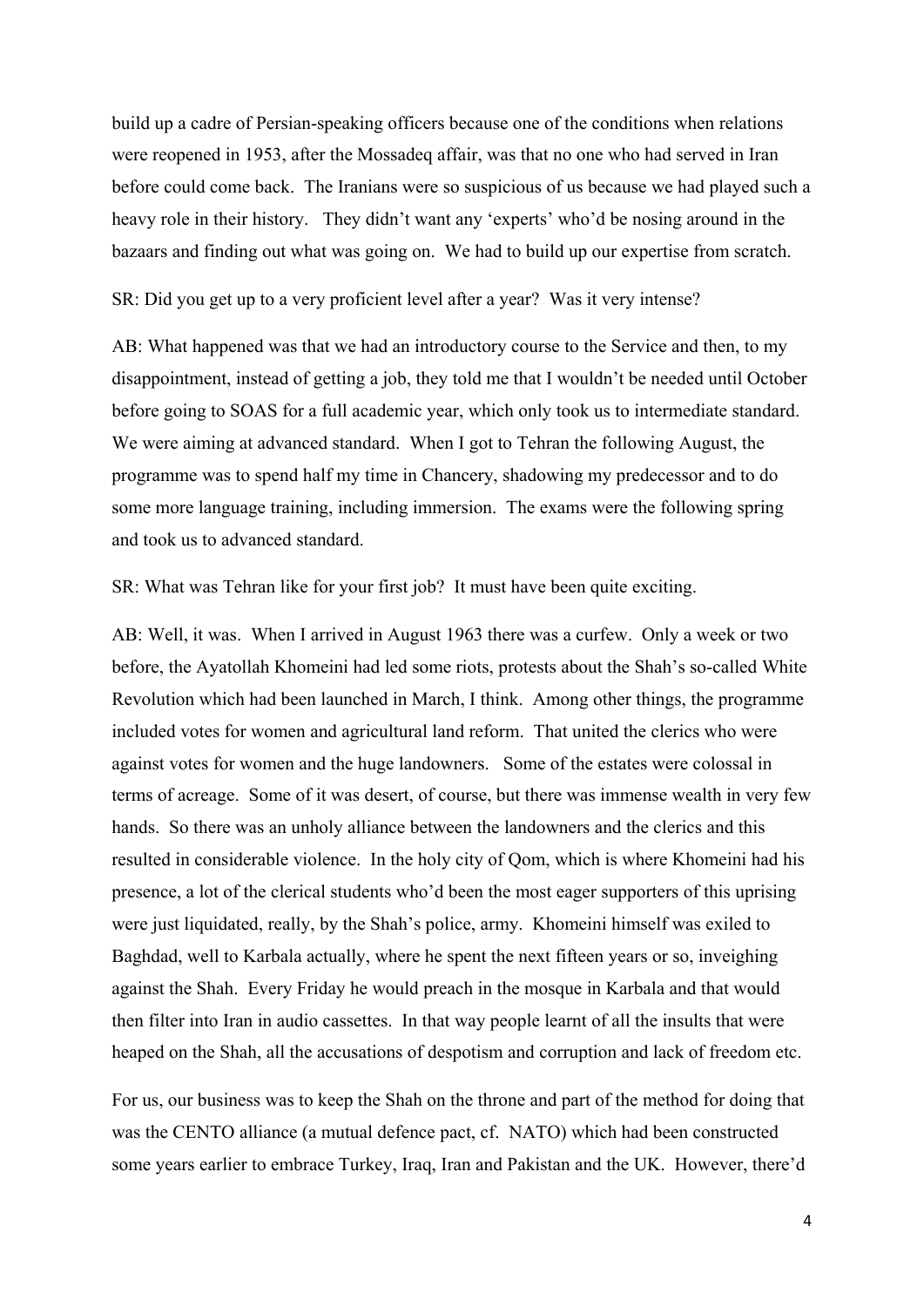build up a cadre of Persian-speaking officers because one of the conditions when relations were reopened in 1953, after the Mossadeq affair, was that no one who had served in Iran before could come back. The Iranians were so suspicious of us because we had played such a heavy role in their history. They didn't want any 'experts' who'd be nosing around in the bazaars and finding out what was going on. We had to build up our expertise from scratch.

SR: Did you get up to a very proficient level after a year? Was it very intense?

AB: What happened was that we had an introductory course to the Service and then, to my disappointment, instead of getting a job, they told me that I wouldn't be needed until October before going to SOAS for a full academic year, which only took us to intermediate standard. We were aiming at advanced standard. When I got to Tehran the following August, the programme was to spend half my time in Chancery, shadowing my predecessor and to do some more language training, including immersion. The exams were the following spring and took us to advanced standard.

SR: What was Tehran like for your first job? It must have been quite exciting.

AB: Well, it was. When I arrived in August 1963 there was a curfew. Only a week or two before, the Ayatollah Khomeini had led some riots, protests about the Shah's so-called White Revolution which had been launched in March, I think. Among other things, the programme included votes for women and agricultural land reform. That united the clerics who were against votes for women and the huge landowners. Some of the estates were colossal in terms of acreage. Some of it was desert, of course, but there was immense wealth in very few hands. So there was an unholy alliance between the landowners and the clerics and this resulted in considerable violence. In the holy city of Qom, which is where Khomeini had his presence, a lot of the clerical students who'd been the most eager supporters of this uprising were just liquidated, really, by the Shah's police, army. Khomeini himself was exiled to Baghdad, well to Karbala actually, where he spent the next fifteen years or so, inveighing against the Shah. Every Friday he would preach in the mosque in Karbala and that would then filter into Iran in audio cassettes. In that way people learnt of all the insults that were heaped on the Shah, all the accusations of despotism and corruption and lack of freedom etc.

For us, our business was to keep the Shah on the throne and part of the method for doing that was the CENTO alliance (a mutual defence pact, cf. NATO) which had been constructed some years earlier to embrace Turkey, Iraq, Iran and Pakistan and the UK. However, there'd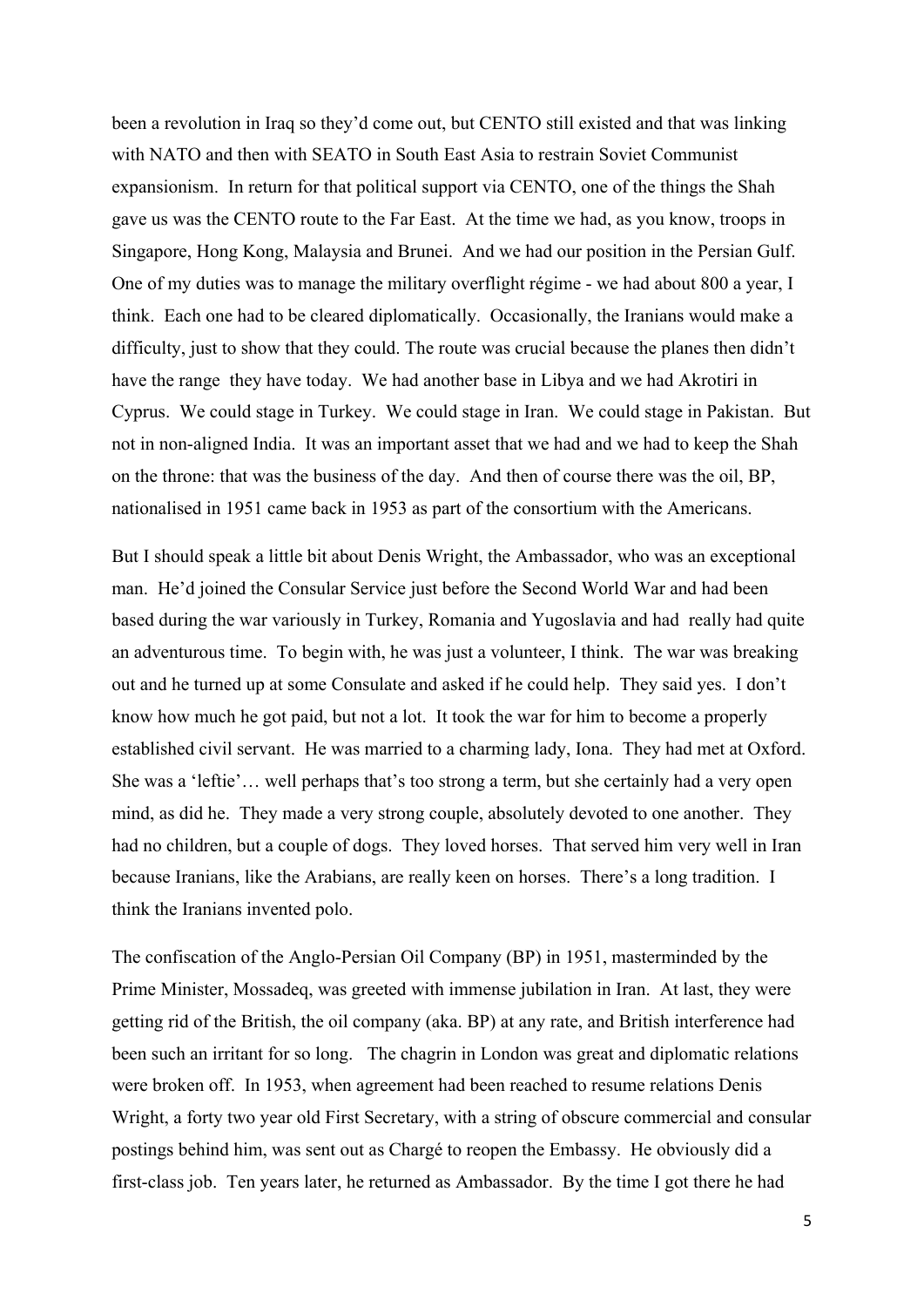been a revolution in Iraq so they'd come out, but CENTO still existed and that was linking with NATO and then with SEATO in South East Asia to restrain Soviet Communist expansionism. In return for that political support via CENTO, one of the things the Shah gave us was the CENTO route to the Far East. At the time we had, as you know, troops in Singapore, Hong Kong, Malaysia and Brunei. And we had our position in the Persian Gulf. One of my duties was to manage the military overflight régime - we had about 800 a year, I think. Each one had to be cleared diplomatically. Occasionally, the Iranians would make a difficulty, just to show that they could. The route was crucial because the planes then didn't have the range they have today. We had another base in Libya and we had Akrotiri in Cyprus. We could stage in Turkey. We could stage in Iran. We could stage in Pakistan. But not in non-aligned India. It was an important asset that we had and we had to keep the Shah on the throne: that was the business of the day. And then of course there was the oil, BP, nationalised in 1951 came back in 1953 as part of the consortium with the Americans.

But I should speak a little bit about Denis Wright, the Ambassador, who was an exceptional man. He'd joined the Consular Service just before the Second World War and had been based during the war variously in Turkey, Romania and Yugoslavia and had really had quite an adventurous time. To begin with, he was just a volunteer, I think. The war was breaking out and he turned up at some Consulate and asked if he could help. They said yes. I don't know how much he got paid, but not a lot. It took the war for him to become a properly established civil servant. He was married to a charming lady, Iona. They had met at Oxford. She was a 'leftie'… well perhaps that's too strong a term, but she certainly had a very open mind, as did he. They made a very strong couple, absolutely devoted to one another. They had no children, but a couple of dogs. They loved horses. That served him very well in Iran because Iranians, like the Arabians, are really keen on horses. There's a long tradition. I think the Iranians invented polo.

The confiscation of the Anglo-Persian Oil Company (BP) in 1951, masterminded by the Prime Minister, Mossadeq, was greeted with immense jubilation in Iran. At last, they were getting rid of the British, the oil company (aka. BP) at any rate, and British interference had been such an irritant for so long. The chagrin in London was great and diplomatic relations were broken off. In 1953, when agreement had been reached to resume relations Denis Wright, a forty two year old First Secretary, with a string of obscure commercial and consular postings behind him, was sent out as Chargé to reopen the Embassy. He obviously did a first-class job. Ten years later, he returned as Ambassador. By the time I got there he had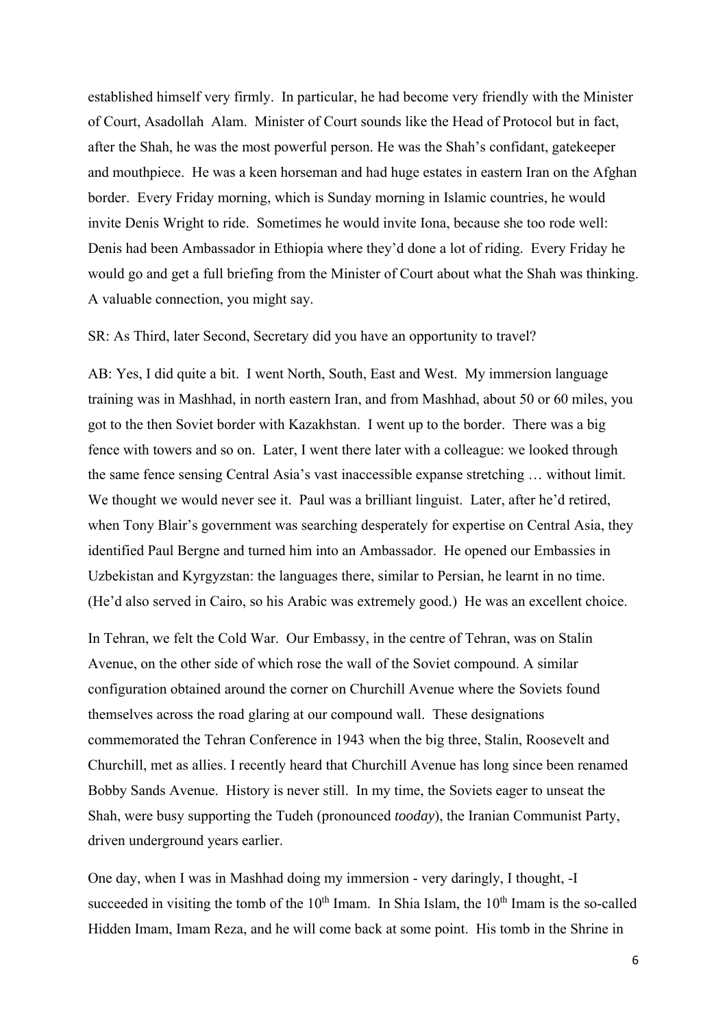established himself very firmly. In particular, he had become very friendly with the Minister of Court, Asadollah Alam. Minister of Court sounds like the Head of Protocol but in fact, after the Shah, he was the most powerful person. He was the Shah's confidant, gatekeeper and mouthpiece. He was a keen horseman and had huge estates in eastern Iran on the Afghan border. Every Friday morning, which is Sunday morning in Islamic countries, he would invite Denis Wright to ride. Sometimes he would invite Iona, because she too rode well: Denis had been Ambassador in Ethiopia where they'd done a lot of riding. Every Friday he would go and get a full briefing from the Minister of Court about what the Shah was thinking. A valuable connection, you might say.

SR: As Third, later Second, Secretary did you have an opportunity to travel?

AB: Yes, I did quite a bit. I went North, South, East and West. My immersion language training was in Mashhad, in north eastern Iran, and from Mashhad, about 50 or 60 miles, you got to the then Soviet border with Kazakhstan. I went up to the border. There was a big fence with towers and so on. Later, I went there later with a colleague: we looked through the same fence sensing Central Asia's vast inaccessible expanse stretching … without limit. We thought we would never see it. Paul was a brilliant linguist. Later, after he'd retired, when Tony Blair's government was searching desperately for expertise on Central Asia, they identified Paul Bergne and turned him into an Ambassador. He opened our Embassies in Uzbekistan and Kyrgyzstan: the languages there, similar to Persian, he learnt in no time. (He'd also served in Cairo, so his Arabic was extremely good.) He was an excellent choice.

In Tehran, we felt the Cold War. Our Embassy, in the centre of Tehran, was on Stalin Avenue, on the other side of which rose the wall of the Soviet compound. A similar configuration obtained around the corner on Churchill Avenue where the Soviets found themselves across the road glaring at our compound wall. These designations commemorated the Tehran Conference in 1943 when the big three, Stalin, Roosevelt and Churchill, met as allies. I recently heard that Churchill Avenue has long since been renamed Bobby Sands Avenue. History is never still. In my time, the Soviets eager to unseat the Shah, were busy supporting the Tudeh (pronounced *tooday*), the Iranian Communist Party, driven underground years earlier.

One day, when I was in Mashhad doing my immersion - very daringly, I thought, -I succeeded in visiting the tomb of the 10th Imam. In Shia Islam, the 10th Imam is the so-called Hidden Imam, Imam Reza, and he will come back at some point. His tomb in the Shrine in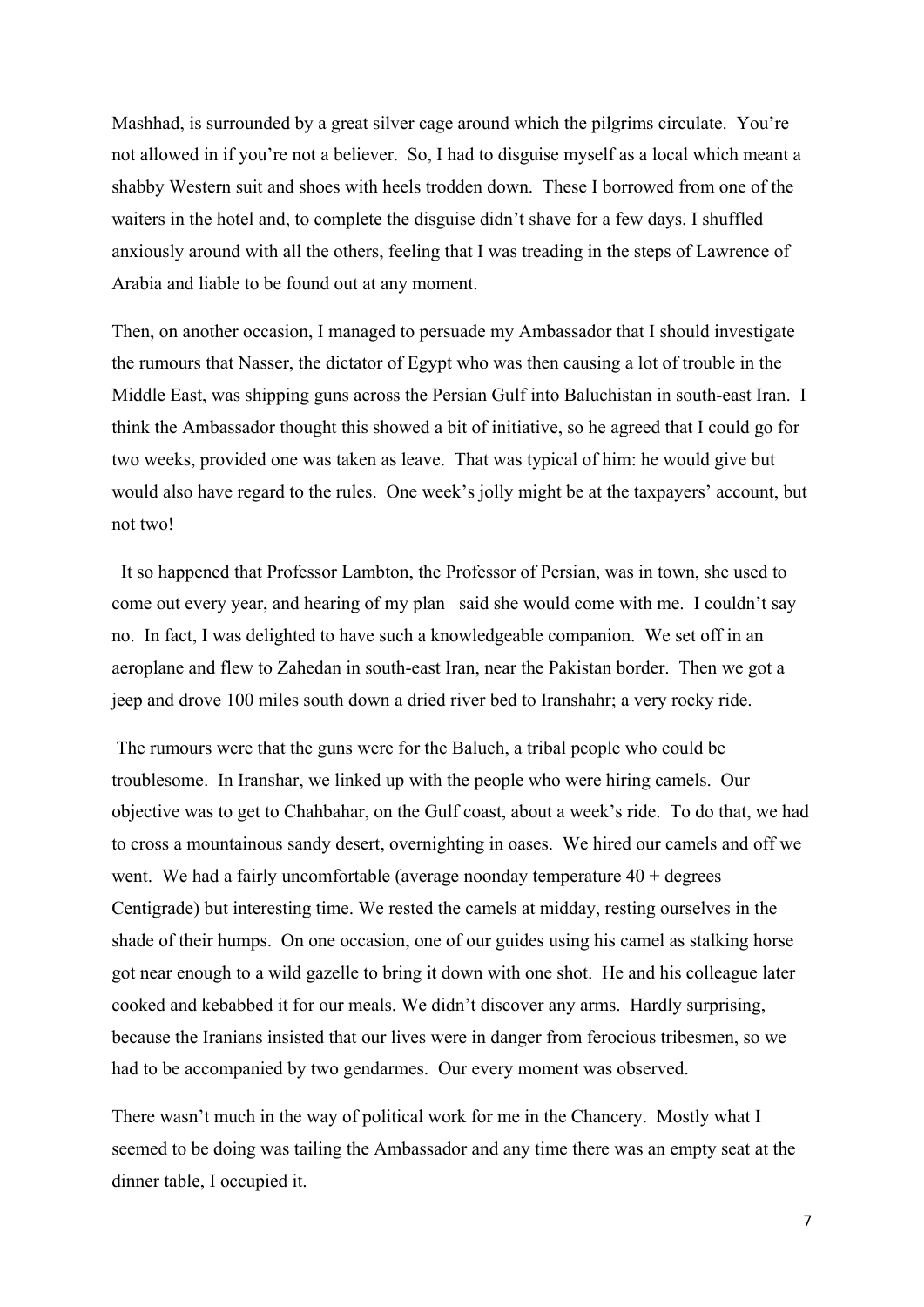Mashhad, is surrounded by a great silver cage around which the pilgrims circulate. You're not allowed in if you're not a believer. So, I had to disguise myself as a local which meant a shabby Western suit and shoes with heels trodden down. These I borrowed from one of the waiters in the hotel and, to complete the disguise didn't shave for a few days. I shuffled anxiously around with all the others, feeling that I was treading in the steps of Lawrence of Arabia and liable to be found out at any moment.

Then, on another occasion, I managed to persuade my Ambassador that I should investigate the rumours that Nasser, the dictator of Egypt who was then causing a lot of trouble in the Middle East, was shipping guns across the Persian Gulf into Baluchistan in south-east Iran. I think the Ambassador thought this showed a bit of initiative, so he agreed that I could go for two weeks, provided one was taken as leave. That was typical of him: he would give but would also have regard to the rules. One week's jolly might be at the taxpayers' account, but not two!

It so happened that Professor Lambton, the Professor of Persian, was in town, she used to come out every year, and hearing of my plan said she would come with me. I couldn't say no. In fact, I was delighted to have such a knowledgeable companion. We set off in an aeroplane and flew to Zahedan in south-east Iran, near the Pakistan border. Then we got a jeep and drove 100 miles south down a dried river bed to Iranshahr; a very rocky ride.

The rumours were that the guns were for the Baluch, a tribal people who could be troublesome. In Iranshar, we linked up with the people who were hiring camels. Our objective was to get to Chahbahar, on the Gulf coast, about a week's ride. To do that, we had to cross a mountainous sandy desert, overnighting in oases. We hired our camels and off we went. We had a fairly uncomfortable (average noonday temperature 40 + degrees Centigrade) but interesting time. We rested the camels at midday, resting ourselves in the shade of their humps. On one occasion, one of our guides using his camel as stalking horse got near enough to a wild gazelle to bring it down with one shot. He and his colleague later cooked and kebabbed it for our meals. We didn't discover any arms. Hardly surprising, because the Iranians insisted that our lives were in danger from ferocious tribesmen, so we had to be accompanied by two gendarmes. Our every moment was observed.

There wasn't much in the way of political work for me in the Chancery. Mostly what I seemed to be doing was tailing the Ambassador and any time there was an empty seat at the dinner table, I occupied it.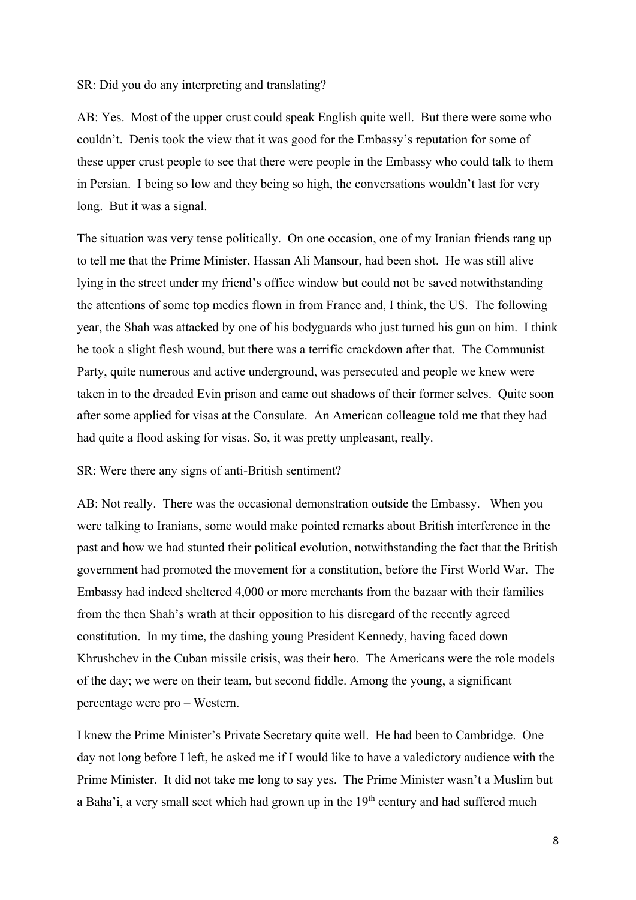SR: Did you do any interpreting and translating?

AB: Yes. Most of the upper crust could speak English quite well. But there were some who couldn't. Denis took the view that it was good for the Embassy's reputation for some of these upper crust people to see that there were people in the Embassy who could talk to them in Persian. I being so low and they being so high, the conversations wouldn't last for very long. But it was a signal.

The situation was very tense politically. On one occasion, one of my Iranian friends rang up to tell me that the Prime Minister, Hassan Ali Mansour, had been shot. He was still alive lying in the street under my friend's office window but could not be saved notwithstanding the attentions of some top medics flown in from France and, I think, the US. The following year, the Shah was attacked by one of his bodyguards who just turned his gun on him. I think he took a slight flesh wound, but there was a terrific crackdown after that. The Communist Party, quite numerous and active underground, was persecuted and people we knew were taken in to the dreaded Evin prison and came out shadows of their former selves. Quite soon after some applied for visas at the Consulate. An American colleague told me that they had had quite a flood asking for visas. So, it was pretty unpleasant, really.

SR: Were there any signs of anti-British sentiment?

AB: Not really. There was the occasional demonstration outside the Embassy. When you were talking to Iranians, some would make pointed remarks about British interference in the past and how we had stunted their political evolution, notwithstanding the fact that the British government had promoted the movement for a constitution, before the First World War. The Embassy had indeed sheltered 4,000 or more merchants from the bazaar with their families from the then Shah's wrath at their opposition to his disregard of the recently agreed constitution. In my time, the dashing young President Kennedy, having faced down Khrushchev in the Cuban missile crisis, was their hero. The Americans were the role models of the day; we were on their team, but second fiddle. Among the young, a significant percentage were pro – Western.

I knew the Prime Minister's Private Secretary quite well. He had been to Cambridge. One day not long before I left, he asked me if I would like to have a valedictory audience with the Prime Minister. It did not take me long to say yes. The Prime Minister wasn't a Muslim but a Baha'i, a very small sect which had grown up in the 19th century and had suffered much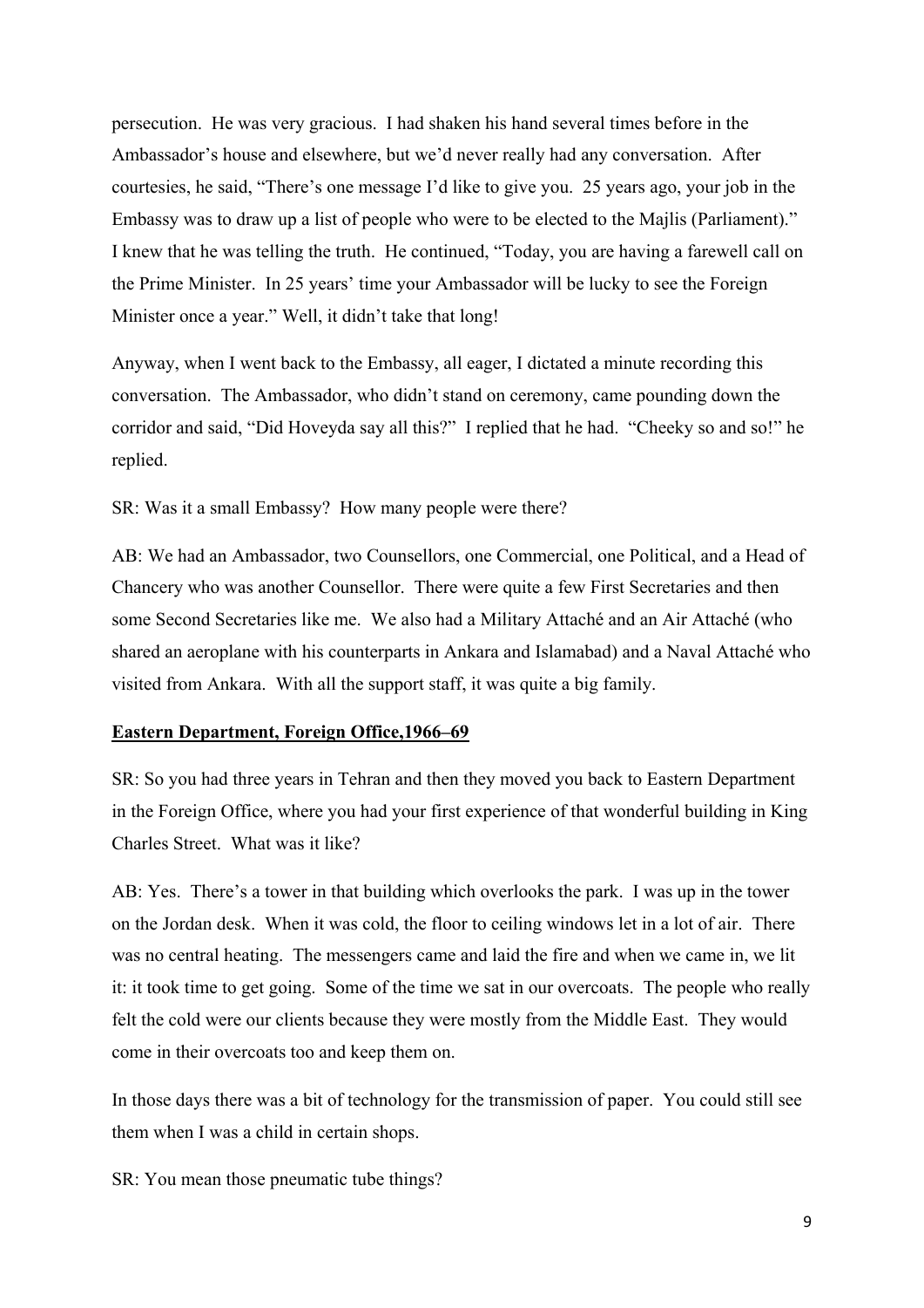persecution. He was very gracious. I had shaken his hand several times before in the Ambassador's house and elsewhere, but we'd never really had any conversation. After courtesies, he said, "There's one message I'd like to give you. 25 years ago, your job in the Embassy was to draw up a list of people who were to be elected to the Majlis (Parliament)." I knew that he was telling the truth. He continued, "Today, you are having a farewell call on the Prime Minister. In 25 years' time your Ambassador will be lucky to see the Foreign Minister once a year." Well, it didn't take that long!

Anyway, when I went back to the Embassy, all eager, I dictated a minute recording this conversation. The Ambassador, who didn't stand on ceremony, came pounding down the corridor and said, "Did Hoveyda say all this?" I replied that he had. "Cheeky so and so!" he replied.

SR: Was it a small Embassy? How many people were there?

AB: We had an Ambassador, two Counsellors, one Commercial, one Political, and a Head of Chancery who was another Counsellor. There were quite a few First Secretaries and then some Second Secretaries like me. We also had a Military Attaché and an Air Attaché (who shared an aeroplane with his counterparts in Ankara and Islamabad) and a Naval Attaché who visited from Ankara. With all the support staff, it was quite a big family.

**Eastern Department, Foreign Office,1966–69**

SR: So you had three years in Tehran and then they moved you back to Eastern Department in the Foreign Office, where you had your first experience of that wonderful building in King Charles Street. What was it like?

AB: Yes. There's a tower in that building which overlooks the park. I was up in the tower on the Jordan desk. When it was cold, the floor to ceiling windows let in a lot of air. There was no central heating. The messengers came and laid the fire and when we came in, we lit it: it took time to get going. Some of the time we sat in our overcoats. The people who really felt the cold were our clients because they were mostly from the Middle East. They would come in their overcoats too and keep them on.

In those days there was a bit of technology for the transmission of paper. You could still see them when I was a child in certain shops.

SR: You mean those pneumatic tube things?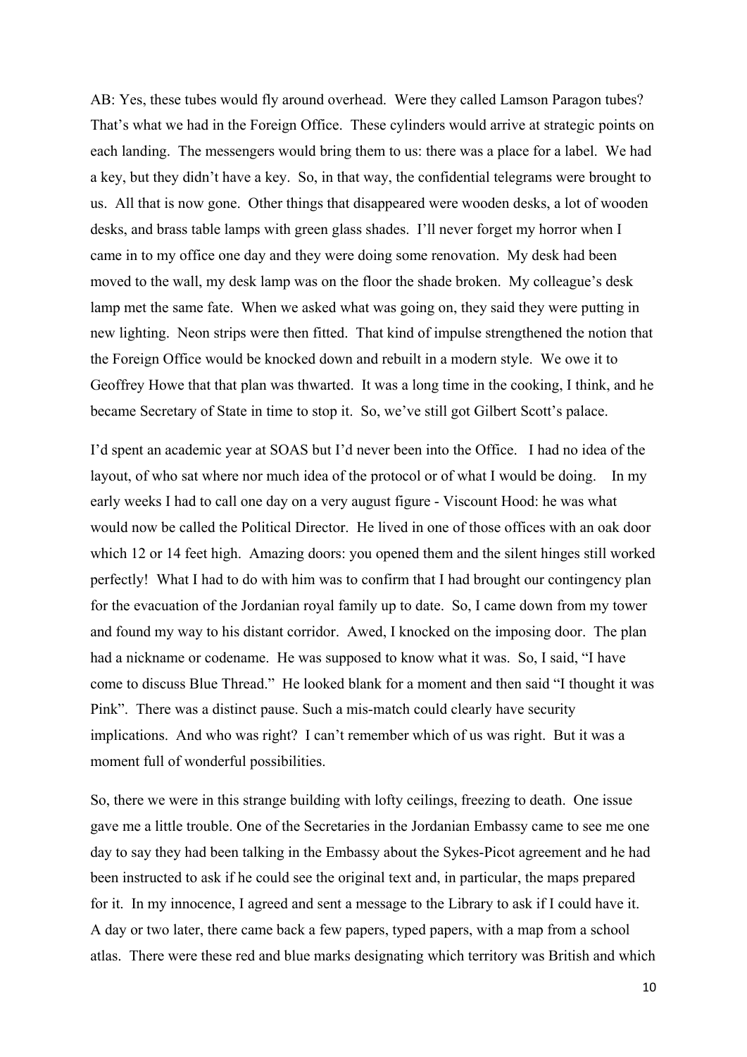AB: Yes, these tubes would fly around overhead. Were they called Lamson Paragon tubes? That's what we had in the Foreign Office. These cylinders would arrive at strategic points on each landing. The messengers would bring them to us: there was a place for a label. We had a key, but they didn't have a key. So, in that way, the confidential telegrams were brought to us. All that is now gone. Other things that disappeared were wooden desks, a lot of wooden desks, and brass table lamps with green glass shades. I'll never forget my horror when I came in to my office one day and they were doing some renovation. My desk had been moved to the wall, my desk lamp was on the floor the shade broken. My colleague's desk lamp met the same fate. When we asked what was going on, they said they were putting in new lighting. Neon strips were then fitted. That kind of impulse strengthened the notion that the Foreign Office would be knocked down and rebuilt in a modern style. We owe it to Geoffrey Howe that that plan was thwarted. It was a long time in the cooking, I think, and he became Secretary of State in time to stop it. So, we've still got Gilbert Scott's palace.

I'd spent an academic year at SOAS but I'd never been into the Office. I had no idea of the layout, of who sat where nor much idea of the protocol or of what I would be doing. In my early weeks I had to call one day on a very august figure - Viscount Hood: he was what would now be called the Political Director. He lived in one of those offices with an oak door which 12 or 14 feet high. Amazing doors: you opened them and the silent hinges still worked perfectly! What I had to do with him was to confirm that I had brought our contingency plan for the evacuation of the Jordanian royal family up to date. So, I came down from my tower and found my way to his distant corridor. Awed, I knocked on the imposing door. The plan had a nickname or codename. He was supposed to know what it was. So, I said, "I have come to discuss Blue Thread." He looked blank for a moment and then said "I thought it was Pink". There was a distinct pause. Such a mis-match could clearly have security implications. And who was right? I can't remember which of us was right. But it was a moment full of wonderful possibilities.

So, there we were in this strange building with lofty ceilings, freezing to death. One issue gave me a little trouble. One of the Secretaries in the Jordanian Embassy came to see me one day to say they had been talking in the Embassy about the Sykes-Picot agreement and he had been instructed to ask if he could see the original text and, in particular, the maps prepared for it. In my innocence, I agreed and sent a message to the Library to ask if I could have it. A day or two later, there came back a few papers, typed papers, with a map from a school atlas. There were these red and blue marks designating which territory was British and which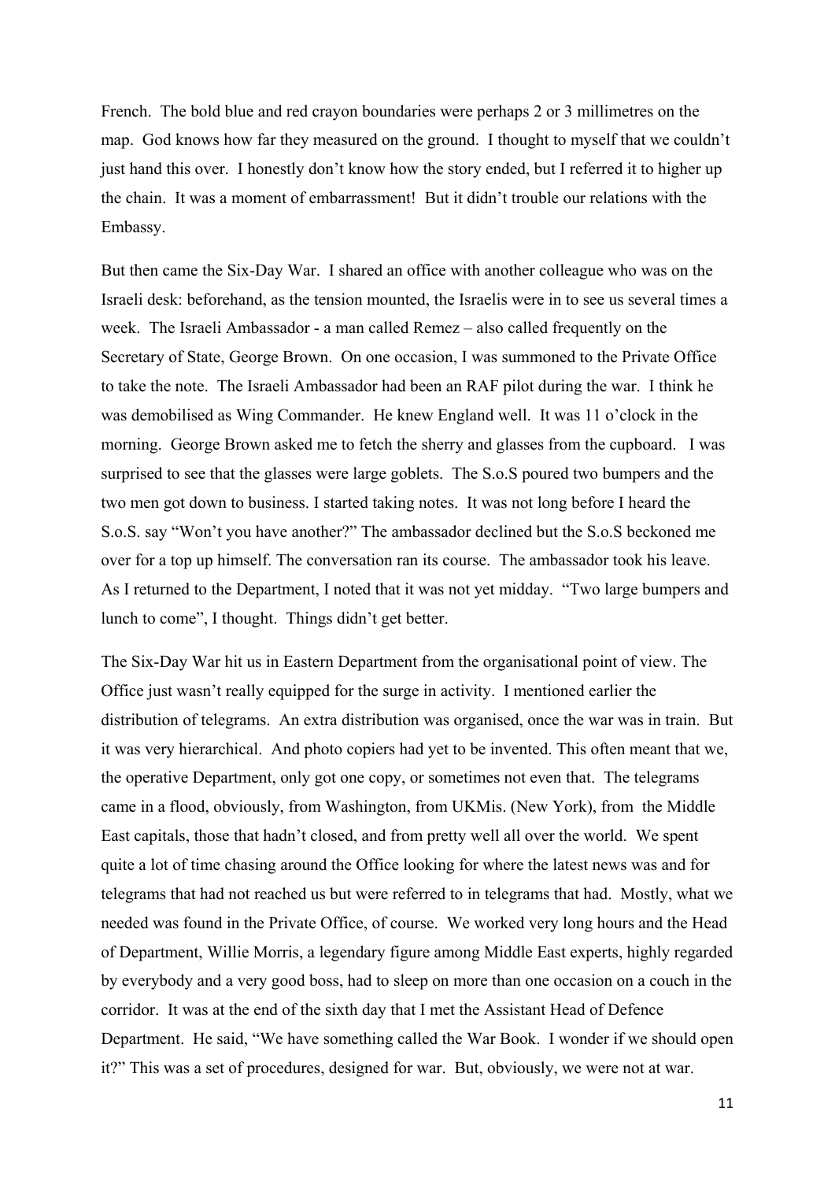French. The bold blue and red crayon boundaries were perhaps 2 or 3 millimetres on the map. God knows how far they measured on the ground. I thought to myself that we couldn't just hand this over. I honestly don't know how the story ended, but I referred it to higher up the chain. It was a moment of embarrassment! But it didn't trouble our relations with the Embassy.

But then came the Six-Day War. I shared an office with another colleague who was on the Israeli desk: beforehand, as the tension mounted, the Israelis were in to see us several times a week. The Israeli Ambassador - a man called Remez – also called frequently on the Secretary of State, George Brown. On one occasion, I was summoned to the Private Office to take the note. The Israeli Ambassador had been an RAF pilot during the war. I think he was demobilised as Wing Commander. He knew England well. It was 11 o'clock in the morning. George Brown asked me to fetch the sherry and glasses from the cupboard. I was surprised to see that the glasses were large goblets. The S.o.S poured two bumpers and the two men got down to business. I started taking notes. It was not long before I heard the S.o.S. say "Won't you have another?" The ambassador declined but the S.o.S beckoned me over for a top up himself. The conversation ran its course. The ambassador took his leave. As I returned to the Department, I noted that it was not yet midday. "Two large bumpers and lunch to come", I thought. Things didn't get better.

The Six-Day War hit us in Eastern Department from the organisational point of view. The Office just wasn't really equipped for the surge in activity. I mentioned earlier the distribution of telegrams. An extra distribution was organised, once the war was in train. But it was very hierarchical. And photo copiers had yet to be invented. This often meant that we, the operative Department, only got one copy, or sometimes not even that. The telegrams came in a flood, obviously, from Washington, from UKMis. (New York), from the Middle East capitals, those that hadn't closed, and from pretty well all over the world. We spent quite a lot of time chasing around the Office looking for where the latest news was and for telegrams that had not reached us but were referred to in telegrams that had. Mostly, what we needed was found in the Private Office, of course. We worked very long hours and the Head of Department, Willie Morris, a legendary figure among Middle East experts, highly regarded by everybody and a very good boss, had to sleep on more than one occasion on a couch in the corridor. It was at the end of the sixth day that I met the Assistant Head of Defence Department. He said, "We have something called the War Book. I wonder if we should open it?" This was a set of procedures, designed for war. But, obviously, we were not at war.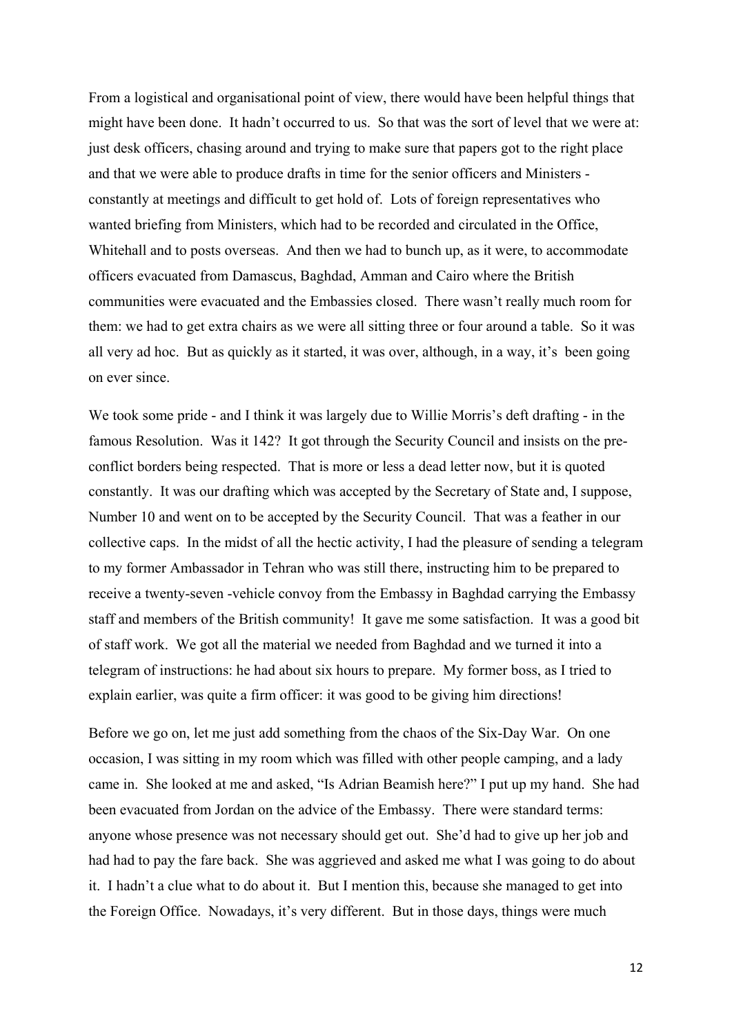From a logistical and organisational point of view, there would have been helpful things that might have been done. It hadn't occurred to us. So that was the sort of level that we were at: just desk officers, chasing around and trying to make sure that papers got to the right place and that we were able to produce drafts in time for the senior officers and Ministers - constantly at meetings and difficult to get hold of. Lots of foreign representatives who wanted briefing from Ministers, which had to be recorded and circulated in the Office, Whitehall and to posts overseas. And then we had to bunch up, as it were, to accommodate officers evacuated from Damascus, Baghdad, Amman and Cairo where the British communities were evacuated and the Embassies closed. There wasn't really much room for them: we had to get extra chairs as we were all sitting three or four around a table. So it was all very ad hoc. But as quickly as it started, it was over, although, in a way, it's been going on ever since.

We took some pride - and I think it was largely due to Willie Morris's deft drafting - in the famous Resolution. Was it 142? It got through the Security Council and insists on the pre-conflict borders being respected. That is more or less a dead letter now, but it is quoted constantly. It was our drafting which was accepted by the Secretary of State and, I suppose, Number 10 and went on to be accepted by the Security Council. That was a feather in our collective caps. In the midst of all the hectic activity, I had the pleasure of sending a telegram to my former Ambassador in Tehran who was still there, instructing him to be prepared to receive a twenty-seven -vehicle convoy from the Embassy in Baghdad carrying the Embassy staff and members of the British community! It gave me some satisfaction. It was a good bit of staff work. We got all the material we needed from Baghdad and we turned it into a telegram of instructions: he had about six hours to prepare. My former boss, as I tried to explain earlier, was quite a firm officer: it was good to be giving him directions!

Before we go on, let me just add something from the chaos of the Six-Day War. On one occasion, I was sitting in my room which was filled with other people camping, and a lady came in. She looked at me and asked, "Is Adrian Beamish here?" I put up my hand. She had been evacuated from Jordan on the advice of the Embassy. There were standard terms: anyone whose presence was not necessary should get out. She'd had to give up her job and had had to pay the fare back. She was aggrieved and asked me what I was going to do about it. I hadn't a clue what to do about it. But I mention this, because she managed to get into the Foreign Office. Nowadays, it's very different. But in those days, things were much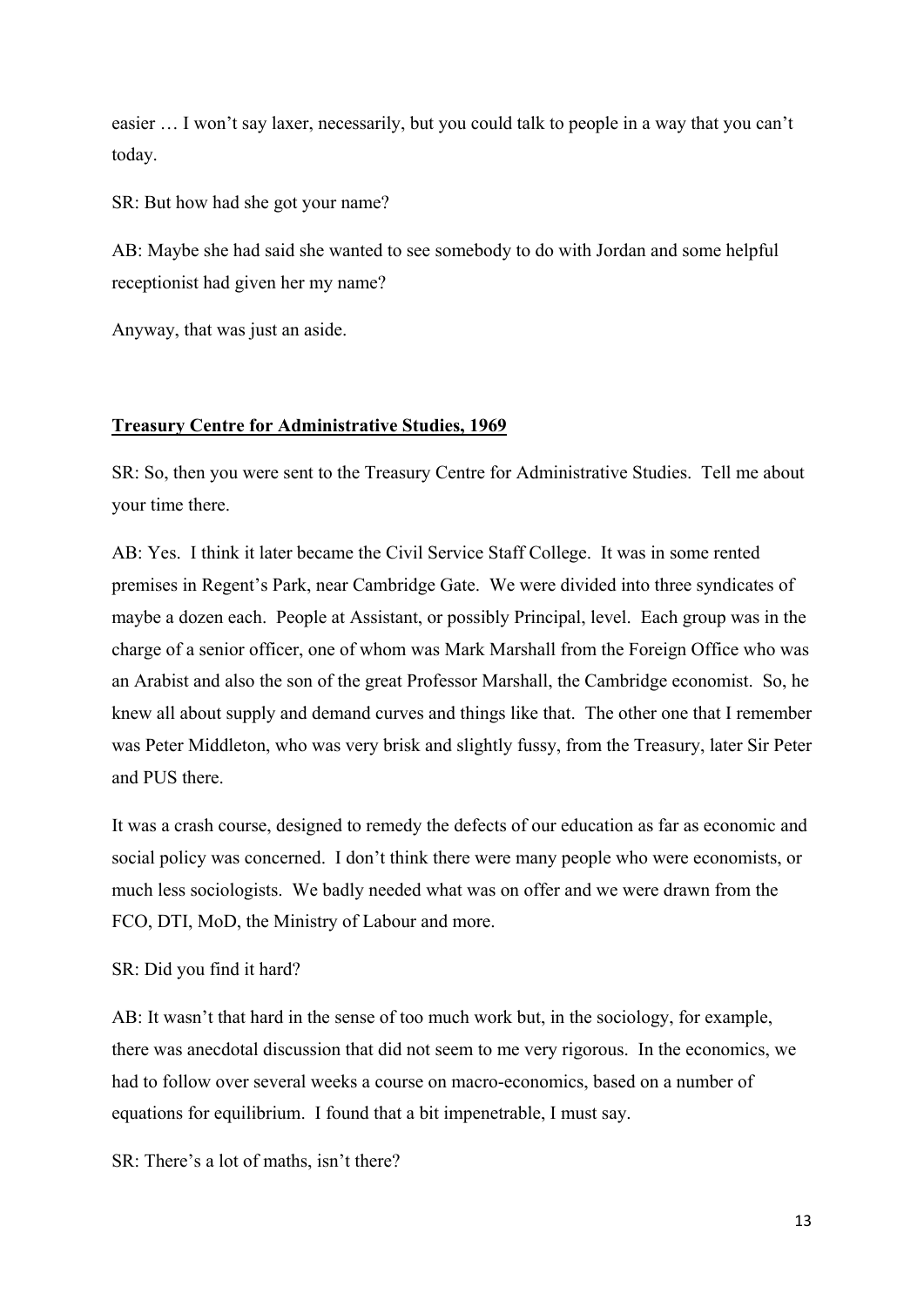easier … I won't say laxer, necessarily, but you could talk to people in a way that you can't today.

SR: But how had she got your name?

AB: Maybe she had said she wanted to see somebody to do with Jordan and some helpful receptionist had given her my name?

Anyway, that was just an aside.

## **Treasury Centre for Administrative Studies, 1969**

SR: So, then you were sent to the Treasury Centre for Administrative Studies. Tell me about your time there.

AB: Yes. I think it later became the Civil Service Staff College. It was in some rented premises in Regent's Park, near Cambridge Gate. We were divided into three syndicates of maybe a dozen each. People at Assistant, or possibly Principal, level. Each group was in the charge of a senior officer, one of whom was Mark Marshall from the Foreign Office who was an Arabist and also the son of the great Professor Marshall, the Cambridge economist. So, he knew all about supply and demand curves and things like that. The other one that I remember was Peter Middleton, who was very brisk and slightly fussy, from the Treasury, later Sir Peter and PUS there.

It was a crash course, designed to remedy the defects of our education as far as economic and social policy was concerned. I don't think there were many people who were economists, or much less sociologists. We badly needed what was on offer and we were drawn from the FCO, DTI, MoD, the Ministry of Labour and more.

SR: Did you find it hard?

AB: It wasn't that hard in the sense of too much work but, in the sociology, for example, there was anecdotal discussion that did not seem to me very rigorous. In the economics, we had to follow over several weeks a course on macro-economics, based on a number of equations for equilibrium. I found that a bit impenetrable, I must say.

SR: There's a lot of maths, isn't there?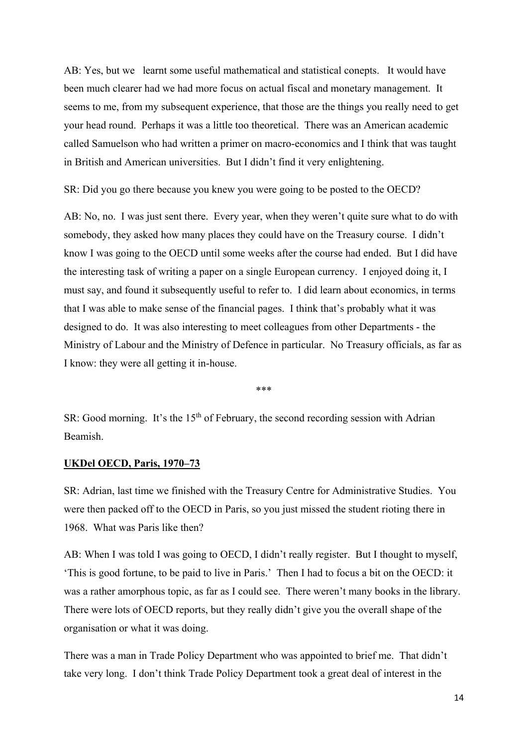AB: Yes, but we  learnt some useful mathematical and statistical conepts.  It would have been much clearer had we had more focus on actual fiscal and monetary management.  It seems to me, from my subsequent experience, that those are the things you really need to get your head round.  Perhaps it was a little too theoretical.  There was an American academic called Samuelson who had written a primer on macro-economics and I think that was taught in British and American universities.  But I didn't find it very enlightening.

SR: Did you go there because you knew you were going to be posted to the OECD?

AB: No, no.  I was just sent there.  Every year, when they weren't quite sure what to do with somebody, they asked how many places they could have on the Treasury course.  I didn't know I was going to the OECD until some weeks after the course had ended.  But I did have the interesting task of writing a paper on a single European currency.  I enjoyed doing it, I must say, and found it subsequently useful to refer to.  I did learn about economics, in terms that I was able to make sense of the financial pages.  I think that's probably what it was designed to do.  It was also interesting to meet colleagues from other Departments - the Ministry of Labour and the Ministry of Defence in particular.  No Treasury officials, as far as I know: they were all getting it in-house.

***

SR: Good morning.  It's the 15th of February, the second recording session with Adrian Beamish.

**UKDel OECD, Paris, 1970–73**

SR: Adrian, last time we finished with the Treasury Centre for Administrative Studies.  You were then packed off to the OECD in Paris, so you just missed the student rioting there in 1968.  What was Paris like then?

AB: When I was told I was going to OECD, I didn't really register.  But I thought to myself, 'This is good fortune, to be paid to live in Paris.'  Then I had to focus a bit on the OECD: it was a rather amorphous topic, as far as I could see.  There weren't many books in the library.  There were lots of OECD reports, but they really didn't give you the overall shape of the organisation or what it was doing.

There was a man in Trade Policy Department who was appointed to brief me.  That didn't take very long.  I don't think Trade Policy Department took a great deal of interest in the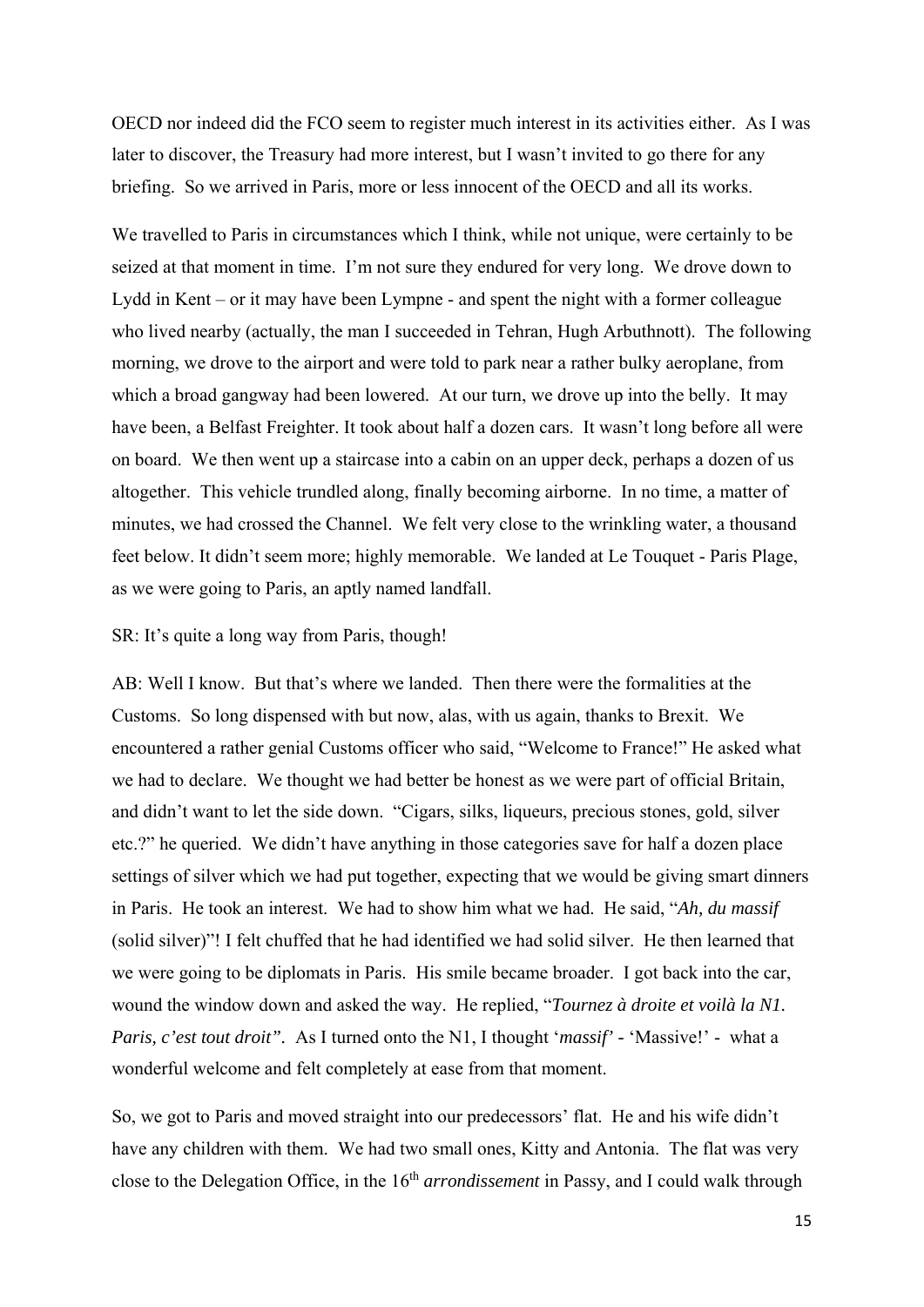OECD nor indeed did the FCO seem to register much interest in its activities either. As I was later to discover, the Treasury had more interest, but I wasn't invited to go there for any briefing. So we arrived in Paris, more or less innocent of the OECD and all its works.

We travelled to Paris in circumstances which I think, while not unique, were certainly to be seized at that moment in time. I'm not sure they endured for very long. We drove down to Lydd in Kent – or it may have been Lympne - and spent the night with a former colleague who lived nearby (actually, the man I succeeded in Tehran, Hugh Arbuthnott). The following morning, we drove to the airport and were told to park near a rather bulky aeroplane, from which a broad gangway had been lowered. At our turn, we drove up into the belly. It may have been, a Belfast Freighter. It took about half a dozen cars. It wasn't long before all were on board. We then went up a staircase into a cabin on an upper deck, perhaps a dozen of us altogether. This vehicle trundled along, finally becoming airborne. In no time, a matter of minutes, we had crossed the Channel. We felt very close to the wrinkling water, a thousand feet below. It didn't seem more; highly memorable. We landed at Le Touquet - Paris Plage, as we were going to Paris, an aptly named landfall.

SR: It's quite a long way from Paris, though!

AB: Well I know. But that's where we landed. Then there were the formalities at the Customs. So long dispensed with but now, alas, with us again, thanks to Brexit. We encountered a rather genial Customs officer who said, "Welcome to France!" He asked what we had to declare. We thought we had better be honest as we were part of official Britain, and didn't want to let the side down. "Cigars, silks, liqueurs, precious stones, gold, silver etc.?" he queried. We didn't have anything in those categories save for half a dozen place settings of silver which we had put together, expecting that we would be giving smart dinners in Paris. He took an interest. We had to show him what we had. He said, "*Ah, du massif* (solid silver)"! I felt chuffed that he had identified we had solid silver. He then learned that we were going to be diplomats in Paris. His smile became broader. I got back into the car, wound the window down and asked the way. He replied, "*Tournez à droite et voilà la N1. Paris, c'est tout droit".* As I turned onto the N1, I thought '*massif'* - 'Massive!' - what a wonderful welcome and felt completely at ease from that moment.

So, we got to Paris and moved straight into our predecessors' flat. He and his wife didn't have any children with them. We had two small ones, Kitty and Antonia. The flat was very close to the Delegation Office, in the 16th *arrondissement* in Passy, and I could walk through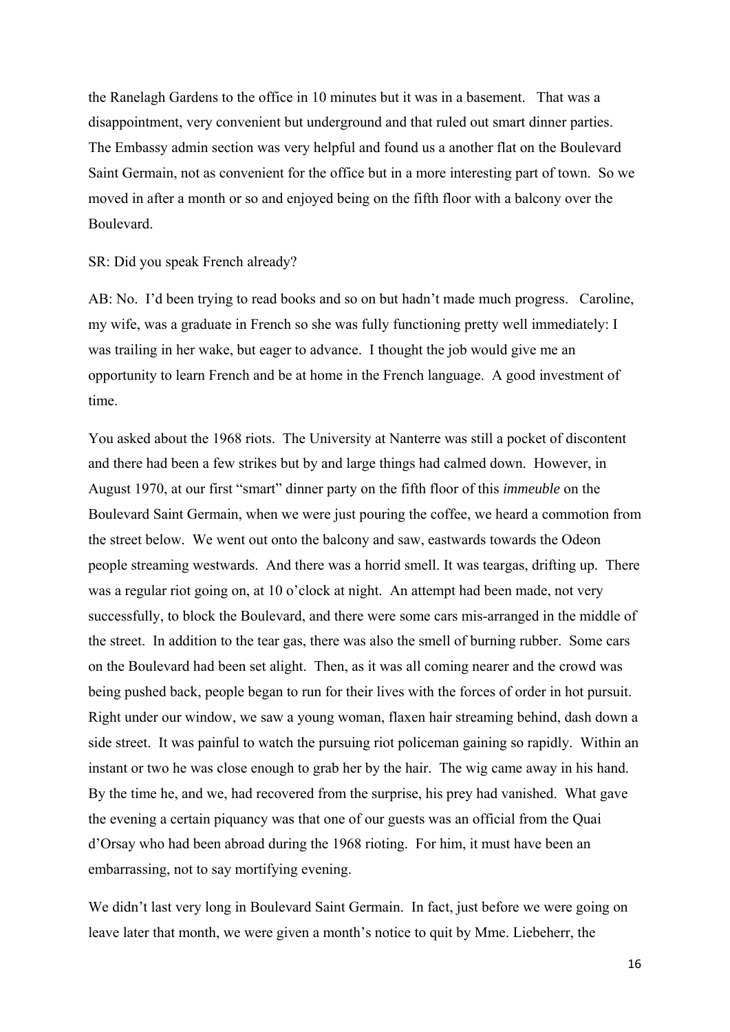the Ranelagh Gardens to the office in 10 minutes but it was in a basement. That was a disappointment, very convenient but underground and that ruled out smart dinner parties. The Embassy admin section was very helpful and found us a another flat on the Boulevard Saint Germain, not as convenient for the office but in a more interesting part of town. So we moved in after a month or so and enjoyed being on the fifth floor with a balcony over the Boulevard.

SR: Did you speak French already?

AB: No. I'd been trying to read books and so on but hadn't made much progress. Caroline, my wife, was a graduate in French so she was fully functioning pretty well immediately: I was trailing in her wake, but eager to advance. I thought the job would give me an opportunity to learn French and be at home in the French language. A good investment of time.

You asked about the 1968 riots. The University at Nanterre was still a pocket of discontent and there had been a few strikes but by and large things had calmed down. However, in August 1970, at our first "smart" dinner party on the fifth floor of this *immeuble* on the Boulevard Saint Germain, when we were just pouring the coffee, we heard a commotion from the street below. We went out onto the balcony and saw, eastwards towards the Odeon people streaming westwards. And there was a horrid smell. It was teargas, drifting up. There was a regular riot going on, at 10 o'clock at night. An attempt had been made, not very successfully, to block the Boulevard, and there were some cars mis-arranged in the middle of the street. In addition to the tear gas, there was also the smell of burning rubber. Some cars on the Boulevard had been set alight. Then, as it was all coming nearer and the crowd was being pushed back, people began to run for their lives with the forces of order in hot pursuit. Right under our window, we saw a young woman, flaxen hair streaming behind, dash down a side street. It was painful to watch the pursuing riot policeman gaining so rapidly. Within an instant or two he was close enough to grab her by the hair. The wig came away in his hand. By the time he, and we, had recovered from the surprise, his prey had vanished. What gave the evening a certain piquancy was that one of our guests was an official from the Quai d'Orsay who had been abroad during the 1968 rioting. For him, it must have been an embarrassing, not to say mortifying evening.

We didn't last very long in Boulevard Saint Germain. In fact, just before we were going on leave later that month, we were given a month's notice to quit by Mme. Liebeherr, the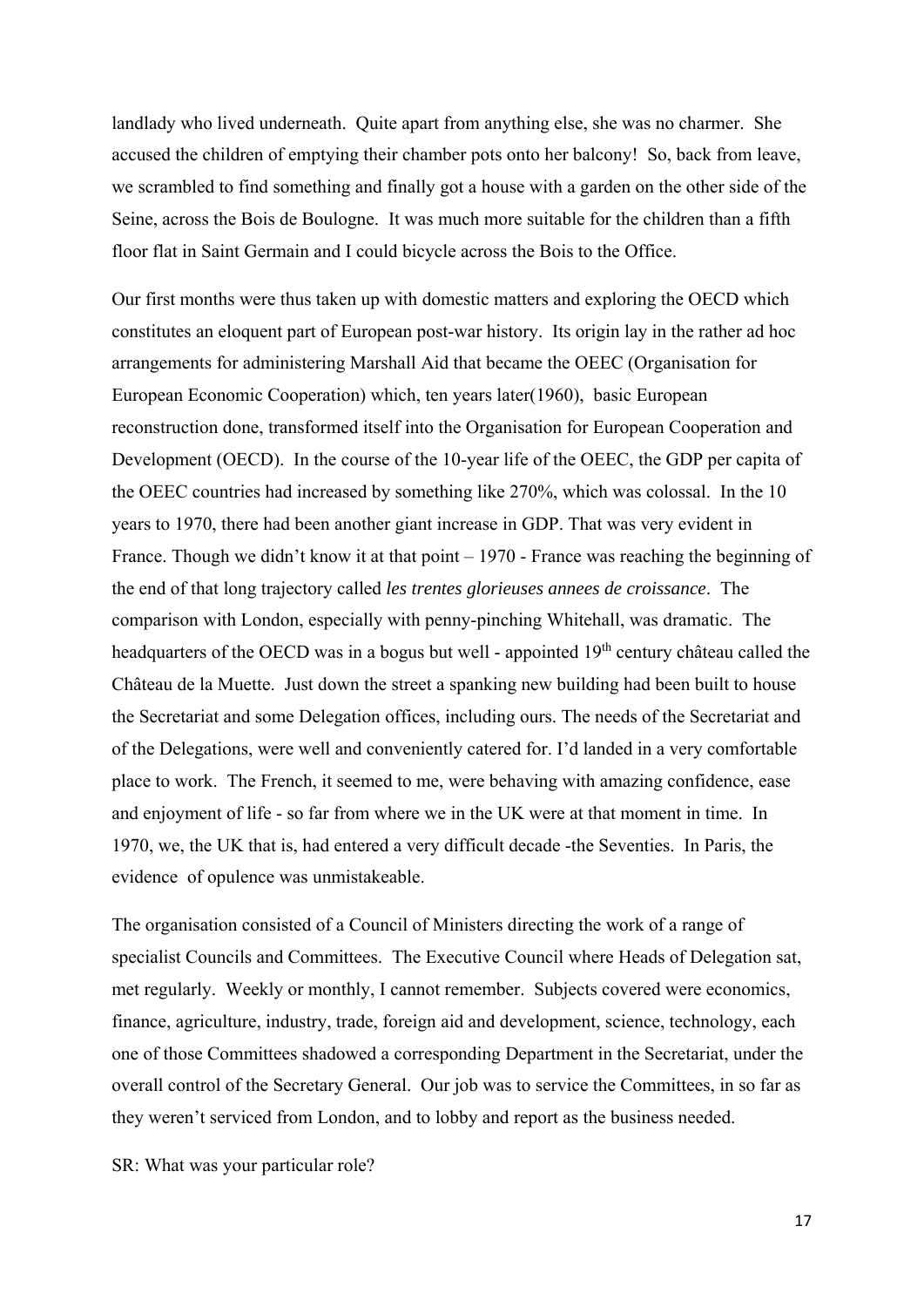landlady who lived underneath. Quite apart from anything else, she was no charmer. She accused the children of emptying their chamber pots onto her balcony! So, back from leave, we scrambled to find something and finally got a house with a garden on the other side of the Seine, across the Bois de Boulogne. It was much more suitable for the children than a fifth floor flat in Saint Germain and I could bicycle across the Bois to the Office.

Our first months were thus taken up with domestic matters and exploring the OECD which constitutes an eloquent part of European post-war history. Its origin lay in the rather ad hoc arrangements for administering Marshall Aid that became the OEEC (Organisation for European Economic Cooperation) which, ten years later(1960), basic European reconstruction done, transformed itself into the Organisation for European Cooperation and Development (OECD). In the course of the 10-year life of the OEEC, the GDP per capita of the OEEC countries had increased by something like 270%, which was colossal. In the 10 years to 1970, there had been another giant increase in GDP. That was very evident in France. Though we didn't know it at that point – 1970 - France was reaching the beginning of the end of that long trajectory called *les trentes glorieuses annees de croissance*. The comparison with London, especially with penny-pinching Whitehall, was dramatic. The headquarters of the OECD was in a bogus but well - appointed 19th century château called the Château de la Muette. Just down the street a spanking new building had been built to house the Secretariat and some Delegation offices, including ours. The needs of the Secretariat and of the Delegations, were well and conveniently catered for. I'd landed in a very comfortable place to work. The French, it seemed to me, were behaving with amazing confidence, ease and enjoyment of life - so far from where we in the UK were at that moment in time. In 1970, we, the UK that is, had entered a very difficult decade -the Seventies. In Paris, the evidence of opulence was unmistakeable.

The organisation consisted of a Council of Ministers directing the work of a range of specialist Councils and Committees. The Executive Council where Heads of Delegation sat, met regularly. Weekly or monthly, I cannot remember. Subjects covered were economics, finance, agriculture, industry, trade, foreign aid and development, science, technology, each one of those Committees shadowed a corresponding Department in the Secretariat, under the overall control of the Secretary General. Our job was to service the Committees, in so far as they weren't serviced from London, and to lobby and report as the business needed.

SR: What was your particular role?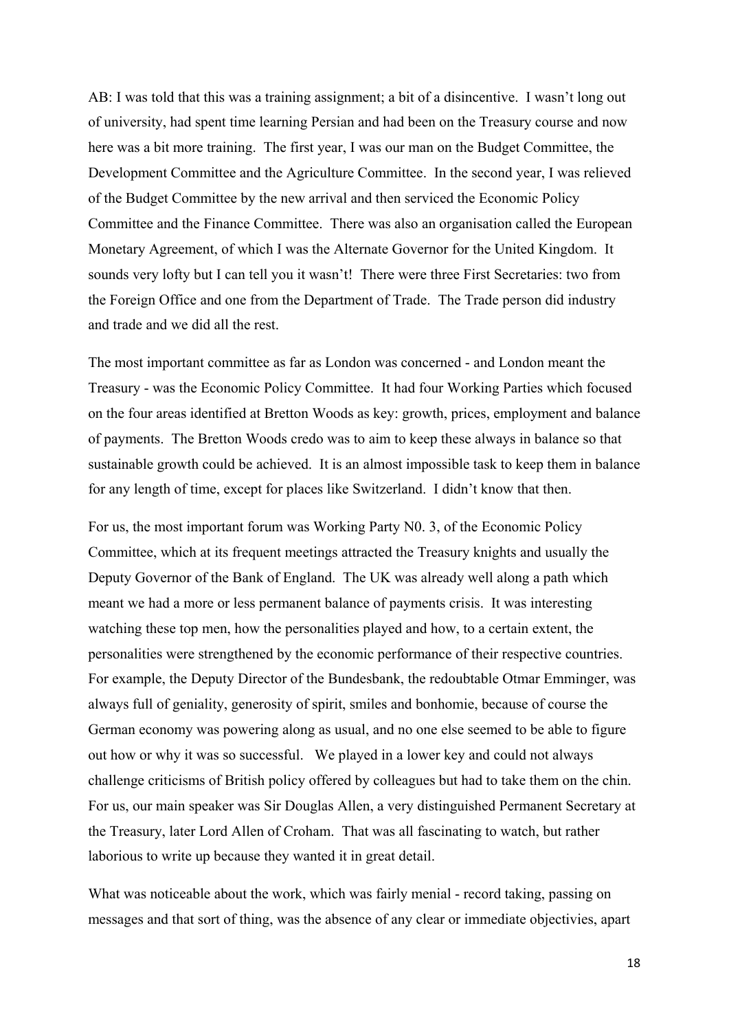AB: I was told that this was a training assignment; a bit of a disincentive. I wasn't long out of university, had spent time learning Persian and had been on the Treasury course and now here was a bit more training. The first year, I was our man on the Budget Committee, the Development Committee and the Agriculture Committee. In the second year, I was relieved of the Budget Committee by the new arrival and then serviced the Economic Policy Committee and the Finance Committee. There was also an organisation called the European Monetary Agreement, of which I was the Alternate Governor for the United Kingdom. It sounds very lofty but I can tell you it wasn't! There were three First Secretaries: two from the Foreign Office and one from the Department of Trade. The Trade person did industry and trade and we did all the rest.

The most important committee as far as London was concerned - and London meant the Treasury - was the Economic Policy Committee. It had four Working Parties which focused on the four areas identified at Bretton Woods as key: growth, prices, employment and balance of payments. The Bretton Woods credo was to aim to keep these always in balance so that sustainable growth could be achieved. It is an almost impossible task to keep them in balance for any length of time, except for places like Switzerland. I didn't know that then.

For us, the most important forum was Working Party N0. 3, of the Economic Policy Committee, which at its frequent meetings attracted the Treasury knights and usually the Deputy Governor of the Bank of England. The UK was already well along a path which meant we had a more or less permanent balance of payments crisis. It was interesting watching these top men, how the personalities played and how, to a certain extent, the personalities were strengthened by the economic performance of their respective countries. For example, the Deputy Director of the Bundesbank, the redoubtable Otmar Emminger, was always full of geniality, generosity of spirit, smiles and bonhomie, because of course the German economy was powering along as usual, and no one else seemed to be able to figure out how or why it was so successful. We played in a lower key and could not always challenge criticisms of British policy offered by colleagues but had to take them on the chin. For us, our main speaker was Sir Douglas Allen, a very distinguished Permanent Secretary at the Treasury, later Lord Allen of Croham. That was all fascinating to watch, but rather laborious to write up because they wanted it in great detail.

What was noticeable about the work, which was fairly menial - record taking, passing on messages and that sort of thing, was the absence of any clear or immediate objectivies, apart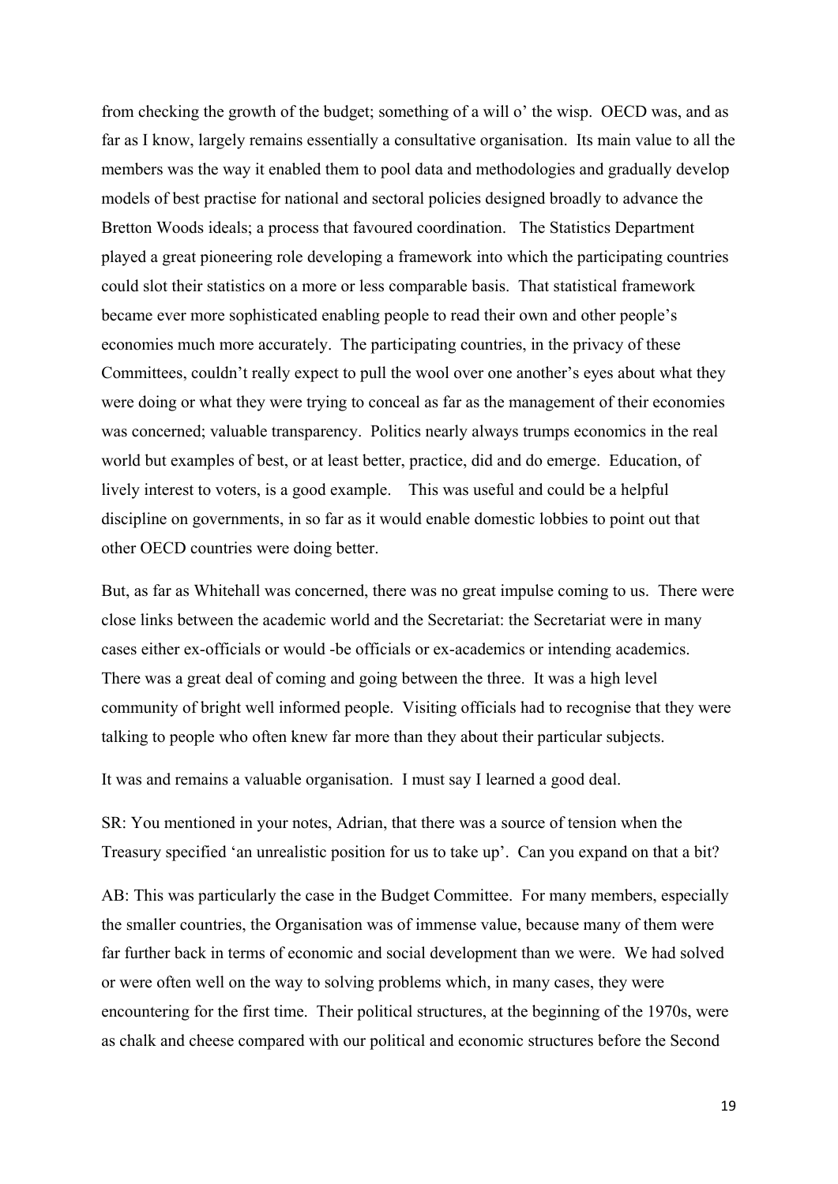from checking the growth of the budget; something of a will o' the wisp. OECD was, and as far as I know, largely remains essentially a consultative organisation. Its main value to all the members was the way it enabled them to pool data and methodologies and gradually develop models of best practise for national and sectoral policies designed broadly to advance the Bretton Woods ideals; a process that favoured coordination. The Statistics Department played a great pioneering role developing a framework into which the participating countries could slot their statistics on a more or less comparable basis. That statistical framework became ever more sophisticated enabling people to read their own and other people's economies much more accurately. The participating countries, in the privacy of these Committees, couldn't really expect to pull the wool over one another's eyes about what they were doing or what they were trying to conceal as far as the management of their economies was concerned; valuable transparency. Politics nearly always trumps economics in the real world but examples of best, or at least better, practice, did and do emerge. Education, of lively interest to voters, is a good example. This was useful and could be a helpful discipline on governments, in so far as it would enable domestic lobbies to point out that other OECD countries were doing better.

But, as far as Whitehall was concerned, there was no great impulse coming to us. There were close links between the academic world and the Secretariat: the Secretariat were in many cases either ex-officials or would -be officials or ex-academics or intending academics. There was a great deal of coming and going between the three. It was a high level community of bright well informed people. Visiting officials had to recognise that they were talking to people who often knew far more than they about their particular subjects.

It was and remains a valuable organisation. I must say I learned a good deal.

SR: You mentioned in your notes, Adrian, that there was a source of tension when the Treasury specified 'an unrealistic position for us to take up'. Can you expand on that a bit?

AB: This was particularly the case in the Budget Committee. For many members, especially the smaller countries, the Organisation was of immense value, because many of them were far further back in terms of economic and social development than we were. We had solved or were often well on the way to solving problems which, in many cases, they were encountering for the first time. Their political structures, at the beginning of the 1970s, were as chalk and cheese compared with our political and economic structures before the Second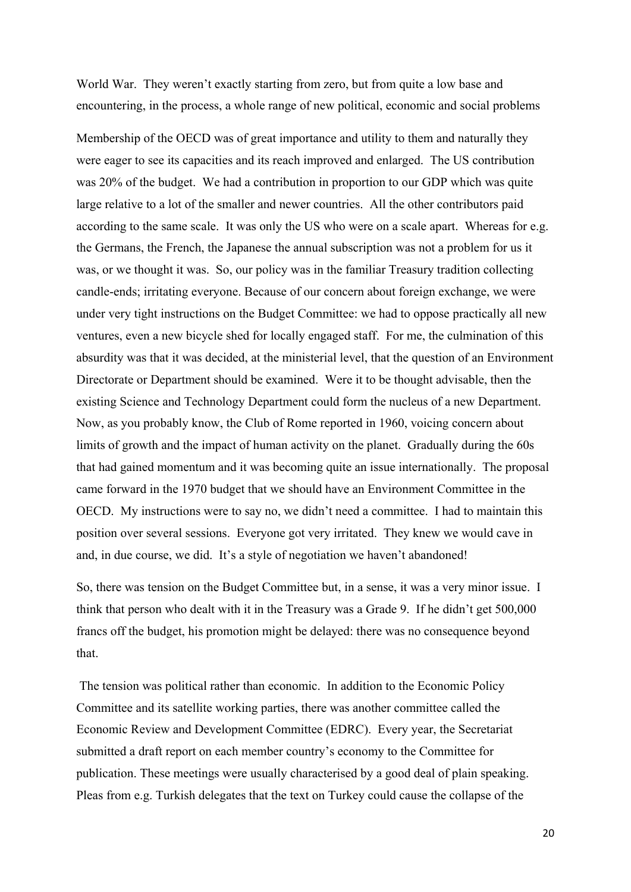World War. They weren't exactly starting from zero, but from quite a low base and encountering, in the process, a whole range of new political, economic and social problems

Membership of the OECD was of great importance and utility to them and naturally they were eager to see its capacities and its reach improved and enlarged. The US contribution was 20% of the budget. We had a contribution in proportion to our GDP which was quite large relative to a lot of the smaller and newer countries. All the other contributors paid according to the same scale. It was only the US who were on a scale apart. Whereas for e.g. the Germans, the French, the Japanese the annual subscription was not a problem for us it was, or we thought it was. So, our policy was in the familiar Treasury tradition collecting candle-ends; irritating everyone. Because of our concern about foreign exchange, we were under very tight instructions on the Budget Committee: we had to oppose practically all new ventures, even a new bicycle shed for locally engaged staff. For me, the culmination of this absurdity was that it was decided, at the ministerial level, that the question of an Environment Directorate or Department should be examined. Were it to be thought advisable, then the existing Science and Technology Department could form the nucleus of a new Department. Now, as you probably know, the Club of Rome reported in 1960, voicing concern about limits of growth and the impact of human activity on the planet. Gradually during the 60s that had gained momentum and it was becoming quite an issue internationally. The proposal came forward in the 1970 budget that we should have an Environment Committee in the OECD. My instructions were to say no, we didn't need a committee. I had to maintain this position over several sessions. Everyone got very irritated. They knew we would cave in and, in due course, we did. It's a style of negotiation we haven't abandoned!

So, there was tension on the Budget Committee but, in a sense, it was a very minor issue. I think that person who dealt with it in the Treasury was a Grade 9. If he didn't get 500,000 francs off the budget, his promotion might be delayed: there was no consequence beyond that.

The tension was political rather than economic. In addition to the Economic Policy Committee and its satellite working parties, there was another committee called the Economic Review and Development Committee (EDRC). Every year, the Secretariat submitted a draft report on each member country's economy to the Committee for publication. These meetings were usually characterised by a good deal of plain speaking. Pleas from e.g. Turkish delegates that the text on Turkey could cause the collapse of the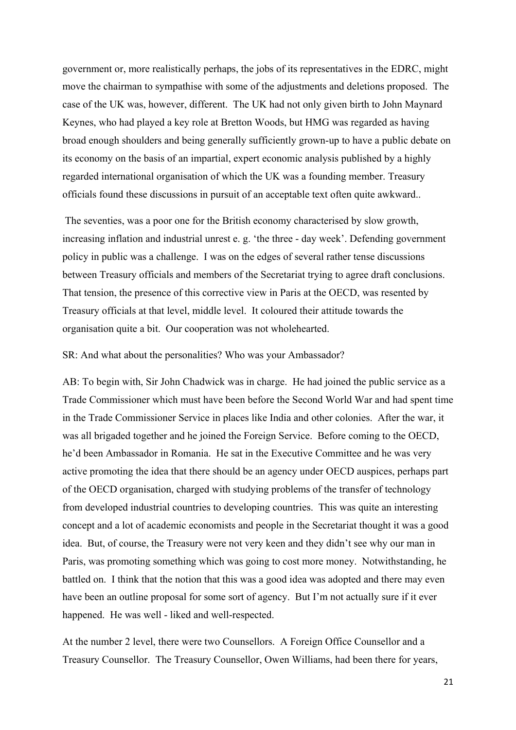government or, more realistically perhaps, the jobs of its representatives in the EDRC, might move the chairman to sympathise with some of the adjustments and deletions proposed. The case of the UK was, however, different. The UK had not only given birth to John Maynard Keynes, who had played a key role at Bretton Woods, but HMG was regarded as having broad enough shoulders and being generally sufficiently grown-up to have a public debate on its economy on the basis of an impartial, expert economic analysis published by a highly regarded international organisation of which the UK was a founding member. Treasury officials found these discussions in pursuit of an acceptable text often quite awkward..

The seventies, was a poor one for the British economy characterised by slow growth, increasing inflation and industrial unrest e. g. 'the three - day week'. Defending government policy in public was a challenge. I was on the edges of several rather tense discussions between Treasury officials and members of the Secretariat trying to agree draft conclusions. That tension, the presence of this corrective view in Paris at the OECD, was resented by Treasury officials at that level, middle level. It coloured their attitude towards the organisation quite a bit. Our cooperation was not wholehearted.

SR: And what about the personalities? Who was your Ambassador?

AB: To begin with, Sir John Chadwick was in charge. He had joined the public service as a Trade Commissioner which must have been before the Second World War and had spent time in the Trade Commissioner Service in places like India and other colonies. After the war, it was all brigaded together and he joined the Foreign Service. Before coming to the OECD, he'd been Ambassador in Romania. He sat in the Executive Committee and he was very active promoting the idea that there should be an agency under OECD auspices, perhaps part of the OECD organisation, charged with studying problems of the transfer of technology from developed industrial countries to developing countries. This was quite an interesting concept and a lot of academic economists and people in the Secretariat thought it was a good idea. But, of course, the Treasury were not very keen and they didn't see why our man in Paris, was promoting something which was going to cost more money. Notwithstanding, he battled on. I think that the notion that this was a good idea was adopted and there may even have been an outline proposal for some sort of agency. But I'm not actually sure if it ever happened. He was well - liked and well-respected.

At the number 2 level, there were two Counsellors. A Foreign Office Counsellor and a Treasury Counsellor. The Treasury Counsellor, Owen Williams, had been there for years,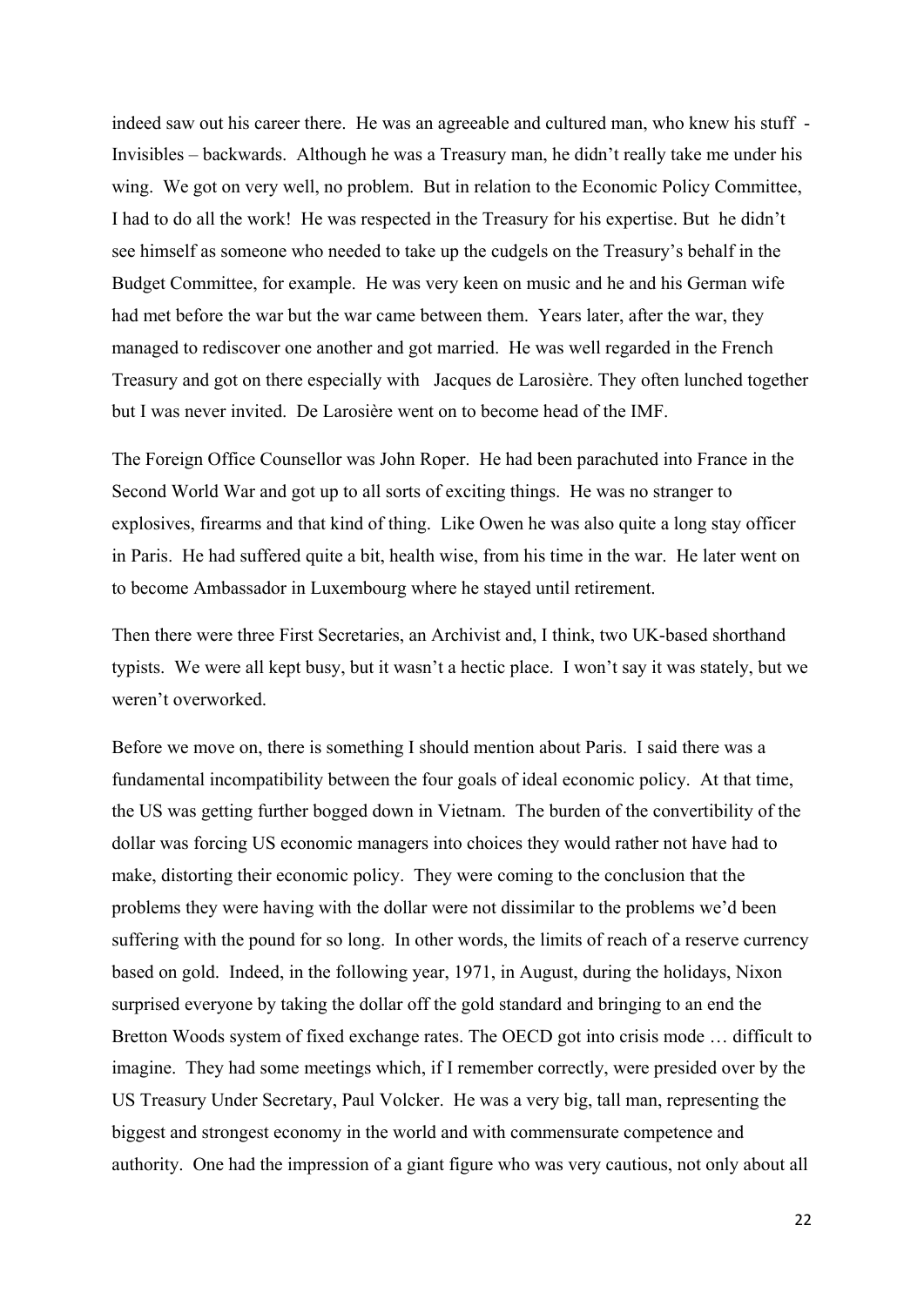indeed saw out his career there. He was an agreeable and cultured man, who knew his stuff - Invisibles – backwards. Although he was a Treasury man, he didn't really take me under his wing. We got on very well, no problem. But in relation to the Economic Policy Committee, I had to do all the work! He was respected in the Treasury for his expertise. But he didn't see himself as someone who needed to take up the cudgels on the Treasury's behalf in the Budget Committee, for example. He was very keen on music and he and his German wife had met before the war but the war came between them. Years later, after the war, they managed to rediscover one another and got married. He was well regarded in the French Treasury and got on there especially with Jacques de Larosière. They often lunched together but I was never invited. De Larosière went on to become head of the IMF.

The Foreign Office Counsellor was John Roper. He had been parachuted into France in the Second World War and got up to all sorts of exciting things. He was no stranger to explosives, firearms and that kind of thing. Like Owen he was also quite a long stay officer in Paris. He had suffered quite a bit, health wise, from his time in the war. He later went on to become Ambassador in Luxembourg where he stayed until retirement.

Then there were three First Secretaries, an Archivist and, I think, two UK-based shorthand typists. We were all kept busy, but it wasn't a hectic place. I won't say it was stately, but we weren't overworked.

Before we move on, there is something I should mention about Paris. I said there was a fundamental incompatibility between the four goals of ideal economic policy. At that time, the US was getting further bogged down in Vietnam. The burden of the convertibility of the dollar was forcing US economic managers into choices they would rather not have had to make, distorting their economic policy. They were coming to the conclusion that the problems they were having with the dollar were not dissimilar to the problems we'd been suffering with the pound for so long. In other words, the limits of reach of a reserve currency based on gold. Indeed, in the following year, 1971, in August, during the holidays, Nixon surprised everyone by taking the dollar off the gold standard and bringing to an end the Bretton Woods system of fixed exchange rates. The OECD got into crisis mode … difficult to imagine. They had some meetings which, if I remember correctly, were presided over by the US Treasury Under Secretary, Paul Volcker. He was a very big, tall man, representing the biggest and strongest economy in the world and with commensurate competence and authority. One had the impression of a giant figure who was very cautious, not only about all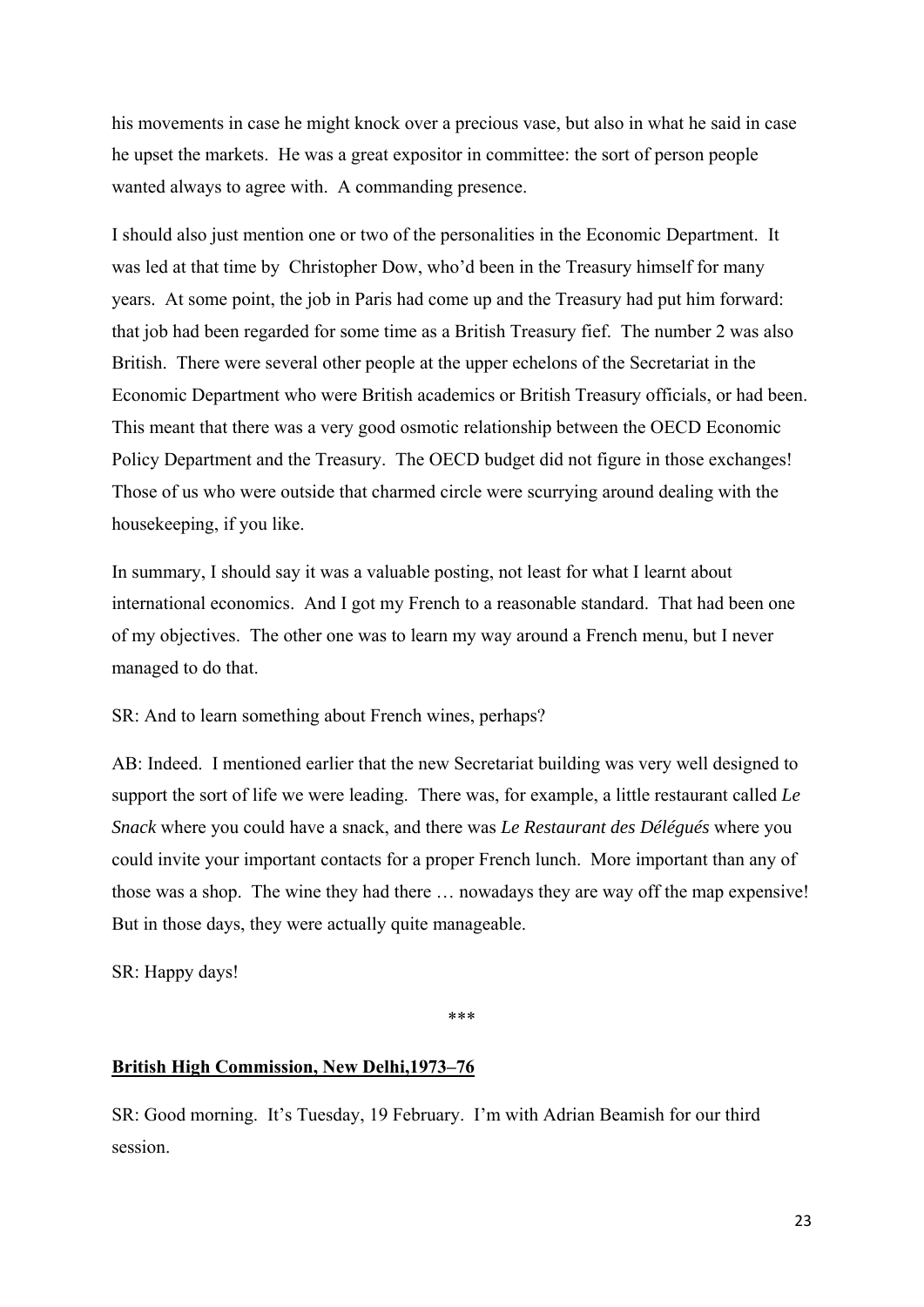his movements in case he might knock over a precious vase, but also in what he said in case he upset the markets. He was a great expositor in committee: the sort of person people wanted always to agree with. A commanding presence.

I should also just mention one or two of the personalities in the Economic Department. It was led at that time by Christopher Dow, who'd been in the Treasury himself for many years. At some point, the job in Paris had come up and the Treasury had put him forward: that job had been regarded for some time as a British Treasury fief. The number 2 was also British. There were several other people at the upper echelons of the Secretariat in the Economic Department who were British academics or British Treasury officials, or had been. This meant that there was a very good osmotic relationship between the OECD Economic Policy Department and the Treasury. The OECD budget did not figure in those exchanges! Those of us who were outside that charmed circle were scurrying around dealing with the housekeeping, if you like.

In summary, I should say it was a valuable posting, not least for what I learnt about international economics. And I got my French to a reasonable standard. That had been one of my objectives. The other one was to learn my way around a French menu, but I never managed to do that.

SR: And to learn something about French wines, perhaps?

AB: Indeed. I mentioned earlier that the new Secretariat building was very well designed to support the sort of life we were leading. There was, for example, a little restaurant called *Le Snack* where you could have a snack, and there was *Le Restaurant des Délégués* where you could invite your important contacts for a proper French lunch. More important than any of those was a shop. The wine they had there … nowadays they are way off the map expensive! But in those days, they were actually quite manageable.

SR: Happy days!

\*\*\*

## British High Commission, New Delhi,1973–76

SR: Good morning. It's Tuesday, 19 February. I'm with Adrian Beamish for our third session.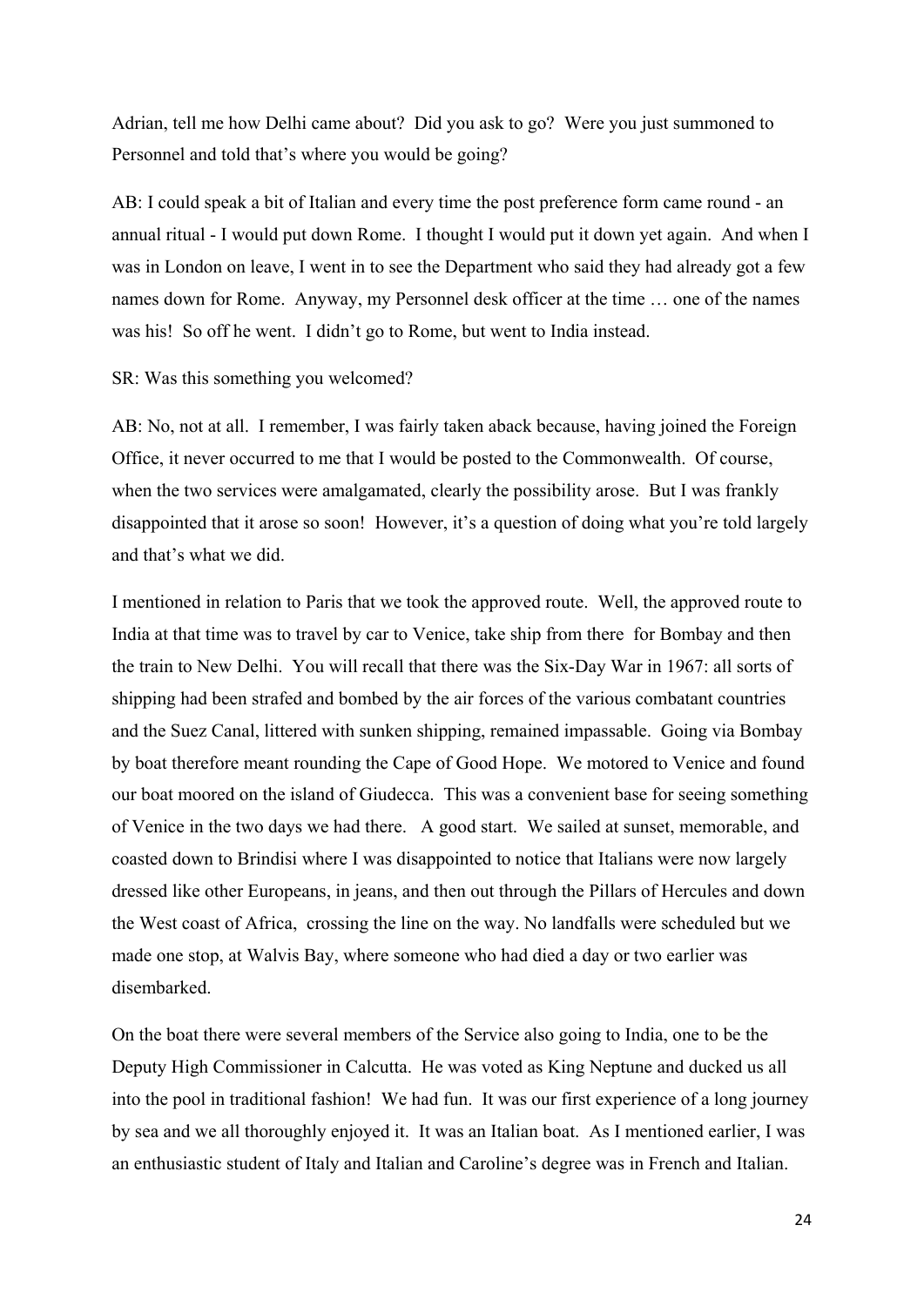Adrian, tell me how Delhi came about? Did you ask to go? Were you just summoned to Personnel and told that's where you would be going?

AB: I could speak a bit of Italian and every time the post preference form came round - an annual ritual - I would put down Rome. I thought I would put it down yet again. And when I was in London on leave, I went in to see the Department who said they had already got a few names down for Rome. Anyway, my Personnel desk officer at the time … one of the names was his! So off he went. I didn't go to Rome, but went to India instead.

SR: Was this something you welcomed?

AB: No, not at all. I remember, I was fairly taken aback because, having joined the Foreign Office, it never occurred to me that I would be posted to the Commonwealth. Of course, when the two services were amalgamated, clearly the possibility arose. But I was frankly disappointed that it arose so soon! However, it's a question of doing what you're told largely and that's what we did.

I mentioned in relation to Paris that we took the approved route. Well, the approved route to India at that time was to travel by car to Venice, take ship from there for Bombay and then the train to New Delhi. You will recall that there was the Six-Day War in 1967: all sorts of shipping had been strafed and bombed by the air forces of the various combatant countries and the Suez Canal, littered with sunken shipping, remained impassable. Going via Bombay by boat therefore meant rounding the Cape of Good Hope. We motored to Venice and found our boat moored on the island of Giudecca. This was a convenient base for seeing something of Venice in the two days we had there. A good start. We sailed at sunset, memorable, and coasted down to Brindisi where I was disappointed to notice that Italians were now largely dressed like other Europeans, in jeans, and then out through the Pillars of Hercules and down the West coast of Africa, crossing the line on the way. No landfalls were scheduled but we made one stop, at Walvis Bay, where someone who had died a day or two earlier was disembarked.

On the boat there were several members of the Service also going to India, one to be the Deputy High Commissioner in Calcutta. He was voted as King Neptune and ducked us all into the pool in traditional fashion! We had fun. It was our first experience of a long journey by sea and we all thoroughly enjoyed it. It was an Italian boat. As I mentioned earlier, I was an enthusiastic student of Italy and Italian and Caroline's degree was in French and Italian.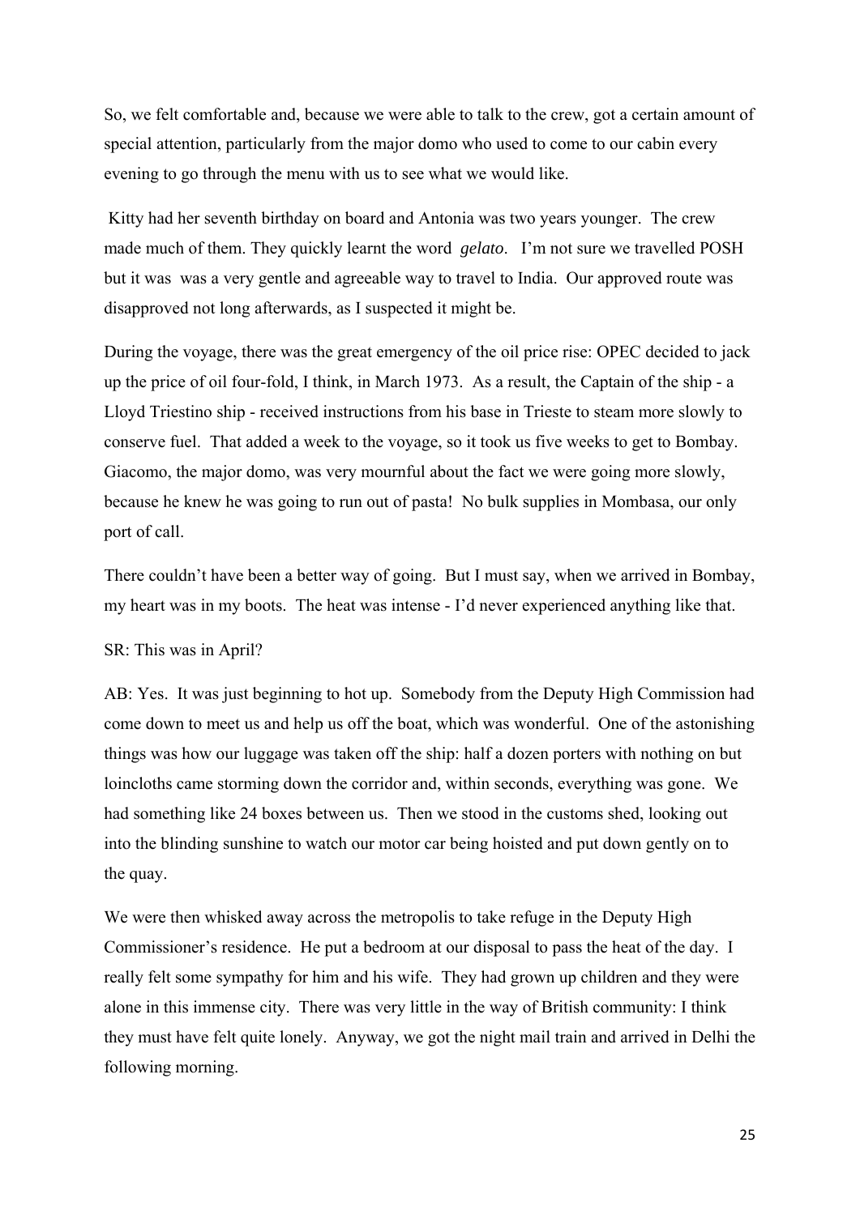So, we felt comfortable and, because we were able to talk to the crew, got a certain amount of special attention, particularly from the major domo who used to come to our cabin every evening to go through the menu with us to see what we would like.

Kitty had her seventh birthday on board and Antonia was two years younger. The crew made much of them. They quickly learnt the word *gelato*. I'm not sure we travelled POSH but it was was a very gentle and agreeable way to travel to India. Our approved route was disapproved not long afterwards, as I suspected it might be.

During the voyage, there was the great emergency of the oil price rise: OPEC decided to jack up the price of oil four-fold, I think, in March 1973. As a result, the Captain of the ship - a Lloyd Triestino ship - received instructions from his base in Trieste to steam more slowly to conserve fuel. That added a week to the voyage, so it took us five weeks to get to Bombay. Giacomo, the major domo, was very mournful about the fact we were going more slowly, because he knew he was going to run out of pasta! No bulk supplies in Mombasa, our only port of call.

There couldn't have been a better way of going. But I must say, when we arrived in Bombay, my heart was in my boots. The heat was intense - I'd never experienced anything like that.

SR: This was in April?

AB: Yes. It was just beginning to hot up. Somebody from the Deputy High Commission had come down to meet us and help us off the boat, which was wonderful. One of the astonishing things was how our luggage was taken off the ship: half a dozen porters with nothing on but loincloths came storming down the corridor and, within seconds, everything was gone. We had something like 24 boxes between us. Then we stood in the customs shed, looking out into the blinding sunshine to watch our motor car being hoisted and put down gently on to the quay.

We were then whisked away across the metropolis to take refuge in the Deputy High Commissioner's residence. He put a bedroom at our disposal to pass the heat of the day. I really felt some sympathy for him and his wife. They had grown up children and they were alone in this immense city. There was very little in the way of British community: I think they must have felt quite lonely. Anyway, we got the night mail train and arrived in Delhi the following morning.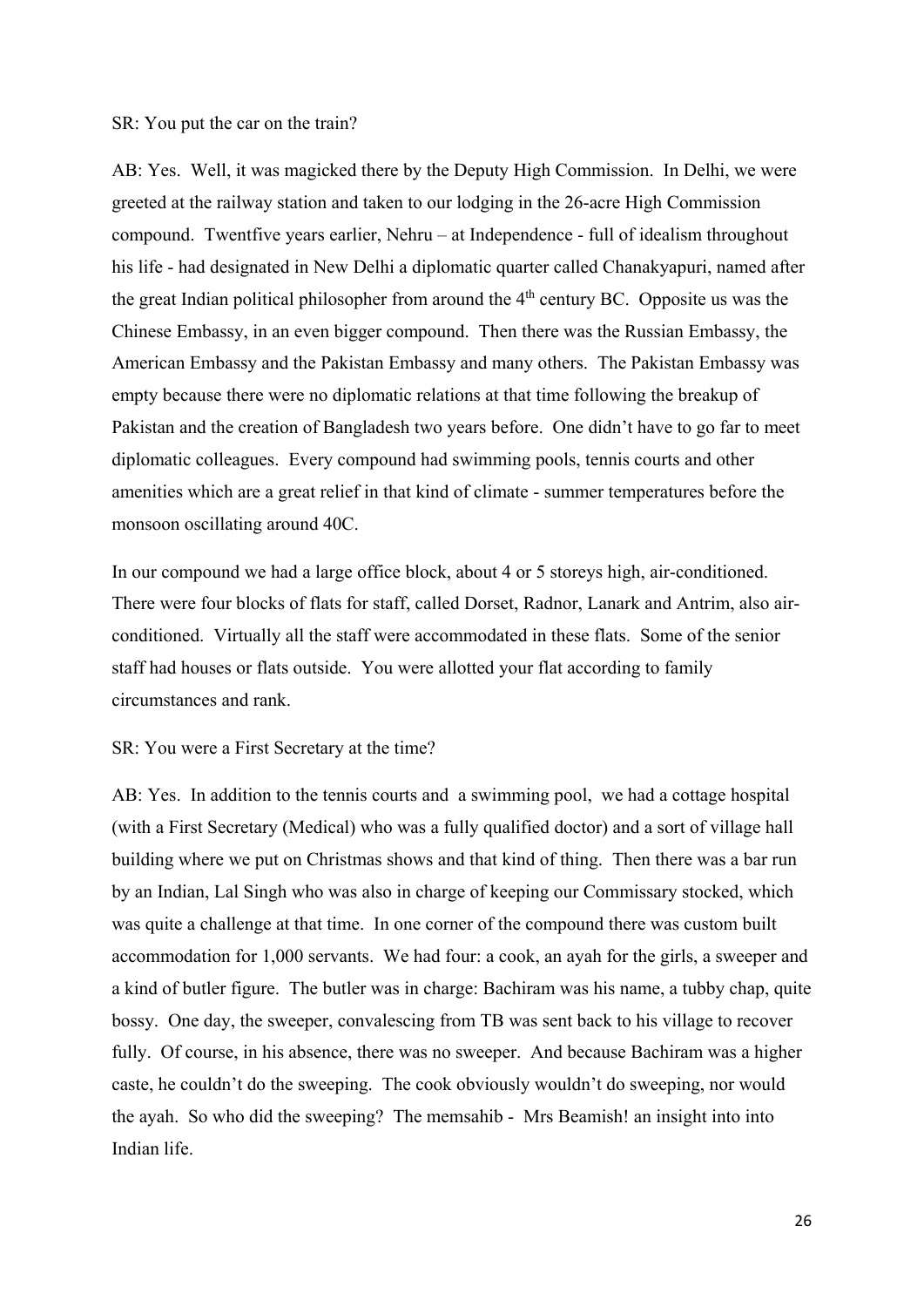SR: You put the car on the train?

AB: Yes. Well, it was magicked there by the Deputy High Commission. In Delhi, we were greeted at the railway station and taken to our lodging in the 26-acre High Commission compound. Twentfive years earlier, Nehru – at Independence - full of idealism throughout his life - had designated in New Delhi a diplomatic quarter called Chanakyapuri, named after the great Indian political philosopher from around the 4th century BC. Opposite us was the Chinese Embassy, in an even bigger compound. Then there was the Russian Embassy, the American Embassy and the Pakistan Embassy and many others. The Pakistan Embassy was empty because there were no diplomatic relations at that time following the breakup of Pakistan and the creation of Bangladesh two years before. One didn't have to go far to meet diplomatic colleagues. Every compound had swimming pools, tennis courts and other amenities which are a great relief in that kind of climate - summer temperatures before the monsoon oscillating around 40C.

In our compound we had a large office block, about 4 or 5 storeys high, air-conditioned. There were four blocks of flats for staff, called Dorset, Radnor, Lanark and Antrim, also air-conditioned. Virtually all the staff were accommodated in these flats. Some of the senior staff had houses or flats outside. You were allotted your flat according to family circumstances and rank.

SR: You were a First Secretary at the time?

AB: Yes. In addition to the tennis courts and a swimming pool, we had a cottage hospital (with a First Secretary (Medical) who was a fully qualified doctor) and a sort of village hall building where we put on Christmas shows and that kind of thing. Then there was a bar run by an Indian, Lal Singh who was also in charge of keeping our Commissary stocked, which was quite a challenge at that time. In one corner of the compound there was custom built accommodation for 1,000 servants. We had four: a cook, an ayah for the girls, a sweeper and a kind of butler figure. The butler was in charge: Bachiram was his name, a tubby chap, quite bossy. One day, the sweeper, convalescing from TB was sent back to his village to recover fully. Of course, in his absence, there was no sweeper. And because Bachiram was a higher caste, he couldn't do the sweeping. The cook obviously wouldn't do sweeping, nor would the ayah. So who did the sweeping? The memsahib - Mrs Beamish! an insight into into Indian life.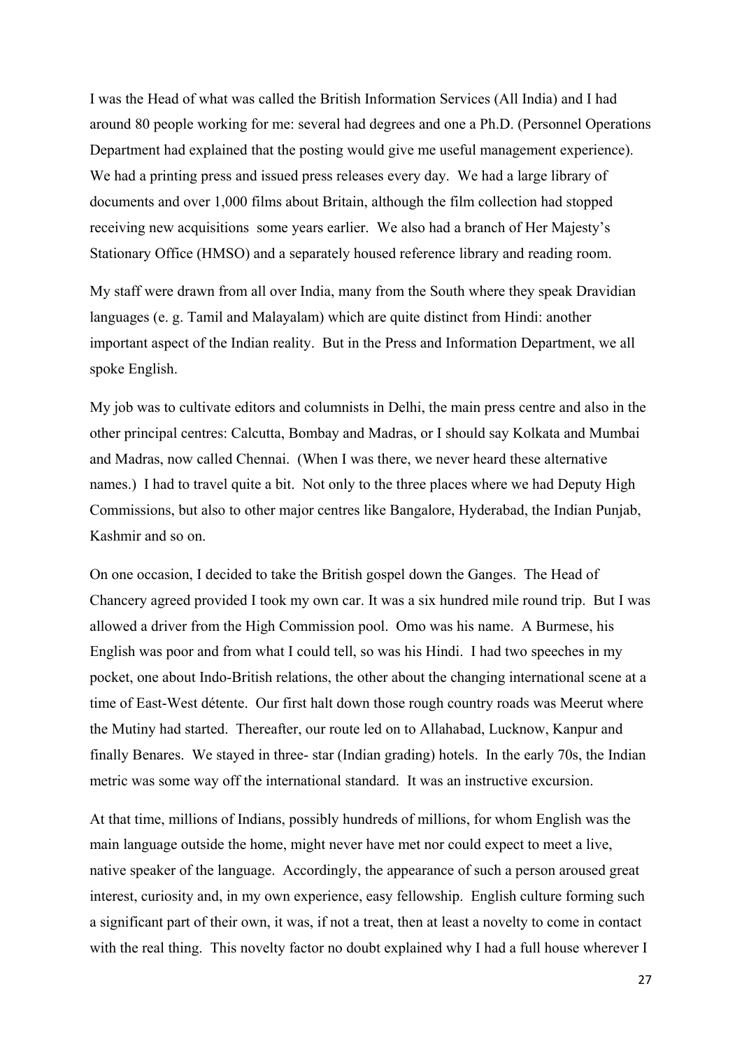I was the Head of what was called the British Information Services (All India) and I had around 80 people working for me: several had degrees and one a Ph.D. (Personnel Operations Department had explained that the posting would give me useful management experience). We had a printing press and issued press releases every day. We had a large library of documents and over 1,000 films about Britain, although the film collection had stopped receiving new acquisitions some years earlier. We also had a branch of Her Majesty's Stationary Office (HMSO) and a separately housed reference library and reading room.

My staff were drawn from all over India, many from the South where they speak Dravidian languages (e. g. Tamil and Malayalam) which are quite distinct from Hindi: another important aspect of the Indian reality. But in the Press and Information Department, we all spoke English.

My job was to cultivate editors and columnists in Delhi, the main press centre and also in the other principal centres: Calcutta, Bombay and Madras, or I should say Kolkata and Mumbai and Madras, now called Chennai. (When I was there, we never heard these alternative names.) I had to travel quite a bit. Not only to the three places where we had Deputy High Commissions, but also to other major centres like Bangalore, Hyderabad, the Indian Punjab, Kashmir and so on.

On one occasion, I decided to take the British gospel down the Ganges. The Head of Chancery agreed provided I took my own car. It was a six hundred mile round trip. But I was allowed a driver from the High Commission pool. Omo was his name. A Burmese, his English was poor and from what I could tell, so was his Hindi. I had two speeches in my pocket, one about Indo-British relations, the other about the changing international scene at a time of East-West détente. Our first halt down those rough country roads was Meerut where the Mutiny had started. Thereafter, our route led on to Allahabad, Lucknow, Kanpur and finally Benares. We stayed in three- star (Indian grading) hotels. In the early 70s, the Indian metric was some way off the international standard. It was an instructive excursion.

At that time, millions of Indians, possibly hundreds of millions, for whom English was the main language outside the home, might never have met nor could expect to meet a live, native speaker of the language. Accordingly, the appearance of such a person aroused great interest, curiosity and, in my own experience, easy fellowship. English culture forming such a significant part of their own, it was, if not a treat, then at least a novelty to come in contact with the real thing. This novelty factor no doubt explained why I had a full house wherever I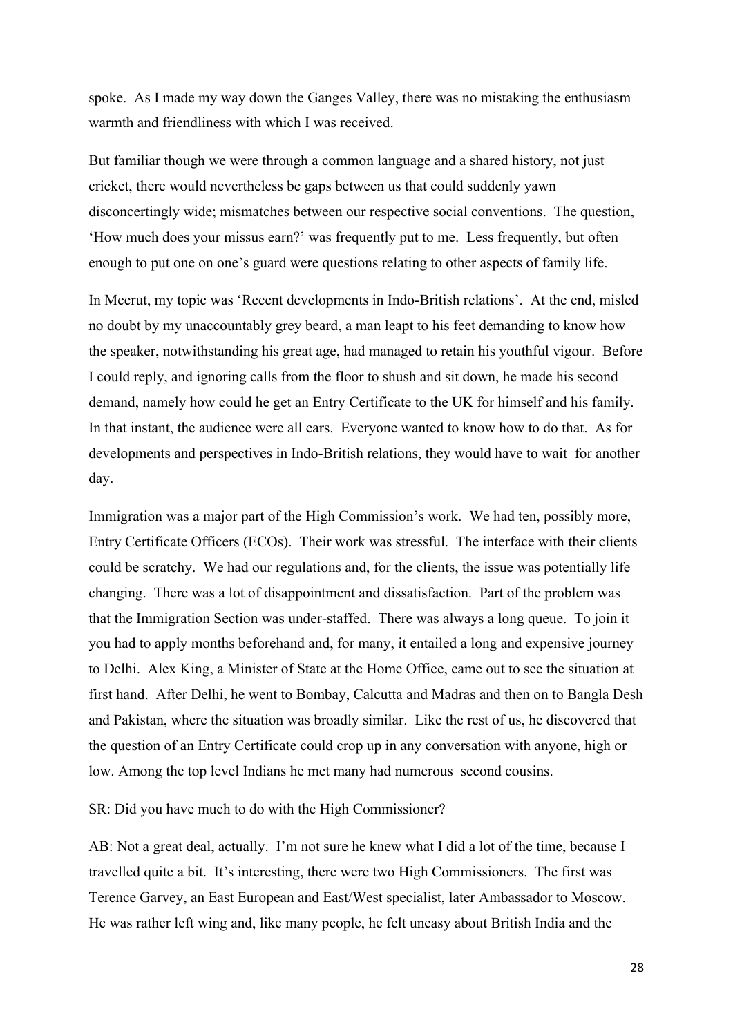spoke. As I made my way down the Ganges Valley, there was no mistaking the enthusiasm warmth and friendliness with which I was received.

But familiar though we were through a common language and a shared history, not just cricket, there would nevertheless be gaps between us that could suddenly yawn disconcertingly wide; mismatches between our respective social conventions. The question, 'How much does your missus earn?' was frequently put to me. Less frequently, but often enough to put one on one's guard were questions relating to other aspects of family life.

In Meerut, my topic was 'Recent developments in Indo-British relations'. At the end, misled no doubt by my unaccountably grey beard, a man leapt to his feet demanding to know how the speaker, notwithstanding his great age, had managed to retain his youthful vigour. Before I could reply, and ignoring calls from the floor to shush and sit down, he made his second demand, namely how could he get an Entry Certificate to the UK for himself and his family. In that instant, the audience were all ears. Everyone wanted to know how to do that. As for developments and perspectives in Indo-British relations, they would have to wait for another day.

Immigration was a major part of the High Commission's work. We had ten, possibly more, Entry Certificate Officers (ECOs). Their work was stressful. The interface with their clients could be scratchy. We had our regulations and, for the clients, the issue was potentially life changing. There was a lot of disappointment and dissatisfaction. Part of the problem was that the Immigration Section was under-staffed. There was always a long queue. To join it you had to apply months beforehand and, for many, it entailed a long and expensive journey to Delhi. Alex King, a Minister of State at the Home Office, came out to see the situation at first hand. After Delhi, he went to Bombay, Calcutta and Madras and then on to Bangla Desh and Pakistan, where the situation was broadly similar. Like the rest of us, he discovered that the question of an Entry Certificate could crop up in any conversation with anyone, high or low. Among the top level Indians he met many had numerous second cousins.

SR: Did you have much to do with the High Commissioner?

AB: Not a great deal, actually. I'm not sure he knew what I did a lot of the time, because I travelled quite a bit. It's interesting, there were two High Commissioners. The first was Terence Garvey, an East European and East/West specialist, later Ambassador to Moscow. He was rather left wing and, like many people, he felt uneasy about British India and the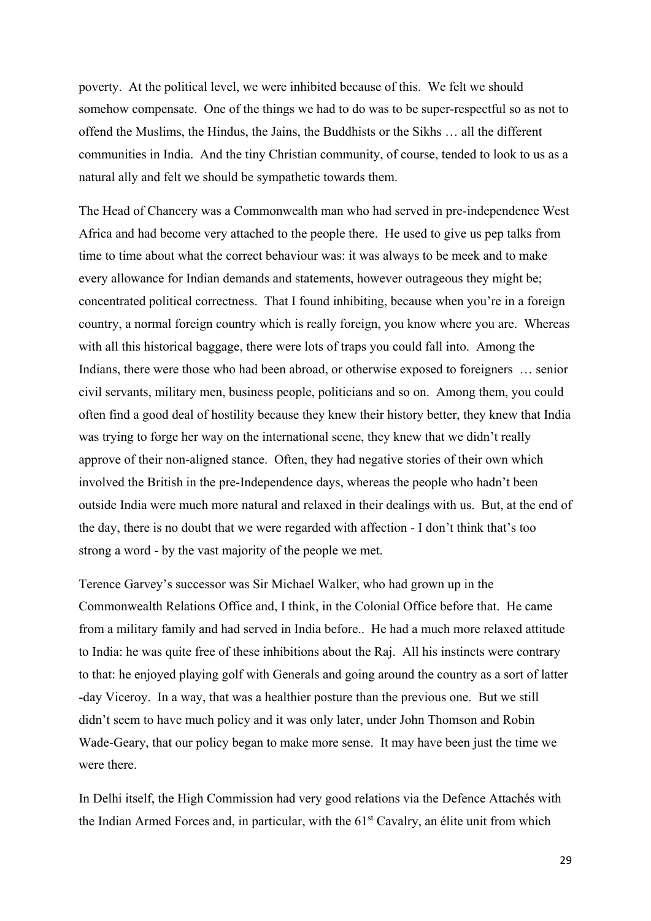poverty. At the political level, we were inhibited because of this. We felt we should somehow compensate. One of the things we had to do was to be super-respectful so as not to offend the Muslims, the Hindus, the Jains, the Buddhists or the Sikhs … all the different communities in India. And the tiny Christian community, of course, tended to look to us as a natural ally and felt we should be sympathetic towards them.

The Head of Chancery was a Commonwealth man who had served in pre-independence West Africa and had become very attached to the people there. He used to give us pep talks from time to time about what the correct behaviour was: it was always to be meek and to make every allowance for Indian demands and statements, however outrageous they might be; concentrated political correctness. That I found inhibiting, because when you're in a foreign country, a normal foreign country which is really foreign, you know where you are. Whereas with all this historical baggage, there were lots of traps you could fall into. Among the Indians, there were those who had been abroad, or otherwise exposed to foreigners … senior civil servants, military men, business people, politicians and so on. Among them, you could often find a good deal of hostility because they knew their history better, they knew that India was trying to forge her way on the international scene, they knew that we didn't really approve of their non-aligned stance. Often, they had negative stories of their own which involved the British in the pre-Independence days, whereas the people who hadn't been outside India were much more natural and relaxed in their dealings with us. But, at the end of the day, there is no doubt that we were regarded with affection - I don't think that's too strong a word - by the vast majority of the people we met.

Terence Garvey's successor was Sir Michael Walker, who had grown up in the Commonwealth Relations Office and, I think, in the Colonial Office before that. He came from a military family and had served in India before.. He had a much more relaxed attitude to India: he was quite free of these inhibitions about the Raj. All his instincts were contrary to that: he enjoyed playing golf with Generals and going around the country as a sort of latter -day Viceroy. In a way, that was a healthier posture than the previous one. But we still didn't seem to have much policy and it was only later, under John Thomson and Robin Wade-Geary, that our policy began to make more sense. It may have been just the time we were there.

In Delhi itself, the High Commission had very good relations via the Defence Attachés with the Indian Armed Forces and, in particular, with the 61st Cavalry, an élite unit from which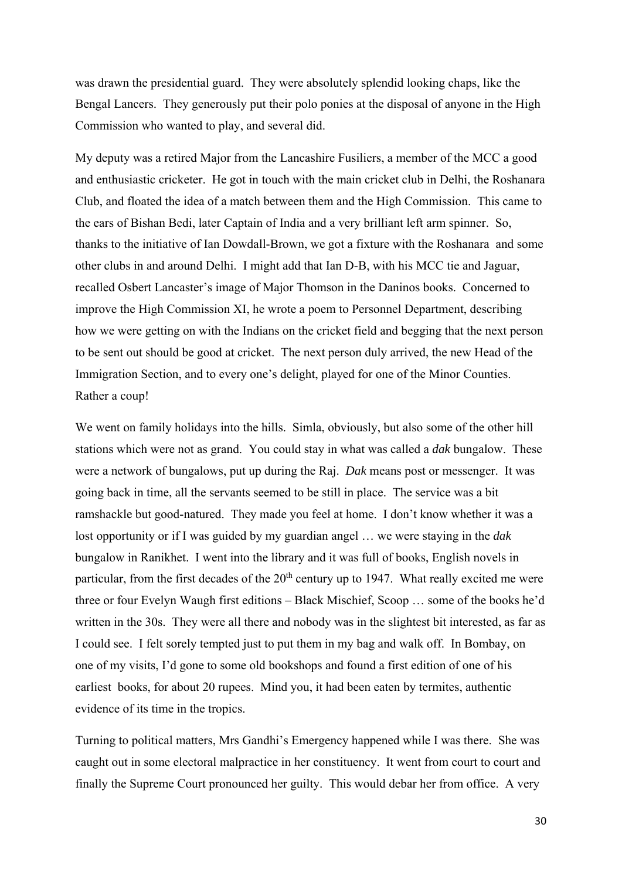was drawn the presidential guard. They were absolutely splendid looking chaps, like the Bengal Lancers. They generously put their polo ponies at the disposal of anyone in the High Commission who wanted to play, and several did.

My deputy was a retired Major from the Lancashire Fusiliers, a member of the MCC a good and enthusiastic cricketer. He got in touch with the main cricket club in Delhi, the Roshanara Club, and floated the idea of a match between them and the High Commission. This came to the ears of Bishan Bedi, later Captain of India and a very brilliant left arm spinner. So, thanks to the initiative of Ian Dowdall-Brown, we got a fixture with the Roshanara and some other clubs in and around Delhi. I might add that Ian D-B, with his MCC tie and Jaguar, recalled Osbert Lancaster's image of Major Thomson in the Daninos books. Concerned to improve the High Commission XI, he wrote a poem to Personnel Department, describing how we were getting on with the Indians on the cricket field and begging that the next person to be sent out should be good at cricket. The next person duly arrived, the new Head of the Immigration Section, and to every one's delight, played for one of the Minor Counties. Rather a coup!

We went on family holidays into the hills. Simla, obviously, but also some of the other hill stations which were not as grand. You could stay in what was called a *dak* bungalow. These were a network of bungalows, put up during the Raj. *Dak* means post or messenger. It was going back in time, all the servants seemed to be still in place. The service was a bit ramshackle but good-natured. They made you feel at home. I don't know whether it was a lost opportunity or if I was guided by my guardian angel … we were staying in the *dak* bungalow in Ranikhet. I went into the library and it was full of books, English novels in particular, from the first decades of the 20th century up to 1947. What really excited me were three or four Evelyn Waugh first editions – Black Mischief, Scoop … some of the books he'd written in the 30s. They were all there and nobody was in the slightest bit interested, as far as I could see. I felt sorely tempted just to put them in my bag and walk off. In Bombay, on one of my visits, I'd gone to some old bookshops and found a first edition of one of his earliest books, for about 20 rupees. Mind you, it had been eaten by termites, authentic evidence of its time in the tropics.

Turning to political matters, Mrs Gandhi's Emergency happened while I was there. She was caught out in some electoral malpractice in her constituency. It went from court to court and finally the Supreme Court pronounced her guilty. This would debar her from office. A very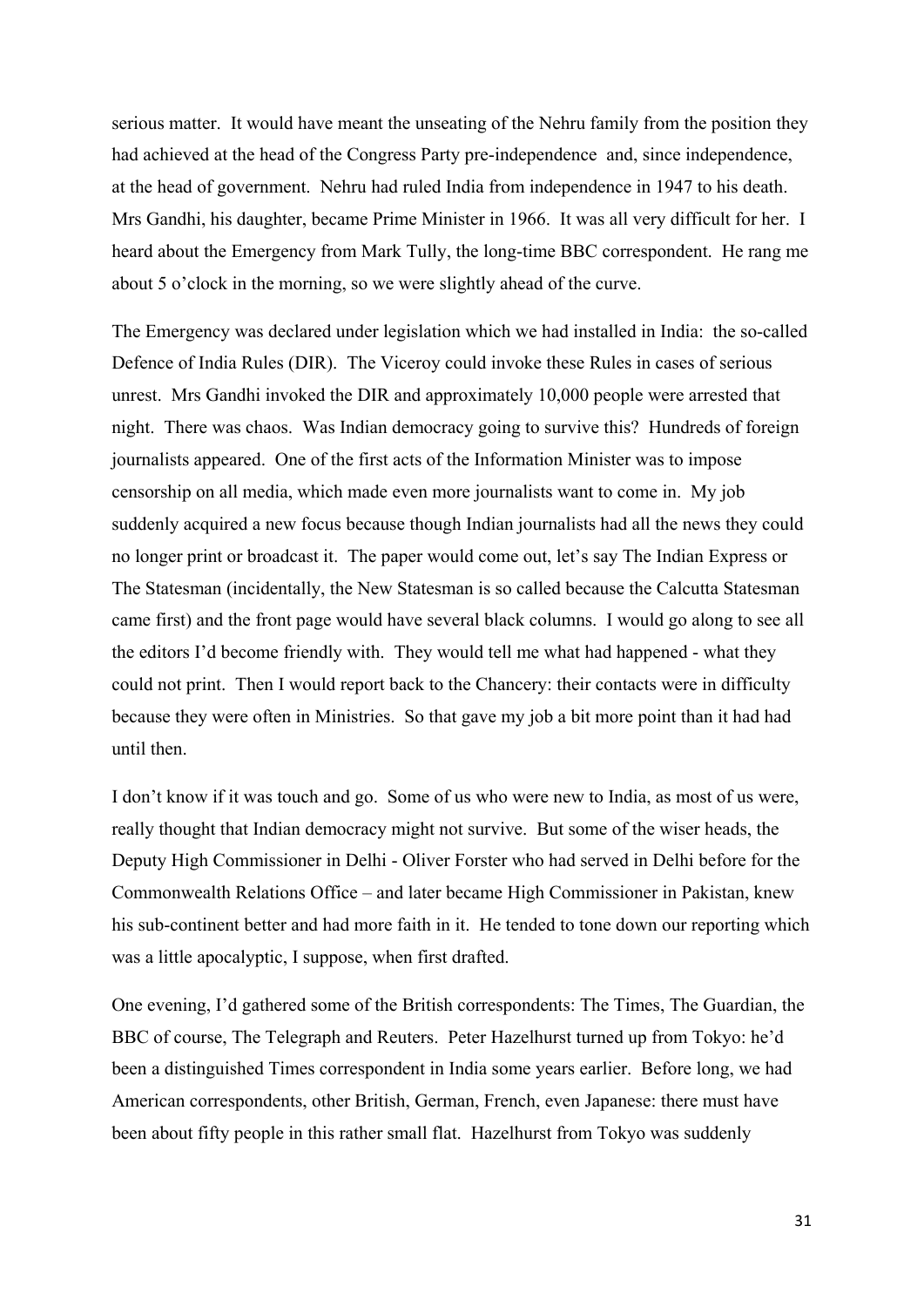serious matter. It would have meant the unseating of the Nehru family from the position they had achieved at the head of the Congress Party pre-independence and, since independence, at the head of government. Nehru had ruled India from independence in 1947 to his death. Mrs Gandhi, his daughter, became Prime Minister in 1966. It was all very difficult for her. I heard about the Emergency from Mark Tully, the long-time BBC correspondent. He rang me about 5 o'clock in the morning, so we were slightly ahead of the curve.

The Emergency was declared under legislation which we had installed in India: the so-called Defence of India Rules (DIR). The Viceroy could invoke these Rules in cases of serious unrest. Mrs Gandhi invoked the DIR and approximately 10,000 people were arrested that night. There was chaos. Was Indian democracy going to survive this? Hundreds of foreign journalists appeared. One of the first acts of the Information Minister was to impose censorship on all media, which made even more journalists want to come in. My job suddenly acquired a new focus because though Indian journalists had all the news they could no longer print or broadcast it. The paper would come out, let's say The Indian Express or The Statesman (incidentally, the New Statesman is so called because the Calcutta Statesman came first) and the front page would have several black columns. I would go along to see all the editors I'd become friendly with. They would tell me what had happened - what they could not print. Then I would report back to the Chancery: their contacts were in difficulty because they were often in Ministries. So that gave my job a bit more point than it had had until then.

I don't know if it was touch and go. Some of us who were new to India, as most of us were, really thought that Indian democracy might not survive. But some of the wiser heads, the Deputy High Commissioner in Delhi - Oliver Forster who had served in Delhi before for the Commonwealth Relations Office – and later became High Commissioner in Pakistan, knew his sub-continent better and had more faith in it. He tended to tone down our reporting which was a little apocalyptic, I suppose, when first drafted.

One evening, I'd gathered some of the British correspondents: The Times, The Guardian, the BBC of course, The Telegraph and Reuters. Peter Hazelhurst turned up from Tokyo: he'd been a distinguished Times correspondent in India some years earlier. Before long, we had American correspondents, other British, German, French, even Japanese: there must have been about fifty people in this rather small flat. Hazelhurst from Tokyo was suddenly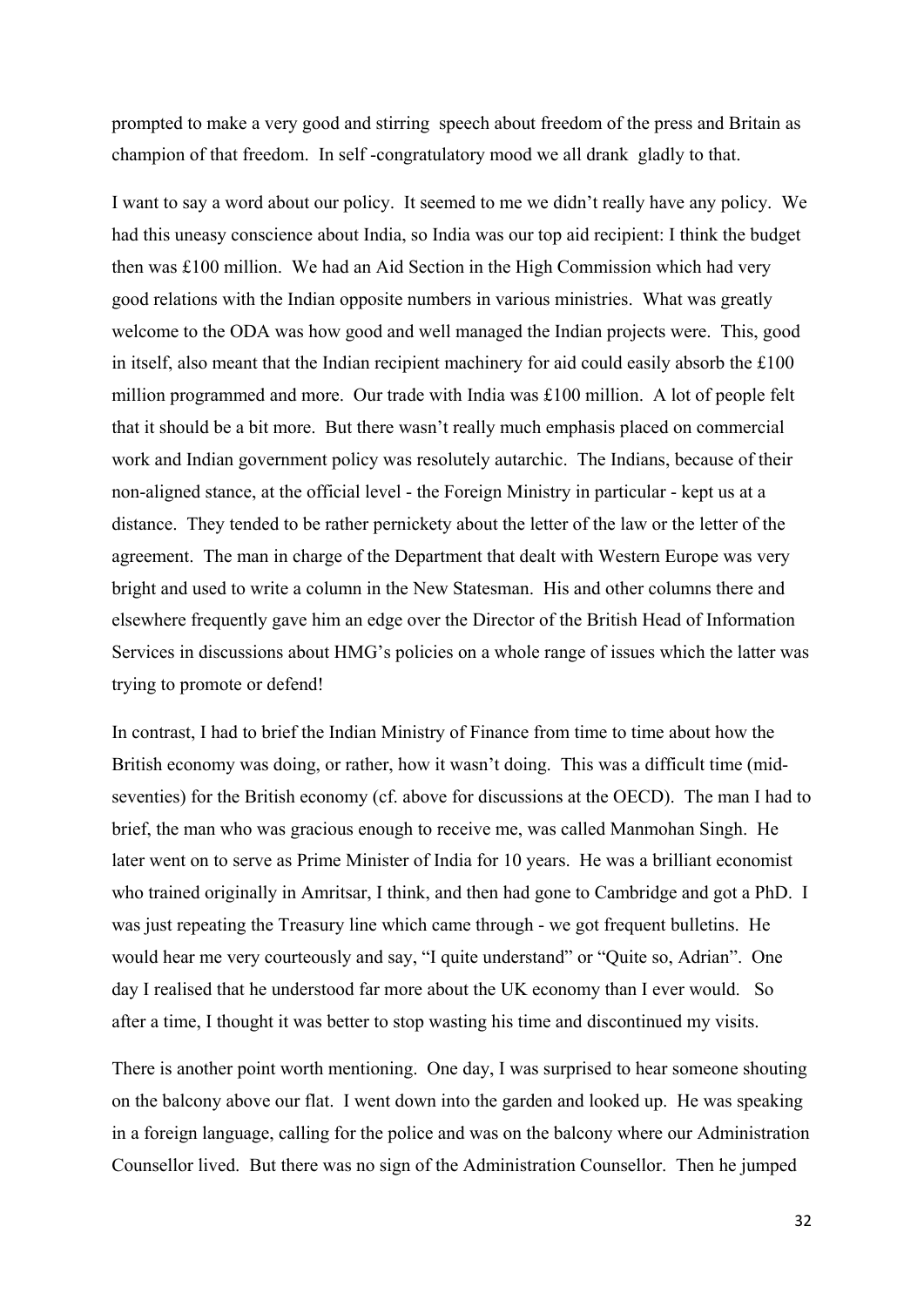prompted to make a very good and stirring speech about freedom of the press and Britain as champion of that freedom. In self -congratulatory mood we all drank gladly to that.

I want to say a word about our policy. It seemed to me we didn't really have any policy. We had this uneasy conscience about India, so India was our top aid recipient: I think the budget then was £100 million. We had an Aid Section in the High Commission which had very good relations with the Indian opposite numbers in various ministries. What was greatly welcome to the ODA was how good and well managed the Indian projects were. This, good in itself, also meant that the Indian recipient machinery for aid could easily absorb the £100 million programmed and more. Our trade with India was £100 million. A lot of people felt that it should be a bit more. But there wasn't really much emphasis placed on commercial work and Indian government policy was resolutely autarchic. The Indians, because of their non-aligned stance, at the official level - the Foreign Ministry in particular - kept us at a distance. They tended to be rather pernickety about the letter of the law or the letter of the agreement. The man in charge of the Department that dealt with Western Europe was very bright and used to write a column in the New Statesman. His and other columns there and elsewhere frequently gave him an edge over the Director of the British Head of Information Services in discussions about HMG's policies on a whole range of issues which the latter was trying to promote or defend!

In contrast, I had to brief the Indian Ministry of Finance from time to time about how the British economy was doing, or rather, how it wasn't doing. This was a difficult time (mid-seventies) for the British economy (cf. above for discussions at the OECD). The man I had to brief, the man who was gracious enough to receive me, was called Manmohan Singh. He later went on to serve as Prime Minister of India for 10 years. He was a brilliant economist who trained originally in Amritsar, I think, and then had gone to Cambridge and got a PhD. I was just repeating the Treasury line which came through - we got frequent bulletins. He would hear me very courteously and say, "I quite understand" or "Quite so, Adrian". One day I realised that he understood far more about the UK economy than I ever would. So after a time, I thought it was better to stop wasting his time and discontinued my visits.

There is another point worth mentioning. One day, I was surprised to hear someone shouting on the balcony above our flat. I went down into the garden and looked up. He was speaking in a foreign language, calling for the police and was on the balcony where our Administration Counsellor lived. But there was no sign of the Administration Counsellor. Then he jumped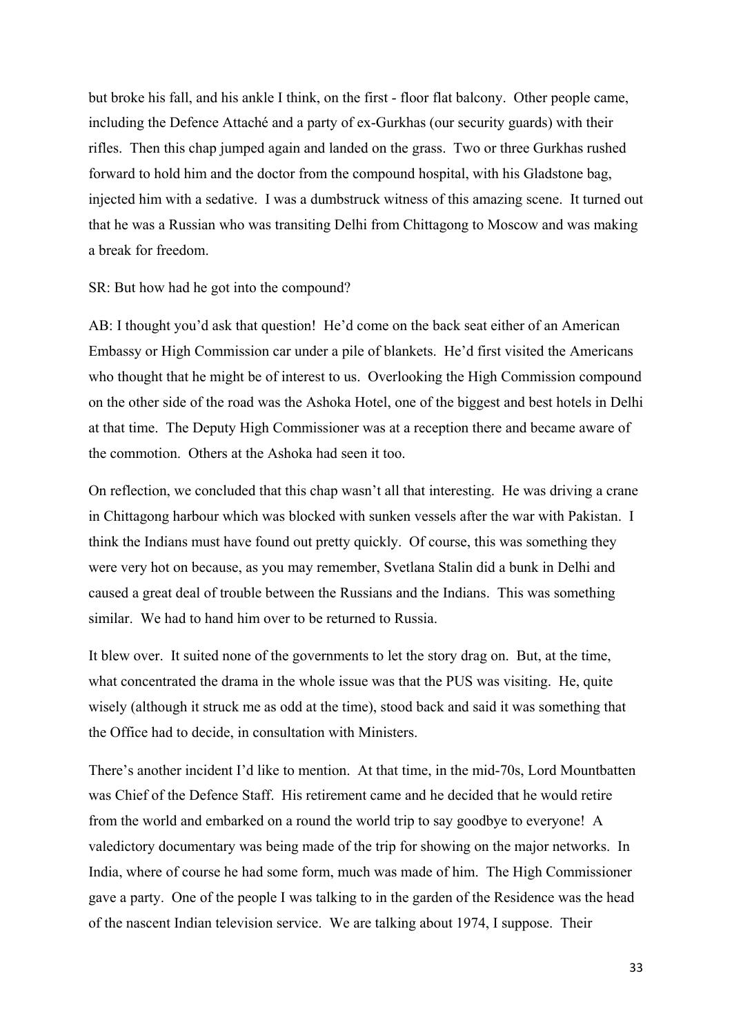but broke his fall, and his ankle I think, on the first - floor flat balcony. Other people came, including the Defence Attaché and a party of ex-Gurkhas (our security guards) with their rifles. Then this chap jumped again and landed on the grass. Two or three Gurkhas rushed forward to hold him and the doctor from the compound hospital, with his Gladstone bag, injected him with a sedative. I was a dumbstruck witness of this amazing scene. It turned out that he was a Russian who was transiting Delhi from Chittagong to Moscow and was making a break for freedom.

SR: But how had he got into the compound?

AB: I thought you'd ask that question! He'd come on the back seat either of an American Embassy or High Commission car under a pile of blankets. He'd first visited the Americans who thought that he might be of interest to us. Overlooking the High Commission compound on the other side of the road was the Ashoka Hotel, one of the biggest and best hotels in Delhi at that time. The Deputy High Commissioner was at a reception there and became aware of the commotion. Others at the Ashoka had seen it too.

On reflection, we concluded that this chap wasn't all that interesting. He was driving a crane in Chittagong harbour which was blocked with sunken vessels after the war with Pakistan. I think the Indians must have found out pretty quickly. Of course, this was something they were very hot on because, as you may remember, Svetlana Stalin did a bunk in Delhi and caused a great deal of trouble between the Russians and the Indians. This was something similar. We had to hand him over to be returned to Russia.

It blew over. It suited none of the governments to let the story drag on. But, at the time, what concentrated the drama in the whole issue was that the PUS was visiting. He, quite wisely (although it struck me as odd at the time), stood back and said it was something that the Office had to decide, in consultation with Ministers.

There's another incident I'd like to mention. At that time, in the mid-70s, Lord Mountbatten was Chief of the Defence Staff. His retirement came and he decided that he would retire from the world and embarked on a round the world trip to say goodbye to everyone! A valedictory documentary was being made of the trip for showing on the major networks. In India, where of course he had some form, much was made of him. The High Commissioner gave a party. One of the people I was talking to in the garden of the Residence was the head of the nascent Indian television service. We are talking about 1974, I suppose. Their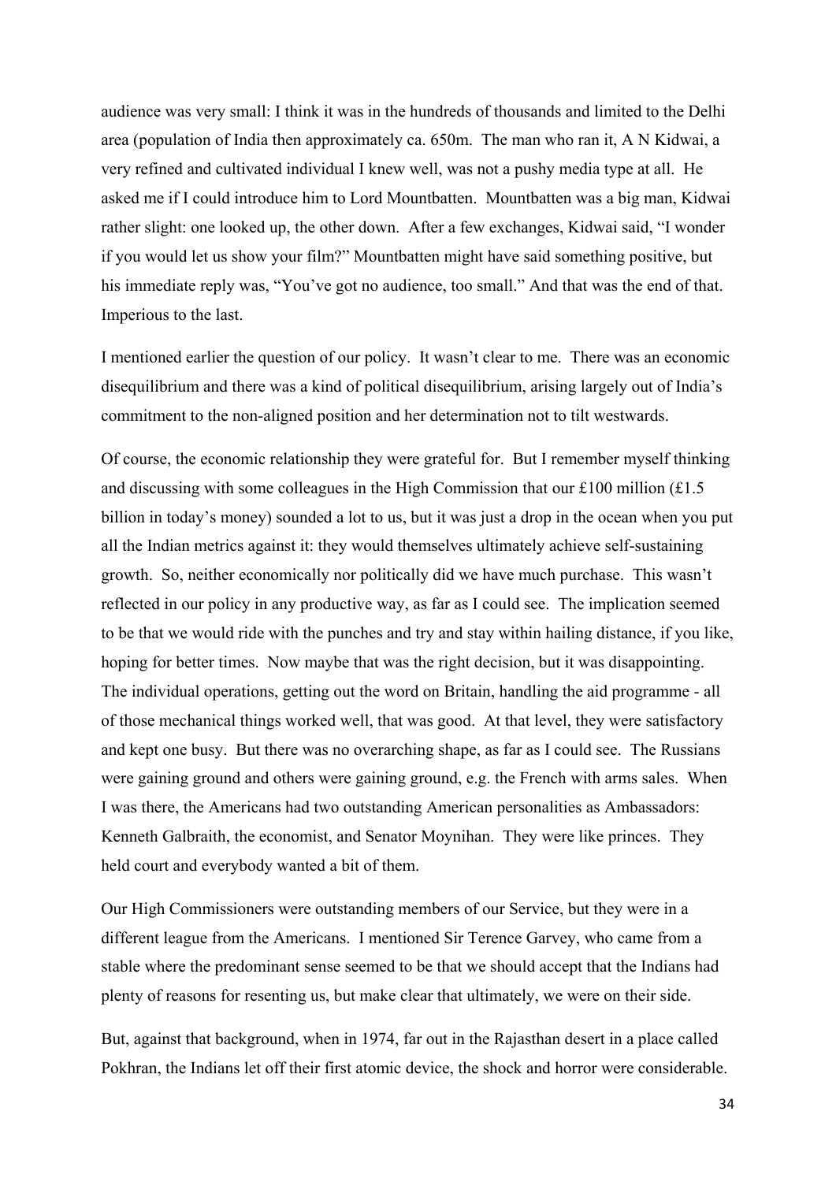audience was very small: I think it was in the hundreds of thousands and limited to the Delhi area (population of India then approximately ca. 650m. The man who ran it, A N Kidwai, a very refined and cultivated individual I knew well, was not a pushy media type at all. He asked me if I could introduce him to Lord Mountbatten. Mountbatten was a big man, Kidwai rather slight: one looked up, the other down. After a few exchanges, Kidwai said, "I wonder if you would let us show your film?" Mountbatten might have said something positive, but his immediate reply was, "You've got no audience, too small." And that was the end of that. Imperious to the last.

I mentioned earlier the question of our policy. It wasn't clear to me. There was an economic disequilibrium and there was a kind of political disequilibrium, arising largely out of India's commitment to the non-aligned position and her determination not to tilt westwards.

Of course, the economic relationship they were grateful for. But I remember myself thinking and discussing with some colleagues in the High Commission that our £100 million (£1.5 billion in today's money) sounded a lot to us, but it was just a drop in the ocean when you put all the Indian metrics against it: they would themselves ultimately achieve self-sustaining growth. So, neither economically nor politically did we have much purchase. This wasn't reflected in our policy in any productive way, as far as I could see. The implication seemed to be that we would ride with the punches and try and stay within hailing distance, if you like, hoping for better times. Now maybe that was the right decision, but it was disappointing. The individual operations, getting out the word on Britain, handling the aid programme - all of those mechanical things worked well, that was good. At that level, they were satisfactory and kept one busy. But there was no overarching shape, as far as I could see. The Russians were gaining ground and others were gaining ground, e.g. the French with arms sales. When I was there, the Americans had two outstanding American personalities as Ambassadors: Kenneth Galbraith, the economist, and Senator Moynihan. They were like princes. They held court and everybody wanted a bit of them.

Our High Commissioners were outstanding members of our Service, but they were in a different league from the Americans. I mentioned Sir Terence Garvey, who came from a stable where the predominant sense seemed to be that we should accept that the Indians had plenty of reasons for resenting us, but make clear that ultimately, we were on their side.

But, against that background, when in 1974, far out in the Rajasthan desert in a place called Pokhran, the Indians let off their first atomic device, the shock and horror were considerable.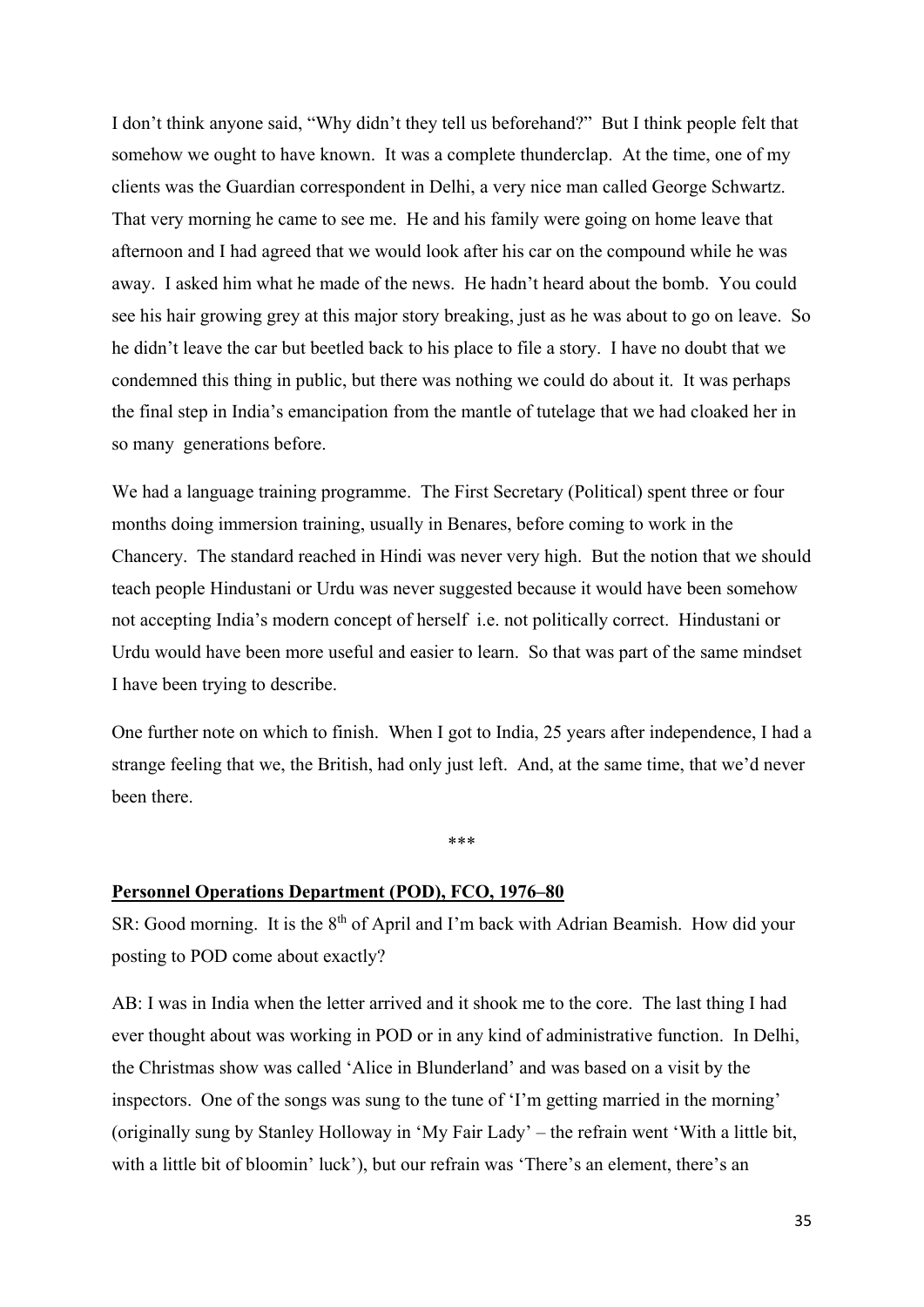I don't think anyone said, "Why didn't they tell us beforehand?" But I think people felt that somehow we ought to have known. It was a complete thunderclap. At the time, one of my clients was the Guardian correspondent in Delhi, a very nice man called George Schwartz. That very morning he came to see me. He and his family were going on home leave that afternoon and I had agreed that we would look after his car on the compound while he was away. I asked him what he made of the news. He hadn't heard about the bomb. You could see his hair growing grey at this major story breaking, just as he was about to go on leave. So he didn't leave the car but beetled back to his place to file a story. I have no doubt that we condemned this thing in public, but there was nothing we could do about it. It was perhaps the final step in India's emancipation from the mantle of tutelage that we had cloaked her in so many generations before.

We had a language training programme. The First Secretary (Political) spent three or four months doing immersion training, usually in Benares, before coming to work in the Chancery. The standard reached in Hindi was never very high. But the notion that we should teach people Hindustani or Urdu was never suggested because it would have been somehow not accepting India's modern concept of herself i.e. not politically correct. Hindustani or Urdu would have been more useful and easier to learn. So that was part of the same mindset I have been trying to describe.

One further note on which to finish. When I got to India, 25 years after independence, I had a strange feeling that we, the British, had only just left. And, at the same time, that we'd never been there.

\*\*\*

## Personnel Operations Department (POD), FCO, 1976–80

SR: Good morning. It is the 8th of April and I'm back with Adrian Beamish. How did your posting to POD come about exactly?

AB: I was in India when the letter arrived and it shook me to the core. The last thing I had ever thought about was working in POD or in any kind of administrative function. In Delhi, the Christmas show was called 'Alice in Blunderland' and was based on a visit by the inspectors. One of the songs was sung to the tune of 'I'm getting married in the morning' (originally sung by Stanley Holloway in 'My Fair Lady' – the refrain went 'With a little bit, with a little bit of bloomin' luck'), but our refrain was 'There's an element, there's an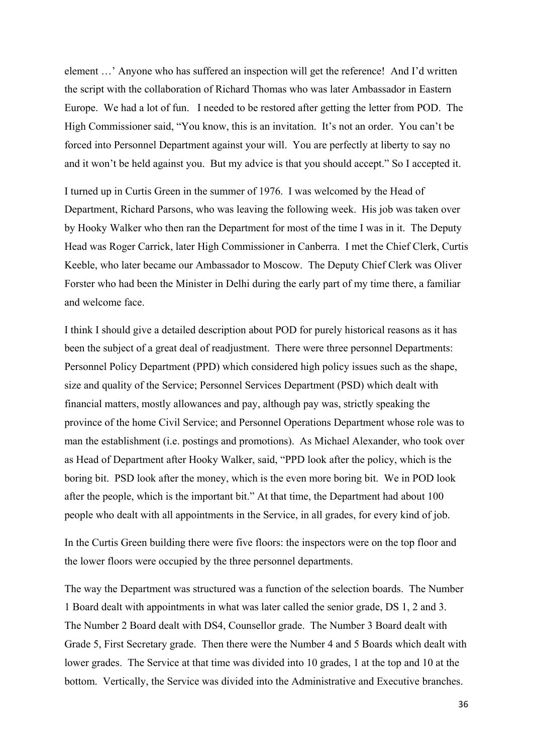element …' Anyone who has suffered an inspection will get the reference! And I'd written the script with the collaboration of Richard Thomas who was later Ambassador in Eastern Europe. We had a lot of fun. I needed to be restored after getting the letter from POD. The High Commissioner said, "You know, this is an invitation. It's not an order. You can't be forced into Personnel Department against your will. You are perfectly at liberty to say no and it won't be held against you. But my advice is that you should accept." So I accepted it.

I turned up in Curtis Green in the summer of 1976. I was welcomed by the Head of Department, Richard Parsons, who was leaving the following week. His job was taken over by Hooky Walker who then ran the Department for most of the time I was in it. The Deputy Head was Roger Carrick, later High Commissioner in Canberra. I met the Chief Clerk, Curtis Keeble, who later became our Ambassador to Moscow. The Deputy Chief Clerk was Oliver Forster who had been the Minister in Delhi during the early part of my time there, a familiar and welcome face.

I think I should give a detailed description about POD for purely historical reasons as it has been the subject of a great deal of readjustment. There were three personnel Departments: Personnel Policy Department (PPD) which considered high policy issues such as the shape, size and quality of the Service; Personnel Services Department (PSD) which dealt with financial matters, mostly allowances and pay, although pay was, strictly speaking the province of the home Civil Service; and Personnel Operations Department whose role was to man the establishment (i.e. postings and promotions). As Michael Alexander, who took over as Head of Department after Hooky Walker, said, "PPD look after the policy, which is the boring bit. PSD look after the money, which is the even more boring bit. We in POD look after the people, which is the important bit." At that time, the Department had about 100 people who dealt with all appointments in the Service, in all grades, for every kind of job.

In the Curtis Green building there were five floors: the inspectors were on the top floor and the lower floors were occupied by the three personnel departments.

The way the Department was structured was a function of the selection boards. The Number 1 Board dealt with appointments in what was later called the senior grade, DS 1, 2 and 3. The Number 2 Board dealt with DS4, Counsellor grade. The Number 3 Board dealt with Grade 5, First Secretary grade. Then there were the Number 4 and 5 Boards which dealt with lower grades. The Service at that time was divided into 10 grades, 1 at the top and 10 at the bottom. Vertically, the Service was divided into the Administrative and Executive branches.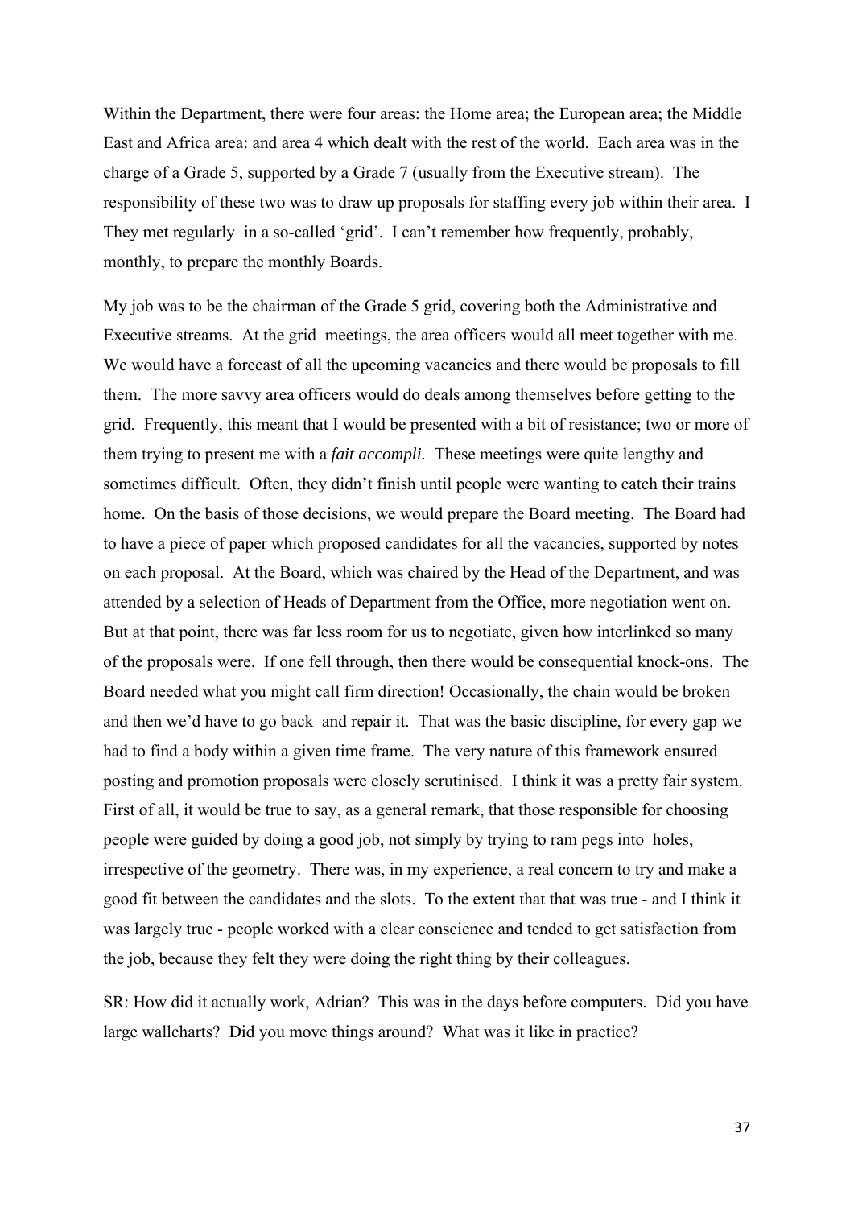Within the Department, there were four areas: the Home area; the European area; the Middle East and Africa area: and area 4 which dealt with the rest of the world. Each area was in the charge of a Grade 5, supported by a Grade 7 (usually from the Executive stream). The responsibility of these two was to draw up proposals for staffing every job within their area. I They met regularly in a so-called 'grid'. I can't remember how frequently, probably, monthly, to prepare the monthly Boards.

My job was to be the chairman of the Grade 5 grid, covering both the Administrative and Executive streams. At the grid meetings, the area officers would all meet together with me. We would have a forecast of all the upcoming vacancies and there would be proposals to fill them. The more savvy area officers would do deals among themselves before getting to the grid. Frequently, this meant that I would be presented with a bit of resistance; two or more of them trying to present me with a *fait accompli.* These meetings were quite lengthy and sometimes difficult. Often, they didn't finish until people were wanting to catch their trains home. On the basis of those decisions, we would prepare the Board meeting. The Board had to have a piece of paper which proposed candidates for all the vacancies, supported by notes on each proposal. At the Board, which was chaired by the Head of the Department, and was attended by a selection of Heads of Department from the Office, more negotiation went on. But at that point, there was far less room for us to negotiate, given how interlinked so many of the proposals were. If one fell through, then there would be consequential knock-ons. The Board needed what you might call firm direction! Occasionally, the chain would be broken and then we'd have to go back and repair it. That was the basic discipline, for every gap we had to find a body within a given time frame. The very nature of this framework ensured posting and promotion proposals were closely scrutinised. I think it was a pretty fair system. First of all, it would be true to say, as a general remark, that those responsible for choosing people were guided by doing a good job, not simply by trying to ram pegs into holes, irrespective of the geometry. There was, in my experience, a real concern to try and make a good fit between the candidates and the slots. To the extent that that was true - and I think it was largely true - people worked with a clear conscience and tended to get satisfaction from the job, because they felt they were doing the right thing by their colleagues.

SR: How did it actually work, Adrian? This was in the days before computers. Did you have large wallcharts? Did you move things around? What was it like in practice?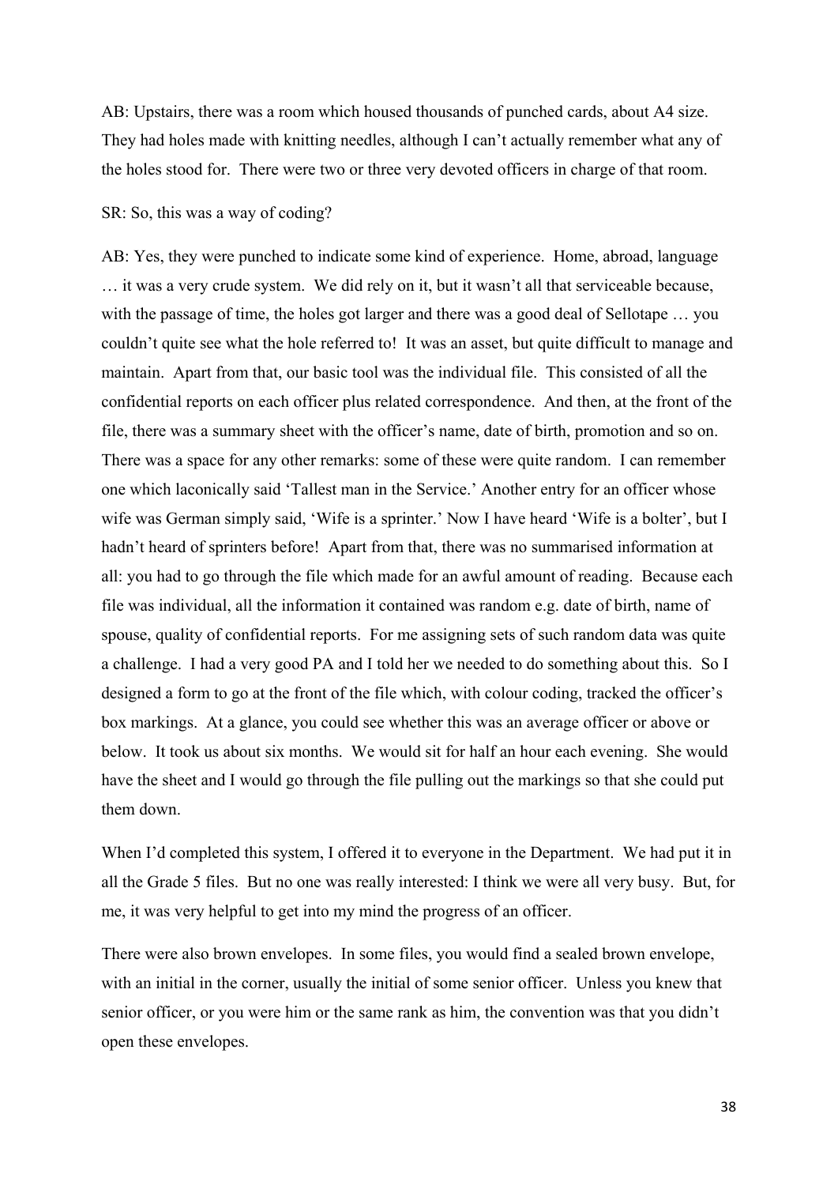AB: Upstairs, there was a room which housed thousands of punched cards, about A4 size. They had holes made with knitting needles, although I can't actually remember what any of the holes stood for. There were two or three very devoted officers in charge of that room.

SR: So, this was a way of coding?

AB: Yes, they were punched to indicate some kind of experience. Home, abroad, language … it was a very crude system. We did rely on it, but it wasn't all that serviceable because, with the passage of time, the holes got larger and there was a good deal of Sellotape … you couldn't quite see what the hole referred to! It was an asset, but quite difficult to manage and maintain. Apart from that, our basic tool was the individual file. This consisted of all the confidential reports on each officer plus related correspondence. And then, at the front of the file, there was a summary sheet with the officer's name, date of birth, promotion and so on. There was a space for any other remarks: some of these were quite random. I can remember one which laconically said 'Tallest man in the Service.' Another entry for an officer whose wife was German simply said, 'Wife is a sprinter.' Now I have heard 'Wife is a bolter', but I hadn't heard of sprinters before! Apart from that, there was no summarised information at all: you had to go through the file which made for an awful amount of reading. Because each file was individual, all the information it contained was random e.g. date of birth, name of spouse, quality of confidential reports. For me assigning sets of such random data was quite a challenge. I had a very good PA and I told her we needed to do something about this. So I designed a form to go at the front of the file which, with colour coding, tracked the officer's box markings. At a glance, you could see whether this was an average officer or above or below. It took us about six months. We would sit for half an hour each evening. She would have the sheet and I would go through the file pulling out the markings so that she could put them down.

When I'd completed this system, I offered it to everyone in the Department. We had put it in all the Grade 5 files. But no one was really interested: I think we were all very busy. But, for me, it was very helpful to get into my mind the progress of an officer.

There were also brown envelopes. In some files, you would find a sealed brown envelope, with an initial in the corner, usually the initial of some senior officer. Unless you knew that senior officer, or you were him or the same rank as him, the convention was that you didn't open these envelopes.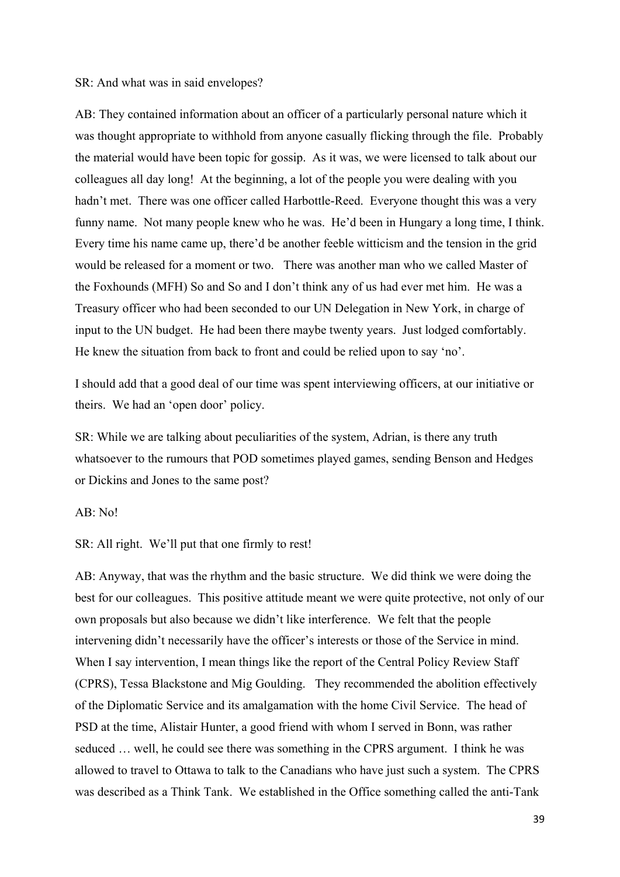SR: And what was in said envelopes?

AB: They contained information about an officer of a particularly personal nature which it was thought appropriate to withhold from anyone casually flicking through the file. Probably the material would have been topic for gossip. As it was, we were licensed to talk about our colleagues all day long! At the beginning, a lot of the people you were dealing with you hadn't met. There was one officer called Harbottle-Reed. Everyone thought this was a very funny name. Not many people knew who he was. He'd been in Hungary a long time, I think. Every time his name came up, there'd be another feeble witticism and the tension in the grid would be released for a moment or two. There was another man who we called Master of the Foxhounds (MFH) So and So and I don't think any of us had ever met him. He was a Treasury officer who had been seconded to our UN Delegation in New York, in charge of input to the UN budget. He had been there maybe twenty years. Just lodged comfortably. He knew the situation from back to front and could be relied upon to say 'no'.

I should add that a good deal of our time was spent interviewing officers, at our initiative or theirs. We had an 'open door' policy.

SR: While we are talking about peculiarities of the system, Adrian, is there any truth whatsoever to the rumours that POD sometimes played games, sending Benson and Hedges or Dickins and Jones to the same post?

AB: No!

SR: All right. We'll put that one firmly to rest!

AB: Anyway, that was the rhythm and the basic structure. We did think we were doing the best for our colleagues. This positive attitude meant we were quite protective, not only of our own proposals but also because we didn't like interference. We felt that the people intervening didn't necessarily have the officer's interests or those of the Service in mind. When I say intervention, I mean things like the report of the Central Policy Review Staff (CPRS), Tessa Blackstone and Mig Goulding. They recommended the abolition effectively of the Diplomatic Service and its amalgamation with the home Civil Service. The head of PSD at the time, Alistair Hunter, a good friend with whom I served in Bonn, was rather seduced … well, he could see there was something in the CPRS argument. I think he was allowed to travel to Ottawa to talk to the Canadians who have just such a system. The CPRS was described as a Think Tank. We established in the Office something called the anti-Tank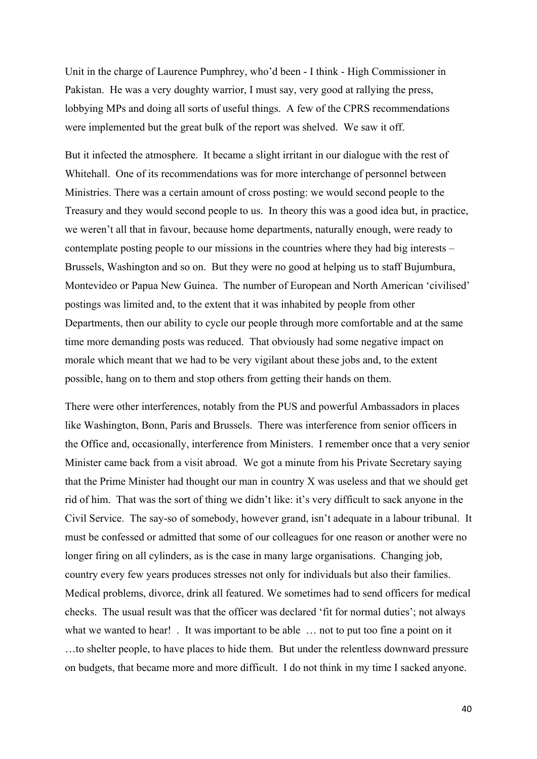Unit in the charge of Laurence Pumphrey, who'd been - I think - High Commissioner in Pakistan. He was a very doughty warrior, I must say, very good at rallying the press, lobbying MPs and doing all sorts of useful things. A few of the CPRS recommendations were implemented but the great bulk of the report was shelved. We saw it off.

But it infected the atmosphere. It became a slight irritant in our dialogue with the rest of Whitehall. One of its recommendations was for more interchange of personnel between Ministries. There was a certain amount of cross posting: we would second people to the Treasury and they would second people to us. In theory this was a good idea but, in practice, we weren't all that in favour, because home departments, naturally enough, were ready to contemplate posting people to our missions in the countries where they had big interests – Brussels, Washington and so on. But they were no good at helping us to staff Bujumbura, Montevideo or Papua New Guinea. The number of European and North American 'civilised' postings was limited and, to the extent that it was inhabited by people from other Departments, then our ability to cycle our people through more comfortable and at the same time more demanding posts was reduced. That obviously had some negative impact on morale which meant that we had to be very vigilant about these jobs and, to the extent possible, hang on to them and stop others from getting their hands on them.

There were other interferences, notably from the PUS and powerful Ambassadors in places like Washington, Bonn, Paris and Brussels. There was interference from senior officers in the Office and, occasionally, interference from Ministers. I remember once that a very senior Minister came back from a visit abroad. We got a minute from his Private Secretary saying that the Prime Minister had thought our man in country X was useless and that we should get rid of him. That was the sort of thing we didn't like: it's very difficult to sack anyone in the Civil Service. The say-so of somebody, however grand, isn't adequate in a labour tribunal. It must be confessed or admitted that some of our colleagues for one reason or another were no longer firing on all cylinders, as is the case in many large organisations. Changing job, country every few years produces stresses not only for individuals but also their families. Medical problems, divorce, drink all featured. We sometimes had to send officers for medical checks. The usual result was that the officer was declared 'fit for normal duties'; not always what we wanted to hear! . It was important to be able … not to put too fine a point on it …to shelter people, to have places to hide them. But under the relentless downward pressure on budgets, that became more and more difficult. I do not think in my time I sacked anyone.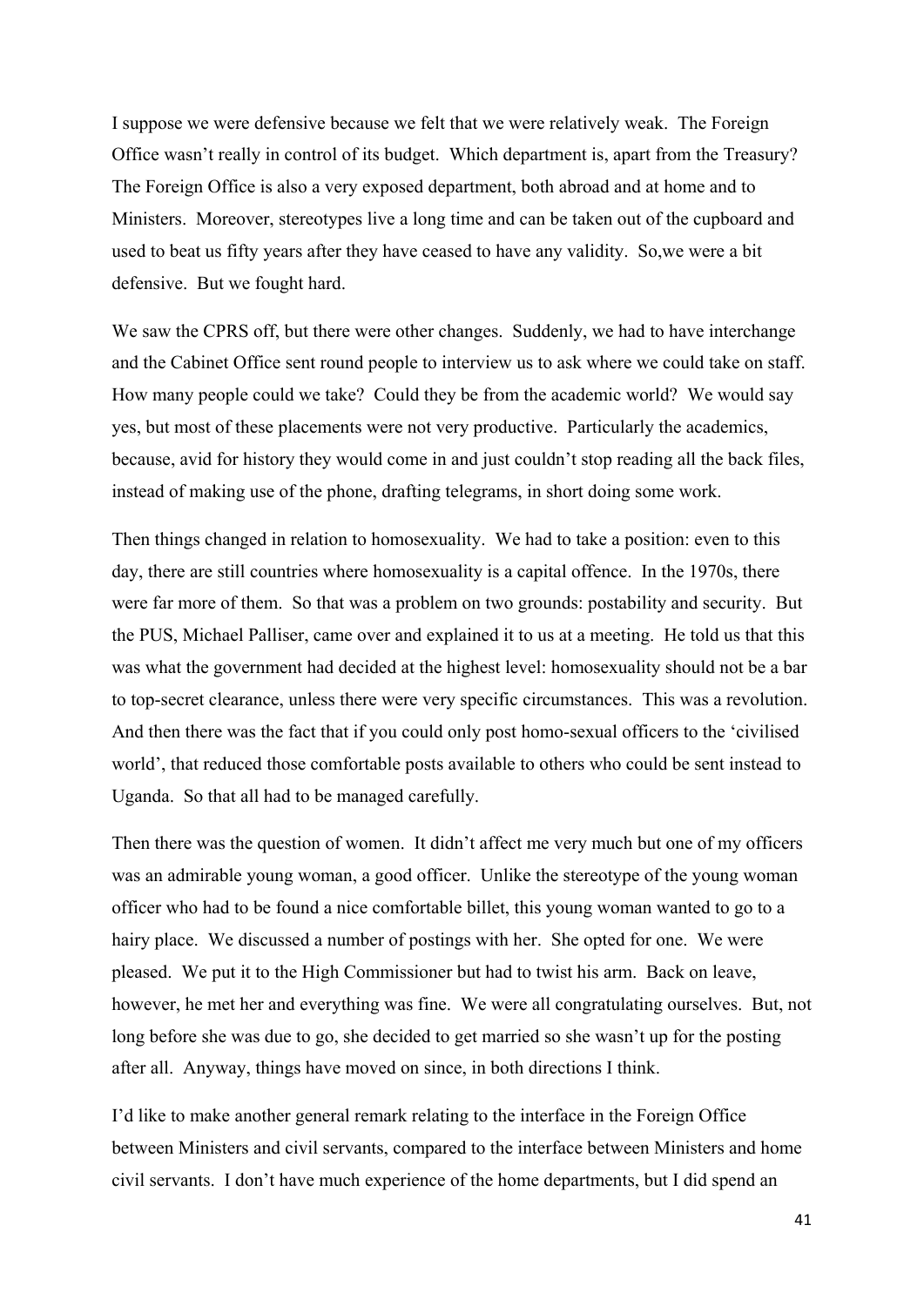I suppose we were defensive because we felt that we were relatively weak. The Foreign Office wasn't really in control of its budget. Which department is, apart from the Treasury? The Foreign Office is also a very exposed department, both abroad and at home and to Ministers. Moreover, stereotypes live a long time and can be taken out of the cupboard and used to beat us fifty years after they have ceased to have any validity. So,we were a bit defensive. But we fought hard.

We saw the CPRS off, but there were other changes. Suddenly, we had to have interchange and the Cabinet Office sent round people to interview us to ask where we could take on staff. How many people could we take? Could they be from the academic world? We would say yes, but most of these placements were not very productive. Particularly the academics, because, avid for history they would come in and just couldn't stop reading all the back files, instead of making use of the phone, drafting telegrams, in short doing some work.

Then things changed in relation to homosexuality. We had to take a position: even to this day, there are still countries where homosexuality is a capital offence. In the 1970s, there were far more of them. So that was a problem on two grounds: postability and security. But the PUS, Michael Palliser, came over and explained it to us at a meeting. He told us that this was what the government had decided at the highest level: homosexuality should not be a bar to top-secret clearance, unless there were very specific circumstances. This was a revolution. And then there was the fact that if you could only post homo-sexual officers to the 'civilised world', that reduced those comfortable posts available to others who could be sent instead to Uganda. So that all had to be managed carefully.

Then there was the question of women. It didn't affect me very much but one of my officers was an admirable young woman, a good officer. Unlike the stereotype of the young woman officer who had to be found a nice comfortable billet, this young woman wanted to go to a hairy place. We discussed a number of postings with her. She opted for one. We were pleased. We put it to the High Commissioner but had to twist his arm. Back on leave, however, he met her and everything was fine. We were all congratulating ourselves. But, not long before she was due to go, she decided to get married so she wasn't up for the posting after all. Anyway, things have moved on since, in both directions I think.

I'd like to make another general remark relating to the interface in the Foreign Office between Ministers and civil servants, compared to the interface between Ministers and home civil servants. I don't have much experience of the home departments, but I did spend an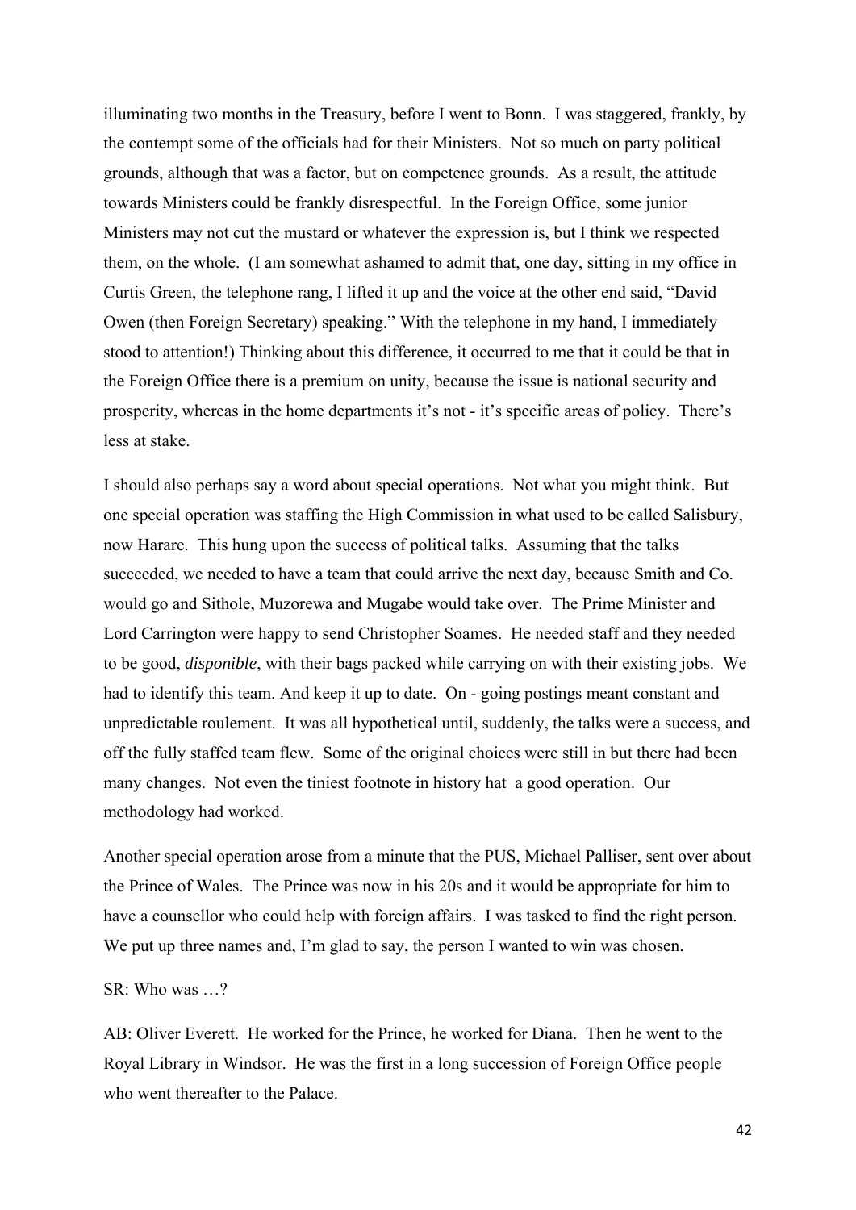illuminating two months in the Treasury, before I went to Bonn. I was staggered, frankly, by the contempt some of the officials had for their Ministers. Not so much on party political grounds, although that was a factor, but on competence grounds. As a result, the attitude towards Ministers could be frankly disrespectful. In the Foreign Office, some junior Ministers may not cut the mustard or whatever the expression is, but I think we respected them, on the whole. (I am somewhat ashamed to admit that, one day, sitting in my office in Curtis Green, the telephone rang, I lifted it up and the voice at the other end said, "David Owen (then Foreign Secretary) speaking." With the telephone in my hand, I immediately stood to attention!) Thinking about this difference, it occurred to me that it could be that in the Foreign Office there is a premium on unity, because the issue is national security and prosperity, whereas in the home departments it's not - it's specific areas of policy. There's less at stake.

I should also perhaps say a word about special operations. Not what you might think. But one special operation was staffing the High Commission in what used to be called Salisbury, now Harare. This hung upon the success of political talks. Assuming that the talks succeeded, we needed to have a team that could arrive the next day, because Smith and Co. would go and Sithole, Muzorewa and Mugabe would take over. The Prime Minister and Lord Carrington were happy to send Christopher Soames. He needed staff and they needed to be good, *disponible*, with their bags packed while carrying on with their existing jobs. We had to identify this team. And keep it up to date. On - going postings meant constant and unpredictable roulement. It was all hypothetical until, suddenly, the talks were a success, and off the fully staffed team flew. Some of the original choices were still in but there had been many changes. Not even the tiniest footnote in history hat a good operation. Our methodology had worked.

Another special operation arose from a minute that the PUS, Michael Palliser, sent over about the Prince of Wales. The Prince was now in his 20s and it would be appropriate for him to have a counsellor who could help with foreign affairs. I was tasked to find the right person. We put up three names and, I'm glad to say, the person I wanted to win was chosen.

SR: Who was …?

AB: Oliver Everett. He worked for the Prince, he worked for Diana. Then he went to the Royal Library in Windsor. He was the first in a long succession of Foreign Office people who went thereafter to the Palace.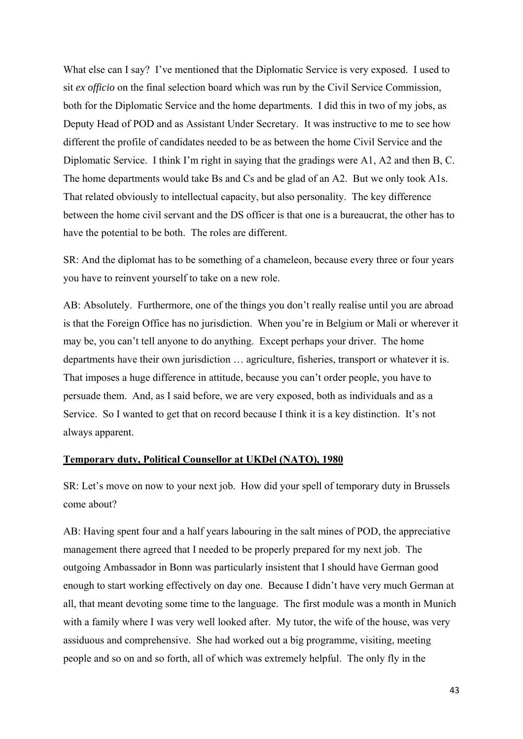What else can I say? I've mentioned that the Diplomatic Service is very exposed. I used to sit *ex officio* on the final selection board which was run by the Civil Service Commission, both for the Diplomatic Service and the home departments. I did this in two of my jobs, as Deputy Head of POD and as Assistant Under Secretary. It was instructive to me to see how different the profile of candidates needed to be as between the home Civil Service and the Diplomatic Service. I think I'm right in saying that the gradings were A1, A2 and then B, C. The home departments would take Bs and Cs and be glad of an A2. But we only took A1s. That related obviously to intellectual capacity, but also personality. The key difference between the home civil servant and the DS officer is that one is a bureaucrat, the other has to have the potential to be both. The roles are different.

SR: And the diplomat has to be something of a chameleon, because every three or four years you have to reinvent yourself to take on a new role.

AB: Absolutely. Furthermore, one of the things you don't really realise until you are abroad is that the Foreign Office has no jurisdiction. When you're in Belgium or Mali or wherever it may be, you can't tell anyone to do anything. Except perhaps your driver. The home departments have their own jurisdiction … agriculture, fisheries, transport or whatever it is. That imposes a huge difference in attitude, because you can't order people, you have to persuade them. And, as I said before, we are very exposed, both as individuals and as a Service. So I wanted to get that on record because I think it is a key distinction. It's not always apparent.

**Temporary duty, Political Counsellor at UKDel (NATO), 1980**

SR: Let's move on now to your next job. How did your spell of temporary duty in Brussels come about?

AB: Having spent four and a half years labouring in the salt mines of POD, the appreciative management there agreed that I needed to be properly prepared for my next job. The outgoing Ambassador in Bonn was particularly insistent that I should have German good enough to start working effectively on day one. Because I didn't have very much German at all, that meant devoting some time to the language. The first module was a month in Munich with a family where I was very well looked after. My tutor, the wife of the house, was very assiduous and comprehensive. She had worked out a big programme, visiting, meeting people and so on and so forth, all of which was extremely helpful. The only fly in the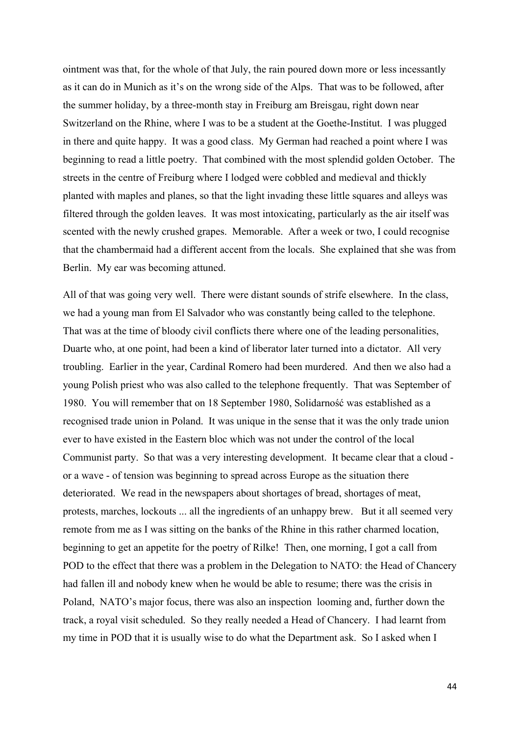ointment was that, for the whole of that July, the rain poured down more or less incessantly as it can do in Munich as it's on the wrong side of the Alps. That was to be followed, after the summer holiday, by a three-month stay in Freiburg am Breisgau, right down near Switzerland on the Rhine, where I was to be a student at the Goethe-Institut. I was plugged in there and quite happy. It was a good class. My German had reached a point where I was beginning to read a little poetry. That combined with the most splendid golden October. The streets in the centre of Freiburg where I lodged were cobbled and medieval and thickly planted with maples and planes, so that the light invading these little squares and alleys was filtered through the golden leaves. It was most intoxicating, particularly as the air itself was scented with the newly crushed grapes. Memorable. After a week or two, I could recognise that the chambermaid had a different accent from the locals. She explained that she was from Berlin. My ear was becoming attuned.

All of that was going very well. There were distant sounds of strife elsewhere. In the class, we had a young man from El Salvador who was constantly being called to the telephone. That was at the time of bloody civil conflicts there where one of the leading personalities, Duarte who, at one point, had been a kind of liberator later turned into a dictator. All very troubling. Earlier in the year, Cardinal Romero had been murdered. And then we also had a young Polish priest who was also called to the telephone frequently. That was September of 1980. You will remember that on 18 September 1980, Solidarność was established as a recognised trade union in Poland. It was unique in the sense that it was the only trade union ever to have existed in the Eastern bloc which was not under the control of the local Communist party. So that was a very interesting development. It became clear that a cloud - or a wave - of tension was beginning to spread across Europe as the situation there deteriorated. We read in the newspapers about shortages of bread, shortages of meat, protests, marches, lockouts ... all the ingredients of an unhappy brew. But it all seemed very remote from me as I was sitting on the banks of the Rhine in this rather charmed location, beginning to get an appetite for the poetry of Rilke! Then, one morning, I got a call from POD to the effect that there was a problem in the Delegation to NATO: the Head of Chancery had fallen ill and nobody knew when he would be able to resume; there was the crisis in Poland, NATO's major focus, there was also an inspection looming and, further down the track, a royal visit scheduled. So they really needed a Head of Chancery. I had learnt from my time in POD that it is usually wise to do what the Department ask. So I asked when I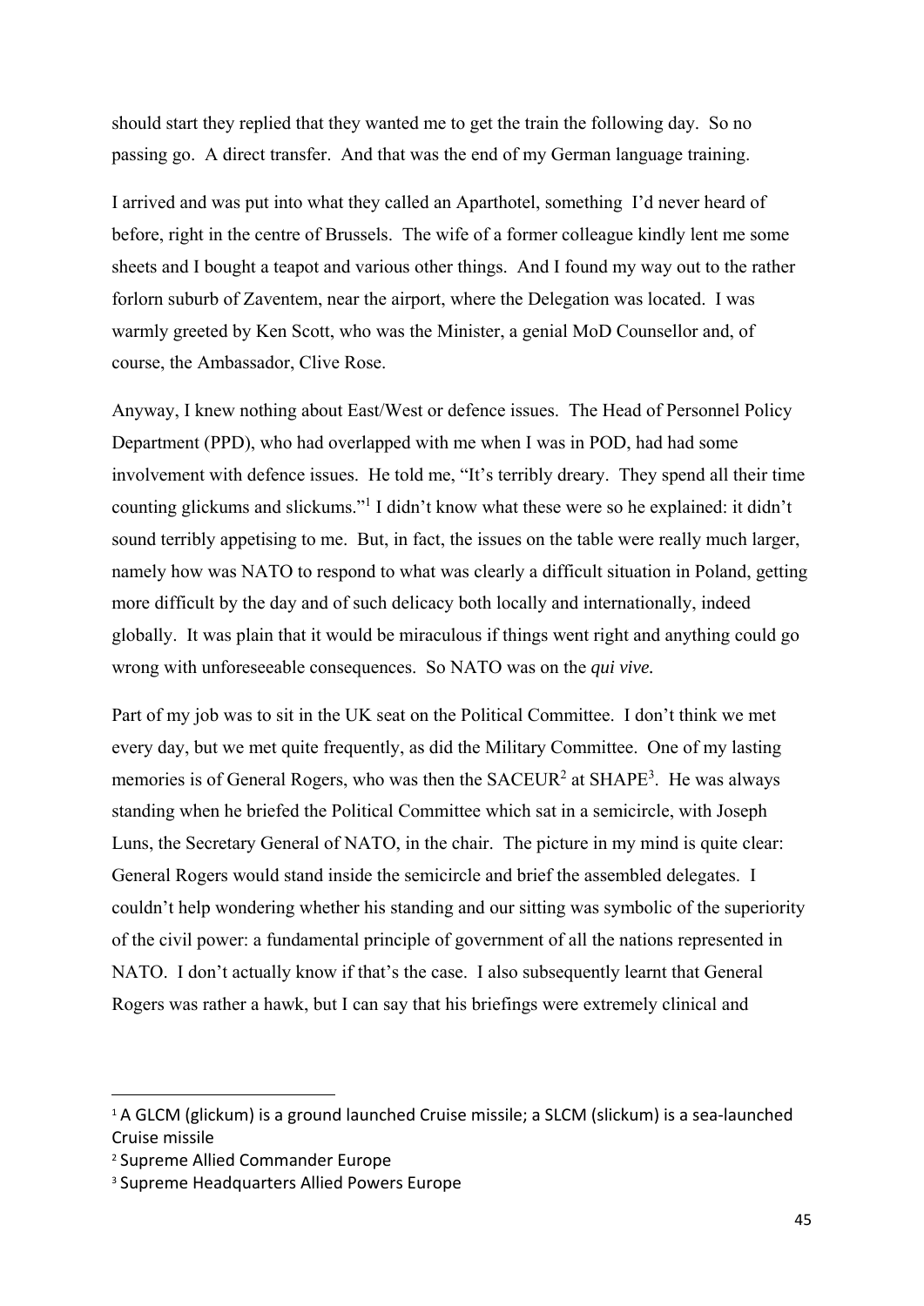should start they replied that they wanted me to get the train the following day. So no passing go. A direct transfer. And that was the end of my German language training.

I arrived and was put into what they called an Aparthotel, something I'd never heard of before, right in the centre of Brussels. The wife of a former colleague kindly lent me some sheets and I bought a teapot and various other things. And I found my way out to the rather forlorn suburb of Zaventem, near the airport, where the Delegation was located. I was warmly greeted by Ken Scott, who was the Minister, a genial MoD Counsellor and, of course, the Ambassador, Clive Rose.

Anyway, I knew nothing about East/West or defence issues. The Head of Personnel Policy Department (PPD), who had overlapped with me when I was in POD, had had some involvement with defence issues. He told me, "It's terribly dreary. They spend all their time counting glickums and slickums."[1] I didn't know what these were so he explained: it didn't sound terribly appetising to me. But, in fact, the issues on the table were really much larger, namely how was NATO to respond to what was clearly a difficult situation in Poland, getting more difficult by the day and of such delicacy both locally and internationally, indeed globally. It was plain that it would be miraculous if things went right and anything could go wrong with unforeseeable consequences. So NATO was on the *qui vive.*

Part of my job was to sit in the UK seat on the Political Committee. I don't think we met every day, but we met quite frequently, as did the Military Committee. One of my lasting memories is of General Rogers, who was then the SACEUR[2] at SHAPE[3]. He was always standing when he briefed the Political Committee which sat in a semicircle, with Joseph Luns, the Secretary General of NATO, in the chair. The picture in my mind is quite clear: General Rogers would stand inside the semicircle and brief the assembled delegates. I couldn't help wondering whether his standing and our sitting was symbolic of the superiority of the civil power: a fundamental principle of government of all the nations represented in NATO. I don't actually know if that's the case. I also subsequently learnt that General Rogers was rather a hawk, but I can say that his briefings were extremely clinical and

---

[1] A GLCM (glickum) is a ground launched Cruise missile; a SLCM (slickum) is a sea-launched Cruise missile

[2] Supreme Allied Commander Europe

[3] Supreme Headquarters Allied Powers Europe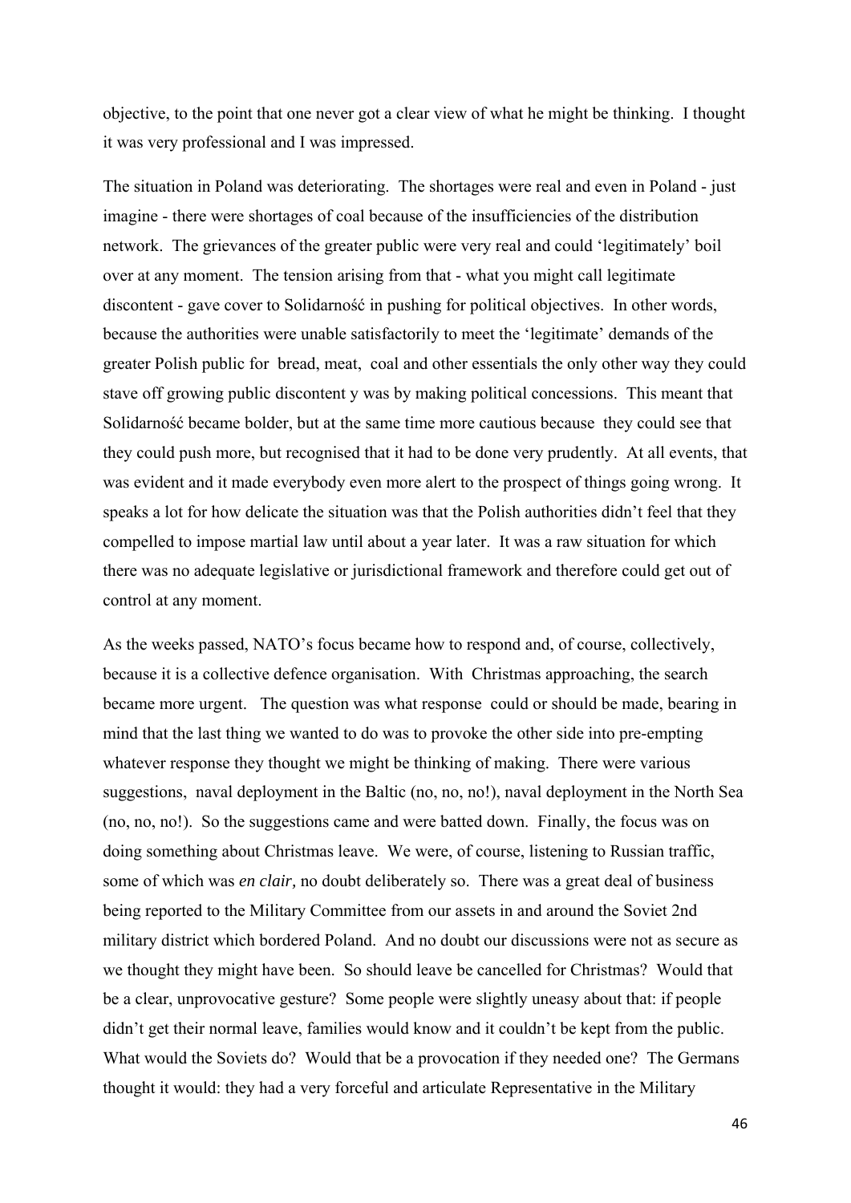objective, to the point that one never got a clear view of what he might be thinking. I thought it was very professional and I was impressed.

The situation in Poland was deteriorating. The shortages were real and even in Poland - just imagine - there were shortages of coal because of the insufficiencies of the distribution network. The grievances of the greater public were very real and could 'legitimately' boil over at any moment. The tension arising from that - what you might call legitimate discontent - gave cover to Solidarność in pushing for political objectives. In other words, because the authorities were unable satisfactorily to meet the 'legitimate' demands of the greater Polish public for bread, meat, coal and other essentials the only other way they could stave off growing public discontent y was by making political concessions. This meant that Solidarność became bolder, but at the same time more cautious because they could see that they could push more, but recognised that it had to be done very prudently. At all events, that was evident and it made everybody even more alert to the prospect of things going wrong. It speaks a lot for how delicate the situation was that the Polish authorities didn't feel that they compelled to impose martial law until about a year later. It was a raw situation for which there was no adequate legislative or jurisdictional framework and therefore could get out of control at any moment.

As the weeks passed, NATO's focus became how to respond and, of course, collectively, because it is a collective defence organisation. With Christmas approaching, the search became more urgent. The question was what response could or should be made, bearing in mind that the last thing we wanted to do was to provoke the other side into pre-empting whatever response they thought we might be thinking of making. There were various suggestions, naval deployment in the Baltic (no, no, no!), naval deployment in the North Sea (no, no, no!). So the suggestions came and were batted down. Finally, the focus was on doing something about Christmas leave. We were, of course, listening to Russian traffic, some of which was *en clair,* no doubt deliberately so. There was a great deal of business being reported to the Military Committee from our assets in and around the Soviet 2nd military district which bordered Poland. And no doubt our discussions were not as secure as we thought they might have been. So should leave be cancelled for Christmas? Would that be a clear, unprovocative gesture? Some people were slightly uneasy about that: if people didn't get their normal leave, families would know and it couldn't be kept from the public. What would the Soviets do? Would that be a provocation if they needed one? The Germans thought it would: they had a very forceful and articulate Representative in the Military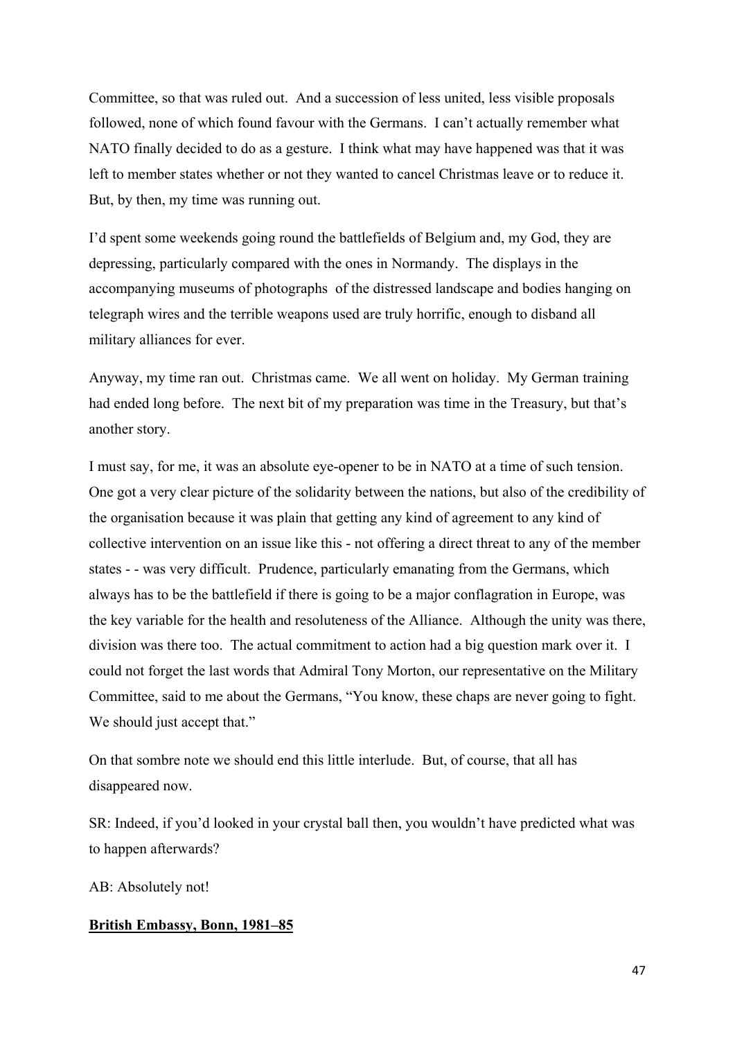Committee, so that was ruled out. And a succession of less united, less visible proposals followed, none of which found favour with the Germans. I can't actually remember what NATO finally decided to do as a gesture. I think what may have happened was that it was left to member states whether or not they wanted to cancel Christmas leave or to reduce it. But, by then, my time was running out.

I'd spent some weekends going round the battlefields of Belgium and, my God, they are depressing, particularly compared with the ones in Normandy. The displays in the accompanying museums of photographs of the distressed landscape and bodies hanging on telegraph wires and the terrible weapons used are truly horrific, enough to disband all military alliances for ever.

Anyway, my time ran out. Christmas came. We all went on holiday. My German training had ended long before. The next bit of my preparation was time in the Treasury, but that's another story.

I must say, for me, it was an absolute eye-opener to be in NATO at a time of such tension. One got a very clear picture of the solidarity between the nations, but also of the credibility of the organisation because it was plain that getting any kind of agreement to any kind of collective intervention on an issue like this - not offering a direct threat to any of the member states - - was very difficult. Prudence, particularly emanating from the Germans, which always has to be the battlefield if there is going to be a major conflagration in Europe, was the key variable for the health and resoluteness of the Alliance. Although the unity was there, division was there too. The actual commitment to action had a big question mark over it. I could not forget the last words that Admiral Tony Morton, our representative on the Military Committee, said to me about the Germans, "You know, these chaps are never going to fight. We should just accept that."

On that sombre note we should end this little interlude. But, of course, that all has disappeared now.

SR: Indeed, if you'd looked in your crystal ball then, you wouldn't have predicted what was to happen afterwards?

AB: Absolutely not!

**British Embassy, Bonn, 1981–85**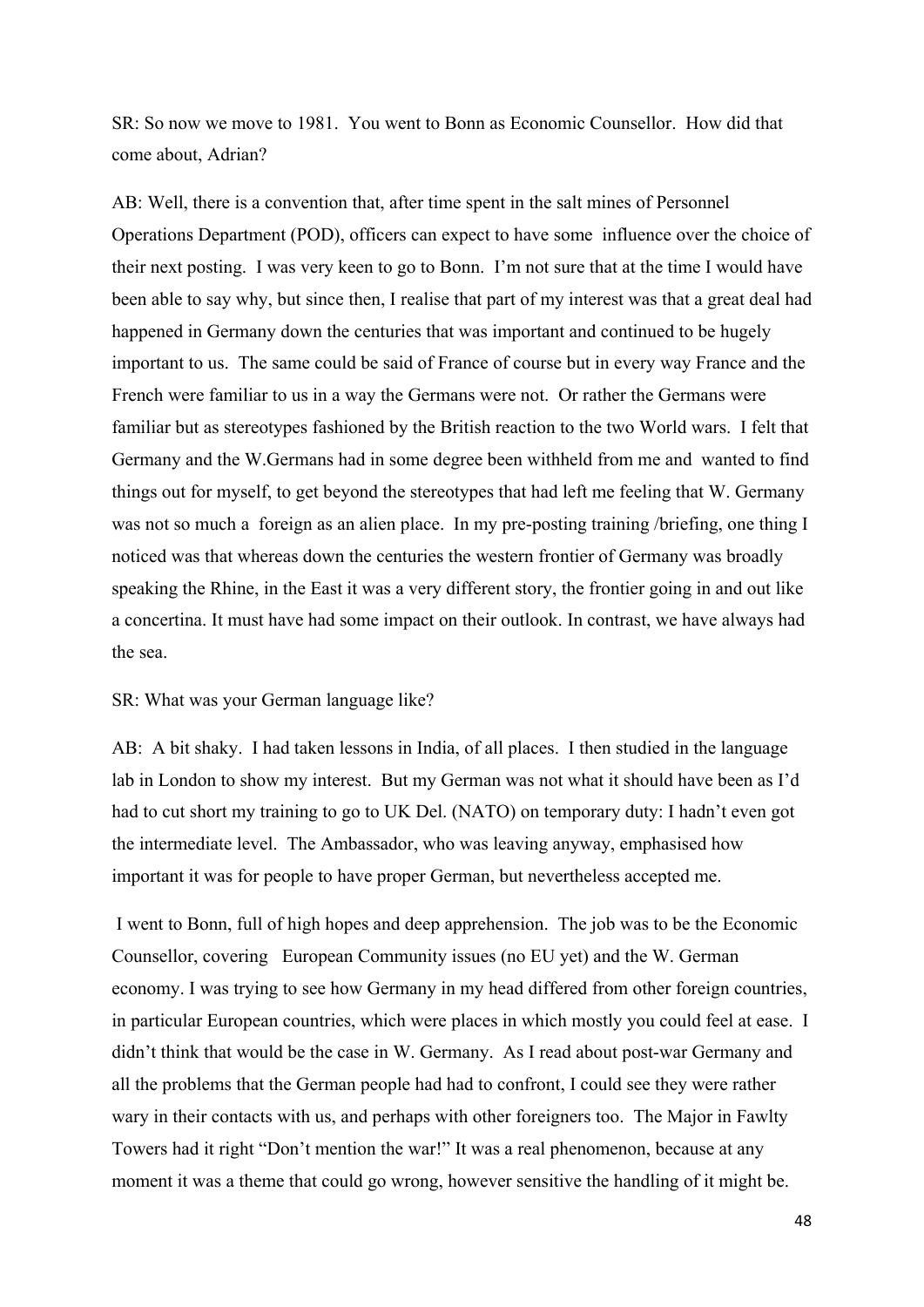SR: So now we move to 1981. You went to Bonn as Economic Counsellor. How did that come about, Adrian?

AB: Well, there is a convention that, after time spent in the salt mines of Personnel Operations Department (POD), officers can expect to have some influence over the choice of their next posting. I was very keen to go to Bonn. I'm not sure that at the time I would have been able to say why, but since then, I realise that part of my interest was that a great deal had happened in Germany down the centuries that was important and continued to be hugely important to us. The same could be said of France of course but in every way France and the French were familiar to us in a way the Germans were not. Or rather the Germans were familiar but as stereotypes fashioned by the British reaction to the two World wars. I felt that Germany and the W.Germans had in some degree been withheld from me and wanted to find things out for myself, to get beyond the stereotypes that had left me feeling that W. Germany was not so much a foreign as an alien place. In my pre-posting training /briefing, one thing I noticed was that whereas down the centuries the western frontier of Germany was broadly speaking the Rhine, in the East it was a very different story, the frontier going in and out like a concertina. It must have had some impact on their outlook. In contrast, we have always had the sea.

SR: What was your German language like?

AB: A bit shaky. I had taken lessons in India, of all places. I then studied in the language lab in London to show my interest. But my German was not what it should have been as I'd had to cut short my training to go to UK Del. (NATO) on temporary duty: I hadn't even got the intermediate level. The Ambassador, who was leaving anyway, emphasised how important it was for people to have proper German, but nevertheless accepted me.

I went to Bonn, full of high hopes and deep apprehension. The job was to be the Economic Counsellor, covering European Community issues (no EU yet) and the W. German economy. I was trying to see how Germany in my head differed from other foreign countries, in particular European countries, which were places in which mostly you could feel at ease. I didn't think that would be the case in W. Germany. As I read about post-war Germany and all the problems that the German people had had to confront, I could see they were rather wary in their contacts with us, and perhaps with other foreigners too. The Major in Fawlty Towers had it right "Don't mention the war!" It was a real phenomenon, because at any moment it was a theme that could go wrong, however sensitive the handling of it might be.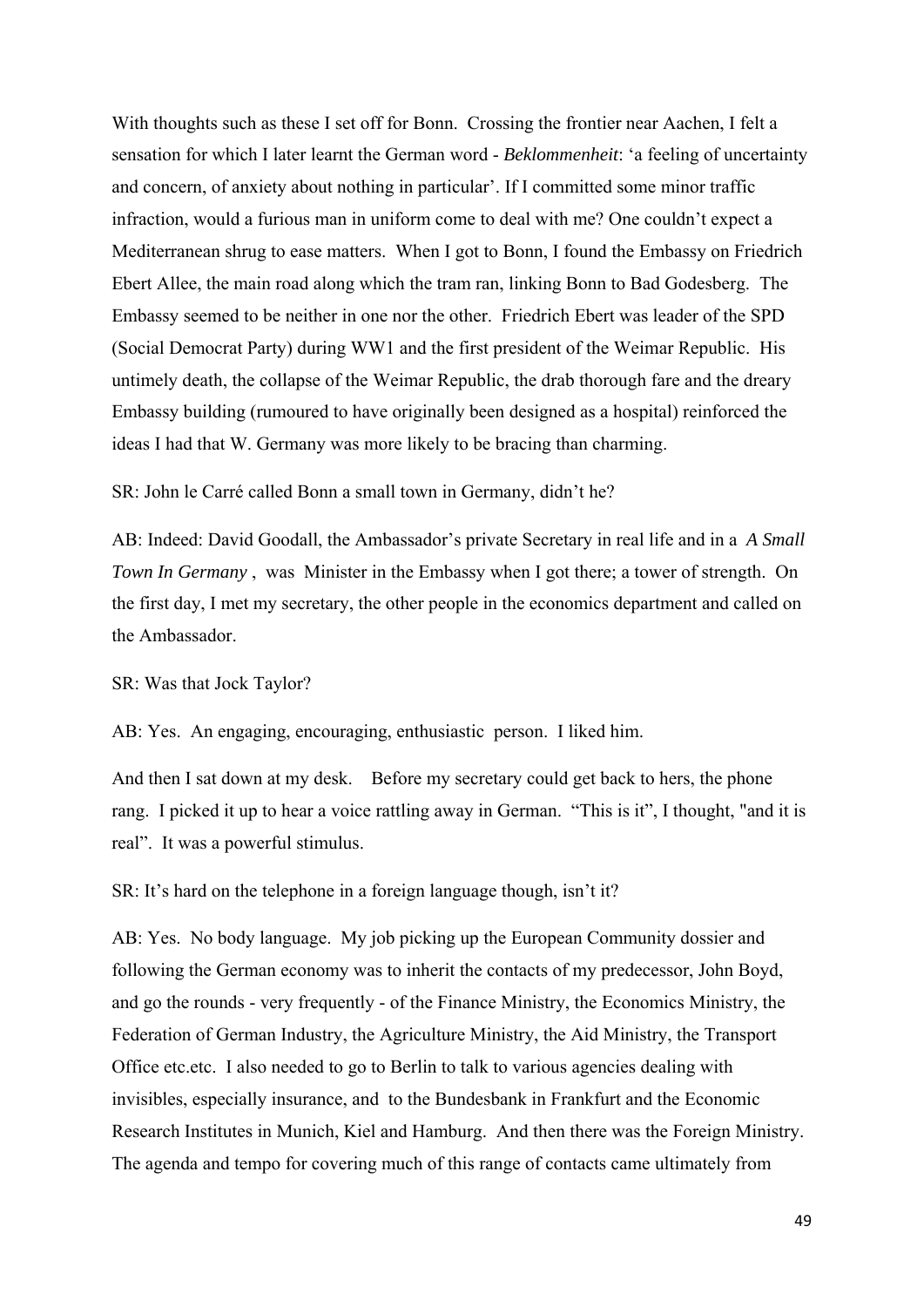With thoughts such as these I set off for Bonn. Crossing the frontier near Aachen, I felt a sensation for which I later learnt the German word - *Beklommenheit*: 'a feeling of uncertainty and concern, of anxiety about nothing in particular'. If I committed some minor traffic infraction, would a furious man in uniform come to deal with me? One couldn't expect a Mediterranean shrug to ease matters. When I got to Bonn, I found the Embassy on Friedrich Ebert Allee, the main road along which the tram ran, linking Bonn to Bad Godesberg. The Embassy seemed to be neither in one nor the other. Friedrich Ebert was leader of the SPD (Social Democrat Party) during WW1 and the first president of the Weimar Republic. His untimely death, the collapse of the Weimar Republic, the drab thorough fare and the dreary Embassy building (rumoured to have originally been designed as a hospital) reinforced the ideas I had that W. Germany was more likely to be bracing than charming.

SR: John le Carré called Bonn a small town in Germany, didn't he?

AB: Indeed: David Goodall, the Ambassador's private Secretary in real life and in a *A Small Town In Germany* , was Minister in the Embassy when I got there; a tower of strength. On the first day, I met my secretary, the other people in the economics department and called on the Ambassador.

SR: Was that Jock Taylor?

AB: Yes. An engaging, encouraging, enthusiastic person. I liked him.

And then I sat down at my desk. Before my secretary could get back to hers, the phone rang. I picked it up to hear a voice rattling away in German. "This is it", I thought, "and it is real". It was a powerful stimulus.

SR: It's hard on the telephone in a foreign language though, isn't it?

AB: Yes. No body language. My job picking up the European Community dossier and following the German economy was to inherit the contacts of my predecessor, John Boyd, and go the rounds - very frequently - of the Finance Ministry, the Economics Ministry, the Federation of German Industry, the Agriculture Ministry, the Aid Ministry, the Transport Office etc.etc. I also needed to go to Berlin to talk to various agencies dealing with invisibles, especially insurance, and to the Bundesbank in Frankfurt and the Economic Research Institutes in Munich, Kiel and Hamburg. And then there was the Foreign Ministry. The agenda and tempo for covering much of this range of contacts came ultimately from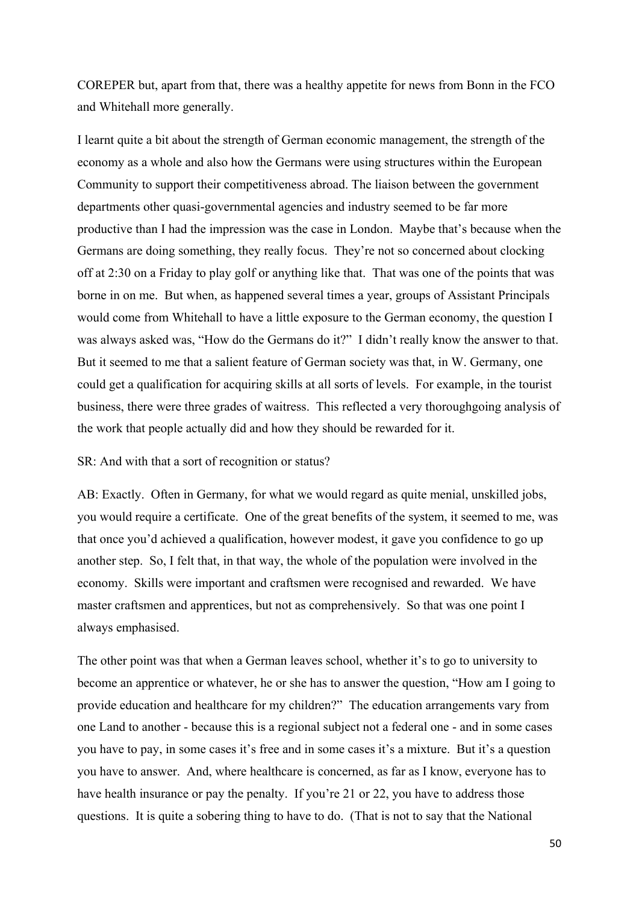COREPER but, apart from that, there was a healthy appetite for news from Bonn in the FCO and Whitehall more generally.

I learnt quite a bit about the strength of German economic management, the strength of the economy as a whole and also how the Germans were using structures within the European Community to support their competitiveness abroad. The liaison between the government departments other quasi-governmental agencies and industry seemed to be far more productive than I had the impression was the case in London. Maybe that's because when the Germans are doing something, they really focus. They're not so concerned about clocking off at 2:30 on a Friday to play golf or anything like that. That was one of the points that was borne in on me. But when, as happened several times a year, groups of Assistant Principals would come from Whitehall to have a little exposure to the German economy, the question I was always asked was, "How do the Germans do it?" I didn't really know the answer to that. But it seemed to me that a salient feature of German society was that, in W. Germany, one could get a qualification for acquiring skills at all sorts of levels. For example, in the tourist business, there were three grades of waitress. This reflected a very thoroughgoing analysis of the work that people actually did and how they should be rewarded for it.

SR: And with that a sort of recognition or status?

AB: Exactly. Often in Germany, for what we would regard as quite menial, unskilled jobs, you would require a certificate. One of the great benefits of the system, it seemed to me, was that once you'd achieved a qualification, however modest, it gave you confidence to go up another step. So, I felt that, in that way, the whole of the population were involved in the economy. Skills were important and craftsmen were recognised and rewarded. We have master craftsmen and apprentices, but not as comprehensively. So that was one point I always emphasised.

The other point was that when a German leaves school, whether it's to go to university to become an apprentice or whatever, he or she has to answer the question, "How am I going to provide education and healthcare for my children?" The education arrangements vary from one Land to another - because this is a regional subject not a federal one - and in some cases you have to pay, in some cases it's free and in some cases it's a mixture. But it's a question you have to answer. And, where healthcare is concerned, as far as I know, everyone has to have health insurance or pay the penalty. If you're 21 or 22, you have to address those questions. It is quite a sobering thing to have to do. (That is not to say that the National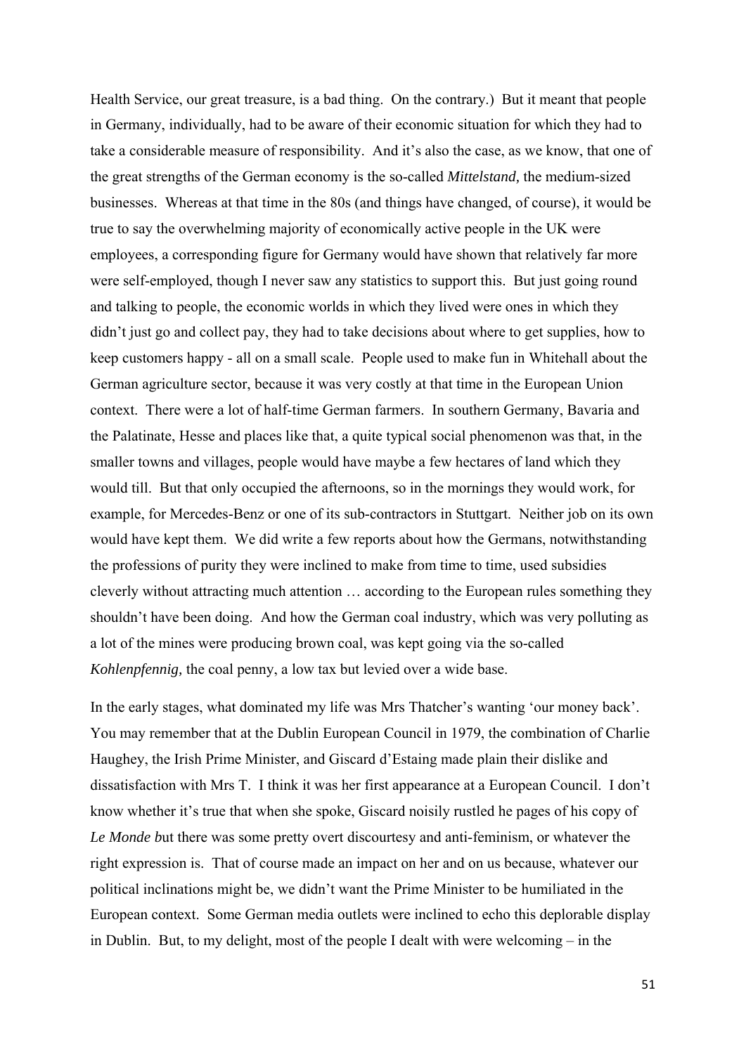Health Service, our great treasure, is a bad thing. On the contrary.) But it meant that people in Germany, individually, had to be aware of their economic situation for which they had to take a considerable measure of responsibility. And it's also the case, as we know, that one of the great strengths of the German economy is the so-called *Mittelstand,* the medium-sized businesses. Whereas at that time in the 80s (and things have changed, of course), it would be true to say the overwhelming majority of economically active people in the UK were employees, a corresponding figure for Germany would have shown that relatively far more were self-employed, though I never saw any statistics to support this. But just going round and talking to people, the economic worlds in which they lived were ones in which they didn't just go and collect pay, they had to take decisions about where to get supplies, how to keep customers happy - all on a small scale. People used to make fun in Whitehall about the German agriculture sector, because it was very costly at that time in the European Union context. There were a lot of half-time German farmers. In southern Germany, Bavaria and the Palatinate, Hesse and places like that, a quite typical social phenomenon was that, in the smaller towns and villages, people would have maybe a few hectares of land which they would till. But that only occupied the afternoons, so in the mornings they would work, for example, for Mercedes-Benz or one of its sub-contractors in Stuttgart. Neither job on its own would have kept them. We did write a few reports about how the Germans, notwithstanding the professions of purity they were inclined to make from time to time, used subsidies cleverly without attracting much attention … according to the European rules something they shouldn't have been doing. And how the German coal industry, which was very polluting as a lot of the mines were producing brown coal, was kept going via the so-called *Kohlenpfennig,* the coal penny, a low tax but levied over a wide base.

In the early stages, what dominated my life was Mrs Thatcher's wanting 'our money back'. You may remember that at the Dublin European Council in 1979, the combination of Charlie Haughey, the Irish Prime Minister, and Giscard d'Estaing made plain their dislike and dissatisfaction with Mrs T. I think it was her first appearance at a European Council. I don't know whether it's true that when she spoke, Giscard noisily rustled he pages of his copy of *Le Monde b*ut there was some pretty overt discourtesy and anti-feminism, or whatever the right expression is. That of course made an impact on her and on us because, whatever our political inclinations might be, we didn't want the Prime Minister to be humiliated in the European context. Some German media outlets were inclined to echo this deplorable display in Dublin. But, to my delight, most of the people I dealt with were welcoming – in the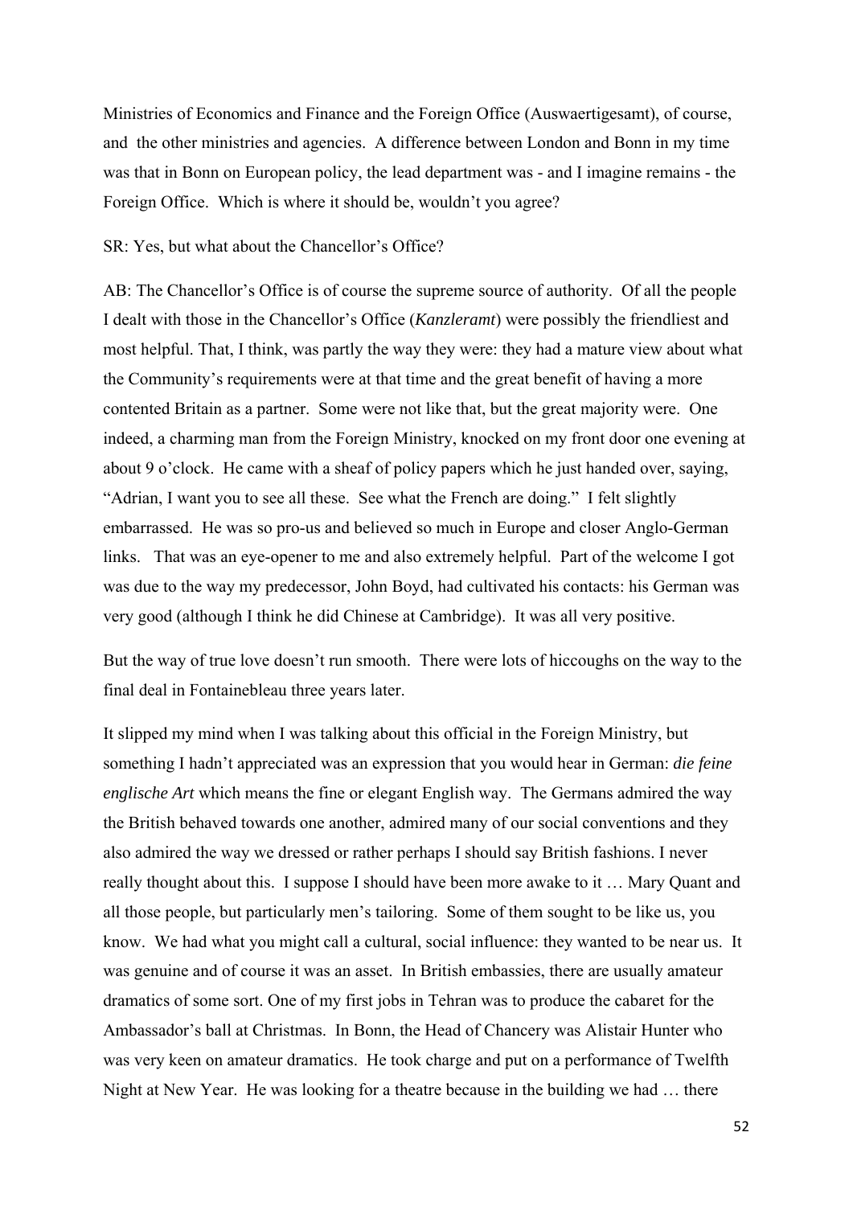Ministries of Economics and Finance and the Foreign Office (Auswaertigesamt), of course, and the other ministries and agencies. A difference between London and Bonn in my time was that in Bonn on European policy, the lead department was - and I imagine remains - the Foreign Office. Which is where it should be, wouldn't you agree?

SR: Yes, but what about the Chancellor's Office?

AB: The Chancellor's Office is of course the supreme source of authority. Of all the people I dealt with those in the Chancellor's Office (*Kanzleramt*) were possibly the friendliest and most helpful. That, I think, was partly the way they were: they had a mature view about what the Community's requirements were at that time and the great benefit of having a more contented Britain as a partner. Some were not like that, but the great majority were. One indeed, a charming man from the Foreign Ministry, knocked on my front door one evening at about 9 o'clock. He came with a sheaf of policy papers which he just handed over, saying, "Adrian, I want you to see all these. See what the French are doing." I felt slightly embarrassed. He was so pro-us and believed so much in Europe and closer Anglo-German links. That was an eye-opener to me and also extremely helpful. Part of the welcome I got was due to the way my predecessor, John Boyd, had cultivated his contacts: his German was very good (although I think he did Chinese at Cambridge). It was all very positive.

But the way of true love doesn't run smooth. There were lots of hiccoughs on the way to the final deal in Fontainebleau three years later.

It slipped my mind when I was talking about this official in the Foreign Ministry, but something I hadn't appreciated was an expression that you would hear in German: *die feine englische Art* which means the fine or elegant English way. The Germans admired the way the British behaved towards one another, admired many of our social conventions and they also admired the way we dressed or rather perhaps I should say British fashions. I never really thought about this. I suppose I should have been more awake to it … Mary Quant and all those people, but particularly men's tailoring. Some of them sought to be like us, you know. We had what you might call a cultural, social influence: they wanted to be near us. It was genuine and of course it was an asset. In British embassies, there are usually amateur dramatics of some sort. One of my first jobs in Tehran was to produce the cabaret for the Ambassador's ball at Christmas. In Bonn, the Head of Chancery was Alistair Hunter who was very keen on amateur dramatics. He took charge and put on a performance of Twelfth Night at New Year. He was looking for a theatre because in the building we had … there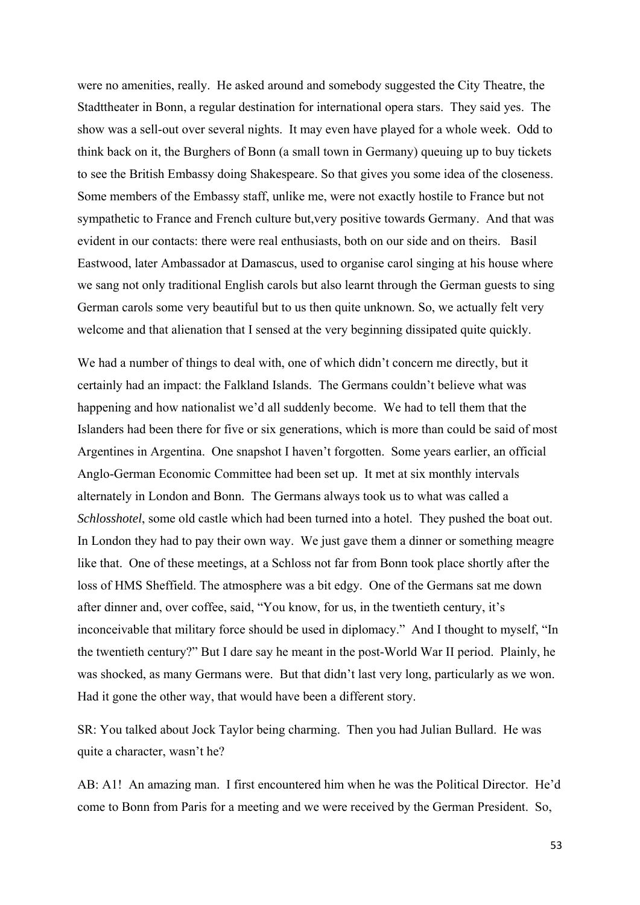were no amenities, really. He asked around and somebody suggested the City Theatre, the Stadttheater in Bonn, a regular destination for international opera stars. They said yes. The show was a sell-out over several nights. It may even have played for a whole week. Odd to think back on it, the Burghers of Bonn (a small town in Germany) queuing up to buy tickets to see the British Embassy doing Shakespeare. So that gives you some idea of the closeness. Some members of the Embassy staff, unlike me, were not exactly hostile to France but not sympathetic to France and French culture but,very positive towards Germany. And that was evident in our contacts: there were real enthusiasts, both on our side and on theirs. Basil Eastwood, later Ambassador at Damascus, used to organise carol singing at his house where we sang not only traditional English carols but also learnt through the German guests to sing German carols some very beautiful but to us then quite unknown. So, we actually felt very welcome and that alienation that I sensed at the very beginning dissipated quite quickly.

We had a number of things to deal with, one of which didn't concern me directly, but it certainly had an impact: the Falkland Islands. The Germans couldn't believe what was happening and how nationalist we'd all suddenly become. We had to tell them that the Islanders had been there for five or six generations, which is more than could be said of most Argentines in Argentina. One snapshot I haven't forgotten. Some years earlier, an official Anglo-German Economic Committee had been set up. It met at six monthly intervals alternately in London and Bonn. The Germans always took us to what was called a *Schlosshotel*, some old castle which had been turned into a hotel. They pushed the boat out. In London they had to pay their own way. We just gave them a dinner or something meagre like that. One of these meetings, at a Schloss not far from Bonn took place shortly after the loss of HMS Sheffield. The atmosphere was a bit edgy. One of the Germans sat me down after dinner and, over coffee, said, "You know, for us, in the twentieth century, it's inconceivable that military force should be used in diplomacy." And I thought to myself, "In the twentieth century?" But I dare say he meant in the post-World War II period. Plainly, he was shocked, as many Germans were. But that didn't last very long, particularly as we won. Had it gone the other way, that would have been a different story.

SR: You talked about Jock Taylor being charming. Then you had Julian Bullard. He was quite a character, wasn't he?

AB: A1! An amazing man. I first encountered him when he was the Political Director. He'd come to Bonn from Paris for a meeting and we were received by the German President. So,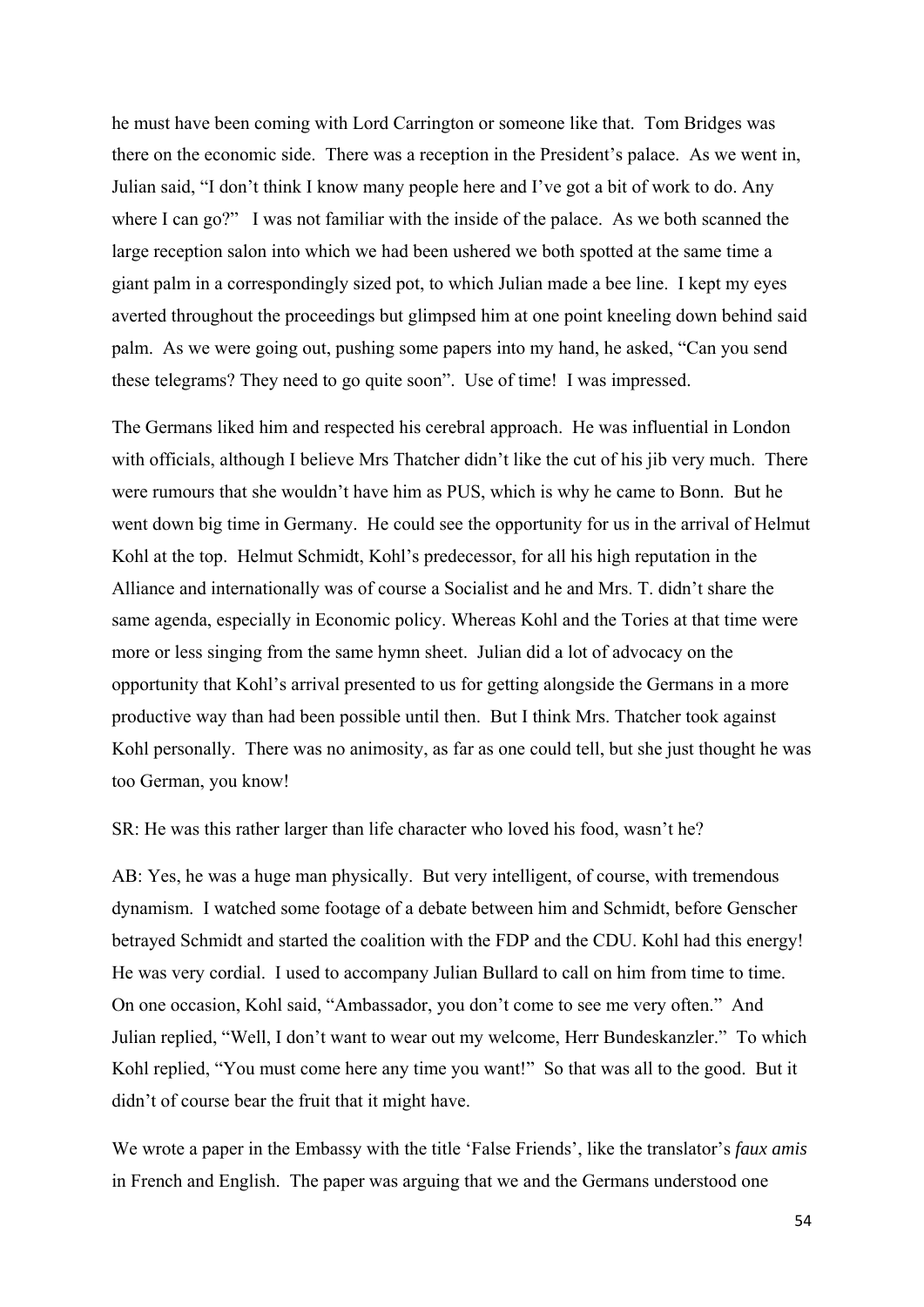he must have been coming with Lord Carrington or someone like that. Tom Bridges was there on the economic side. There was a reception in the President's palace. As we went in, Julian said, "I don't think I know many people here and I've got a bit of work to do. Any where I can go?" I was not familiar with the inside of the palace. As we both scanned the large reception salon into which we had been ushered we both spotted at the same time a giant palm in a correspondingly sized pot, to which Julian made a bee line. I kept my eyes averted throughout the proceedings but glimpsed him at one point kneeling down behind said palm. As we were going out, pushing some papers into my hand, he asked, "Can you send these telegrams? They need to go quite soon". Use of time! I was impressed.

The Germans liked him and respected his cerebral approach. He was influential in London with officials, although I believe Mrs Thatcher didn't like the cut of his jib very much. There were rumours that she wouldn't have him as PUS, which is why he came to Bonn. But he went down big time in Germany. He could see the opportunity for us in the arrival of Helmut Kohl at the top. Helmut Schmidt, Kohl's predecessor, for all his high reputation in the Alliance and internationally was of course a Socialist and he and Mrs. T. didn't share the same agenda, especially in Economic policy. Whereas Kohl and the Tories at that time were more or less singing from the same hymn sheet. Julian did a lot of advocacy on the opportunity that Kohl's arrival presented to us for getting alongside the Germans in a more productive way than had been possible until then. But I think Mrs. Thatcher took against Kohl personally. There was no animosity, as far as one could tell, but she just thought he was too German, you know!

SR: He was this rather larger than life character who loved his food, wasn't he?

AB: Yes, he was a huge man physically. But very intelligent, of course, with tremendous dynamism. I watched some footage of a debate between him and Schmidt, before Genscher betrayed Schmidt and started the coalition with the FDP and the CDU. Kohl had this energy! He was very cordial. I used to accompany Julian Bullard to call on him from time to time. On one occasion, Kohl said, "Ambassador, you don't come to see me very often." And Julian replied, "Well, I don't want to wear out my welcome, Herr Bundeskanzler." To which Kohl replied, "You must come here any time you want!" So that was all to the good. But it didn't of course bear the fruit that it might have.

We wrote a paper in the Embassy with the title 'False Friends', like the translator's *faux amis* in French and English. The paper was arguing that we and the Germans understood one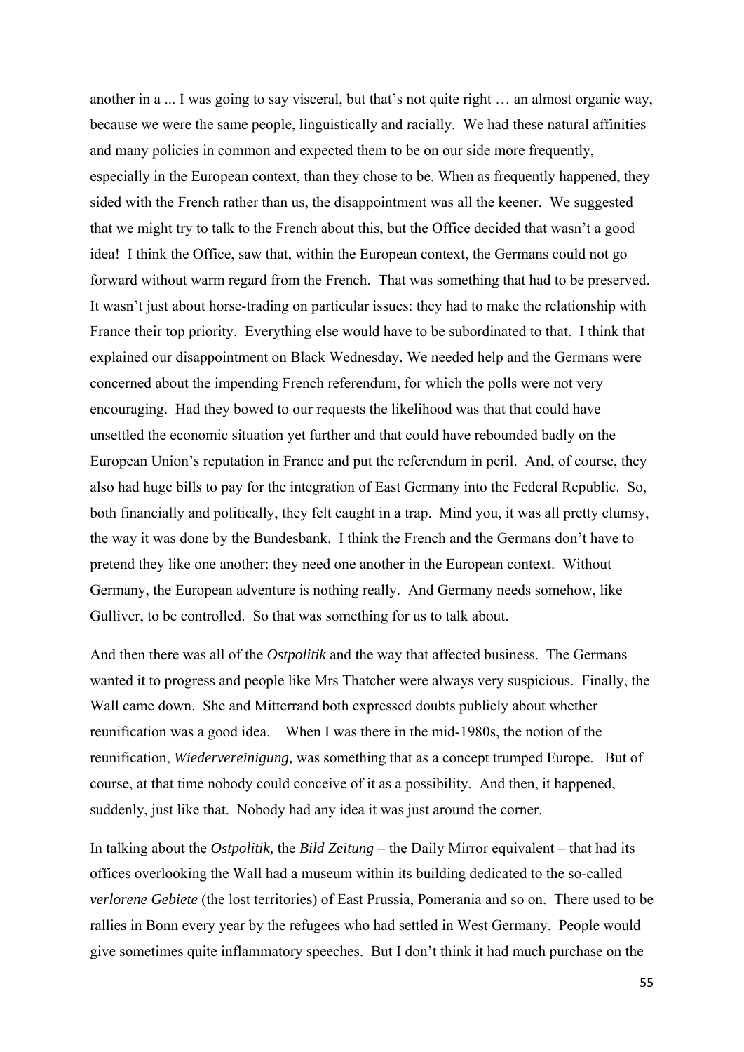another in a ... I was going to say visceral, but that's not quite right … an almost organic way, because we were the same people, linguistically and racially. We had these natural affinities and many policies in common and expected them to be on our side more frequently, especially in the European context, than they chose to be. When as frequently happened, they sided with the French rather than us, the disappointment was all the keener. We suggested that we might try to talk to the French about this, but the Office decided that wasn't a good idea! I think the Office, saw that, within the European context, the Germans could not go forward without warm regard from the French. That was something that had to be preserved. It wasn't just about horse-trading on particular issues: they had to make the relationship with France their top priority. Everything else would have to be subordinated to that. I think that explained our disappointment on Black Wednesday. We needed help and the Germans were concerned about the impending French referendum, for which the polls were not very encouraging. Had they bowed to our requests the likelihood was that that could have unsettled the economic situation yet further and that could have rebounded badly on the European Union's reputation in France and put the referendum in peril. And, of course, they also had huge bills to pay for the integration of East Germany into the Federal Republic. So, both financially and politically, they felt caught in a trap. Mind you, it was all pretty clumsy, the way it was done by the Bundesbank. I think the French and the Germans don't have to pretend they like one another: they need one another in the European context. Without Germany, the European adventure is nothing really. And Germany needs somehow, like Gulliver, to be controlled. So that was something for us to talk about.

And then there was all of the *Ostpolitik* and the way that affected business. The Germans wanted it to progress and people like Mrs Thatcher were always very suspicious. Finally, the Wall came down. She and Mitterrand both expressed doubts publicly about whether reunification was a good idea. When I was there in the mid-1980s, the notion of the reunification, *Wiedervereinigung,* was something that as a concept trumped Europe. But of course, at that time nobody could conceive of it as a possibility. And then, it happened, suddenly, just like that. Nobody had any idea it was just around the corner.

In talking about the *Ostpolitik,* the *Bild Zeitung* – the Daily Mirror equivalent – that had its offices overlooking the Wall had a museum within its building dedicated to the so-called *verlorene Gebiete* (the lost territories) of East Prussia, Pomerania and so on. There used to be rallies in Bonn every year by the refugees who had settled in West Germany. People would give sometimes quite inflammatory speeches. But I don't think it had much purchase on the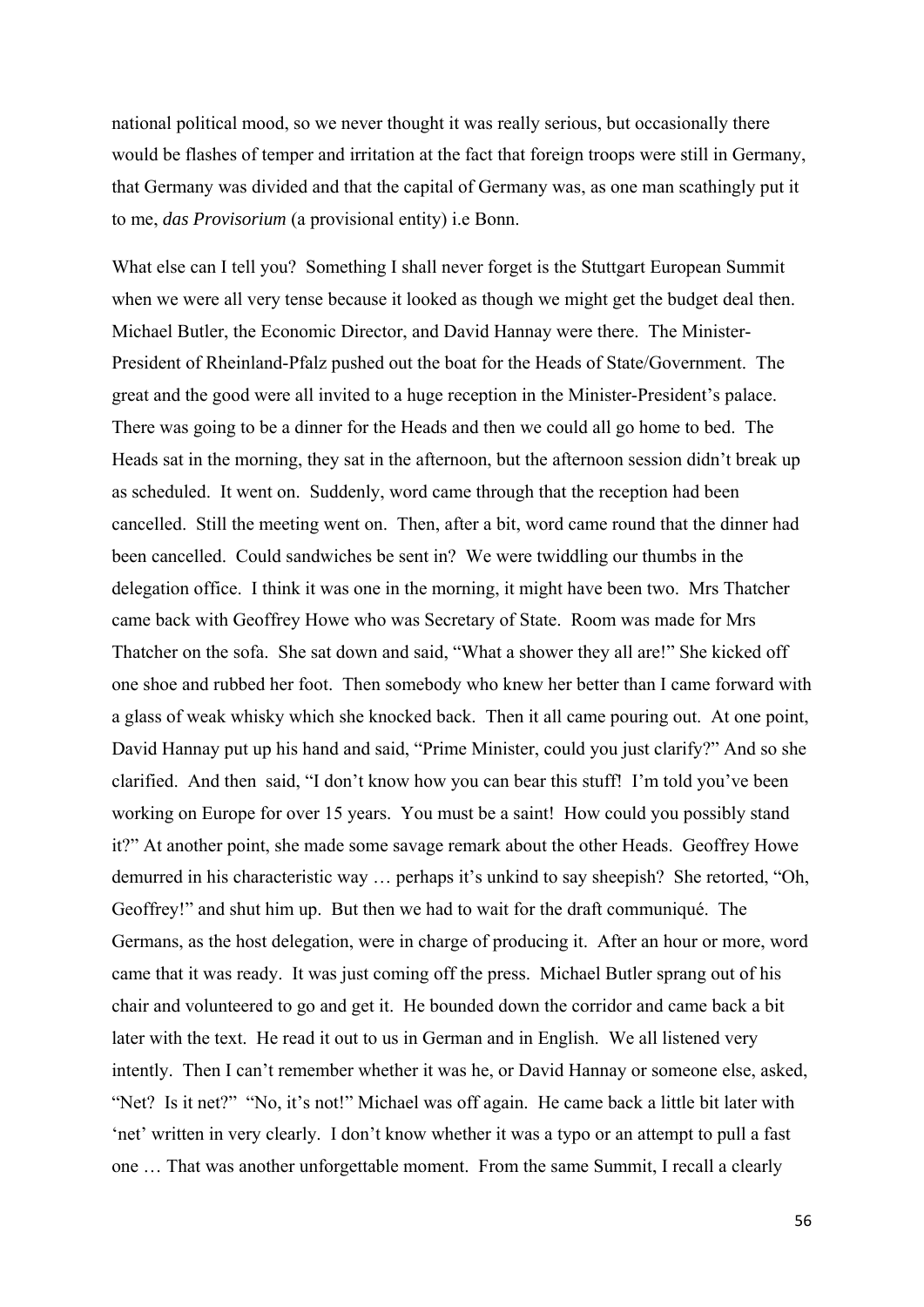national political mood, so we never thought it was really serious, but occasionally there would be flashes of temper and irritation at the fact that foreign troops were still in Germany, that Germany was divided and that the capital of Germany was, as one man scathingly put it to me, *das Provisorium* (a provisional entity) i.e Bonn.

What else can I tell you? Something I shall never forget is the Stuttgart European Summit when we were all very tense because it looked as though we might get the budget deal then. Michael Butler, the Economic Director, and David Hannay were there. The Minister-President of Rheinland-Pfalz pushed out the boat for the Heads of State/Government. The great and the good were all invited to a huge reception in the Minister-President's palace. There was going to be a dinner for the Heads and then we could all go home to bed. The Heads sat in the morning, they sat in the afternoon, but the afternoon session didn't break up as scheduled. It went on. Suddenly, word came through that the reception had been cancelled. Still the meeting went on. Then, after a bit, word came round that the dinner had been cancelled. Could sandwiches be sent in? We were twiddling our thumbs in the delegation office. I think it was one in the morning, it might have been two. Mrs Thatcher came back with Geoffrey Howe who was Secretary of State. Room was made for Mrs Thatcher on the sofa. She sat down and said, "What a shower they all are!" She kicked off one shoe and rubbed her foot. Then somebody who knew her better than I came forward with a glass of weak whisky which she knocked back. Then it all came pouring out. At one point, David Hannay put up his hand and said, "Prime Minister, could you just clarify?" And so she clarified. And then said, "I don't know how you can bear this stuff! I'm told you've been working on Europe for over 15 years. You must be a saint! How could you possibly stand it?" At another point, she made some savage remark about the other Heads. Geoffrey Howe demurred in his characteristic way … perhaps it's unkind to say sheepish? She retorted, "Oh, Geoffrey!" and shut him up. But then we had to wait for the draft communiqué. The Germans, as the host delegation, were in charge of producing it. After an hour or more, word came that it was ready. It was just coming off the press. Michael Butler sprang out of his chair and volunteered to go and get it. He bounded down the corridor and came back a bit later with the text. He read it out to us in German and in English. We all listened very intently. Then I can't remember whether it was he, or David Hannay or someone else, asked, "Net? Is it net?" "No, it's not!" Michael was off again. He came back a little bit later with 'net' written in very clearly. I don't know whether it was a typo or an attempt to pull a fast one … That was another unforgettable moment. From the same Summit, I recall a clearly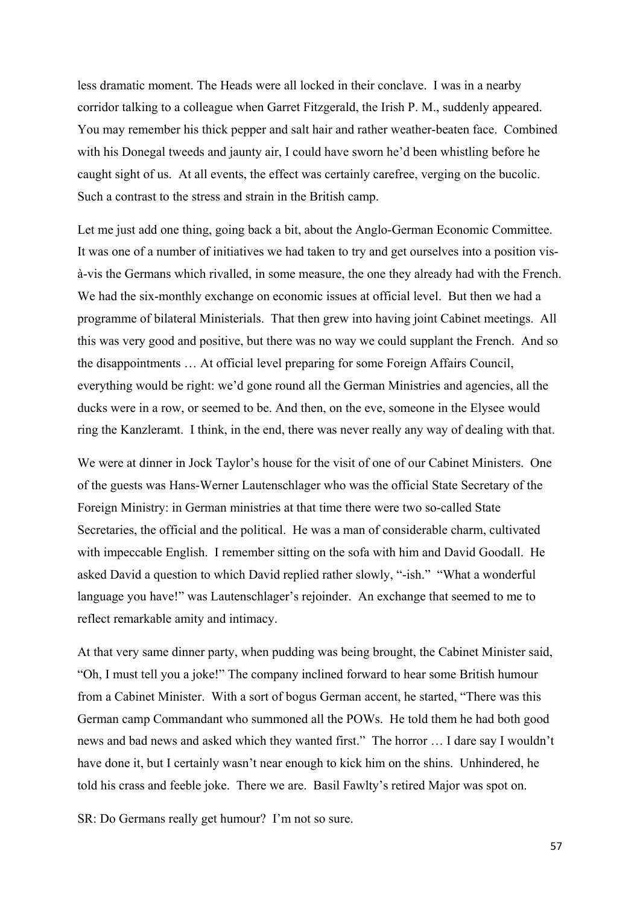less dramatic moment. The Heads were all locked in their conclave. I was in a nearby corridor talking to a colleague when Garret Fitzgerald, the Irish P. M., suddenly appeared. You may remember his thick pepper and salt hair and rather weather-beaten face. Combined with his Donegal tweeds and jaunty air, I could have sworn he'd been whistling before he caught sight of us. At all events, the effect was certainly carefree, verging on the bucolic. Such a contrast to the stress and strain in the British camp.

Let me just add one thing, going back a bit, about the Anglo-German Economic Committee. It was one of a number of initiatives we had taken to try and get ourselves into a position vis-à-vis the Germans which rivalled, in some measure, the one they already had with the French. We had the six-monthly exchange on economic issues at official level. But then we had a programme of bilateral Ministerials. That then grew into having joint Cabinet meetings. All this was very good and positive, but there was no way we could supplant the French. And so the disappointments … At official level preparing for some Foreign Affairs Council, everything would be right: we'd gone round all the German Ministries and agencies, all the ducks were in a row, or seemed to be. And then, on the eve, someone in the Elysee would ring the Kanzleramt. I think, in the end, there was never really any way of dealing with that.

We were at dinner in Jock Taylor's house for the visit of one of our Cabinet Ministers. One of the guests was Hans-Werner Lautenschlager who was the official State Secretary of the Foreign Ministry: in German ministries at that time there were two so-called State Secretaries, the official and the political. He was a man of considerable charm, cultivated with impeccable English. I remember sitting on the sofa with him and David Goodall. He asked David a question to which David replied rather slowly, "-ish." "What a wonderful language you have!" was Lautenschlager's rejoinder. An exchange that seemed to me to reflect remarkable amity and intimacy.

At that very same dinner party, when pudding was being brought, the Cabinet Minister said, "Oh, I must tell you a joke!" The company inclined forward to hear some British humour from a Cabinet Minister. With a sort of bogus German accent, he started, "There was this German camp Commandant who summoned all the POWs. He told them he had both good news and bad news and asked which they wanted first." The horror … I dare say I wouldn't have done it, but I certainly wasn't near enough to kick him on the shins. Unhindered, he told his crass and feeble joke. There we are. Basil Fawlty's retired Major was spot on.

SR: Do Germans really get humour? I'm not so sure.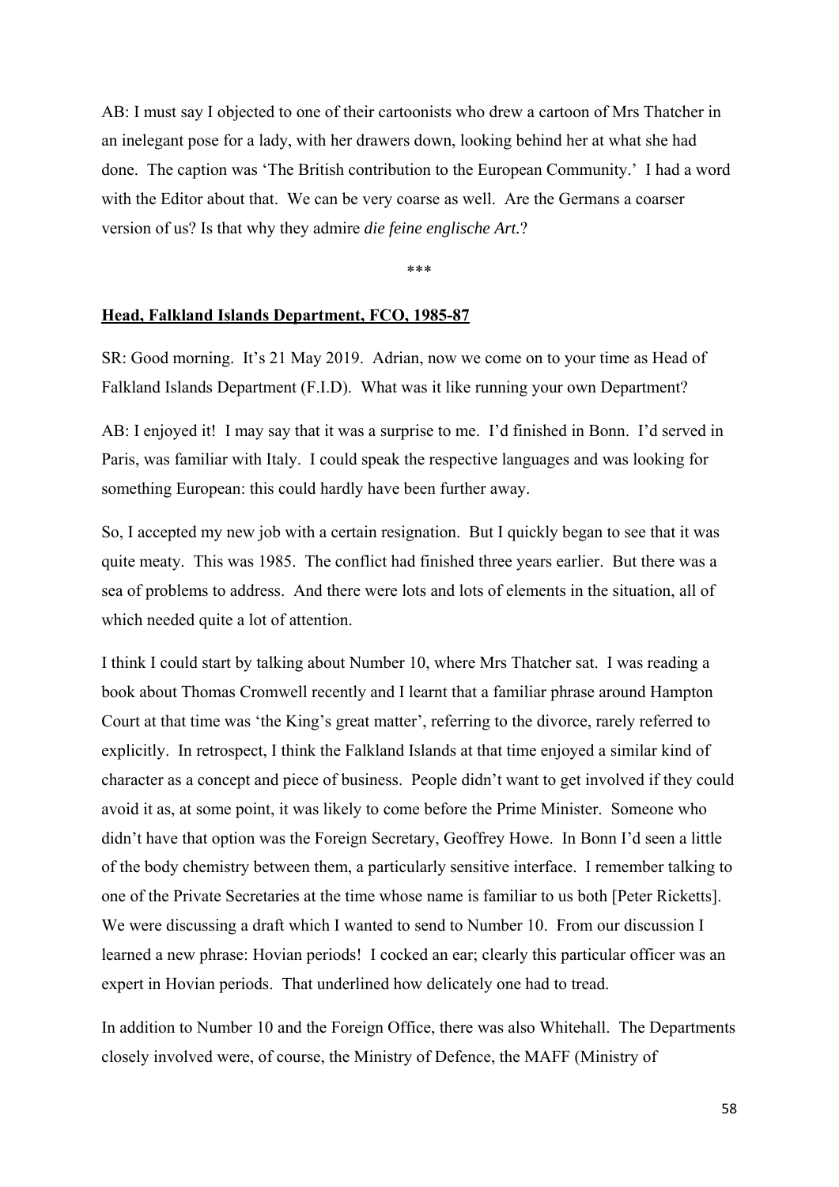AB: I must say I objected to one of their cartoonists who drew a cartoon of Mrs Thatcher in an inelegant pose for a lady, with her drawers down, looking behind her at what she had done. The caption was 'The British contribution to the European Community.' I had a word with the Editor about that. We can be very coarse as well. Are the Germans a coarser version of us? Is that why they admire *die feine englische Art.*?

\*\*\*

## **Head, Falkland Islands Department, FCO, 1985-87**

SR: Good morning. It's 21 May 2019. Adrian, now we come on to your time as Head of Falkland Islands Department (F.I.D). What was it like running your own Department?

AB: I enjoyed it! I may say that it was a surprise to me. I'd finished in Bonn. I'd served in Paris, was familiar with Italy. I could speak the respective languages and was looking for something European: this could hardly have been further away.

So, I accepted my new job with a certain resignation. But I quickly began to see that it was quite meaty. This was 1985. The conflict had finished three years earlier. But there was a sea of problems to address. And there were lots and lots of elements in the situation, all of which needed quite a lot of attention.

I think I could start by talking about Number 10, where Mrs Thatcher sat. I was reading a book about Thomas Cromwell recently and I learnt that a familiar phrase around Hampton Court at that time was 'the King's great matter', referring to the divorce, rarely referred to explicitly. In retrospect, I think the Falkland Islands at that time enjoyed a similar kind of character as a concept and piece of business. People didn't want to get involved if they could avoid it as, at some point, it was likely to come before the Prime Minister. Someone who didn't have that option was the Foreign Secretary, Geoffrey Howe. In Bonn I'd seen a little of the body chemistry between them, a particularly sensitive interface. I remember talking to one of the Private Secretaries at the time whose name is familiar to us both [Peter Ricketts]. We were discussing a draft which I wanted to send to Number 10. From our discussion I learned a new phrase: Hovian periods! I cocked an ear; clearly this particular officer was an expert in Hovian periods. That underlined how delicately one had to tread.

In addition to Number 10 and the Foreign Office, there was also Whitehall. The Departments closely involved were, of course, the Ministry of Defence, the MAFF (Ministry of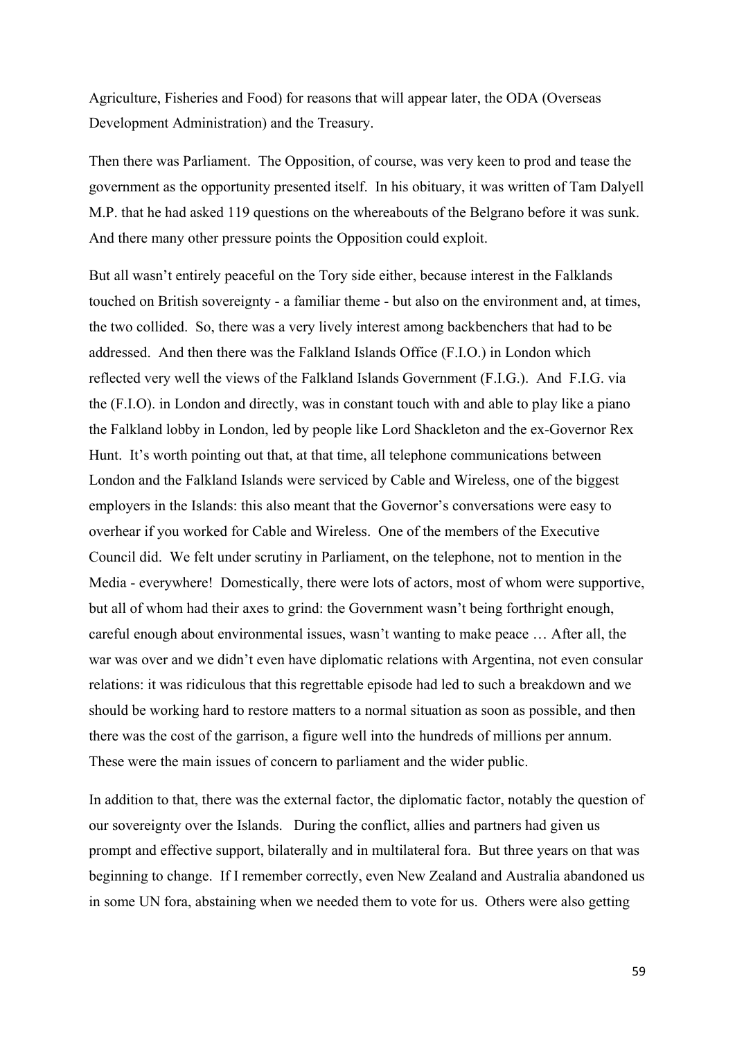Agriculture, Fisheries and Food) for reasons that will appear later, the ODA (Overseas Development Administration) and the Treasury.

Then there was Parliament. The Opposition, of course, was very keen to prod and tease the government as the opportunity presented itself. In his obituary, it was written of Tam Dalyell M.P. that he had asked 119 questions on the whereabouts of the Belgrano before it was sunk. And there many other pressure points the Opposition could exploit.

But all wasn't entirely peaceful on the Tory side either, because interest in the Falklands touched on British sovereignty - a familiar theme - but also on the environment and, at times, the two collided. So, there was a very lively interest among backbenchers that had to be addressed. And then there was the Falkland Islands Office (F.I.O.) in London which reflected very well the views of the Falkland Islands Government (F.I.G.). And F.I.G. via the (F.I.O). in London and directly, was in constant touch with and able to play like a piano the Falkland lobby in London, led by people like Lord Shackleton and the ex-Governor Rex Hunt. It's worth pointing out that, at that time, all telephone communications between London and the Falkland Islands were serviced by Cable and Wireless, one of the biggest employers in the Islands: this also meant that the Governor's conversations were easy to overhear if you worked for Cable and Wireless. One of the members of the Executive Council did. We felt under scrutiny in Parliament, on the telephone, not to mention in the Media - everywhere! Domestically, there were lots of actors, most of whom were supportive, but all of whom had their axes to grind: the Government wasn't being forthright enough, careful enough about environmental issues, wasn't wanting to make peace … After all, the war was over and we didn't even have diplomatic relations with Argentina, not even consular relations: it was ridiculous that this regrettable episode had led to such a breakdown and we should be working hard to restore matters to a normal situation as soon as possible, and then there was the cost of the garrison, a figure well into the hundreds of millions per annum. These were the main issues of concern to parliament and the wider public.

In addition to that, there was the external factor, the diplomatic factor, notably the question of our sovereignty over the Islands. During the conflict, allies and partners had given us prompt and effective support, bilaterally and in multilateral fora. But three years on that was beginning to change. If I remember correctly, even New Zealand and Australia abandoned us in some UN fora, abstaining when we needed them to vote for us. Others were also getting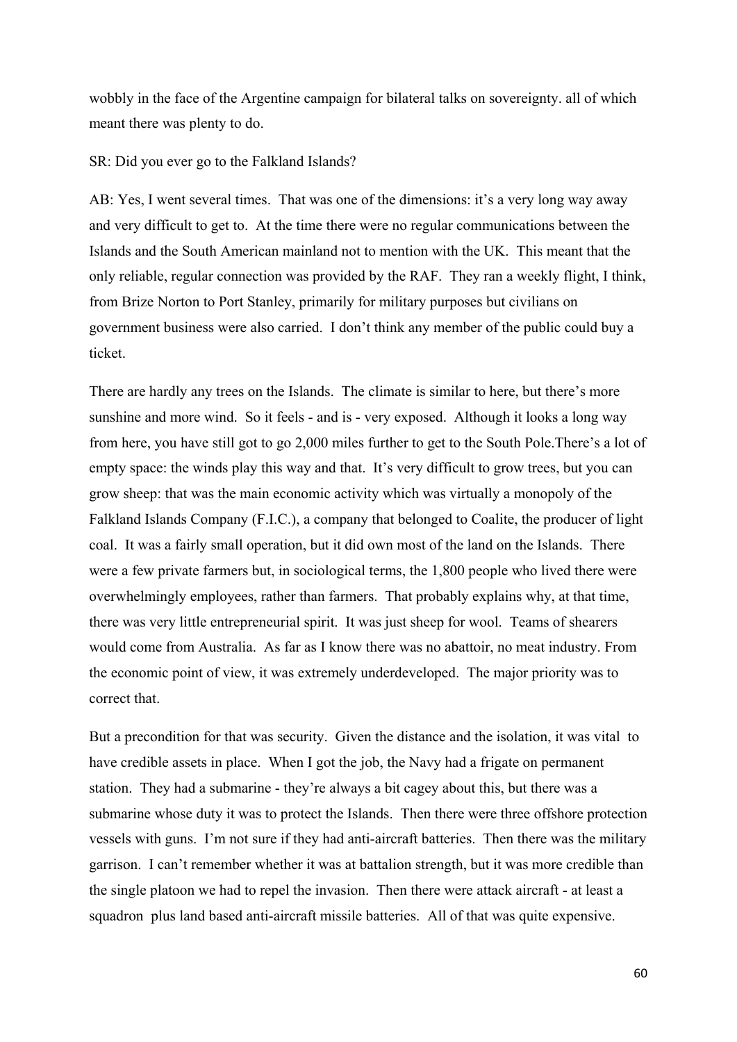wobbly in the face of the Argentine campaign for bilateral talks on sovereignty. all of which meant there was plenty to do.

SR: Did you ever go to the Falkland Islands?

AB: Yes, I went several times. That was one of the dimensions: it's a very long way away and very difficult to get to. At the time there were no regular communications between the Islands and the South American mainland not to mention with the UK. This meant that the only reliable, regular connection was provided by the RAF. They ran a weekly flight, I think, from Brize Norton to Port Stanley, primarily for military purposes but civilians on government business were also carried. I don't think any member of the public could buy a ticket.

There are hardly any trees on the Islands. The climate is similar to here, but there's more sunshine and more wind. So it feels - and is - very exposed. Although it looks a long way from here, you have still got to go 2,000 miles further to get to the South Pole.There's a lot of empty space: the winds play this way and that. It's very difficult to grow trees, but you can grow sheep: that was the main economic activity which was virtually a monopoly of the Falkland Islands Company (F.I.C.), a company that belonged to Coalite, the producer of light coal. It was a fairly small operation, but it did own most of the land on the Islands. There were a few private farmers but, in sociological terms, the 1,800 people who lived there were overwhelmingly employees, rather than farmers. That probably explains why, at that time, there was very little entrepreneurial spirit. It was just sheep for wool. Teams of shearers would come from Australia. As far as I know there was no abattoir, no meat industry. From the economic point of view, it was extremely underdeveloped. The major priority was to correct that.

But a precondition for that was security. Given the distance and the isolation, it was vital to have credible assets in place. When I got the job, the Navy had a frigate on permanent station. They had a submarine - they're always a bit cagey about this, but there was a submarine whose duty it was to protect the Islands. Then there were three offshore protection vessels with guns. I'm not sure if they had anti-aircraft batteries. Then there was the military garrison. I can't remember whether it was at battalion strength, but it was more credible than the single platoon we had to repel the invasion. Then there were attack aircraft - at least a squadron plus land based anti-aircraft missile batteries. All of that was quite expensive.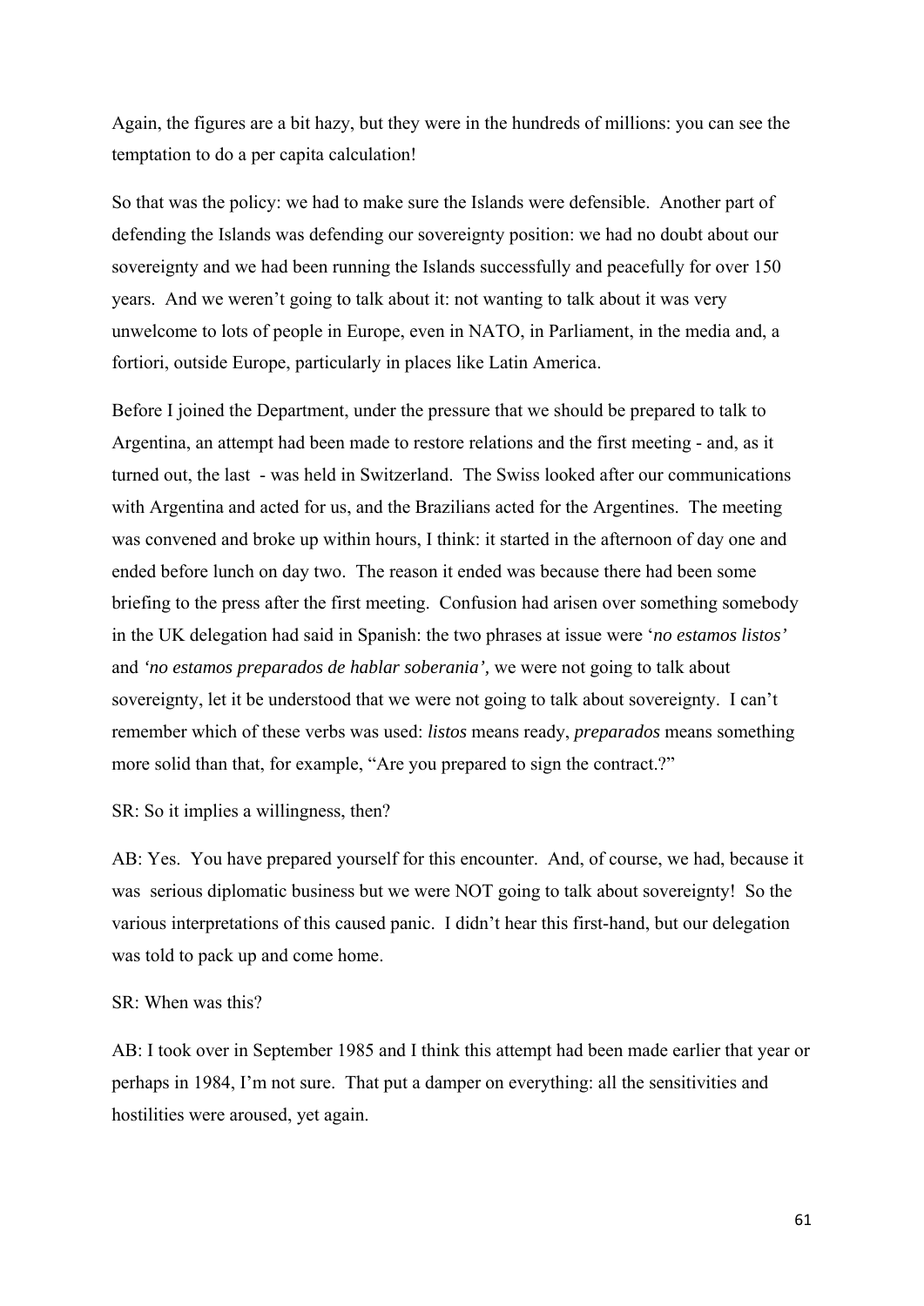Again, the figures are a bit hazy, but they were in the hundreds of millions: you can see the temptation to do a per capita calculation!

So that was the policy: we had to make sure the Islands were defensible. Another part of defending the Islands was defending our sovereignty position: we had no doubt about our sovereignty and we had been running the Islands successfully and peacefully for over 150 years. And we weren't going to talk about it: not wanting to talk about it was very unwelcome to lots of people in Europe, even in NATO, in Parliament, in the media and, a fortiori, outside Europe, particularly in places like Latin America.

Before I joined the Department, under the pressure that we should be prepared to talk to Argentina, an attempt had been made to restore relations and the first meeting - and, as it turned out, the last - was held in Switzerland. The Swiss looked after our communications with Argentina and acted for us, and the Brazilians acted for the Argentines. The meeting was convened and broke up within hours, I think: it started in the afternoon of day one and ended before lunch on day two. The reason it ended was because there had been some briefing to the press after the first meeting. Confusion had arisen over something somebody in the UK delegation had said in Spanish: the two phrases at issue were '*no estamos listos'* and *'no estamos preparados de hablar soberania'*, we were not going to talk about sovereignty, let it be understood that we were not going to talk about sovereignty. I can't remember which of these verbs was used: *listos* means ready, *preparados* means something more solid than that, for example, "Are you prepared to sign the contract.?"

SR: So it implies a willingness, then?

AB: Yes. You have prepared yourself for this encounter. And, of course, we had, because it was serious diplomatic business but we were NOT going to talk about sovereignty! So the various interpretations of this caused panic. I didn't hear this first-hand, but our delegation was told to pack up and come home.

SR: When was this?

AB: I took over in September 1985 and I think this attempt had been made earlier that year or perhaps in 1984, I'm not sure. That put a damper on everything: all the sensitivities and hostilities were aroused, yet again.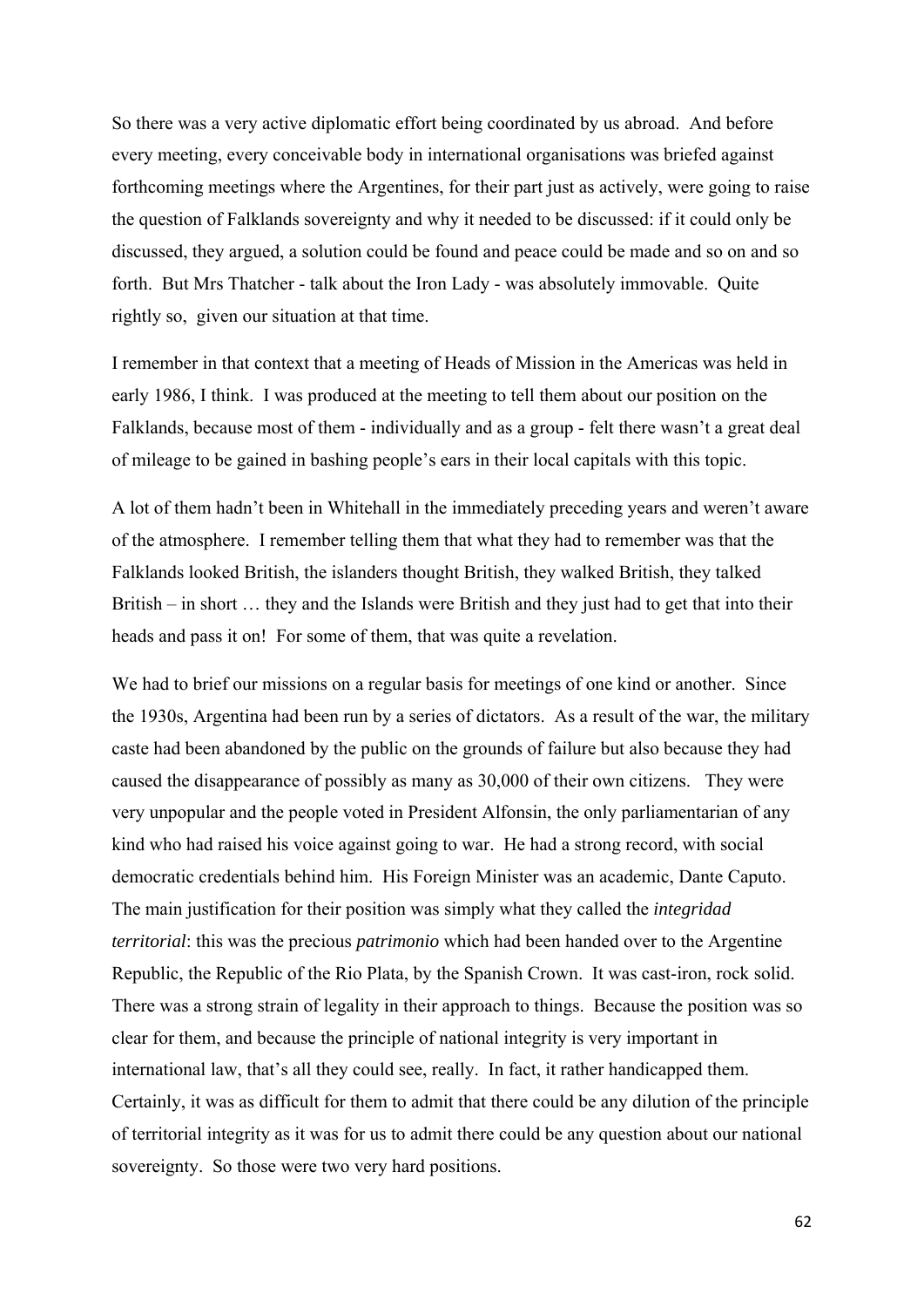So there was a very active diplomatic effort being coordinated by us abroad. And before every meeting, every conceivable body in international organisations was briefed against forthcoming meetings where the Argentines, for their part just as actively, were going to raise the question of Falklands sovereignty and why it needed to be discussed: if it could only be discussed, they argued, a solution could be found and peace could be made and so on and so forth. But Mrs Thatcher - talk about the Iron Lady - was absolutely immovable. Quite rightly so, given our situation at that time.

I remember in that context that a meeting of Heads of Mission in the Americas was held in early 1986, I think. I was produced at the meeting to tell them about our position on the Falklands, because most of them - individually and as a group - felt there wasn't a great deal of mileage to be gained in bashing people's ears in their local capitals with this topic.

A lot of them hadn't been in Whitehall in the immediately preceding years and weren't aware of the atmosphere. I remember telling them that what they had to remember was that the Falklands looked British, the islanders thought British, they walked British, they talked British – in short … they and the Islands were British and they just had to get that into their heads and pass it on! For some of them, that was quite a revelation.

We had to brief our missions on a regular basis for meetings of one kind or another. Since the 1930s, Argentina had been run by a series of dictators. As a result of the war, the military caste had been abandoned by the public on the grounds of failure but also because they had caused the disappearance of possibly as many as 30,000 of their own citizens. They were very unpopular and the people voted in President Alfonsin, the only parliamentarian of any kind who had raised his voice against going to war. He had a strong record, with social democratic credentials behind him. His Foreign Minister was an academic, Dante Caputo. The main justification for their position was simply what they called the *integridad territorial*: this was the precious *patrimonio* which had been handed over to the Argentine Republic, the Republic of the Rio Plata, by the Spanish Crown. It was cast-iron, rock solid. There was a strong strain of legality in their approach to things. Because the position was so clear for them, and because the principle of national integrity is very important in international law, that's all they could see, really. In fact, it rather handicapped them. Certainly, it was as difficult for them to admit that there could be any dilution of the principle of territorial integrity as it was for us to admit there could be any question about our national sovereignty. So those were two very hard positions.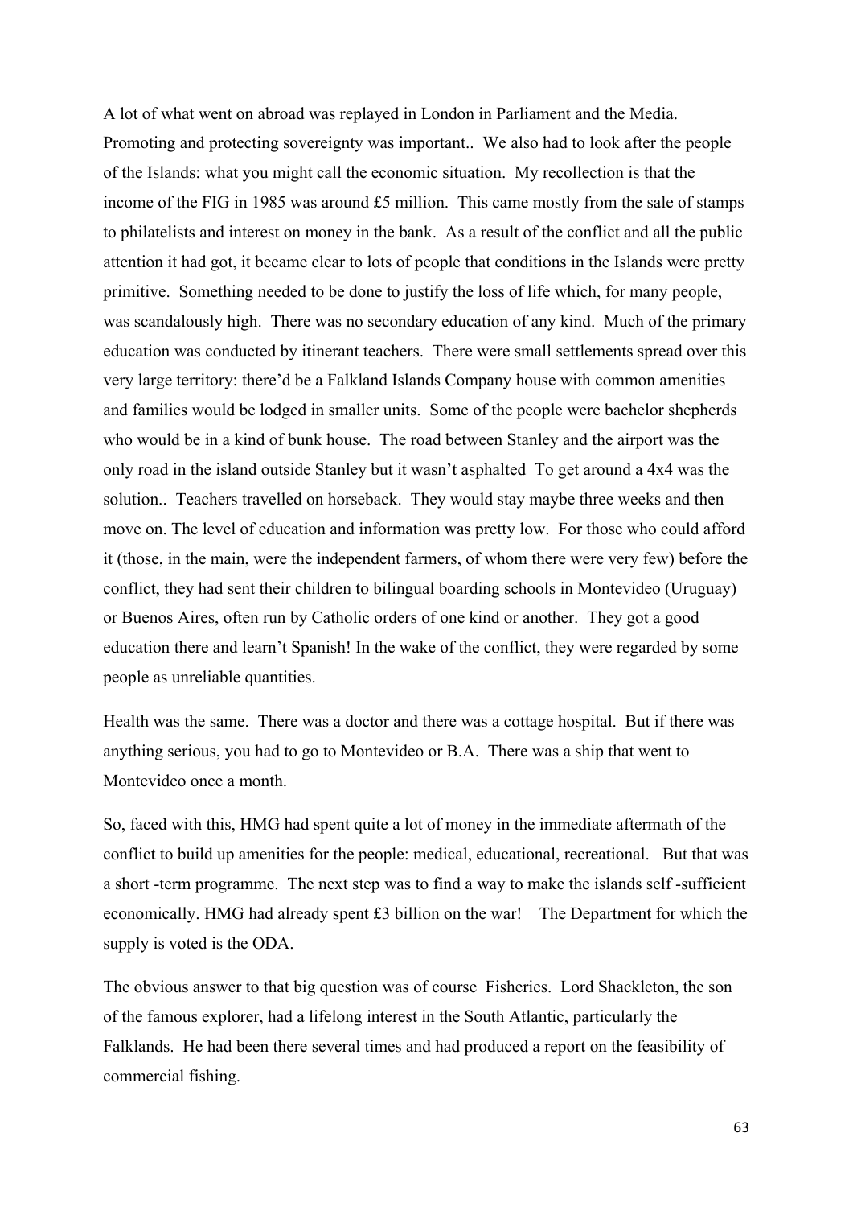A lot of what went on abroad was replayed in London in Parliament and the Media. Promoting and protecting sovereignty was important.. We also had to look after the people of the Islands: what you might call the economic situation. My recollection is that the income of the FIG in 1985 was around £5 million. This came mostly from the sale of stamps to philatelists and interest on money in the bank. As a result of the conflict and all the public attention it had got, it became clear to lots of people that conditions in the Islands were pretty primitive. Something needed to be done to justify the loss of life which, for many people, was scandalously high. There was no secondary education of any kind. Much of the primary education was conducted by itinerant teachers. There were small settlements spread over this very large territory: there'd be a Falkland Islands Company house with common amenities and families would be lodged in smaller units. Some of the people were bachelor shepherds who would be in a kind of bunk house. The road between Stanley and the airport was the only road in the island outside Stanley but it wasn't asphalted To get around a 4x4 was the solution.. Teachers travelled on horseback. They would stay maybe three weeks and then move on. The level of education and information was pretty low. For those who could afford it (those, in the main, were the independent farmers, of whom there were very few) before the conflict, they had sent their children to bilingual boarding schools in Montevideo (Uruguay) or Buenos Aires, often run by Catholic orders of one kind or another. They got a good education there and learn't Spanish! In the wake of the conflict, they were regarded by some people as unreliable quantities.

Health was the same. There was a doctor and there was a cottage hospital. But if there was anything serious, you had to go to Montevideo or B.A. There was a ship that went to Montevideo once a month.

So, faced with this, HMG had spent quite a lot of money in the immediate aftermath of the conflict to build up amenities for the people: medical, educational, recreational. But that was a short -term programme. The next step was to find a way to make the islands self -sufficient economically. HMG had already spent £3 billion on the war! The Department for which the supply is voted is the ODA.

The obvious answer to that big question was of course Fisheries. Lord Shackleton, the son of the famous explorer, had a lifelong interest in the South Atlantic, particularly the Falklands. He had been there several times and had produced a report on the feasibility of commercial fishing.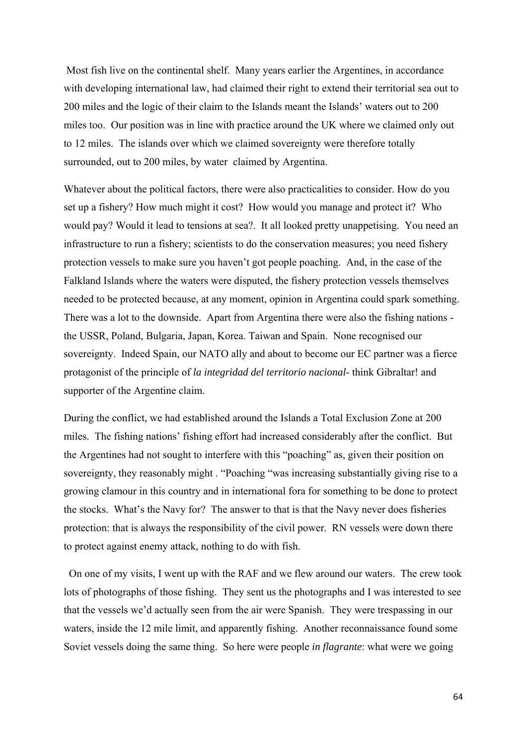Most fish live on the continental shelf. Many years earlier the Argentines, in accordance with developing international law, had claimed their right to extend their territorial sea out to 200 miles and the logic of their claim to the Islands meant the Islands' waters out to 200 miles too. Our position was in line with practice around the UK where we claimed only out to 12 miles. The islands over which we claimed sovereignty were therefore totally surrounded, out to 200 miles, by water claimed by Argentina.

Whatever about the political factors, there were also practicalities to consider. How do you set up a fishery? How much might it cost? How would you manage and protect it? Who would pay? Would it lead to tensions at sea?. It all looked pretty unappetising. You need an infrastructure to run a fishery; scientists to do the conservation measures; you need fishery protection vessels to make sure you haven't got people poaching. And, in the case of the Falkland Islands where the waters were disputed, the fishery protection vessels themselves needed to be protected because, at any moment, opinion in Argentina could spark something. There was a lot to the downside. Apart from Argentina there were also the fishing nations - the USSR, Poland, Bulgaria, Japan, Korea. Taiwan and Spain. None recognised our sovereignty. Indeed Spain, our NATO ally and about to become our EC partner was a fierce protagonist of the principle of *la integridad del territorio nacional*- think Gibraltar! and supporter of the Argentine claim.

During the conflict, we had established around the Islands a Total Exclusion Zone at 200 miles. The fishing nations' fishing effort had increased considerably after the conflict. But the Argentines had not sought to interfere with this "poaching" as, given their position on sovereignty, they reasonably might . "Poaching "was increasing substantially giving rise to a growing clamour in this country and in international fora for something to be done to protect the stocks. What's the Navy for? The answer to that is that the Navy never does fisheries protection: that is always the responsibility of the civil power. RN vessels were down there to protect against enemy attack, nothing to do with fish.

On one of my visits, I went up with the RAF and we flew around our waters. The crew took lots of photographs of those fishing. They sent us the photographs and I was interested to see that the vessels we'd actually seen from the air were Spanish. They were trespassing in our waters, inside the 12 mile limit, and apparently fishing. Another reconnaissance found some Soviet vessels doing the same thing. So here were people *in flagrante*: what were we going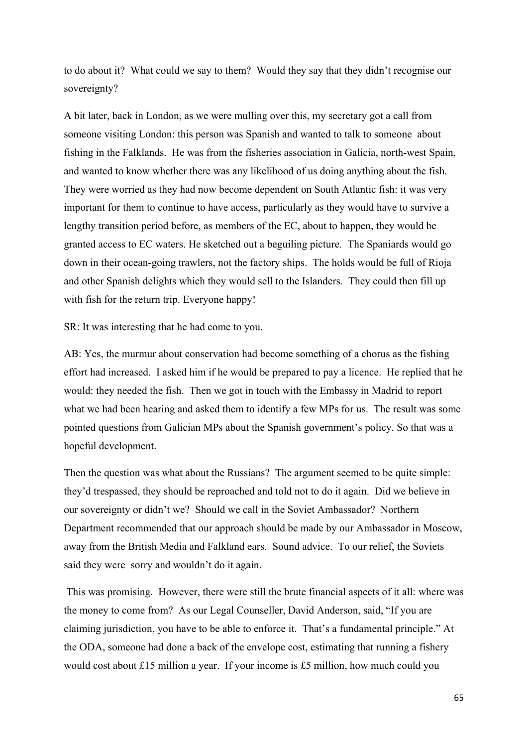to do about it? What could we say to them? Would they say that they didn't recognise our sovereignty?

A bit later, back in London, as we were mulling over this, my secretary got a call from someone visiting London: this person was Spanish and wanted to talk to someone about fishing in the Falklands. He was from the fisheries association in Galicia, north-west Spain, and wanted to know whether there was any likelihood of us doing anything about the fish. They were worried as they had now become dependent on South Atlantic fish: it was very important for them to continue to have access, particularly as they would have to survive a lengthy transition period before, as members of the EC, about to happen, they would be granted access to EC waters. He sketched out a beguiling picture. The Spaniards would go down in their ocean-going trawlers, not the factory ships. The holds would be full of Rioja and other Spanish delights which they would sell to the Islanders. They could then fill up with fish for the return trip. Everyone happy!

SR: It was interesting that he had come to you.

AB: Yes, the murmur about conservation had become something of a chorus as the fishing effort had increased. I asked him if he would be prepared to pay a licence. He replied that he would: they needed the fish. Then we got in touch with the Embassy in Madrid to report what we had been hearing and asked them to identify a few MPs for us. The result was some pointed questions from Galician MPs about the Spanish government's policy. So that was a hopeful development.

Then the question was what about the Russians? The argument seemed to be quite simple: they'd trespassed, they should be reproached and told not to do it again. Did we believe in our sovereignty or didn't we? Should we call in the Soviet Ambassador? Northern Department recommended that our approach should be made by our Ambassador in Moscow, away from the British Media and Falkland ears. Sound advice. To our relief, the Soviets said they were sorry and wouldn't do it again.

This was promising. However, there were still the brute financial aspects of it all: where was the money to come from? As our Legal Counseller, David Anderson, said, "If you are claiming jurisdiction, you have to be able to enforce it. That's a fundamental principle." At the ODA, someone had done a back of the envelope cost, estimating that running a fishery would cost about £15 million a year. If your income is £5 million, how much could you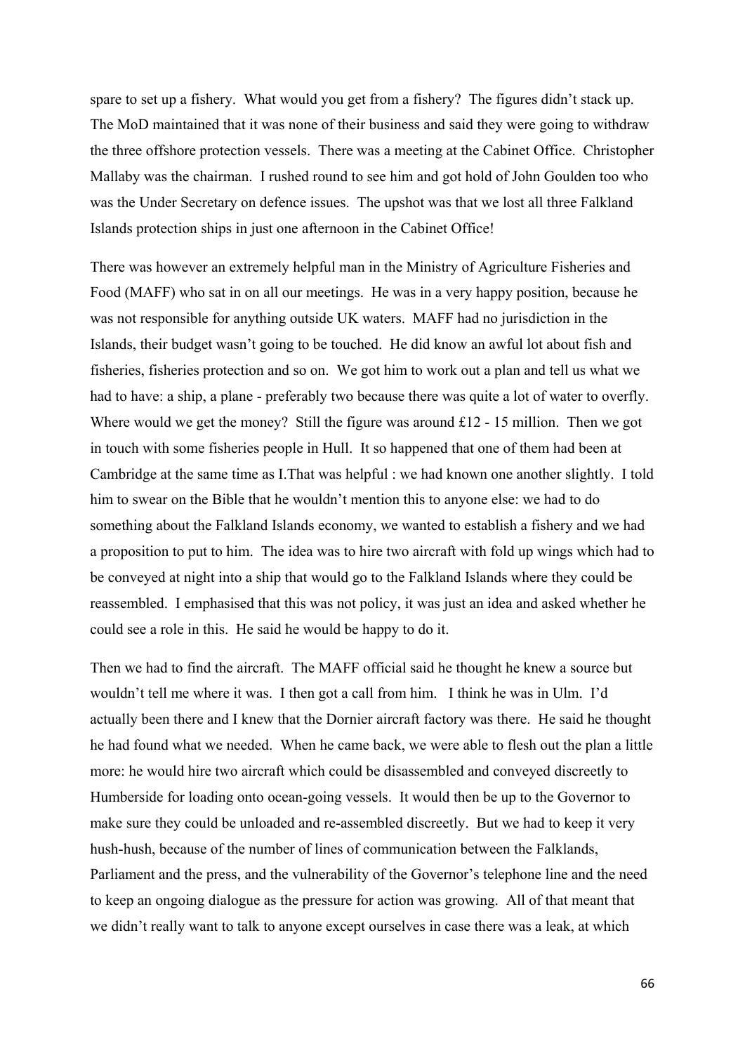spare to set up a fishery. What would you get from a fishery? The figures didn't stack up. The MoD maintained that it was none of their business and said they were going to withdraw the three offshore protection vessels. There was a meeting at the Cabinet Office. Christopher Mallaby was the chairman. I rushed round to see him and got hold of John Goulden too who was the Under Secretary on defence issues. The upshot was that we lost all three Falkland Islands protection ships in just one afternoon in the Cabinet Office!

There was however an extremely helpful man in the Ministry of Agriculture Fisheries and Food (MAFF) who sat in on all our meetings. He was in a very happy position, because he was not responsible for anything outside UK waters. MAFF had no jurisdiction in the Islands, their budget wasn't going to be touched. He did know an awful lot about fish and fisheries, fisheries protection and so on. We got him to work out a plan and tell us what we had to have: a ship, a plane - preferably two because there was quite a lot of water to overfly. Where would we get the money? Still the figure was around £12 - 15 million. Then we got in touch with some fisheries people in Hull. It so happened that one of them had been at Cambridge at the same time as I.That was helpful : we had known one another slightly. I told him to swear on the Bible that he wouldn't mention this to anyone else: we had to do something about the Falkland Islands economy, we wanted to establish a fishery and we had a proposition to put to him. The idea was to hire two aircraft with fold up wings which had to be conveyed at night into a ship that would go to the Falkland Islands where they could be reassembled. I emphasised that this was not policy, it was just an idea and asked whether he could see a role in this. He said he would be happy to do it.

Then we had to find the aircraft. The MAFF official said he thought he knew a source but wouldn't tell me where it was. I then got a call from him. I think he was in Ulm. I'd actually been there and I knew that the Dornier aircraft factory was there. He said he thought he had found what we needed. When he came back, we were able to flesh out the plan a little more: he would hire two aircraft which could be disassembled and conveyed discreetly to Humberside for loading onto ocean-going vessels. It would then be up to the Governor to make sure they could be unloaded and re-assembled discreetly. But we had to keep it very hush-hush, because of the number of lines of communication between the Falklands, Parliament and the press, and the vulnerability of the Governor's telephone line and the need to keep an ongoing dialogue as the pressure for action was growing. All of that meant that we didn't really want to talk to anyone except ourselves in case there was a leak, at which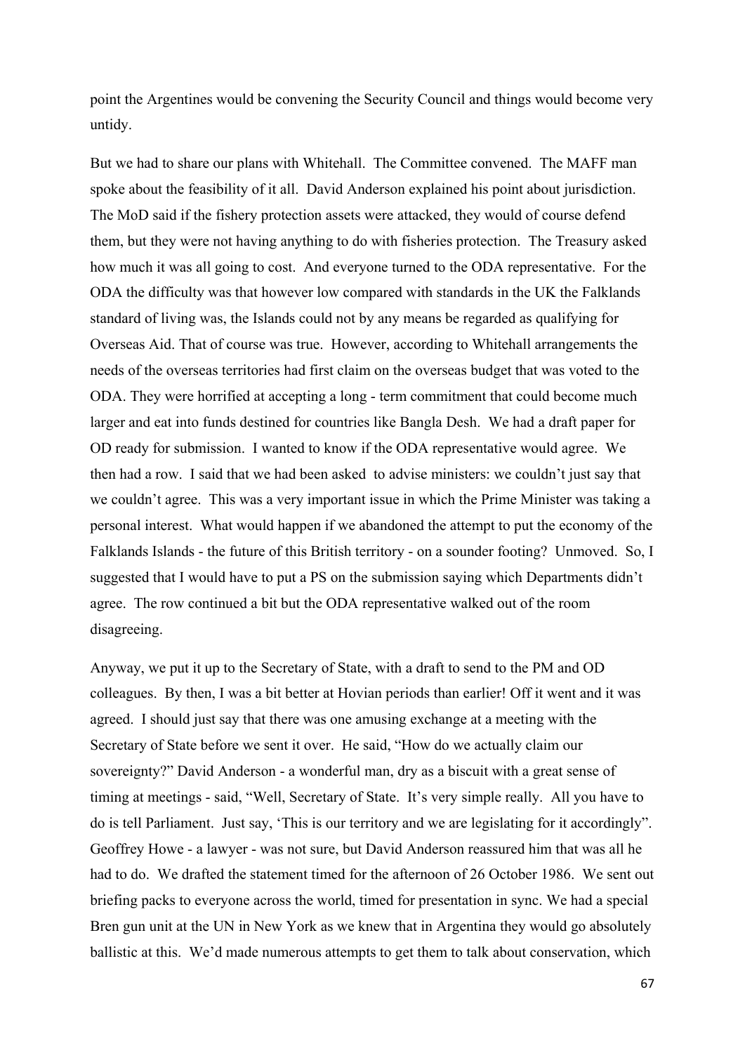point the Argentines would be convening the Security Council and things would become very untidy.

But we had to share our plans with Whitehall. The Committee convened. The MAFF man spoke about the feasibility of it all. David Anderson explained his point about jurisdiction. The MoD said if the fishery protection assets were attacked, they would of course defend them, but they were not having anything to do with fisheries protection. The Treasury asked how much it was all going to cost. And everyone turned to the ODA representative. For the ODA the difficulty was that however low compared with standards in the UK the Falklands standard of living was, the Islands could not by any means be regarded as qualifying for Overseas Aid. That of course was true. However, according to Whitehall arrangements the needs of the overseas territories had first claim on the overseas budget that was voted to the ODA. They were horrified at accepting a long - term commitment that could become much larger and eat into funds destined for countries like Bangla Desh. We had a draft paper for OD ready for submission. I wanted to know if the ODA representative would agree. We then had a row. I said that we had been asked to advise ministers: we couldn't just say that we couldn't agree. This was a very important issue in which the Prime Minister was taking a personal interest. What would happen if we abandoned the attempt to put the economy of the Falklands Islands - the future of this British territory - on a sounder footing? Unmoved. So, I suggested that I would have to put a PS on the submission saying which Departments didn't agree. The row continued a bit but the ODA representative walked out of the room disagreeing.

Anyway, we put it up to the Secretary of State, with a draft to send to the PM and OD colleagues. By then, I was a bit better at Hovian periods than earlier! Off it went and it was agreed. I should just say that there was one amusing exchange at a meeting with the Secretary of State before we sent it over. He said, "How do we actually claim our sovereignty?" David Anderson - a wonderful man, dry as a biscuit with a great sense of timing at meetings - said, "Well, Secretary of State. It's very simple really. All you have to do is tell Parliament. Just say, 'This is our territory and we are legislating for it accordingly". Geoffrey Howe - a lawyer - was not sure, but David Anderson reassured him that was all he had to do. We drafted the statement timed for the afternoon of 26 October 1986. We sent out briefing packs to everyone across the world, timed for presentation in sync. We had a special Bren gun unit at the UN in New York as we knew that in Argentina they would go absolutely ballistic at this. We'd made numerous attempts to get them to talk about conservation, which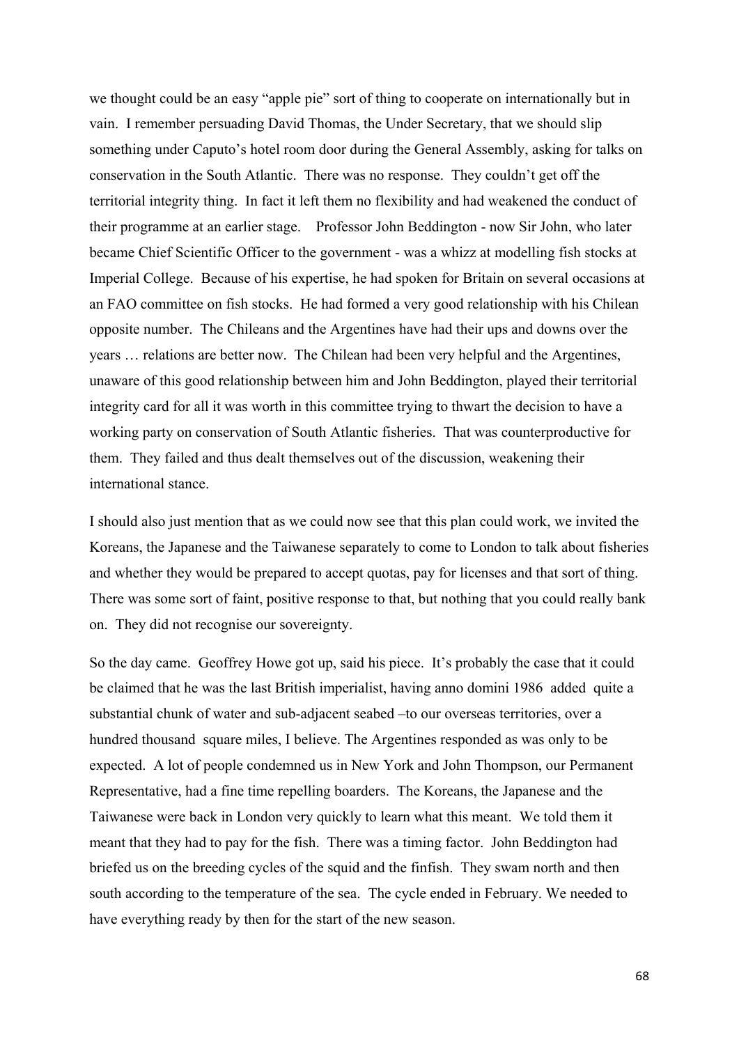we thought could be an easy "apple pie" sort of thing to cooperate on internationally but in vain. I remember persuading David Thomas, the Under Secretary, that we should slip something under Caputo's hotel room door during the General Assembly, asking for talks on conservation in the South Atlantic. There was no response. They couldn't get off the territorial integrity thing. In fact it left them no flexibility and had weakened the conduct of their programme at an earlier stage. Professor John Beddington - now Sir John, who later became Chief Scientific Officer to the government - was a whizz at modelling fish stocks at Imperial College. Because of his expertise, he had spoken for Britain on several occasions at an FAO committee on fish stocks. He had formed a very good relationship with his Chilean opposite number. The Chileans and the Argentines have had their ups and downs over the years … relations are better now. The Chilean had been very helpful and the Argentines, unaware of this good relationship between him and John Beddington, played their territorial integrity card for all it was worth in this committee trying to thwart the decision to have a working party on conservation of South Atlantic fisheries. That was counterproductive for them. They failed and thus dealt themselves out of the discussion, weakening their international stance.

I should also just mention that as we could now see that this plan could work, we invited the Koreans, the Japanese and the Taiwanese separately to come to London to talk about fisheries and whether they would be prepared to accept quotas, pay for licenses and that sort of thing. There was some sort of faint, positive response to that, but nothing that you could really bank on. They did not recognise our sovereignty.

So the day came. Geoffrey Howe got up, said his piece. It's probably the case that it could be claimed that he was the last British imperialist, having anno domini 1986 added quite a substantial chunk of water and sub-adjacent seabed –to our overseas territories, over a hundred thousand square miles, I believe. The Argentines responded as was only to be expected. A lot of people condemned us in New York and John Thompson, our Permanent Representative, had a fine time repelling boarders. The Koreans, the Japanese and the Taiwanese were back in London very quickly to learn what this meant. We told them it meant that they had to pay for the fish. There was a timing factor. John Beddington had briefed us on the breeding cycles of the squid and the finfish. They swam north and then south according to the temperature of the sea. The cycle ended in February. We needed to have everything ready by then for the start of the new season.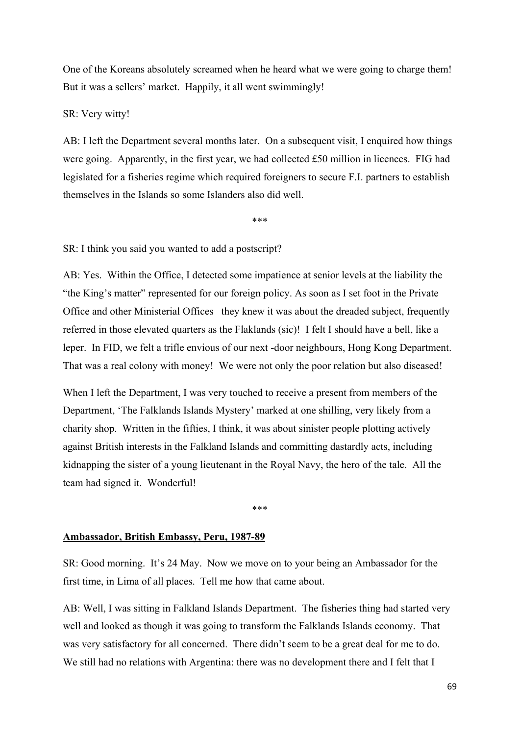One of the Koreans absolutely screamed when he heard what we were going to charge them! But it was a sellers' market. Happily, it all went swimmingly!

SR: Very witty!

AB: I left the Department several months later. On a subsequent visit, I enquired how things were going. Apparently, in the first year, we had collected £50 million in licences. FIG had legislated for a fisheries regime which required foreigners to secure F.I. partners to establish themselves in the Islands so some Islanders also did well.

***

SR: I think you said you wanted to add a postscript?

AB: Yes. Within the Office, I detected some impatience at senior levels at the liability the "the King's matter" represented for our foreign policy. As soon as I set foot in the Private Office and other Ministerial Offices they knew it was about the dreaded subject, frequently referred in those elevated quarters as the Flaklands (sic)! I felt I should have a bell, like a leper. In FID, we felt a trifle envious of our next -door neighbours, Hong Kong Department. That was a real colony with money! We were not only the poor relation but also diseased!

When I left the Department, I was very touched to receive a present from members of the Department, 'The Falklands Islands Mystery' marked at one shilling, very likely from a charity shop. Written in the fifties, I think, it was about sinister people plotting actively against British interests in the Falkland Islands and committing dastardly acts, including kidnapping the sister of a young lieutenant in the Royal Navy, the hero of the tale. All the team had signed it. Wonderful!

***

## Ambassador, British Embassy, Peru, 1987-89

SR: Good morning. It's 24 May. Now we move on to your being an Ambassador for the first time, in Lima of all places. Tell me how that came about.

AB: Well, I was sitting in Falkland Islands Department. The fisheries thing had started very well and looked as though it was going to transform the Falklands Islands economy. That was very satisfactory for all concerned. There didn't seem to be a great deal for me to do. We still had no relations with Argentina: there was no development there and I felt that I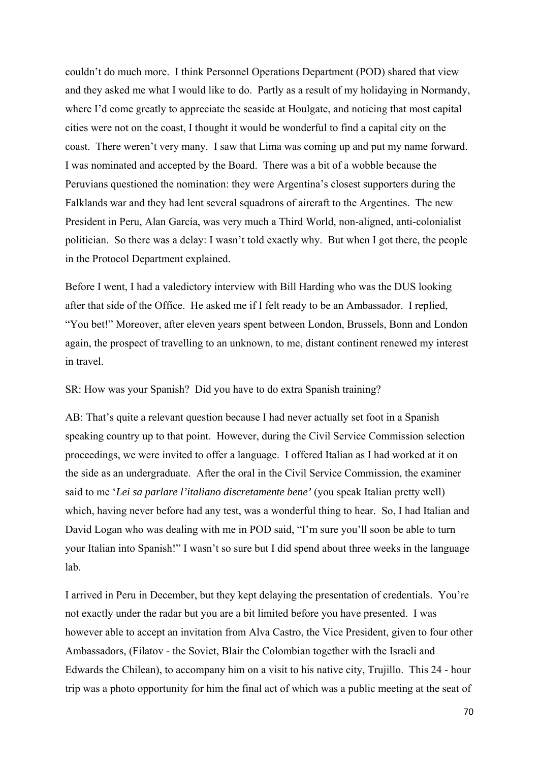couldn't do much more. I think Personnel Operations Department (POD) shared that view and they asked me what I would like to do. Partly as a result of my holidaying in Normandy, where I'd come greatly to appreciate the seaside at Houlgate, and noticing that most capital cities were not on the coast, I thought it would be wonderful to find a capital city on the coast. There weren't very many. I saw that Lima was coming up and put my name forward. I was nominated and accepted by the Board. There was a bit of a wobble because the Peruvians questioned the nomination: they were Argentina's closest supporters during the Falklands war and they had lent several squadrons of aircraft to the Argentines. The new President in Peru, Alan García, was very much a Third World, non-aligned, anti-colonialist politician. So there was a delay: I wasn't told exactly why. But when I got there, the people in the Protocol Department explained.

Before I went, I had a valedictory interview with Bill Harding who was the DUS looking after that side of the Office. He asked me if I felt ready to be an Ambassador. I replied, "You bet!" Moreover, after eleven years spent between London, Brussels, Bonn and London again, the prospect of travelling to an unknown, to me, distant continent renewed my interest in travel.

SR: How was your Spanish? Did you have to do extra Spanish training?

AB: That's quite a relevant question because I had never actually set foot in a Spanish speaking country up to that point. However, during the Civil Service Commission selection proceedings, we were invited to offer a language. I offered Italian as I had worked at it on the side as an undergraduate. After the oral in the Civil Service Commission, the examiner said to me '*Lei sa parlare l'italiano discretamente bene'* (you speak Italian pretty well) which, having never before had any test, was a wonderful thing to hear. So, I had Italian and David Logan who was dealing with me in POD said, "I'm sure you'll soon be able to turn your Italian into Spanish!" I wasn't so sure but I did spend about three weeks in the language lab.

I arrived in Peru in December, but they kept delaying the presentation of credentials. You're not exactly under the radar but you are a bit limited before you have presented. I was however able to accept an invitation from Alva Castro, the Vice President, given to four other Ambassadors, (Filatov - the Soviet, Blair the Colombian together with the Israeli and Edwards the Chilean), to accompany him on a visit to his native city, Trujillo. This 24 - hour trip was a photo opportunity for him the final act of which was a public meeting at the seat of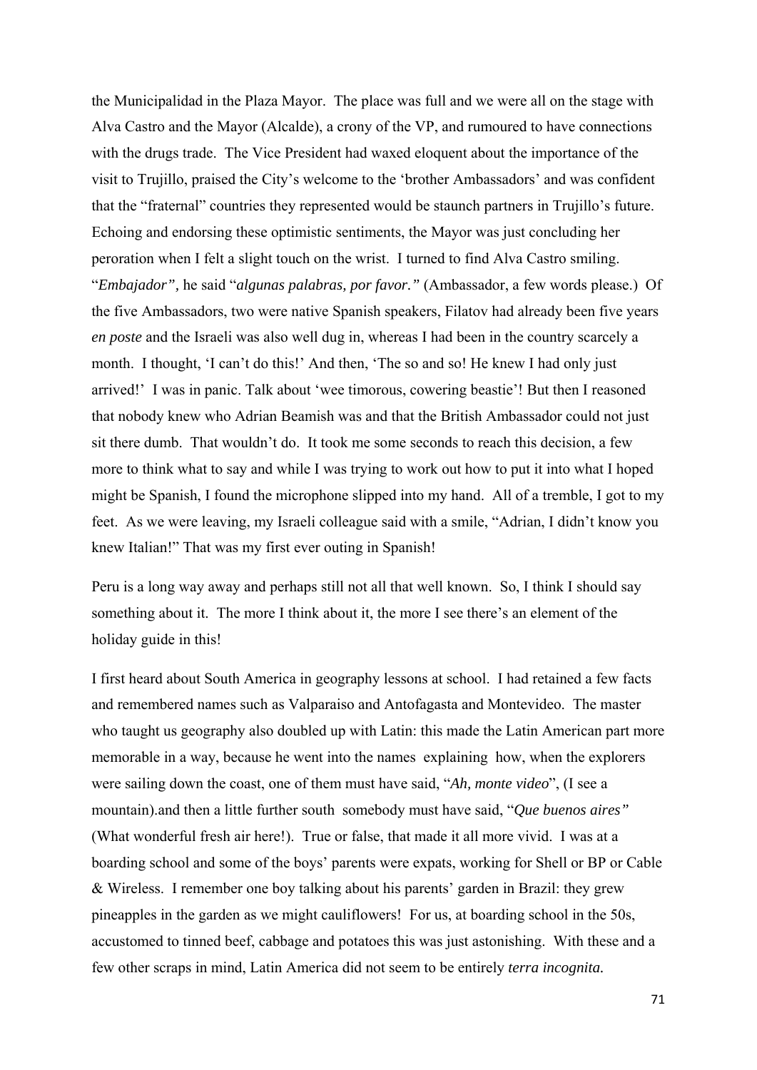the Municipalidad in the Plaza Mayor. The place was full and we were all on the stage with Alva Castro and the Mayor (Alcalde), a crony of the VP, and rumoured to have connections with the drugs trade. The Vice President had waxed eloquent about the importance of the visit to Trujillo, praised the City's welcome to the 'brother Ambassadors' and was confident that the "fraternal" countries they represented would be staunch partners in Trujillo's future. Echoing and endorsing these optimistic sentiments, the Mayor was just concluding her peroration when I felt a slight touch on the wrist. I turned to find Alva Castro smiling. "*Embajador",* he said "*algunas palabras, por favor."* (Ambassador, a few words please.) Of the five Ambassadors, two were native Spanish speakers, Filatov had already been five years *en poste* and the Israeli was also well dug in, whereas I had been in the country scarcely a month. I thought, 'I can't do this!' And then, 'The so and so! He knew I had only just arrived!' I was in panic. Talk about 'wee timorous, cowering beastie'! But then I reasoned that nobody knew who Adrian Beamish was and that the British Ambassador could not just sit there dumb. That wouldn't do. It took me some seconds to reach this decision, a few more to think what to say and while I was trying to work out how to put it into what I hoped might be Spanish, I found the microphone slipped into my hand. All of a tremble, I got to my feet. As we were leaving, my Israeli colleague said with a smile, "Adrian, I didn't know you knew Italian!" That was my first ever outing in Spanish!

Peru is a long way away and perhaps still not all that well known. So, I think I should say something about it. The more I think about it, the more I see there's an element of the holiday guide in this!

I first heard about South America in geography lessons at school. I had retained a few facts and remembered names such as Valparaiso and Antofagasta and Montevideo. The master who taught us geography also doubled up with Latin: this made the Latin American part more memorable in a way, because he went into the names explaining how, when the explorers were sailing down the coast, one of them must have said, "*Ah, monte video*", (I see a mountain).and then a little further south somebody must have said, "*Que buenos aires"* (What wonderful fresh air here!). True or false, that made it all more vivid. I was at a boarding school and some of the boys' parents were expats, working for Shell or BP or Cable & Wireless. I remember one boy talking about his parents' garden in Brazil: they grew pineapples in the garden as we might cauliflowers! For us, at boarding school in the 50s, accustomed to tinned beef, cabbage and potatoes this was just astonishing. With these and a few other scraps in mind, Latin America did not seem to be entirely *terra incognita.*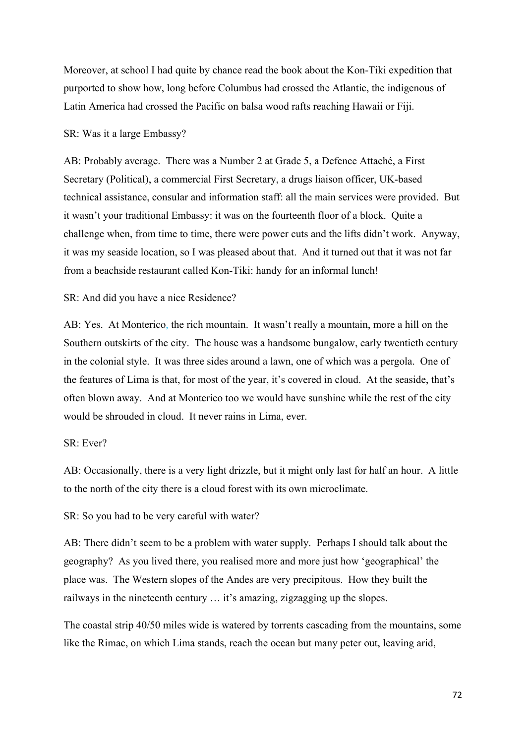Moreover, at school I had quite by chance read the book about the Kon-Tiki expedition that purported to show how, long before Columbus had crossed the Atlantic, the indigenous of Latin America had crossed the Pacific on balsa wood rafts reaching Hawaii or Fiji.

SR: Was it a large Embassy?

AB: Probably average. There was a Number 2 at Grade 5, a Defence Attaché, a First Secretary (Political), a commercial First Secretary, a drugs liaison officer, UK-based technical assistance, consular and information staff: all the main services were provided. But it wasn't your traditional Embassy: it was on the fourteenth floor of a block. Quite a challenge when, from time to time, there were power cuts and the lifts didn't work. Anyway, it was my seaside location, so I was pleased about that. And it turned out that it was not far from a beachside restaurant called Kon-Tiki: handy for an informal lunch!

SR: And did you have a nice Residence?

AB: Yes. At Monterico, the rich mountain. It wasn't really a mountain, more a hill on the Southern outskirts of the city. The house was a handsome bungalow, early twentieth century in the colonial style. It was three sides around a lawn, one of which was a pergola. One of the features of Lima is that, for most of the year, it's covered in cloud. At the seaside, that's often blown away. And at Monterico too we would have sunshine while the rest of the city would be shrouded in cloud. It never rains in Lima, ever.

SR: Ever?

AB: Occasionally, there is a very light drizzle, but it might only last for half an hour. A little to the north of the city there is a cloud forest with its own microclimate.

SR: So you had to be very careful with water?

AB: There didn't seem to be a problem with water supply. Perhaps I should talk about the geography? As you lived there, you realised more and more just how 'geographical' the place was. The Western slopes of the Andes are very precipitous. How they built the railways in the nineteenth century … it's amazing, zigzagging up the slopes.

The coastal strip 40/50 miles wide is watered by torrents cascading from the mountains, some like the Rimac, on which Lima stands, reach the ocean but many peter out, leaving arid,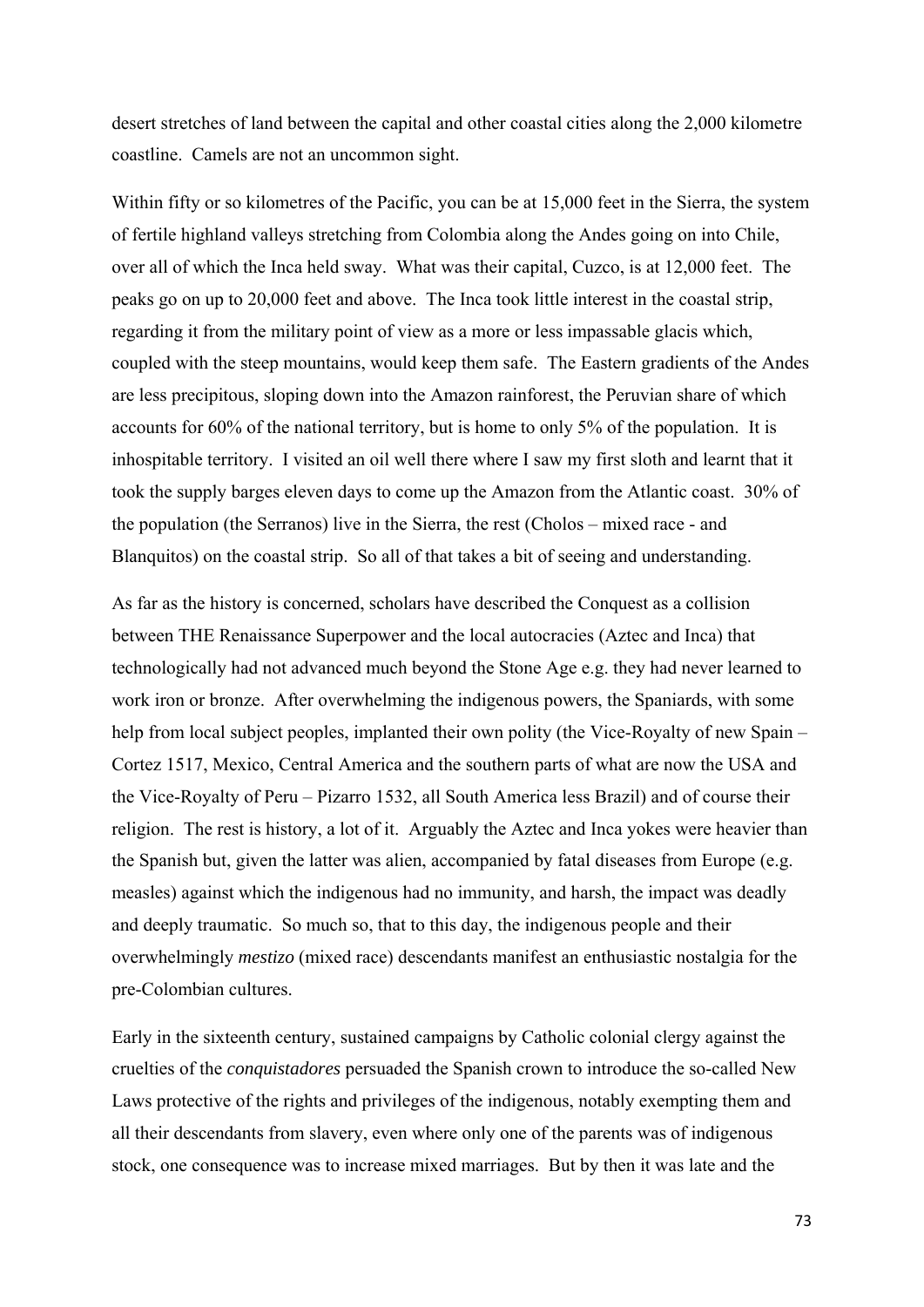desert stretches of land between the capital and other coastal cities along the 2,000 kilometre coastline. Camels are not an uncommon sight.

Within fifty or so kilometres of the Pacific, you can be at 15,000 feet in the Sierra, the system of fertile highland valleys stretching from Colombia along the Andes going on into Chile, over all of which the Inca held sway. What was their capital, Cuzco, is at 12,000 feet. The peaks go on up to 20,000 feet and above. The Inca took little interest in the coastal strip, regarding it from the military point of view as a more or less impassable glacis which, coupled with the steep mountains, would keep them safe. The Eastern gradients of the Andes are less precipitous, sloping down into the Amazon rainforest, the Peruvian share of which accounts for 60% of the national territory, but is home to only 5% of the population. It is inhospitable territory. I visited an oil well there where I saw my first sloth and learnt that it took the supply barges eleven days to come up the Amazon from the Atlantic coast. 30% of the population (the Serranos) live in the Sierra, the rest (Cholos – mixed race - and Blanquitos) on the coastal strip. So all of that takes a bit of seeing and understanding.

As far as the history is concerned, scholars have described the Conquest as a collision between THE Renaissance Superpower and the local autocracies (Aztec and Inca) that technologically had not advanced much beyond the Stone Age e.g. they had never learned to work iron or bronze. After overwhelming the indigenous powers, the Spaniards, with some help from local subject peoples, implanted their own polity (the Vice-Royalty of new Spain – Cortez 1517, Mexico, Central America and the southern parts of what are now the USA and the Vice-Royalty of Peru – Pizarro 1532, all South America less Brazil) and of course their religion. The rest is history, a lot of it. Arguably the Aztec and Inca yokes were heavier than the Spanish but, given the latter was alien, accompanied by fatal diseases from Europe (e.g. measles) against which the indigenous had no immunity, and harsh, the impact was deadly and deeply traumatic. So much so, that to this day, the indigenous people and their overwhelmingly *mestizo* (mixed race) descendants manifest an enthusiastic nostalgia for the pre-Colombian cultures.

Early in the sixteenth century, sustained campaigns by Catholic colonial clergy against the cruelties of the *conquistadores* persuaded the Spanish crown to introduce the so-called New Laws protective of the rights and privileges of the indigenous, notably exempting them and all their descendants from slavery, even where only one of the parents was of indigenous stock, one consequence was to increase mixed marriages. But by then it was late and the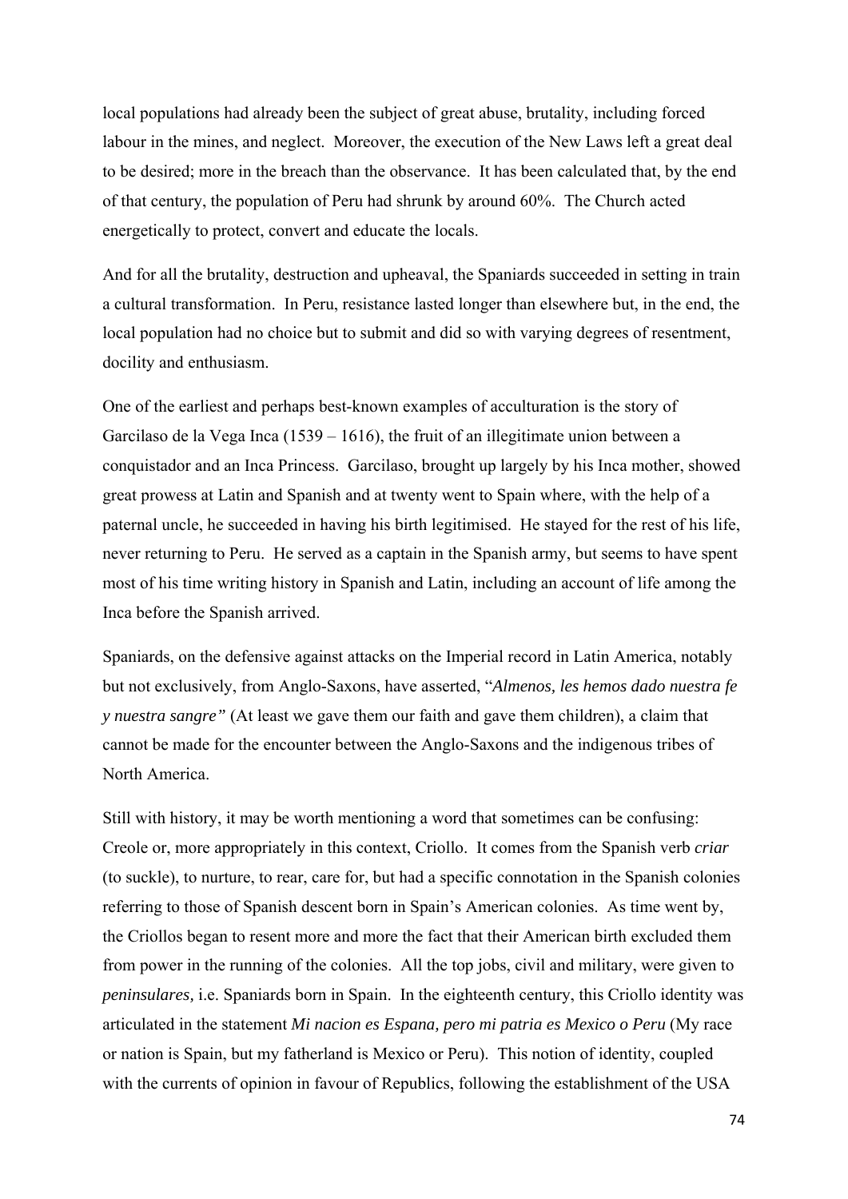local populations had already been the subject of great abuse, brutality, including forced labour in the mines, and neglect. Moreover, the execution of the New Laws left a great deal to be desired; more in the breach than the observance. It has been calculated that, by the end of that century, the population of Peru had shrunk by around 60%. The Church acted energetically to protect, convert and educate the locals.

And for all the brutality, destruction and upheaval, the Spaniards succeeded in setting in train a cultural transformation. In Peru, resistance lasted longer than elsewhere but, in the end, the local population had no choice but to submit and did so with varying degrees of resentment, docility and enthusiasm.

One of the earliest and perhaps best-known examples of acculturation is the story of Garcilaso de la Vega Inca (1539 – 1616), the fruit of an illegitimate union between a conquistador and an Inca Princess. Garcilaso, brought up largely by his Inca mother, showed great prowess at Latin and Spanish and at twenty went to Spain where, with the help of a paternal uncle, he succeeded in having his birth legitimised. He stayed for the rest of his life, never returning to Peru. He served as a captain in the Spanish army, but seems to have spent most of his time writing history in Spanish and Latin, including an account of life among the Inca before the Spanish arrived.

Spaniards, on the defensive against attacks on the Imperial record in Latin America, notably but not exclusively, from Anglo-Saxons, have asserted, "*Almenos, les hemos dado nuestra fe y nuestra sangre"* (At least we gave them our faith and gave them children), a claim that cannot be made for the encounter between the Anglo-Saxons and the indigenous tribes of North America.

Still with history, it may be worth mentioning a word that sometimes can be confusing: Creole or, more appropriately in this context, Criollo. It comes from the Spanish verb *criar* (to suckle), to nurture, to rear, care for, but had a specific connotation in the Spanish colonies referring to those of Spanish descent born in Spain's American colonies. As time went by, the Criollos began to resent more and more the fact that their American birth excluded them from power in the running of the colonies. All the top jobs, civil and military, were given to *peninsulares,* i.e. Spaniards born in Spain. In the eighteenth century, this Criollo identity was articulated in the statement *Mi nacion es Espana, pero mi patria es Mexico o Peru* (My race or nation is Spain, but my fatherland is Mexico or Peru). This notion of identity, coupled with the currents of opinion in favour of Republics, following the establishment of the USA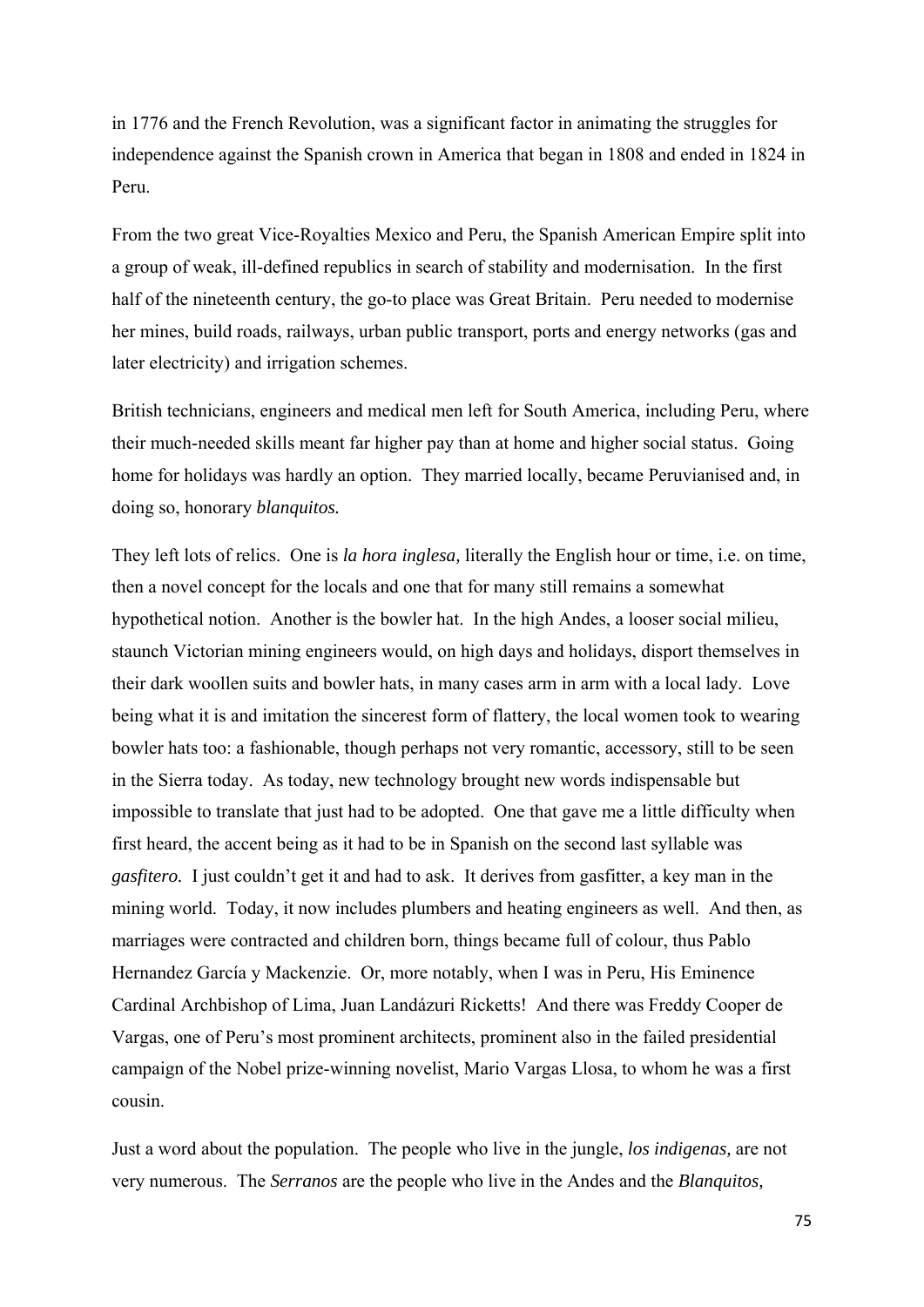in 1776 and the French Revolution, was a significant factor in animating the struggles for independence against the Spanish crown in America that began in 1808 and ended in 1824 in Peru.

From the two great Vice-Royalties Mexico and Peru, the Spanish American Empire split into a group of weak, ill-defined republics in search of stability and modernisation. In the first half of the nineteenth century, the go-to place was Great Britain. Peru needed to modernise her mines, build roads, railways, urban public transport, ports and energy networks (gas and later electricity) and irrigation schemes.

British technicians, engineers and medical men left for South America, including Peru, where their much-needed skills meant far higher pay than at home and higher social status. Going home for holidays was hardly an option. They married locally, became Peruvianised and, in doing so, honorary *blanquitos.*

They left lots of relics. One is *la hora inglesa,* literally the English hour or time, i.e. on time, then a novel concept for the locals and one that for many still remains a somewhat hypothetical notion. Another is the bowler hat. In the high Andes, a looser social milieu, staunch Victorian mining engineers would, on high days and holidays, disport themselves in their dark woollen suits and bowler hats, in many cases arm in arm with a local lady. Love being what it is and imitation the sincerest form of flattery, the local women took to wearing bowler hats too: a fashionable, though perhaps not very romantic, accessory, still to be seen in the Sierra today. As today, new technology brought new words indispensable but impossible to translate that just had to be adopted. One that gave me a little difficulty when first heard, the accent being as it had to be in Spanish on the second last syllable was *gasfitero.* I just couldn't get it and had to ask. It derives from gasfitter, a key man in the mining world. Today, it now includes plumbers and heating engineers as well. And then, as marriages were contracted and children born, things became full of colour, thus Pablo Hernandez García y Mackenzie. Or, more notably, when I was in Peru, His Eminence Cardinal Archbishop of Lima, Juan Landázuri Ricketts! And there was Freddy Cooper de Vargas, one of Peru's most prominent architects, prominent also in the failed presidential campaign of the Nobel prize-winning novelist, Mario Vargas Llosa, to whom he was a first cousin.

Just a word about the population. The people who live in the jungle, *los indigenas,* are not very numerous. The *Serranos* are the people who live in the Andes and the *Blanquitos,*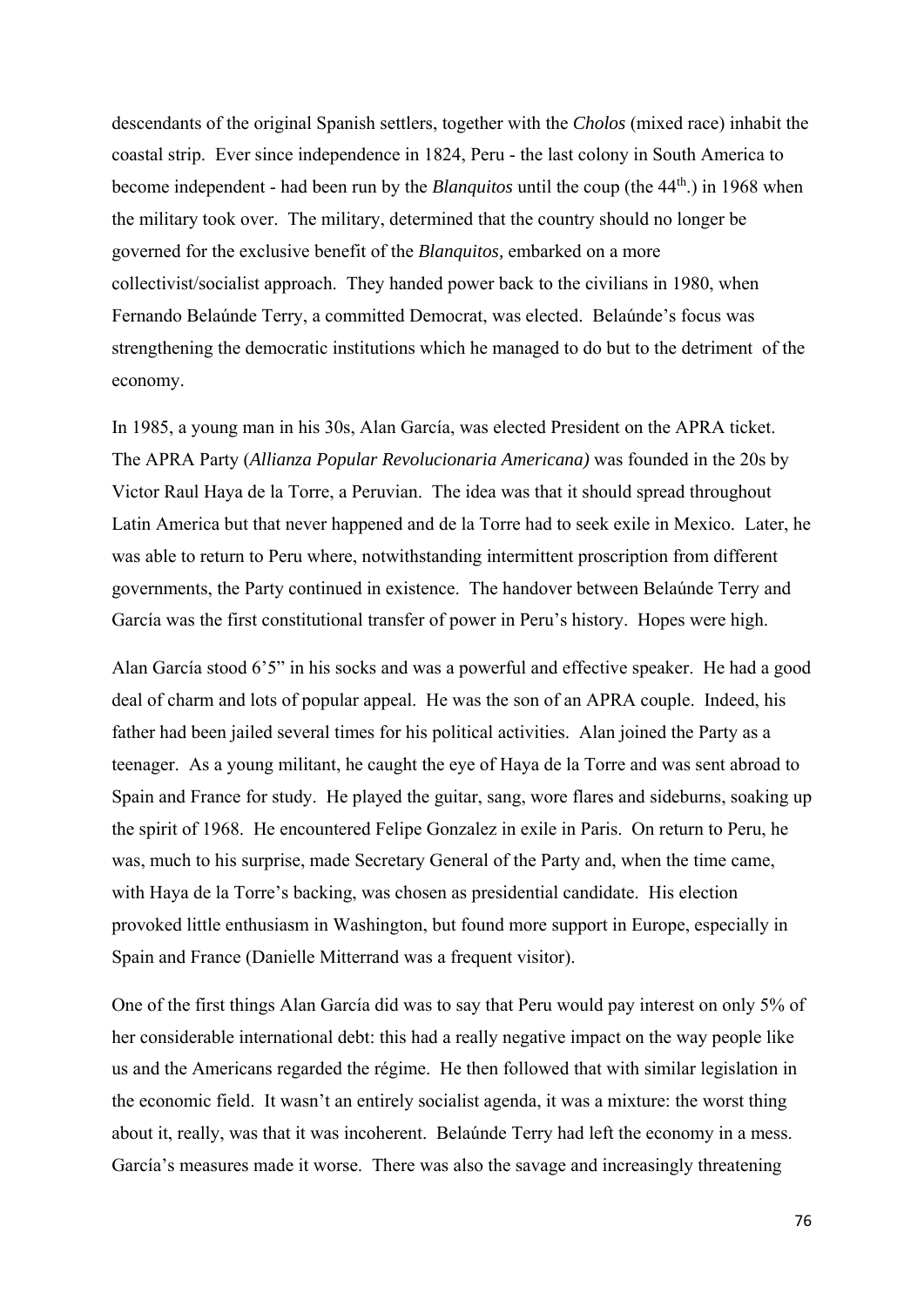descendants of the original Spanish settlers, together with the *Cholos* (mixed race) inhabit the coastal strip. Ever since independence in 1824, Peru - the last colony in South America to become independent - had been run by the *Blanquitos* until the coup (the 44th.) in 1968 when the military took over. The military, determined that the country should no longer be governed for the exclusive benefit of the *Blanquitos,* embarked on a more collectivist/socialist approach. They handed power back to the civilians in 1980, when Fernando Belaúnde Terry, a committed Democrat, was elected. Belaúnde's focus was strengthening the democratic institutions which he managed to do but to the detriment of the economy.

In 1985, a young man in his 30s, Alan García, was elected President on the APRA ticket. The APRA Party (*Allianza Popular Revolucionaria Americana)* was founded in the 20s by Victor Raul Haya de la Torre, a Peruvian. The idea was that it should spread throughout Latin America but that never happened and de la Torre had to seek exile in Mexico. Later, he was able to return to Peru where, notwithstanding intermittent proscription from different governments, the Party continued in existence. The handover between Belaúnde Terry and García was the first constitutional transfer of power in Peru's history. Hopes were high.

Alan García stood 6'5" in his socks and was a powerful and effective speaker. He had a good deal of charm and lots of popular appeal. He was the son of an APRA couple. Indeed, his father had been jailed several times for his political activities. Alan joined the Party as a teenager. As a young militant, he caught the eye of Haya de la Torre and was sent abroad to Spain and France for study. He played the guitar, sang, wore flares and sideburns, soaking up the spirit of 1968. He encountered Felipe Gonzalez in exile in Paris. On return to Peru, he was, much to his surprise, made Secretary General of the Party and, when the time came, with Haya de la Torre's backing, was chosen as presidential candidate. His election provoked little enthusiasm in Washington, but found more support in Europe, especially in Spain and France (Danielle Mitterrand was a frequent visitor).

One of the first things Alan García did was to say that Peru would pay interest on only 5% of her considerable international debt: this had a really negative impact on the way people like us and the Americans regarded the régime. He then followed that with similar legislation in the economic field. It wasn't an entirely socialist agenda, it was a mixture: the worst thing about it, really, was that it was incoherent. Belaúnde Terry had left the economy in a mess. García's measures made it worse. There was also the savage and increasingly threatening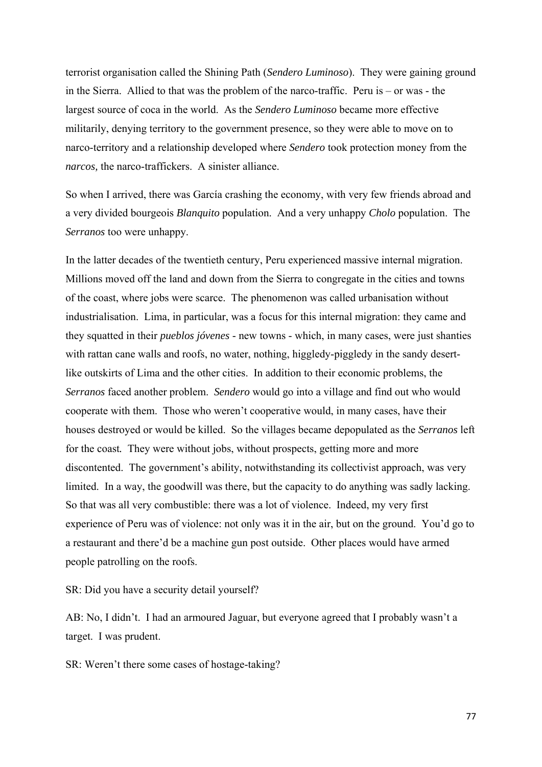terrorist organisation called the Shining Path (*Sendero Luminoso*). They were gaining ground in the Sierra. Allied to that was the problem of the narco-traffic. Peru is – or was - the largest source of coca in the world. As the *Sendero Luminoso* became more effective militarily, denying territory to the government presence, so they were able to move on to narco-territory and a relationship developed where *Sendero* took protection money from the *narcos,* the narco-traffickers. A sinister alliance.

So when I arrived, there was García crashing the economy, with very few friends abroad and a very divided bourgeois *Blanquito* population. And a very unhappy *Cholo* population. The *Serranos* too were unhappy.

In the latter decades of the twentieth century, Peru experienced massive internal migration. Millions moved off the land and down from the Sierra to congregate in the cities and towns of the coast, where jobs were scarce. The phenomenon was called urbanisation without industrialisation. Lima, in particular, was a focus for this internal migration: they came and they squatted in their *pueblos jóvenes* - new towns - which, in many cases, were just shanties with rattan cane walls and roofs, no water, nothing, higgledy-piggledy in the sandy desert-like outskirts of Lima and the other cities. In addition to their economic problems, the *Serranos* faced another problem. *Sendero* would go into a village and find out who would cooperate with them. Those who weren't cooperative would, in many cases, have their houses destroyed or would be killed. So the villages became depopulated as the *Serranos* left for the coast. They were without jobs, without prospects, getting more and more discontented. The government's ability, notwithstanding its collectivist approach, was very limited. In a way, the goodwill was there, but the capacity to do anything was sadly lacking. So that was all very combustible: there was a lot of violence. Indeed, my very first experience of Peru was of violence: not only was it in the air, but on the ground. You'd go to a restaurant and there'd be a machine gun post outside. Other places would have armed people patrolling on the roofs.

SR: Did you have a security detail yourself?

AB: No, I didn't. I had an armoured Jaguar, but everyone agreed that I probably wasn't a target. I was prudent.

SR: Weren't there some cases of hostage-taking?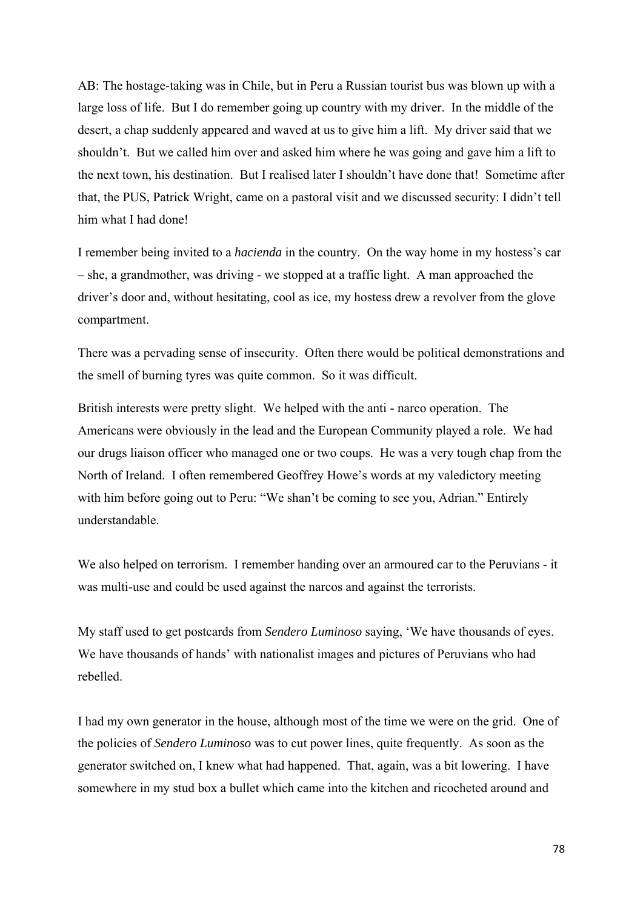AB: The hostage-taking was in Chile, but in Peru a Russian tourist bus was blown up with a large loss of life. But I do remember going up country with my driver. In the middle of the desert, a chap suddenly appeared and waved at us to give him a lift. My driver said that we shouldn't. But we called him over and asked him where he was going and gave him a lift to the next town, his destination. But I realised later I shouldn't have done that! Sometime after that, the PUS, Patrick Wright, came on a pastoral visit and we discussed security: I didn't tell him what I had done!

I remember being invited to a *hacienda* in the country. On the way home in my hostess's car – she, a grandmother, was driving - we stopped at a traffic light. A man approached the driver's door and, without hesitating, cool as ice, my hostess drew a revolver from the glove compartment.

There was a pervading sense of insecurity. Often there would be political demonstrations and the smell of burning tyres was quite common. So it was difficult.

British interests were pretty slight. We helped with the anti - narco operation. The Americans were obviously in the lead and the European Community played a role. We had our drugs liaison officer who managed one or two coups. He was a very tough chap from the North of Ireland. I often remembered Geoffrey Howe's words at my valedictory meeting with him before going out to Peru: "We shan't be coming to see you, Adrian." Entirely understandable.

We also helped on terrorism. I remember handing over an armoured car to the Peruvians - it was multi-use and could be used against the narcos and against the terrorists.

My staff used to get postcards from *Sendero Luminoso* saying, 'We have thousands of eyes. We have thousands of hands' with nationalist images and pictures of Peruvians who had rebelled.

I had my own generator in the house, although most of the time we were on the grid. One of the policies of *Sendero Luminoso* was to cut power lines, quite frequently. As soon as the generator switched on, I knew what had happened. That, again, was a bit lowering. I have somewhere in my stud box a bullet which came into the kitchen and ricocheted around and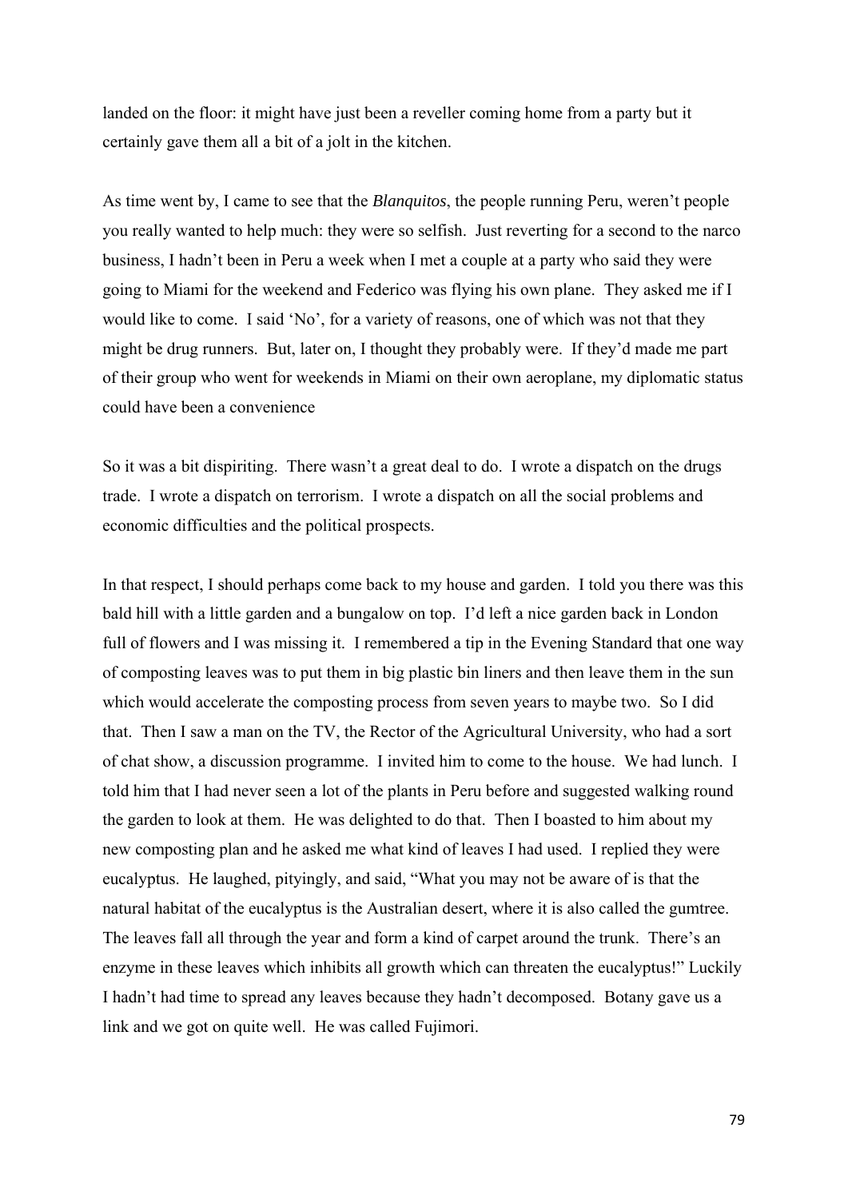landed on the floor: it might have just been a reveller coming home from a party but it certainly gave them all a bit of a jolt in the kitchen.

As time went by, I came to see that the *Blanquitos*, the people running Peru, weren't people you really wanted to help much: they were so selfish. Just reverting for a second to the narco business, I hadn't been in Peru a week when I met a couple at a party who said they were going to Miami for the weekend and Federico was flying his own plane. They asked me if I would like to come. I said 'No', for a variety of reasons, one of which was not that they might be drug runners. But, later on, I thought they probably were. If they'd made me part of their group who went for weekends in Miami on their own aeroplane, my diplomatic status could have been a convenience

So it was a bit dispiriting. There wasn't a great deal to do. I wrote a dispatch on the drugs trade. I wrote a dispatch on terrorism. I wrote a dispatch on all the social problems and economic difficulties and the political prospects.

In that respect, I should perhaps come back to my house and garden. I told you there was this bald hill with a little garden and a bungalow on top. I'd left a nice garden back in London full of flowers and I was missing it. I remembered a tip in the Evening Standard that one way of composting leaves was to put them in big plastic bin liners and then leave them in the sun which would accelerate the composting process from seven years to maybe two. So I did that. Then I saw a man on the TV, the Rector of the Agricultural University, who had a sort of chat show, a discussion programme. I invited him to come to the house. We had lunch. I told him that I had never seen a lot of the plants in Peru before and suggested walking round the garden to look at them. He was delighted to do that. Then I boasted to him about my new composting plan and he asked me what kind of leaves I had used. I replied they were eucalyptus. He laughed, pityingly, and said, "What you may not be aware of is that the natural habitat of the eucalyptus is the Australian desert, where it is also called the gumtree. The leaves fall all through the year and form a kind of carpet around the trunk. There's an enzyme in these leaves which inhibits all growth which can threaten the eucalyptus!" Luckily I hadn't had time to spread any leaves because they hadn't decomposed. Botany gave us a link and we got on quite well. He was called Fujimori.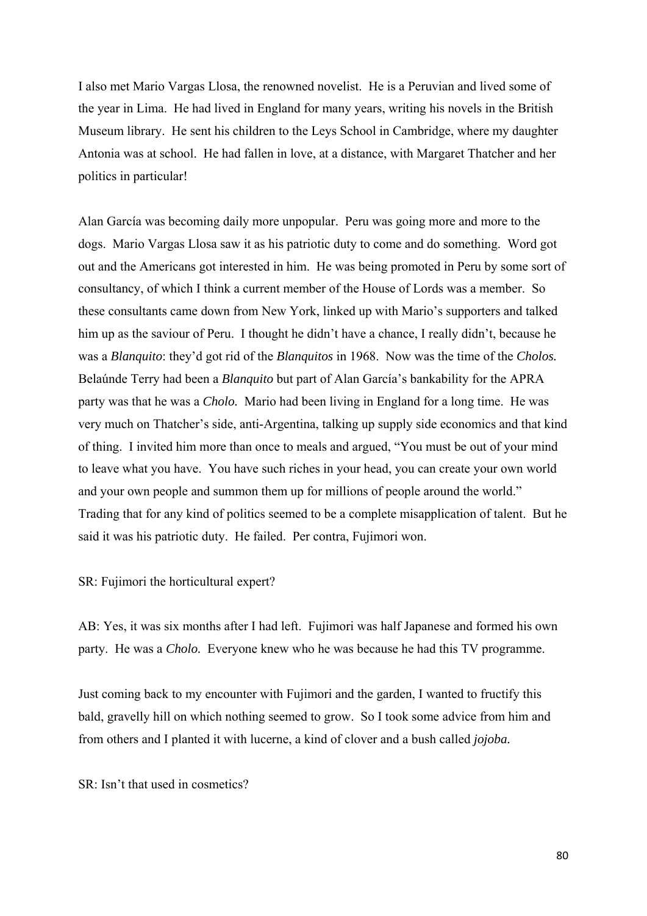I also met Mario Vargas Llosa, the renowned novelist. He is a Peruvian and lived some of the year in Lima. He had lived in England for many years, writing his novels in the British Museum library. He sent his children to the Leys School in Cambridge, where my daughter Antonia was at school. He had fallen in love, at a distance, with Margaret Thatcher and her politics in particular!

Alan García was becoming daily more unpopular. Peru was going more and more to the dogs. Mario Vargas Llosa saw it as his patriotic duty to come and do something. Word got out and the Americans got interested in him. He was being promoted in Peru by some sort of consultancy, of which I think a current member of the House of Lords was a member. So these consultants came down from New York, linked up with Mario's supporters and talked him up as the saviour of Peru. I thought he didn't have a chance, I really didn't, because he was a *Blanquito*: they'd got rid of the *Blanquitos* in 1968. Now was the time of the *Cholos.* Belaúnde Terry had been a *Blanquito* but part of Alan García's bankability for the APRA party was that he was a *Cholo.* Mario had been living in England for a long time. He was very much on Thatcher's side, anti-Argentina, talking up supply side economics and that kind of thing. I invited him more than once to meals and argued, "You must be out of your mind to leave what you have. You have such riches in your head, you can create your own world and your own people and summon them up for millions of people around the world." Trading that for any kind of politics seemed to be a complete misapplication of talent. But he said it was his patriotic duty. He failed. Per contra, Fujimori won.

SR: Fujimori the horticultural expert?

AB: Yes, it was six months after I had left. Fujimori was half Japanese and formed his own party. He was a *Cholo.* Everyone knew who he was because he had this TV programme.

Just coming back to my encounter with Fujimori and the garden, I wanted to fructify this bald, gravelly hill on which nothing seemed to grow. So I took some advice from him and from others and I planted it with lucerne, a kind of clover and a bush called *jojoba.*

SR: Isn't that used in cosmetics?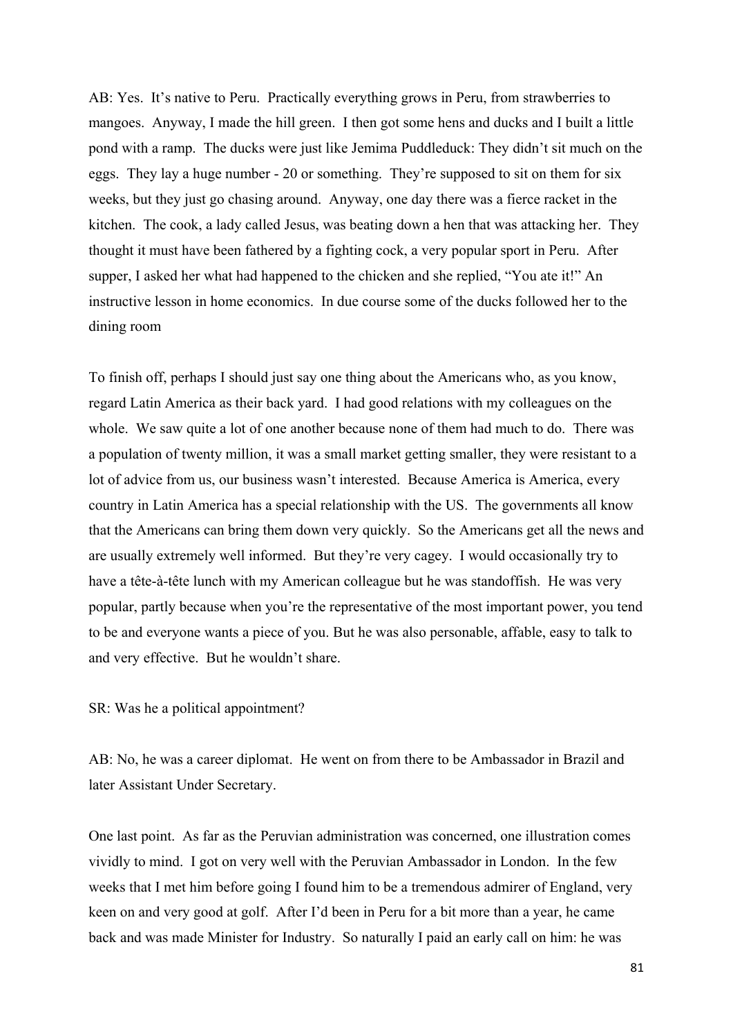AB: Yes. It's native to Peru. Practically everything grows in Peru, from strawberries to mangoes. Anyway, I made the hill green. I then got some hens and ducks and I built a little pond with a ramp. The ducks were just like Jemima Puddleduck: They didn't sit much on the eggs. They lay a huge number - 20 or something. They're supposed to sit on them for six weeks, but they just go chasing around. Anyway, one day there was a fierce racket in the kitchen. The cook, a lady called Jesus, was beating down a hen that was attacking her. They thought it must have been fathered by a fighting cock, a very popular sport in Peru. After supper, I asked her what had happened to the chicken and she replied, "You ate it!" An instructive lesson in home economics. In due course some of the ducks followed her to the dining room

To finish off, perhaps I should just say one thing about the Americans who, as you know, regard Latin America as their back yard. I had good relations with my colleagues on the whole. We saw quite a lot of one another because none of them had much to do. There was a population of twenty million, it was a small market getting smaller, they were resistant to a lot of advice from us, our business wasn't interested. Because America is America, every country in Latin America has a special relationship with the US. The governments all know that the Americans can bring them down very quickly. So the Americans get all the news and are usually extremely well informed. But they're very cagey. I would occasionally try to have a tête-à-tête lunch with my American colleague but he was standoffish. He was very popular, partly because when you're the representative of the most important power, you tend to be and everyone wants a piece of you. But he was also personable, affable, easy to talk to and very effective. But he wouldn't share.

SR: Was he a political appointment?

AB: No, he was a career diplomat. He went on from there to be Ambassador in Brazil and later Assistant Under Secretary.

One last point. As far as the Peruvian administration was concerned, one illustration comes vividly to mind. I got on very well with the Peruvian Ambassador in London. In the few weeks that I met him before going I found him to be a tremendous admirer of England, very keen on and very good at golf. After I'd been in Peru for a bit more than a year, he came back and was made Minister for Industry. So naturally I paid an early call on him: he was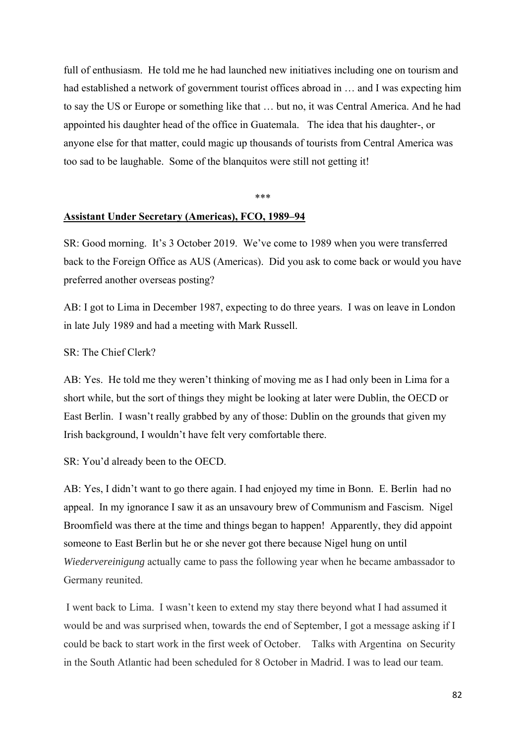full of enthusiasm. He told me he had launched new initiatives including one on tourism and had established a network of government tourist offices abroad in … and I was expecting him to say the US or Europe or something like that … but no, it was Central America. And he had appointed his daughter head of the office in Guatemala. The idea that his daughter-, or anyone else for that matter, could magic up thousands of tourists from Central America was too sad to be laughable. Some of the blanquitos were still not getting it!

\*\*\*

## Assistant Under Secretary (Americas), FCO, 1989–94

SR: Good morning. It's 3 October 2019. We've come to 1989 when you were transferred back to the Foreign Office as AUS (Americas). Did you ask to come back or would you have preferred another overseas posting?

AB: I got to Lima in December 1987, expecting to do three years. I was on leave in London in late July 1989 and had a meeting with Mark Russell.

SR: The Chief Clerk?

AB: Yes. He told me they weren't thinking of moving me as I had only been in Lima for a short while, but the sort of things they might be looking at later were Dublin, the OECD or East Berlin. I wasn't really grabbed by any of those: Dublin on the grounds that given my Irish background, I wouldn't have felt very comfortable there.

SR: You'd already been to the OECD.

AB: Yes, I didn't want to go there again. I had enjoyed my time in Bonn. E. Berlin had no appeal. In my ignorance I saw it as an unsavoury brew of Communism and Fascism. Nigel Broomfield was there at the time and things began to happen! Apparently, they did appoint someone to East Berlin but he or she never got there because Nigel hung on until *Wiedervereinigung* actually came to pass the following year when he became ambassador to Germany reunited.

I went back to Lima. I wasn't keen to extend my stay there beyond what I had assumed it would be and was surprised when, towards the end of September, I got a message asking if I could be back to start work in the first week of October. Talks with Argentina on Security in the South Atlantic had been scheduled for 8 October in Madrid. I was to lead our team.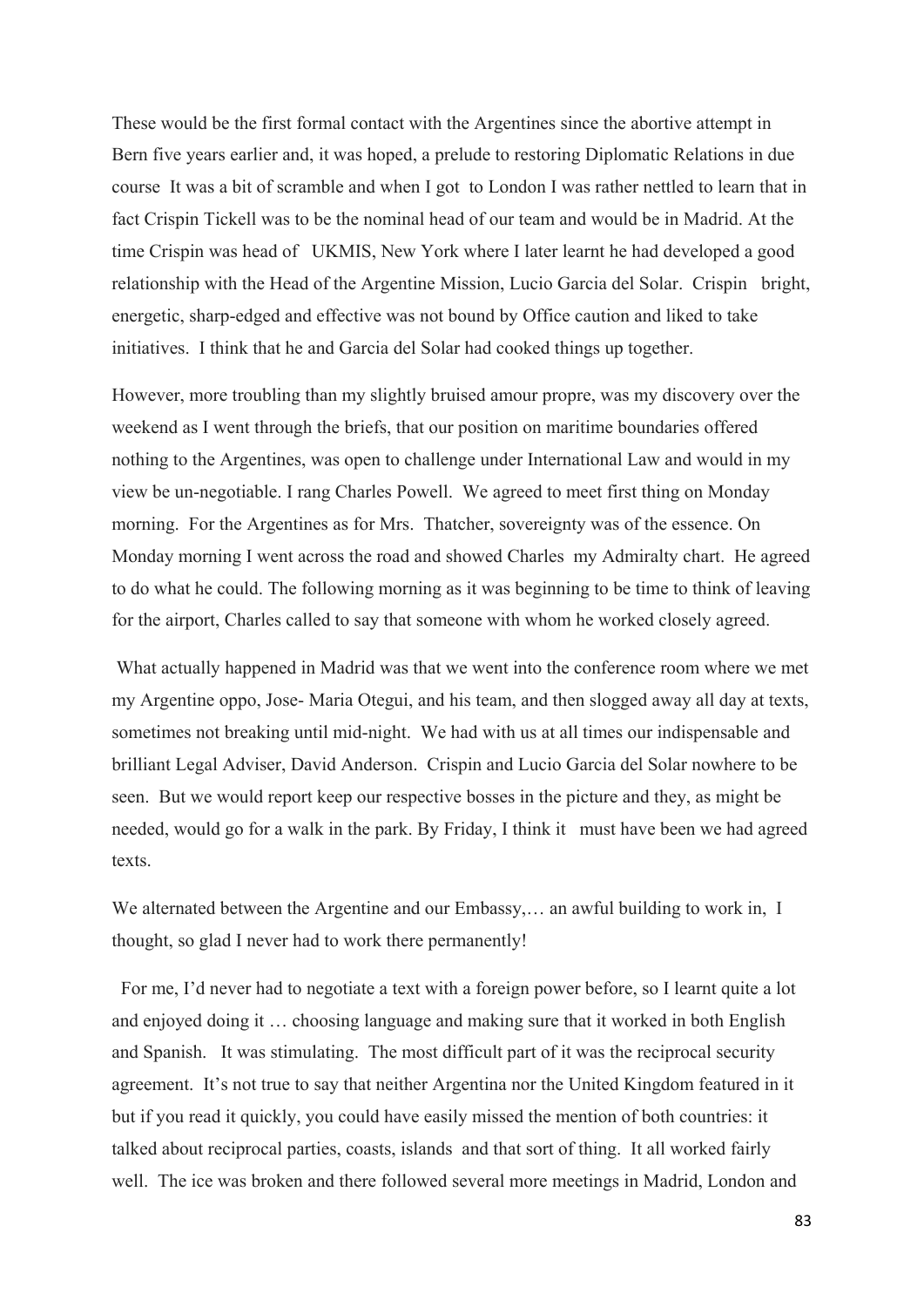These would be the first formal contact with the Argentines since the abortive attempt in Bern five years earlier and, it was hoped, a prelude to restoring Diplomatic Relations in due course It was a bit of scramble and when I got to London I was rather nettled to learn that in fact Crispin Tickell was to be the nominal head of our team and would be in Madrid. At the time Crispin was head of UKMIS, New York where I later learnt he had developed a good relationship with the Head of the Argentine Mission, Lucio Garcia del Solar. Crispin bright, energetic, sharp-edged and effective was not bound by Office caution and liked to take initiatives. I think that he and Garcia del Solar had cooked things up together.

However, more troubling than my slightly bruised amour propre, was my discovery over the weekend as I went through the briefs, that our position on maritime boundaries offered nothing to the Argentines, was open to challenge under International Law and would in my view be un-negotiable. I rang Charles Powell. We agreed to meet first thing on Monday morning. For the Argentines as for Mrs. Thatcher, sovereignty was of the essence. On Monday morning I went across the road and showed Charles my Admiralty chart. He agreed to do what he could. The following morning as it was beginning to be time to think of leaving for the airport, Charles called to say that someone with whom he worked closely agreed.

What actually happened in Madrid was that we went into the conference room where we met my Argentine oppo, Jose- Maria Otegui, and his team, and then slogged away all day at texts, sometimes not breaking until mid-night. We had with us at all times our indispensable and brilliant Legal Adviser, David Anderson. Crispin and Lucio Garcia del Solar nowhere to be seen. But we would report keep our respective bosses in the picture and they, as might be needed, would go for a walk in the park. By Friday, I think it must have been we had agreed texts.

We alternated between the Argentine and our Embassy,… an awful building to work in, I thought, so glad I never had to work there permanently!

For me, I'd never had to negotiate a text with a foreign power before, so I learnt quite a lot and enjoyed doing it … choosing language and making sure that it worked in both English and Spanish. It was stimulating. The most difficult part of it was the reciprocal security agreement. It's not true to say that neither Argentina nor the United Kingdom featured in it but if you read it quickly, you could have easily missed the mention of both countries: it talked about reciprocal parties, coasts, islands and that sort of thing. It all worked fairly well. The ice was broken and there followed several more meetings in Madrid, London and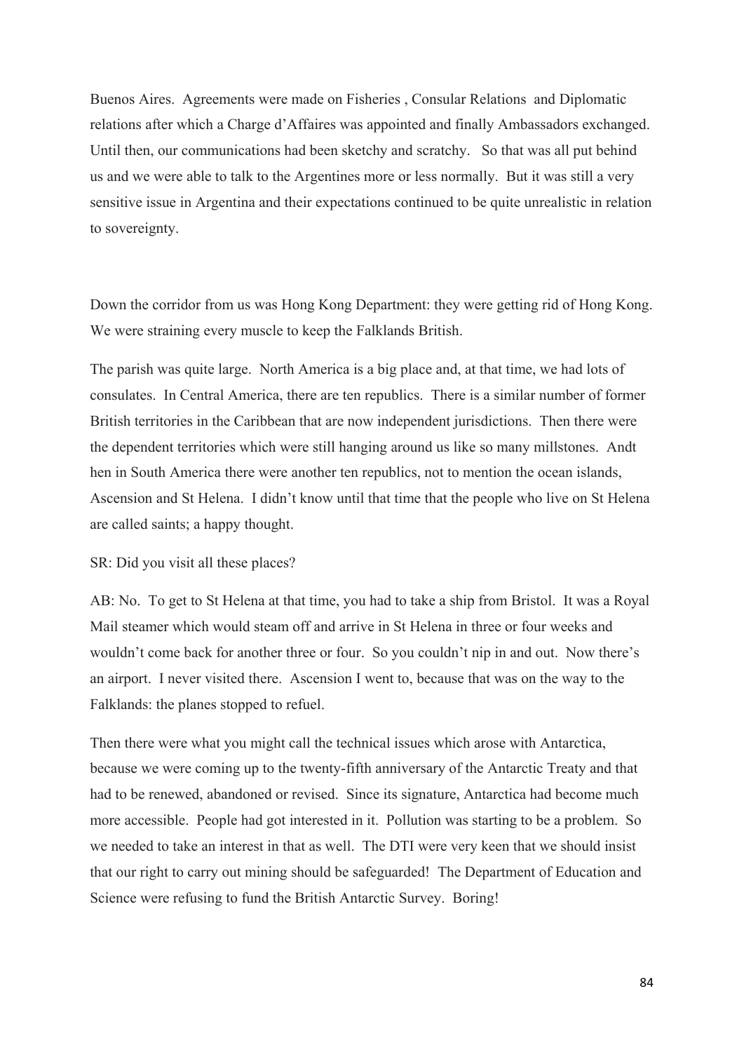Buenos Aires. Agreements were made on Fisheries , Consular Relations and Diplomatic relations after which a Charge d'Affaires was appointed and finally Ambassadors exchanged. Until then, our communications had been sketchy and scratchy. So that was all put behind us and we were able to talk to the Argentines more or less normally. But it was still a very sensitive issue in Argentina and their expectations continued to be quite unrealistic in relation to sovereignty.

Down the corridor from us was Hong Kong Department: they were getting rid of Hong Kong. We were straining every muscle to keep the Falklands British.

The parish was quite large. North America is a big place and, at that time, we had lots of consulates. In Central America, there are ten republics. There is a similar number of former British territories in the Caribbean that are now independent jurisdictions. Then there were the dependent territories which were still hanging around us like so many millstones. Andt hen in South America there were another ten republics, not to mention the ocean islands, Ascension and St Helena. I didn't know until that time that the people who live on St Helena are called saints; a happy thought.

SR: Did you visit all these places?

AB: No. To get to St Helena at that time, you had to take a ship from Bristol. It was a Royal Mail steamer which would steam off and arrive in St Helena in three or four weeks and wouldn't come back for another three or four. So you couldn't nip in and out. Now there's an airport. I never visited there. Ascension I went to, because that was on the way to the Falklands: the planes stopped to refuel.

Then there were what you might call the technical issues which arose with Antarctica, because we were coming up to the twenty-fifth anniversary of the Antarctic Treaty and that had to be renewed, abandoned or revised. Since its signature, Antarctica had become much more accessible. People had got interested in it. Pollution was starting to be a problem. So we needed to take an interest in that as well. The DTI were very keen that we should insist that our right to carry out mining should be safeguarded! The Department of Education and Science were refusing to fund the British Antarctic Survey. Boring!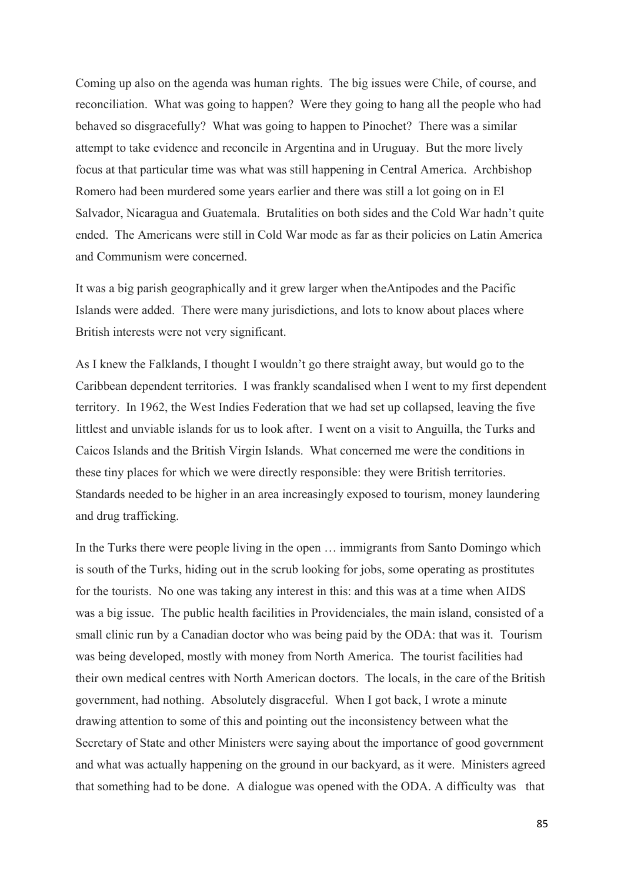Coming up also on the agenda was human rights. The big issues were Chile, of course, and reconciliation. What was going to happen? Were they going to hang all the people who had behaved so disgracefully? What was going to happen to Pinochet? There was a similar attempt to take evidence and reconcile in Argentina and in Uruguay. But the more lively focus at that particular time was what was still happening in Central America. Archbishop Romero had been murdered some years earlier and there was still a lot going on in El Salvador, Nicaragua and Guatemala. Brutalities on both sides and the Cold War hadn't quite ended. The Americans were still in Cold War mode as far as their policies on Latin America and Communism were concerned.

It was a big parish geographically and it grew larger when theAntipodes and the Pacific Islands were added. There were many jurisdictions, and lots to know about places where British interests were not very significant.

As I knew the Falklands, I thought I wouldn't go there straight away, but would go to the Caribbean dependent territories. I was frankly scandalised when I went to my first dependent territory. In 1962, the West Indies Federation that we had set up collapsed, leaving the five littlest and unviable islands for us to look after. I went on a visit to Anguilla, the Turks and Caicos Islands and the British Virgin Islands. What concerned me were the conditions in these tiny places for which we were directly responsible: they were British territories. Standards needed to be higher in an area increasingly exposed to tourism, money laundering and drug trafficking.

In the Turks there were people living in the open … immigrants from Santo Domingo which is south of the Turks, hiding out in the scrub looking for jobs, some operating as prostitutes for the tourists. No one was taking any interest in this: and this was at a time when AIDS was a big issue. The public health facilities in Providenciales, the main island, consisted of a small clinic run by a Canadian doctor who was being paid by the ODA: that was it. Tourism was being developed, mostly with money from North America. The tourist facilities had their own medical centres with North American doctors. The locals, in the care of the British government, had nothing. Absolutely disgraceful. When I got back, I wrote a minute drawing attention to some of this and pointing out the inconsistency between what the Secretary of State and other Ministers were saying about the importance of good government and what was actually happening on the ground in our backyard, as it were. Ministers agreed that something had to be done. A dialogue was opened with the ODA. A difficulty was that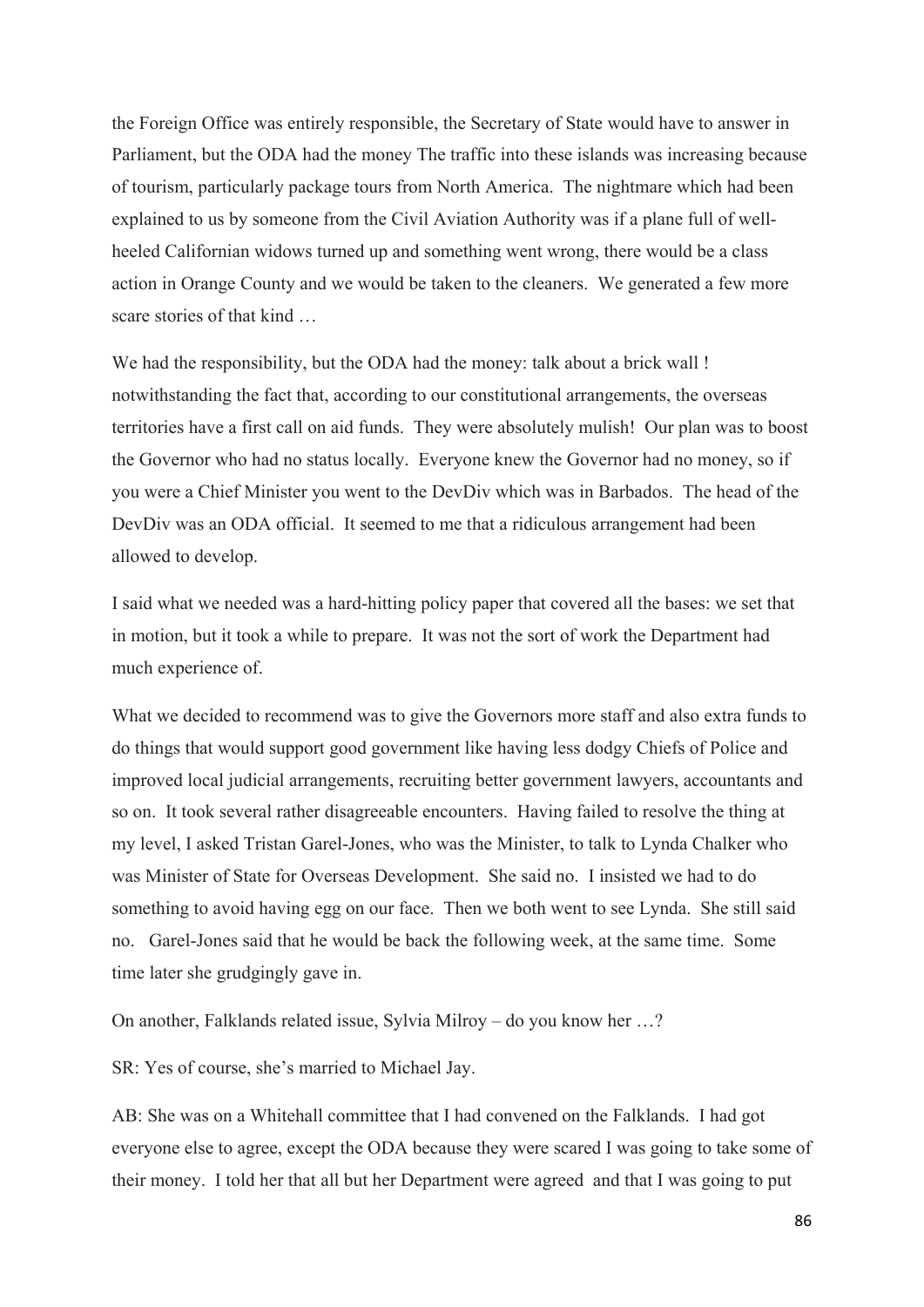the Foreign Office was entirely responsible, the Secretary of State would have to answer in Parliament, but the ODA had the money The traffic into these islands was increasing because of tourism, particularly package tours from North America. The nightmare which had been explained to us by someone from the Civil Aviation Authority was if a plane full of well-heeled Californian widows turned up and something went wrong, there would be a class action in Orange County and we would be taken to the cleaners. We generated a few more scare stories of that kind …

We had the responsibility, but the ODA had the money: talk about a brick wall ! notwithstanding the fact that, according to our constitutional arrangements, the overseas territories have a first call on aid funds. They were absolutely mulish! Our plan was to boost the Governor who had no status locally. Everyone knew the Governor had no money, so if you were a Chief Minister you went to the DevDiv which was in Barbados. The head of the DevDiv was an ODA official. It seemed to me that a ridiculous arrangement had been allowed to develop.

I said what we needed was a hard-hitting policy paper that covered all the bases: we set that in motion, but it took a while to prepare. It was not the sort of work the Department had much experience of.

What we decided to recommend was to give the Governors more staff and also extra funds to do things that would support good government like having less dodgy Chiefs of Police and improved local judicial arrangements, recruiting better government lawyers, accountants and so on. It took several rather disagreeable encounters. Having failed to resolve the thing at my level, I asked Tristan Garel-Jones, who was the Minister, to talk to Lynda Chalker who was Minister of State for Overseas Development. She said no. I insisted we had to do something to avoid having egg on our face. Then we both went to see Lynda. She still said no. Garel-Jones said that he would be back the following week, at the same time. Some time later she grudgingly gave in.

On another, Falklands related issue, Sylvia Milroy – do you know her …?

SR: Yes of course, she's married to Michael Jay.

AB: She was on a Whitehall committee that I had convened on the Falklands. I had got everyone else to agree, except the ODA because they were scared I was going to take some of their money. I told her that all but her Department were agreed and that I was going to put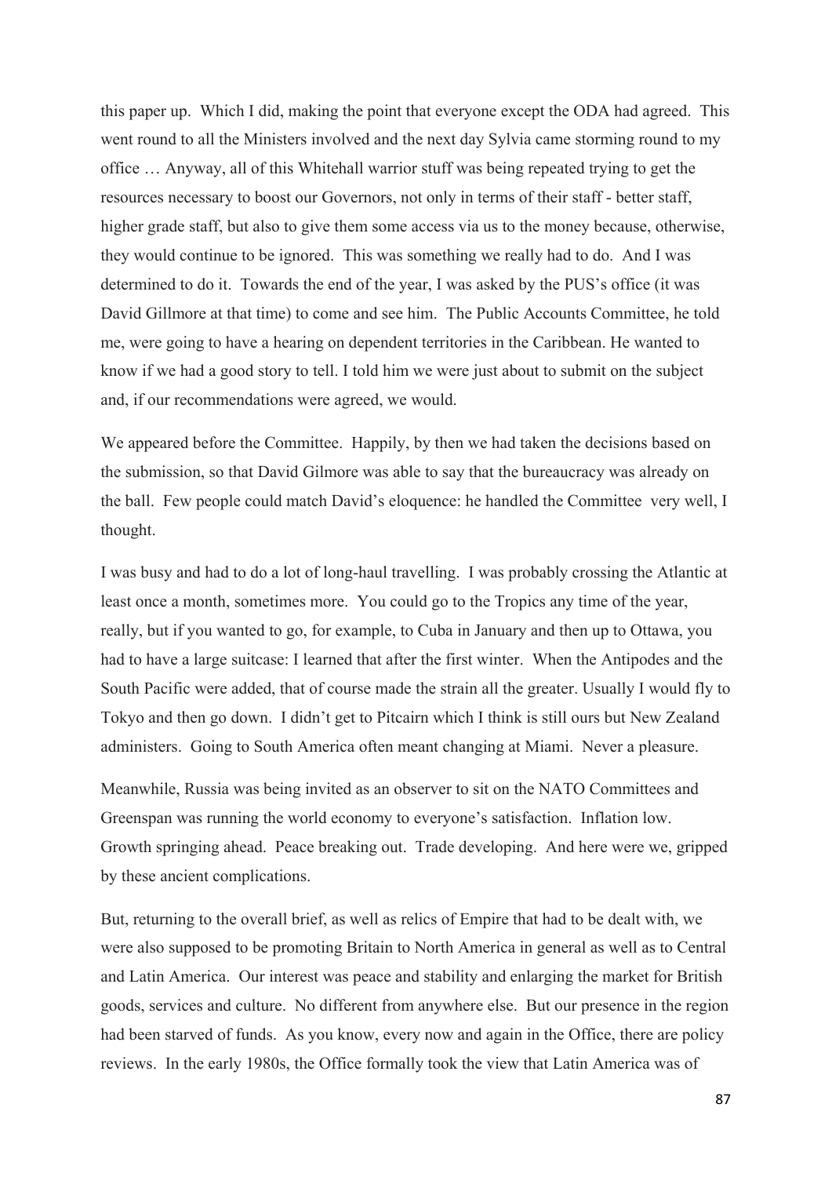this paper up. Which I did, making the point that everyone except the ODA had agreed. This went round to all the Ministers involved and the next day Sylvia came storming round to my office … Anyway, all of this Whitehall warrior stuff was being repeated trying to get the resources necessary to boost our Governors, not only in terms of their staff - better staff, higher grade staff, but also to give them some access via us to the money because, otherwise, they would continue to be ignored. This was something we really had to do. And I was determined to do it. Towards the end of the year, I was asked by the PUS's office (it was David Gillmore at that time) to come and see him. The Public Accounts Committee, he told me, were going to have a hearing on dependent territories in the Caribbean. He wanted to know if we had a good story to tell. I told him we were just about to submit on the subject and, if our recommendations were agreed, we would.

We appeared before the Committee. Happily, by then we had taken the decisions based on the submission, so that David Gilmore was able to say that the bureaucracy was already on the ball. Few people could match David's eloquence: he handled the Committee very well, I thought.

I was busy and had to do a lot of long-haul travelling. I was probably crossing the Atlantic at least once a month, sometimes more. You could go to the Tropics any time of the year, really, but if you wanted to go, for example, to Cuba in January and then up to Ottawa, you had to have a large suitcase: I learned that after the first winter. When the Antipodes and the South Pacific were added, that of course made the strain all the greater. Usually I would fly to Tokyo and then go down. I didn't get to Pitcairn which I think is still ours but New Zealand administers. Going to South America often meant changing at Miami. Never a pleasure.

Meanwhile, Russia was being invited as an observer to sit on the NATO Committees and Greenspan was running the world economy to everyone's satisfaction. Inflation low. Growth springing ahead. Peace breaking out. Trade developing. And here were we, gripped by these ancient complications.

But, returning to the overall brief, as well as relics of Empire that had to be dealt with, we were also supposed to be promoting Britain to North America in general as well as to Central and Latin America. Our interest was peace and stability and enlarging the market for British goods, services and culture. No different from anywhere else. But our presence in the region had been starved of funds. As you know, every now and again in the Office, there are policy reviews. In the early 1980s, the Office formally took the view that Latin America was of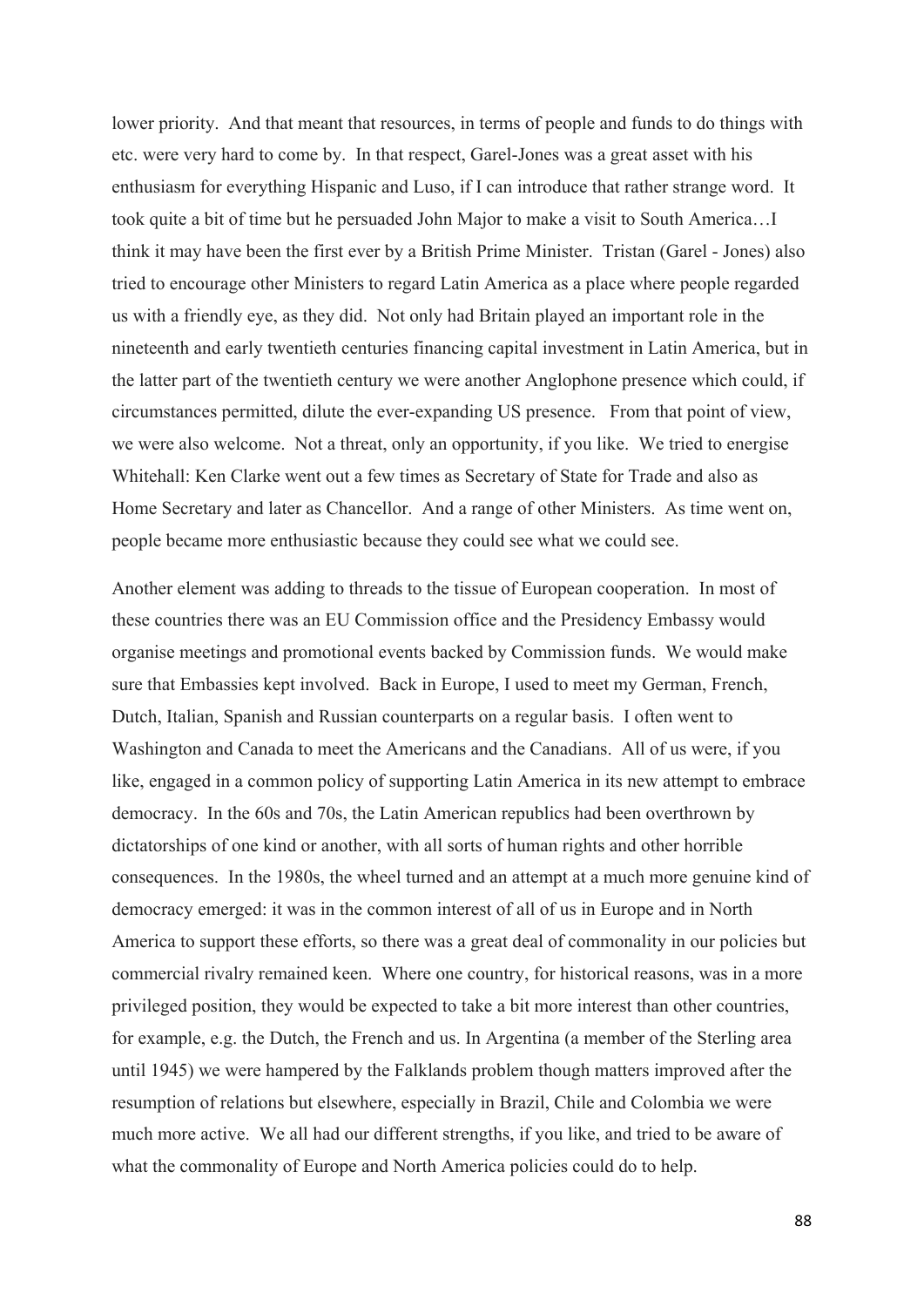lower priority. And that meant that resources, in terms of people and funds to do things with etc. were very hard to come by. In that respect, Garel-Jones was a great asset with his enthusiasm for everything Hispanic and Luso, if I can introduce that rather strange word. It took quite a bit of time but he persuaded John Major to make a visit to South America…I think it may have been the first ever by a British Prime Minister. Tristan (Garel - Jones) also tried to encourage other Ministers to regard Latin America as a place where people regarded us with a friendly eye, as they did. Not only had Britain played an important role in the nineteenth and early twentieth centuries financing capital investment in Latin America, but in the latter part of the twentieth century we were another Anglophone presence which could, if circumstances permitted, dilute the ever-expanding US presence. From that point of view, we were also welcome. Not a threat, only an opportunity, if you like. We tried to energise Whitehall: Ken Clarke went out a few times as Secretary of State for Trade and also as Home Secretary and later as Chancellor. And a range of other Ministers. As time went on, people became more enthusiastic because they could see what we could see.

Another element was adding to threads to the tissue of European cooperation. In most of these countries there was an EU Commission office and the Presidency Embassy would organise meetings and promotional events backed by Commission funds. We would make sure that Embassies kept involved. Back in Europe, I used to meet my German, French, Dutch, Italian, Spanish and Russian counterparts on a regular basis. I often went to Washington and Canada to meet the Americans and the Canadians. All of us were, if you like, engaged in a common policy of supporting Latin America in its new attempt to embrace democracy. In the 60s and 70s, the Latin American republics had been overthrown by dictatorships of one kind or another, with all sorts of human rights and other horrible consequences. In the 1980s, the wheel turned and an attempt at a much more genuine kind of democracy emerged: it was in the common interest of all of us in Europe and in North America to support these efforts, so there was a great deal of commonality in our policies but commercial rivalry remained keen. Where one country, for historical reasons, was in a more privileged position, they would be expected to take a bit more interest than other countries, for example, e.g. the Dutch, the French and us. In Argentina (a member of the Sterling area until 1945) we were hampered by the Falklands problem though matters improved after the resumption of relations but elsewhere, especially in Brazil, Chile and Colombia we were much more active. We all had our different strengths, if you like, and tried to be aware of what the commonality of Europe and North America policies could do to help.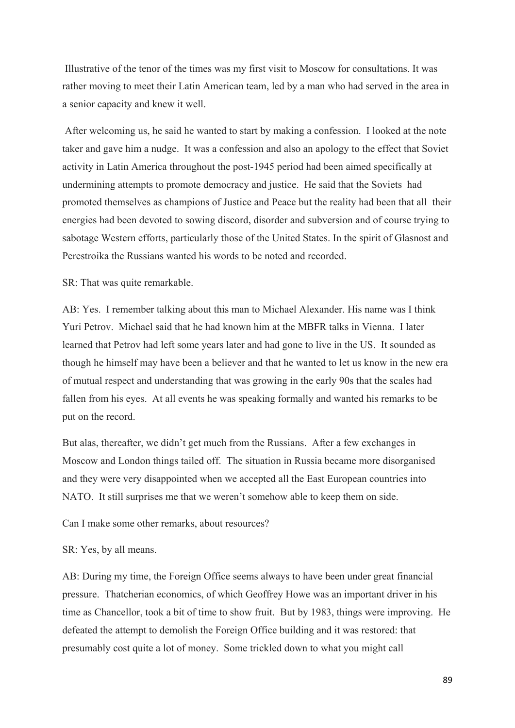Illustrative of the tenor of the times was my first visit to Moscow for consultations. It was rather moving to meet their Latin American team, led by a man who had served in the area in a senior capacity and knew it well.

After welcoming us, he said he wanted to start by making a confession. I looked at the note taker and gave him a nudge. It was a confession and also an apology to the effect that Soviet activity in Latin America throughout the post-1945 period had been aimed specifically at undermining attempts to promote democracy and justice. He said that the Soviets had promoted themselves as champions of Justice and Peace but the reality had been that all their energies had been devoted to sowing discord, disorder and subversion and of course trying to sabotage Western efforts, particularly those of the United States. In the spirit of Glasnost and Perestroika the Russians wanted his words to be noted and recorded.

SR: That was quite remarkable.

AB: Yes. I remember talking about this man to Michael Alexander. His name was I think Yuri Petrov. Michael said that he had known him at the MBFR talks in Vienna. I later learned that Petrov had left some years later and had gone to live in the US. It sounded as though he himself may have been a believer and that he wanted to let us know in the new era of mutual respect and understanding that was growing in the early 90s that the scales had fallen from his eyes. At all events he was speaking formally and wanted his remarks to be put on the record.

But alas, thereafter, we didn't get much from the Russians. After a few exchanges in Moscow and London things tailed off. The situation in Russia became more disorganised and they were very disappointed when we accepted all the East European countries into NATO. It still surprises me that we weren't somehow able to keep them on side.

Can I make some other remarks, about resources?

SR: Yes, by all means.

AB: During my time, the Foreign Office seems always to have been under great financial pressure. Thatcherian economics, of which Geoffrey Howe was an important driver in his time as Chancellor, took a bit of time to show fruit. But by 1983, things were improving. He defeated the attempt to demolish the Foreign Office building and it was restored: that presumably cost quite a lot of money. Some trickled down to what you might call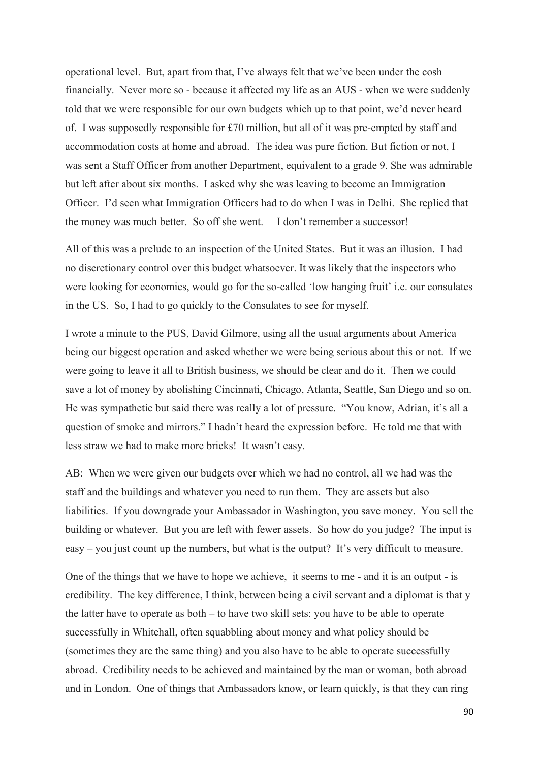operational level. But, apart from that, I've always felt that we've been under the cosh financially. Never more so - because it affected my life as an AUS - when we were suddenly told that we were responsible for our own budgets which up to that point, we'd never heard of. I was supposedly responsible for £70 million, but all of it was pre-empted by staff and accommodation costs at home and abroad. The idea was pure fiction. But fiction or not, I was sent a Staff Officer from another Department, equivalent to a grade 9. She was admirable but left after about six months. I asked why she was leaving to become an Immigration Officer. I'd seen what Immigration Officers had to do when I was in Delhi. She replied that the money was much better. So off she went. I don't remember a successor!

All of this was a prelude to an inspection of the United States. But it was an illusion. I had no discretionary control over this budget whatsoever. It was likely that the inspectors who were looking for economies, would go for the so-called 'low hanging fruit' i.e. our consulates in the US. So, I had to go quickly to the Consulates to see for myself.

I wrote a minute to the PUS, David Gilmore, using all the usual arguments about America being our biggest operation and asked whether we were being serious about this or not. If we were going to leave it all to British business, we should be clear and do it. Then we could save a lot of money by abolishing Cincinnati, Chicago, Atlanta, Seattle, San Diego and so on. He was sympathetic but said there was really a lot of pressure. "You know, Adrian, it's all a question of smoke and mirrors." I hadn't heard the expression before. He told me that with less straw we had to make more bricks! It wasn't easy.

AB: When we were given our budgets over which we had no control, all we had was the staff and the buildings and whatever you need to run them. They are assets but also liabilities. If you downgrade your Ambassador in Washington, you save money. You sell the building or whatever. But you are left with fewer assets. So how do you judge? The input is easy – you just count up the numbers, but what is the output? It's very difficult to measure.

One of the things that we have to hope we achieve, it seems to me - and it is an output - is credibility. The key difference, I think, between being a civil servant and a diplomat is that y the latter have to operate as both – to have two skill sets: you have to be able to operate successfully in Whitehall, often squabbling about money and what policy should be (sometimes they are the same thing) and you also have to be able to operate successfully abroad. Credibility needs to be achieved and maintained by the man or woman, both abroad and in London. One of things that Ambassadors know, or learn quickly, is that they can ring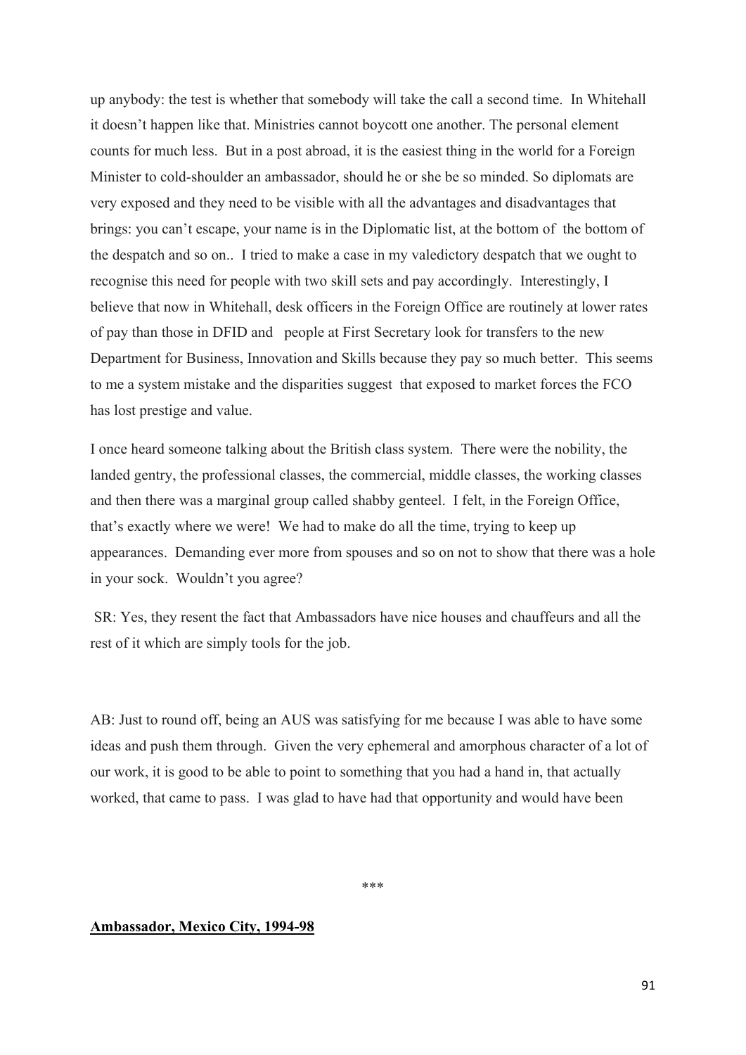up anybody: the test is whether that somebody will take the call a second time. In Whitehall it doesn't happen like that. Ministries cannot boycott one another. The personal element counts for much less. But in a post abroad, it is the easiest thing in the world for a Foreign Minister to cold-shoulder an ambassador, should he or she be so minded. So diplomats are very exposed and they need to be visible with all the advantages and disadvantages that brings: you can't escape, your name is in the Diplomatic list, at the bottom of the bottom of the despatch and so on.. I tried to make a case in my valedictory despatch that we ought to recognise this need for people with two skill sets and pay accordingly. Interestingly, I believe that now in Whitehall, desk officers in the Foreign Office are routinely at lower rates of pay than those in DFID and people at First Secretary look for transfers to the new Department for Business, Innovation and Skills because they pay so much better. This seems to me a system mistake and the disparities suggest that exposed to market forces the FCO has lost prestige and value.

I once heard someone talking about the British class system. There were the nobility, the landed gentry, the professional classes, the commercial, middle classes, the working classes and then there was a marginal group called shabby genteel. I felt, in the Foreign Office, that's exactly where we were! We had to make do all the time, trying to keep up appearances. Demanding ever more from spouses and so on not to show that there was a hole in your sock. Wouldn't you agree?

SR: Yes, they resent the fact that Ambassadors have nice houses and chauffeurs and all the rest of it which are simply tools for the job.

AB: Just to round off, being an AUS was satisfying for me because I was able to have some ideas and push them through. Given the very ephemeral and amorphous character of a lot of our work, it is good to be able to point to something that you had a hand in, that actually worked, that came to pass. I was glad to have had that opportunity and would have been

\*\*\*

**<u>Ambassador, Mexico City, 1994-98</u>**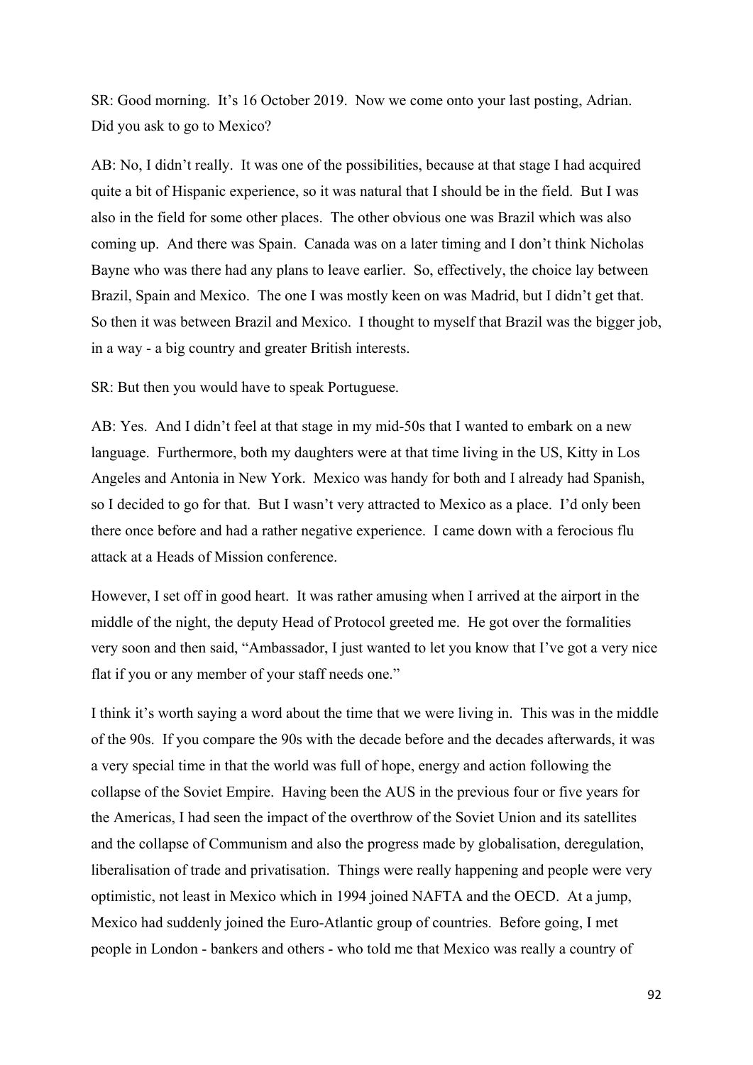SR: Good morning. It's 16 October 2019. Now we come onto your last posting, Adrian. Did you ask to go to Mexico?

AB: No, I didn't really. It was one of the possibilities, because at that stage I had acquired quite a bit of Hispanic experience, so it was natural that I should be in the field. But I was also in the field for some other places. The other obvious one was Brazil which was also coming up. And there was Spain. Canada was on a later timing and I don't think Nicholas Bayne who was there had any plans to leave earlier. So, effectively, the choice lay between Brazil, Spain and Mexico. The one I was mostly keen on was Madrid, but I didn't get that. So then it was between Brazil and Mexico. I thought to myself that Brazil was the bigger job, in a way - a big country and greater British interests.

SR: But then you would have to speak Portuguese.

AB: Yes. And I didn't feel at that stage in my mid-50s that I wanted to embark on a new language. Furthermore, both my daughters were at that time living in the US, Kitty in Los Angeles and Antonia in New York. Mexico was handy for both and I already had Spanish, so I decided to go for that. But I wasn't very attracted to Mexico as a place. I'd only been there once before and had a rather negative experience. I came down with a ferocious flu attack at a Heads of Mission conference.

However, I set off in good heart. It was rather amusing when I arrived at the airport in the middle of the night, the deputy Head of Protocol greeted me. He got over the formalities very soon and then said, "Ambassador, I just wanted to let you know that I've got a very nice flat if you or any member of your staff needs one."

I think it's worth saying a word about the time that we were living in. This was in the middle of the 90s. If you compare the 90s with the decade before and the decades afterwards, it was a very special time in that the world was full of hope, energy and action following the collapse of the Soviet Empire. Having been the AUS in the previous four or five years for the Americas, I had seen the impact of the overthrow of the Soviet Union and its satellites and the collapse of Communism and also the progress made by globalisation, deregulation, liberalisation of trade and privatisation. Things were really happening and people were very optimistic, not least in Mexico which in 1994 joined NAFTA and the OECD. At a jump, Mexico had suddenly joined the Euro-Atlantic group of countries. Before going, I met people in London - bankers and others - who told me that Mexico was really a country of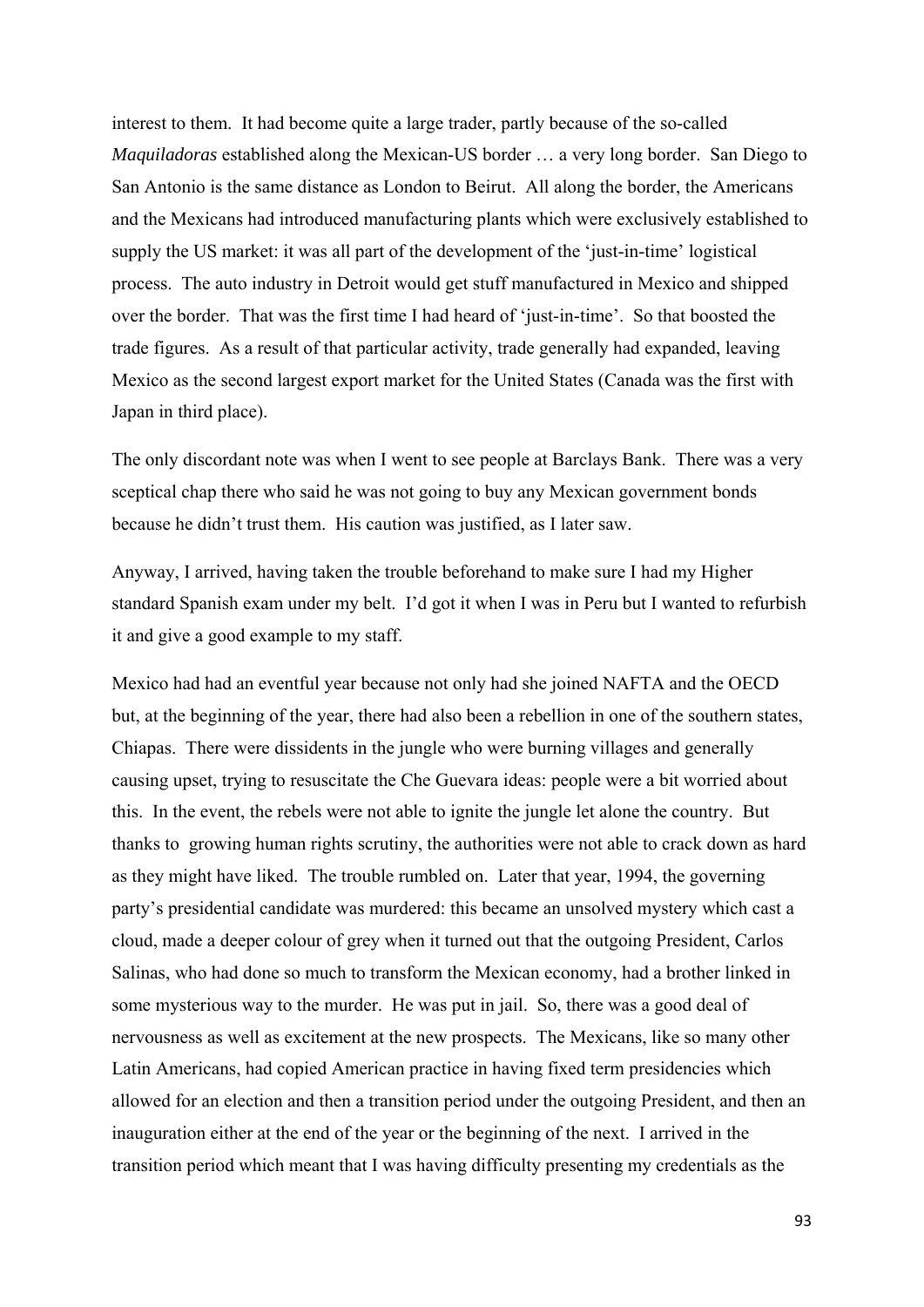interest to them. It had become quite a large trader, partly because of the so-called *Maquiladoras* established along the Mexican-US border … a very long border. San Diego to San Antonio is the same distance as London to Beirut. All along the border, the Americans and the Mexicans had introduced manufacturing plants which were exclusively established to supply the US market: it was all part of the development of the 'just-in-time' logistical process. The auto industry in Detroit would get stuff manufactured in Mexico and shipped over the border. That was the first time I had heard of 'just-in-time'. So that boosted the trade figures. As a result of that particular activity, trade generally had expanded, leaving Mexico as the second largest export market for the United States (Canada was the first with Japan in third place).

The only discordant note was when I went to see people at Barclays Bank. There was a very sceptical chap there who said he was not going to buy any Mexican government bonds because he didn't trust them. His caution was justified, as I later saw.

Anyway, I arrived, having taken the trouble beforehand to make sure I had my Higher standard Spanish exam under my belt. I'd got it when I was in Peru but I wanted to refurbish it and give a good example to my staff.

Mexico had had an eventful year because not only had she joined NAFTA and the OECD but, at the beginning of the year, there had also been a rebellion in one of the southern states, Chiapas. There were dissidents in the jungle who were burning villages and generally causing upset, trying to resuscitate the Che Guevara ideas: people were a bit worried about this. In the event, the rebels were not able to ignite the jungle let alone the country. But thanks to growing human rights scrutiny, the authorities were not able to crack down as hard as they might have liked. The trouble rumbled on. Later that year, 1994, the governing party's presidential candidate was murdered: this became an unsolved mystery which cast a cloud, made a deeper colour of grey when it turned out that the outgoing President, Carlos Salinas, who had done so much to transform the Mexican economy, had a brother linked in some mysterious way to the murder. He was put in jail. So, there was a good deal of nervousness as well as excitement at the new prospects. The Mexicans, like so many other Latin Americans, had copied American practice in having fixed term presidencies which allowed for an election and then a transition period under the outgoing President, and then an inauguration either at the end of the year or the beginning of the next. I arrived in the transition period which meant that I was having difficulty presenting my credentials as the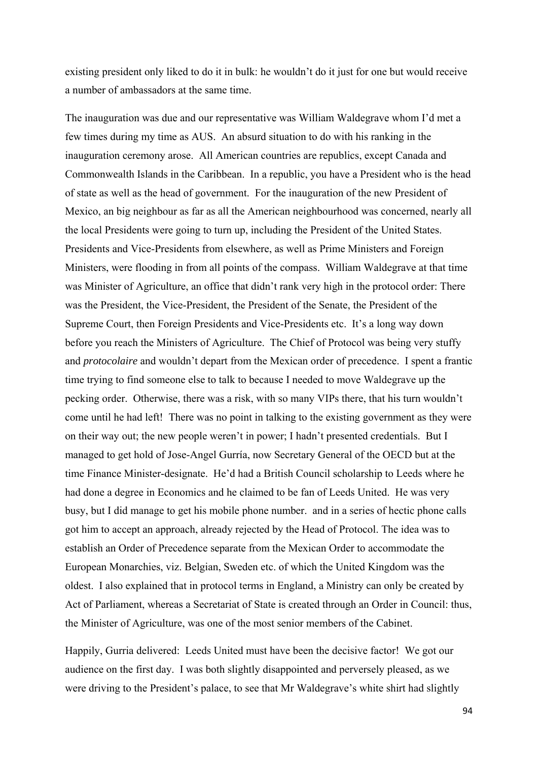existing president only liked to do it in bulk: he wouldn't do it just for one but would receive a number of ambassadors at the same time.

The inauguration was due and our representative was William Waldegrave whom I'd met a few times during my time as AUS. An absurd situation to do with his ranking in the inauguration ceremony arose. All American countries are republics, except Canada and Commonwealth Islands in the Caribbean. In a republic, you have a President who is the head of state as well as the head of government. For the inauguration of the new President of Mexico, an big neighbour as far as all the American neighbourhood was concerned, nearly all the local Presidents were going to turn up, including the President of the United States. Presidents and Vice-Presidents from elsewhere, as well as Prime Ministers and Foreign Ministers, were flooding in from all points of the compass. William Waldegrave at that time was Minister of Agriculture, an office that didn't rank very high in the protocol order: There was the President, the Vice-President, the President of the Senate, the President of the Supreme Court, then Foreign Presidents and Vice-Presidents etc. It's a long way down before you reach the Ministers of Agriculture. The Chief of Protocol was being very stuffy and *protocolaire* and wouldn't depart from the Mexican order of precedence. I spent a frantic time trying to find someone else to talk to because I needed to move Waldegrave up the pecking order. Otherwise, there was a risk, with so many VIPs there, that his turn wouldn't come until he had left! There was no point in talking to the existing government as they were on their way out; the new people weren't in power; I hadn't presented credentials. But I managed to get hold of Jose-Angel Gurría, now Secretary General of the OECD but at the time Finance Minister-designate. He'd had a British Council scholarship to Leeds where he had done a degree in Economics and he claimed to be fan of Leeds United. He was very busy, but I did manage to get his mobile phone number. and in a series of hectic phone calls got him to accept an approach, already rejected by the Head of Protocol. The idea was to establish an Order of Precedence separate from the Mexican Order to accommodate the European Monarchies, viz. Belgian, Sweden etc. of which the United Kingdom was the oldest. I also explained that in protocol terms in England, a Ministry can only be created by Act of Parliament, whereas a Secretariat of State is created through an Order in Council: thus, the Minister of Agriculture, was one of the most senior members of the Cabinet.

Happily, Gurria delivered: Leeds United must have been the decisive factor! We got our audience on the first day. I was both slightly disappointed and perversely pleased, as we were driving to the President's palace, to see that Mr Waldegrave's white shirt had slightly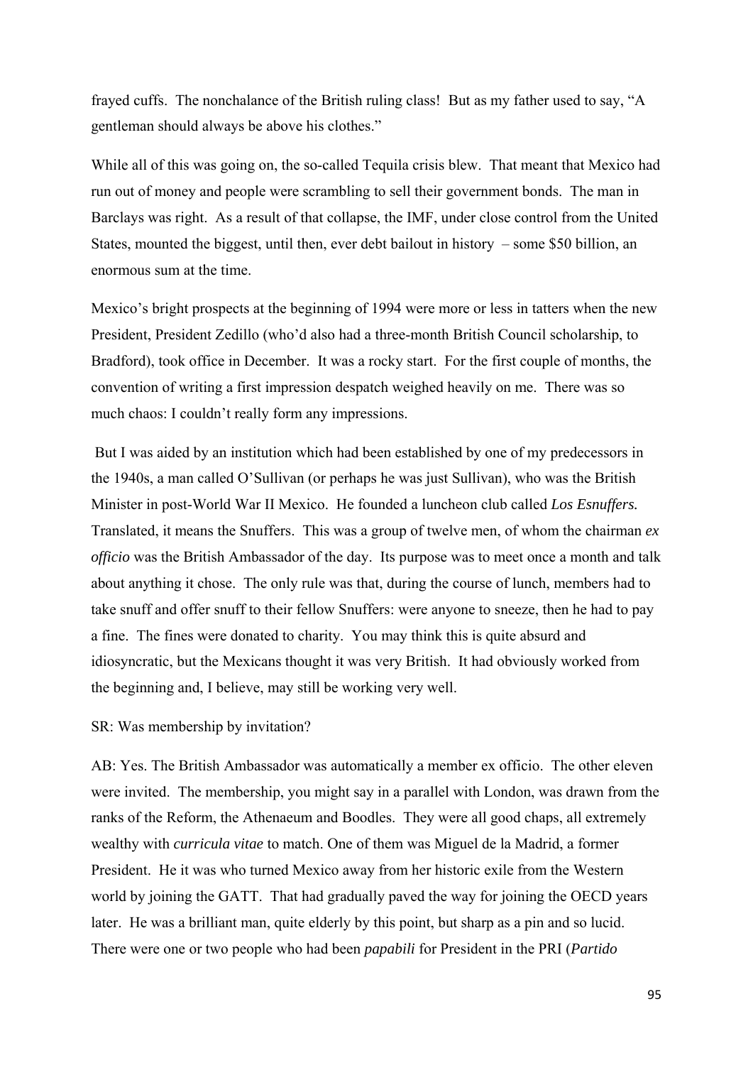frayed cuffs. The nonchalance of the British ruling class! But as my father used to say, "A gentleman should always be above his clothes."

While all of this was going on, the so-called Tequila crisis blew. That meant that Mexico had run out of money and people were scrambling to sell their government bonds. The man in Barclays was right. As a result of that collapse, the IMF, under close control from the United States, mounted the biggest, until then, ever debt bailout in history – some \$50 billion, an enormous sum at the time.

Mexico's bright prospects at the beginning of 1994 were more or less in tatters when the new President, President Zedillo (who'd also had a three-month British Council scholarship, to Bradford), took office in December. It was a rocky start. For the first couple of months, the convention of writing a first impression despatch weighed heavily on me. There was so much chaos: I couldn't really form any impressions.

But I was aided by an institution which had been established by one of my predecessors in the 1940s, a man called O'Sullivan (or perhaps he was just Sullivan), who was the British Minister in post-World War II Mexico. He founded a luncheon club called *Los Esnuffers.* Translated, it means the Snuffers. This was a group of twelve men, of whom the chairman *ex officio* was the British Ambassador of the day. Its purpose was to meet once a month and talk about anything it chose. The only rule was that, during the course of lunch, members had to take snuff and offer snuff to their fellow Snuffers: were anyone to sneeze, then he had to pay a fine. The fines were donated to charity. You may think this is quite absurd and idiosyncratic, but the Mexicans thought it was very British. It had obviously worked from the beginning and, I believe, may still be working very well.

SR: Was membership by invitation?

AB: Yes. The British Ambassador was automatically a member ex officio. The other eleven were invited. The membership, you might say in a parallel with London, was drawn from the ranks of the Reform, the Athenaeum and Boodles. They were all good chaps, all extremely wealthy with *curricula vitae* to match. One of them was Miguel de la Madrid, a former President. He it was who turned Mexico away from her historic exile from the Western world by joining the GATT. That had gradually paved the way for joining the OECD years later. He was a brilliant man, quite elderly by this point, but sharp as a pin and so lucid. There were one or two people who had been *papabili* for President in the PRI (*Partido*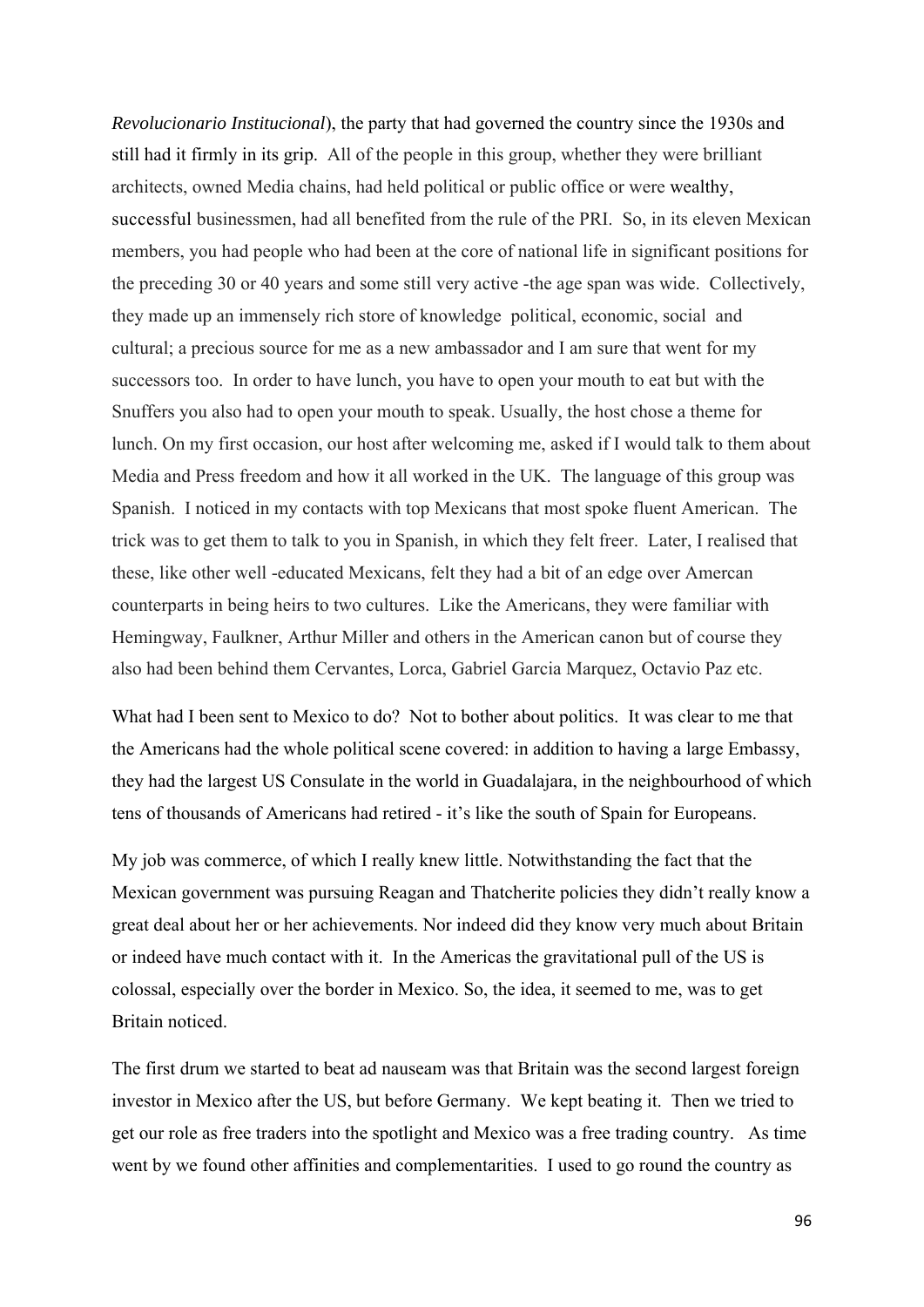*Revolucionario Institucional*), the party that had governed the country since the 1930s and still had it firmly in its grip. All of the people in this group, whether they were brilliant architects, owned Media chains, had held political or public office or were wealthy, successful businessmen, had all benefited from the rule of the PRI. So, in its eleven Mexican members, you had people who had been at the core of national life in significant positions for the preceding 30 or 40 years and some still very active -the age span was wide. Collectively, they made up an immensely rich store of knowledge political, economic, social and cultural; a precious source for me as a new ambassador and I am sure that went for my successors too. In order to have lunch, you have to open your mouth to eat but with the Snuffers you also had to open your mouth to speak. Usually, the host chose a theme for lunch. On my first occasion, our host after welcoming me, asked if I would talk to them about Media and Press freedom and how it all worked in the UK. The language of this group was Spanish. I noticed in my contacts with top Mexicans that most spoke fluent American. The trick was to get them to talk to you in Spanish, in which they felt freer. Later, I realised that these, like other well -educated Mexicans, felt they had a bit of an edge over Amercan counterparts in being heirs to two cultures. Like the Americans, they were familiar with Hemingway, Faulkner, Arthur Miller and others in the American canon but of course they also had been behind them Cervantes, Lorca, Gabriel Garcia Marquez, Octavio Paz etc.

What had I been sent to Mexico to do? Not to bother about politics. It was clear to me that the Americans had the whole political scene covered: in addition to having a large Embassy, they had the largest US Consulate in the world in Guadalajara, in the neighbourhood of which tens of thousands of Americans had retired - it's like the south of Spain for Europeans.

My job was commerce, of which I really knew little. Notwithstanding the fact that the Mexican government was pursuing Reagan and Thatcherite policies they didn't really know a great deal about her or her achievements. Nor indeed did they know very much about Britain or indeed have much contact with it. In the Americas the gravitational pull of the US is colossal, especially over the border in Mexico. So, the idea, it seemed to me, was to get Britain noticed.

The first drum we started to beat ad nauseam was that Britain was the second largest foreign investor in Mexico after the US, but before Germany. We kept beating it. Then we tried to get our role as free traders into the spotlight and Mexico was a free trading country. As time went by we found other affinities and complementarities. I used to go round the country as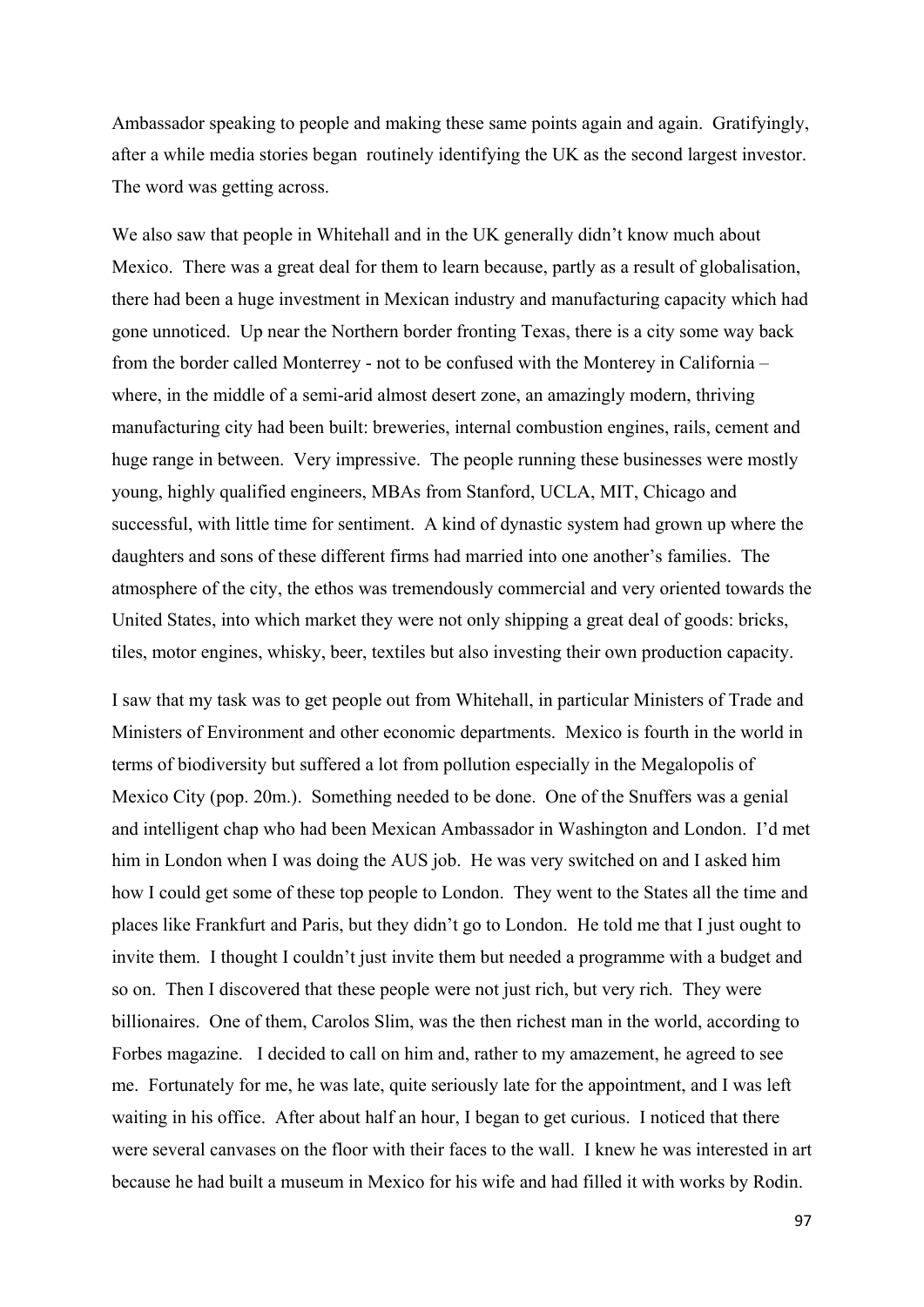Ambassador speaking to people and making these same points again and again. Gratifyingly, after a while media stories began routinely identifying the UK as the second largest investor. The word was getting across.

We also saw that people in Whitehall and in the UK generally didn't know much about Mexico. There was a great deal for them to learn because, partly as a result of globalisation, there had been a huge investment in Mexican industry and manufacturing capacity which had gone unnoticed. Up near the Northern border fronting Texas, there is a city some way back from the border called Monterrey - not to be confused with the Monterey in California – where, in the middle of a semi-arid almost desert zone, an amazingly modern, thriving manufacturing city had been built: breweries, internal combustion engines, rails, cement and huge range in between. Very impressive. The people running these businesses were mostly young, highly qualified engineers, MBAs from Stanford, UCLA, MIT, Chicago and successful, with little time for sentiment. A kind of dynastic system had grown up where the daughters and sons of these different firms had married into one another's families. The atmosphere of the city, the ethos was tremendously commercial and very oriented towards the United States, into which market they were not only shipping a great deal of goods: bricks, tiles, motor engines, whisky, beer, textiles but also investing their own production capacity.

I saw that my task was to get people out from Whitehall, in particular Ministers of Trade and Ministers of Environment and other economic departments. Mexico is fourth in the world in terms of biodiversity but suffered a lot from pollution especially in the Megalopolis of Mexico City (pop. 20m.). Something needed to be done. One of the Snuffers was a genial and intelligent chap who had been Mexican Ambassador in Washington and London. I'd met him in London when I was doing the AUS job. He was very switched on and I asked him how I could get some of these top people to London. They went to the States all the time and places like Frankfurt and Paris, but they didn't go to London. He told me that I just ought to invite them. I thought I couldn't just invite them but needed a programme with a budget and so on. Then I discovered that these people were not just rich, but very rich. They were billionaires. One of them, Carolos Slim, was the then richest man in the world, according to Forbes magazine. I decided to call on him and, rather to my amazement, he agreed to see me. Fortunately for me, he was late, quite seriously late for the appointment, and I was left waiting in his office. After about half an hour, I began to get curious. I noticed that there were several canvases on the floor with their faces to the wall. I knew he was interested in art because he had built a museum in Mexico for his wife and had filled it with works by Rodin.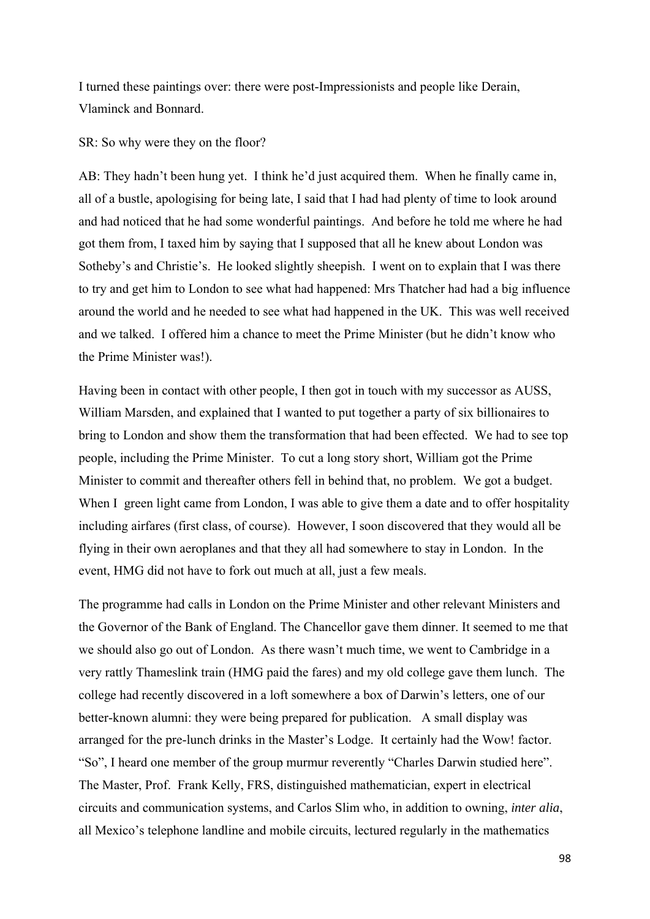I turned these paintings over: there were post-Impressionists and people like Derain, Vlaminck and Bonnard.

SR: So why were they on the floor?

AB: They hadn't been hung yet. I think he'd just acquired them. When he finally came in, all of a bustle, apologising for being late, I said that I had had plenty of time to look around and had noticed that he had some wonderful paintings. And before he told me where he had got them from, I taxed him by saying that I supposed that all he knew about London was Sotheby's and Christie's. He looked slightly sheepish. I went on to explain that I was there to try and get him to London to see what had happened: Mrs Thatcher had had a big influence around the world and he needed to see what had happened in the UK. This was well received and we talked. I offered him a chance to meet the Prime Minister (but he didn't know who the Prime Minister was!).

Having been in contact with other people, I then got in touch with my successor as AUSS, William Marsden, and explained that I wanted to put together a party of six billionaires to bring to London and show them the transformation that had been effected. We had to see top people, including the Prime Minister. To cut a long story short, William got the Prime Minister to commit and thereafter others fell in behind that, no problem. We got a budget. When I green light came from London, I was able to give them a date and to offer hospitality including airfares (first class, of course). However, I soon discovered that they would all be flying in their own aeroplanes and that they all had somewhere to stay in London. In the event, HMG did not have to fork out much at all, just a few meals.

The programme had calls in London on the Prime Minister and other relevant Ministers and the Governor of the Bank of England. The Chancellor gave them dinner. It seemed to me that we should also go out of London. As there wasn't much time, we went to Cambridge in a very rattly Thameslink train (HMG paid the fares) and my old college gave them lunch. The college had recently discovered in a loft somewhere a box of Darwin's letters, one of our better-known alumni: they were being prepared for publication. A small display was arranged for the pre-lunch drinks in the Master's Lodge. It certainly had the Wow! factor. "So", I heard one member of the group murmur reverently "Charles Darwin studied here". The Master, Prof. Frank Kelly, FRS, distinguished mathematician, expert in electrical circuits and communication systems, and Carlos Slim who, in addition to owning, *inter alia*, all Mexico's telephone landline and mobile circuits, lectured regularly in the mathematics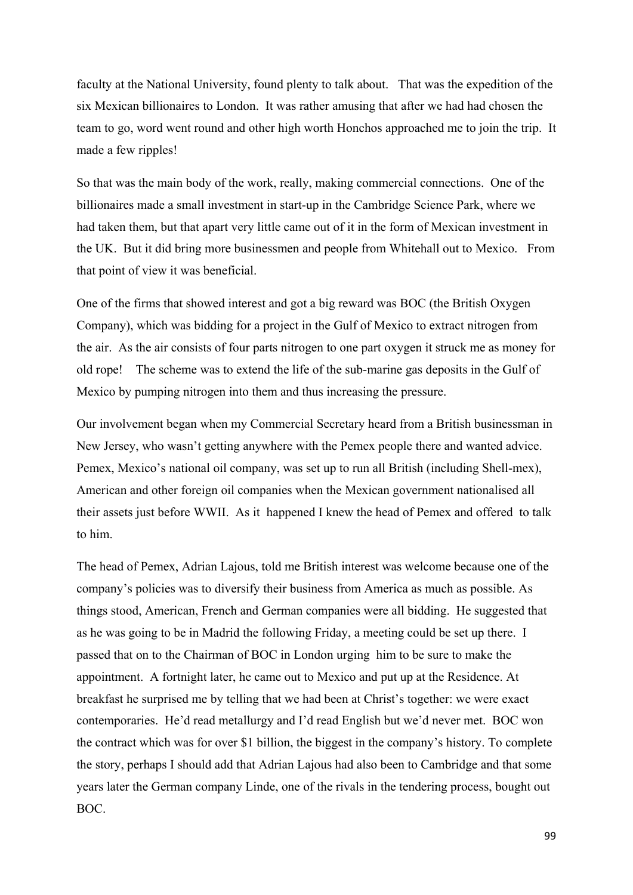faculty at the National University, found plenty to talk about. That was the expedition of the six Mexican billionaires to London. It was rather amusing that after we had had chosen the team to go, word went round and other high worth Honchos approached me to join the trip. It made a few ripples!

So that was the main body of the work, really, making commercial connections. One of the billionaires made a small investment in start-up in the Cambridge Science Park, where we had taken them, but that apart very little came out of it in the form of Mexican investment in the UK. But it did bring more businessmen and people from Whitehall out to Mexico. From that point of view it was beneficial.

One of the firms that showed interest and got a big reward was BOC (the British Oxygen Company), which was bidding for a project in the Gulf of Mexico to extract nitrogen from the air. As the air consists of four parts nitrogen to one part oxygen it struck me as money for old rope! The scheme was to extend the life of the sub-marine gas deposits in the Gulf of Mexico by pumping nitrogen into them and thus increasing the pressure.

Our involvement began when my Commercial Secretary heard from a British businessman in New Jersey, who wasn't getting anywhere with the Pemex people there and wanted advice. Pemex, Mexico's national oil company, was set up to run all British (including Shell-mex), American and other foreign oil companies when the Mexican government nationalised all their assets just before WWII. As it happened I knew the head of Pemex and offered to talk to him.

The head of Pemex, Adrian Lajous, told me British interest was welcome because one of the company's policies was to diversify their business from America as much as possible. As things stood, American, French and German companies were all bidding. He suggested that as he was going to be in Madrid the following Friday, a meeting could be set up there. I passed that on to the Chairman of BOC in London urging him to be sure to make the appointment. A fortnight later, he came out to Mexico and put up at the Residence. At breakfast he surprised me by telling that we had been at Christ's together: we were exact contemporaries. He'd read metallurgy and I'd read English but we'd never met. BOC won the contract which was for over $1 billion, the biggest in the company's history. To complete the story, perhaps I should add that Adrian Lajous had also been to Cambridge and that some years later the German company Linde, one of the rivals in the tendering process, bought out BOC.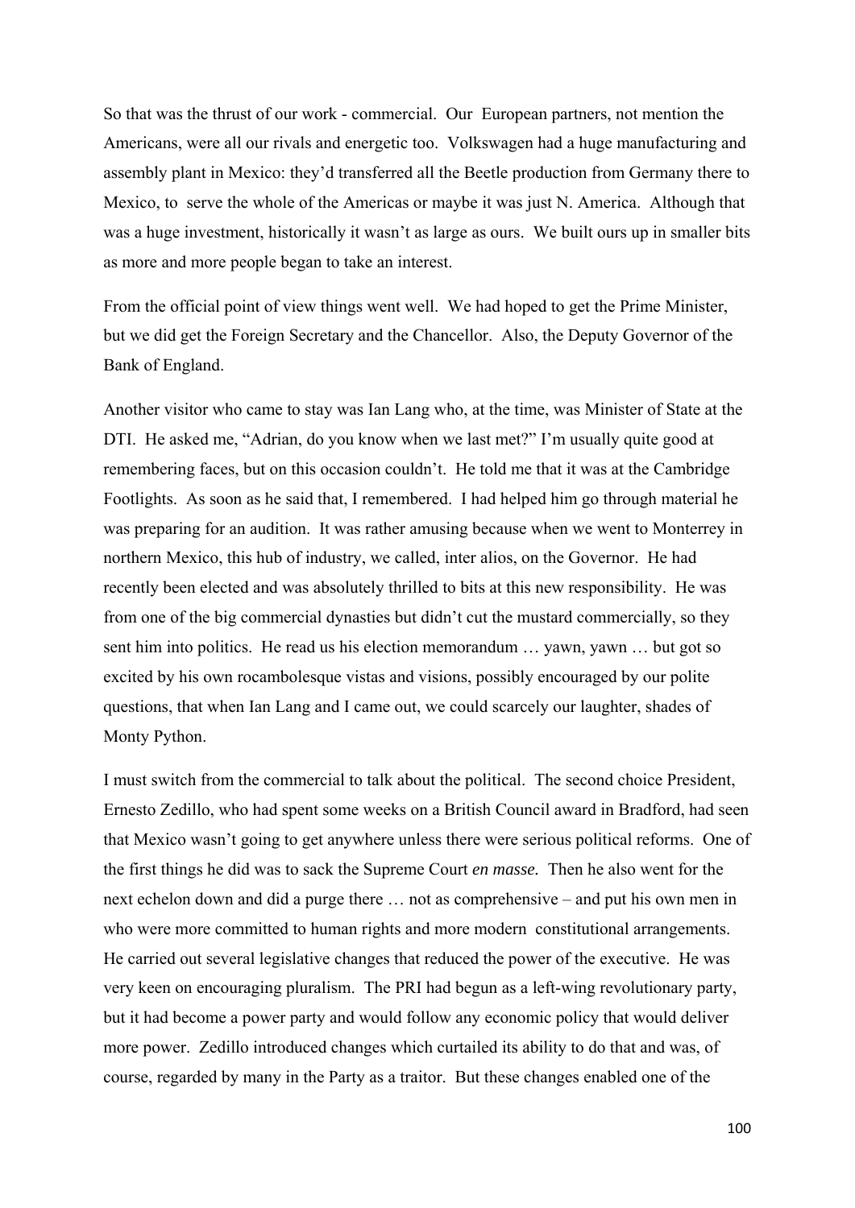So that was the thrust of our work - commercial. Our European partners, not mention the Americans, were all our rivals and energetic too. Volkswagen had a huge manufacturing and assembly plant in Mexico: they'd transferred all the Beetle production from Germany there to Mexico, to serve the whole of the Americas or maybe it was just N. America. Although that was a huge investment, historically it wasn't as large as ours. We built ours up in smaller bits as more and more people began to take an interest.

From the official point of view things went well. We had hoped to get the Prime Minister, but we did get the Foreign Secretary and the Chancellor. Also, the Deputy Governor of the Bank of England.

Another visitor who came to stay was Ian Lang who, at the time, was Minister of State at the DTI. He asked me, "Adrian, do you know when we last met?" I'm usually quite good at remembering faces, but on this occasion couldn't. He told me that it was at the Cambridge Footlights. As soon as he said that, I remembered. I had helped him go through material he was preparing for an audition. It was rather amusing because when we went to Monterrey in northern Mexico, this hub of industry, we called, inter alios, on the Governor. He had recently been elected and was absolutely thrilled to bits at this new responsibility. He was from one of the big commercial dynasties but didn't cut the mustard commercially, so they sent him into politics. He read us his election memorandum … yawn, yawn … but got so excited by his own rocambolesque vistas and visions, possibly encouraged by our polite questions, that when Ian Lang and I came out, we could scarcely our laughter, shades of Monty Python.

I must switch from the commercial to talk about the political. The second choice President, Ernesto Zedillo, who had spent some weeks on a British Council award in Bradford, had seen that Mexico wasn't going to get anywhere unless there were serious political reforms. One of the first things he did was to sack the Supreme Court *en masse.* Then he also went for the next echelon down and did a purge there … not as comprehensive – and put his own men in who were more committed to human rights and more modern constitutional arrangements. He carried out several legislative changes that reduced the power of the executive. He was very keen on encouraging pluralism. The PRI had begun as a left-wing revolutionary party, but it had become a power party and would follow any economic policy that would deliver more power. Zedillo introduced changes which curtailed its ability to do that and was, of course, regarded by many in the Party as a traitor. But these changes enabled one of the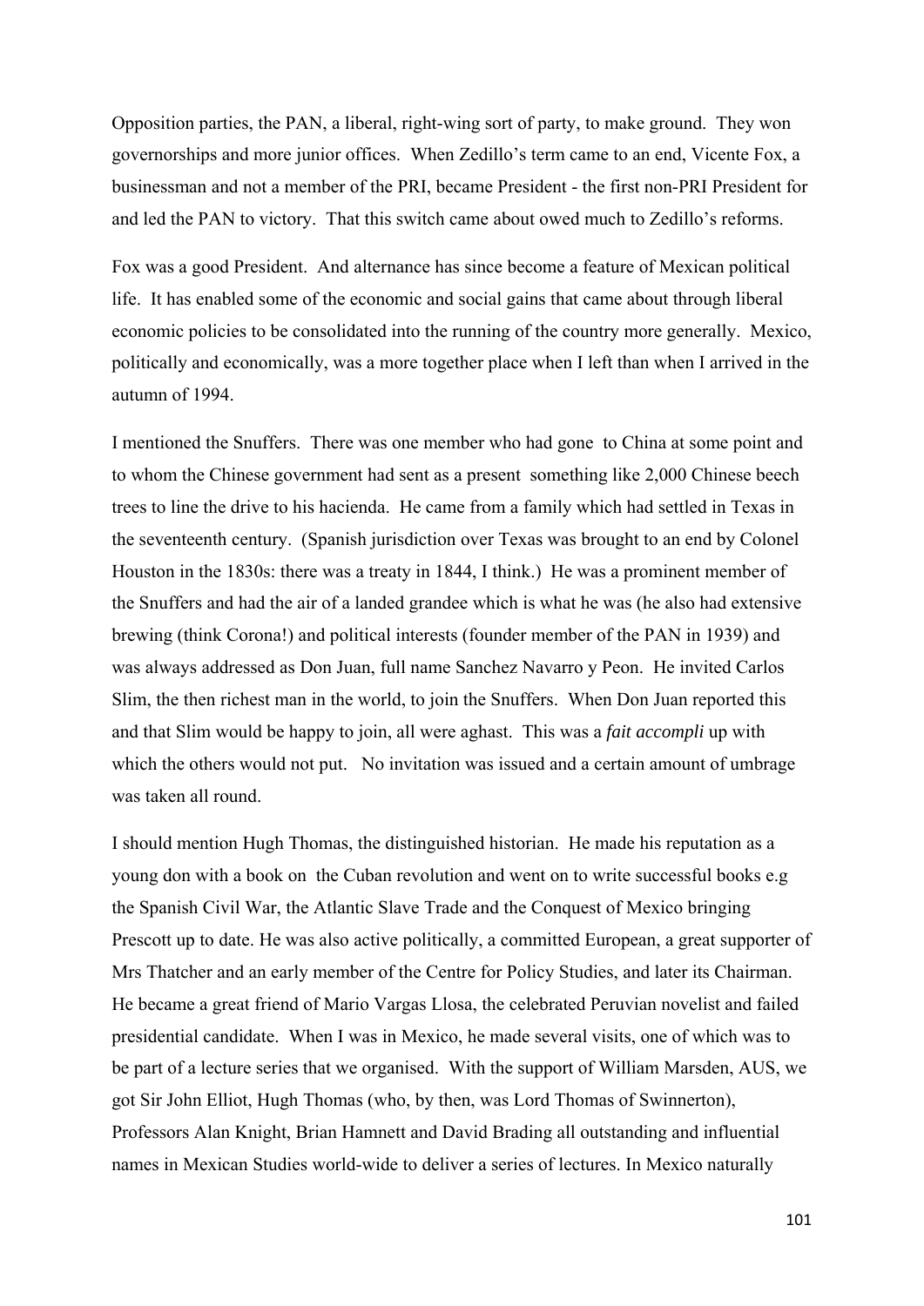Opposition parties, the PAN, a liberal, right-wing sort of party, to make ground. They won governorships and more junior offices. When Zedillo's term came to an end, Vicente Fox, a businessman and not a member of the PRI, became President - the first non-PRI President for and led the PAN to victory. That this switch came about owed much to Zedillo's reforms.

Fox was a good President. And alternance has since become a feature of Mexican political life. It has enabled some of the economic and social gains that came about through liberal economic policies to be consolidated into the running of the country more generally. Mexico, politically and economically, was a more together place when I left than when I arrived in the autumn of 1994.

I mentioned the Snuffers. There was one member who had gone to China at some point and to whom the Chinese government had sent as a present something like 2,000 Chinese beech trees to line the drive to his hacienda. He came from a family which had settled in Texas in the seventeenth century. (Spanish jurisdiction over Texas was brought to an end by Colonel Houston in the 1830s: there was a treaty in 1844, I think.) He was a prominent member of the Snuffers and had the air of a landed grandee which is what he was (he also had extensive brewing (think Corona!) and political interests (founder member of the PAN in 1939) and was always addressed as Don Juan, full name Sanchez Navarro y Peon. He invited Carlos Slim, the then richest man in the world, to join the Snuffers. When Don Juan reported this and that Slim would be happy to join, all were aghast. This was a *fait accompli* up with which the others would not put. No invitation was issued and a certain amount of umbrage was taken all round.

I should mention Hugh Thomas, the distinguished historian. He made his reputation as a young don with a book on the Cuban revolution and went on to write successful books e.g the Spanish Civil War, the Atlantic Slave Trade and the Conquest of Mexico bringing Prescott up to date. He was also active politically, a committed European, a great supporter of Mrs Thatcher and an early member of the Centre for Policy Studies, and later its Chairman. He became a great friend of Mario Vargas Llosa, the celebrated Peruvian novelist and failed presidential candidate. When I was in Mexico, he made several visits, one of which was to be part of a lecture series that we organised. With the support of William Marsden, AUS, we got Sir John Elliot, Hugh Thomas (who, by then, was Lord Thomas of Swinnerton), Professors Alan Knight, Brian Hamnett and David Brading all outstanding and influential names in Mexican Studies world-wide to deliver a series of lectures. In Mexico naturally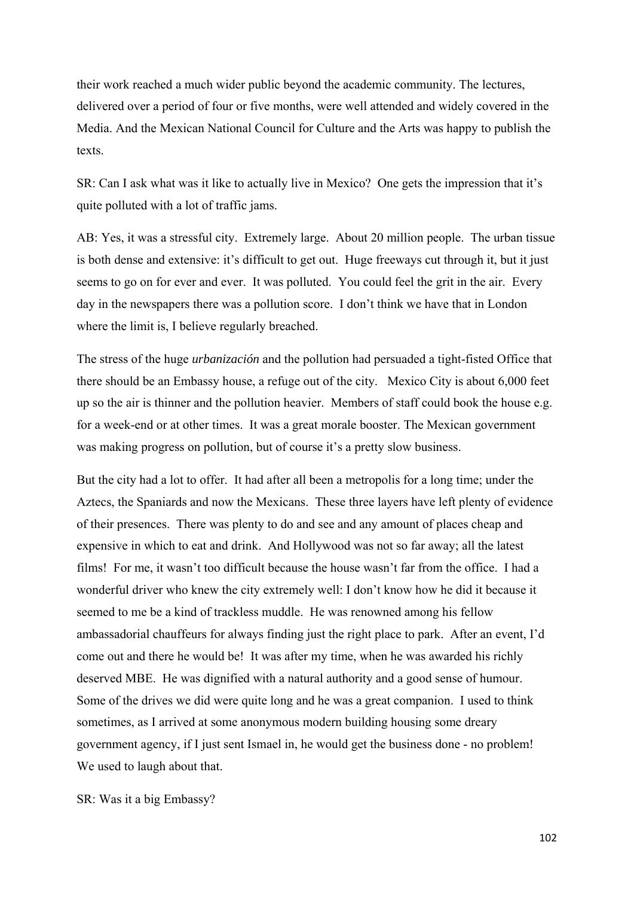their work reached a much wider public beyond the academic community. The lectures, delivered over a period of four or five months, were well attended and widely covered in the Media. And the Mexican National Council for Culture and the Arts was happy to publish the texts.

SR: Can I ask what was it like to actually live in Mexico? One gets the impression that it's quite polluted with a lot of traffic jams.

AB: Yes, it was a stressful city. Extremely large. About 20 million people. The urban tissue is both dense and extensive: it's difficult to get out. Huge freeways cut through it, but it just seems to go on for ever and ever. It was polluted. You could feel the grit in the air. Every day in the newspapers there was a pollution score. I don't think we have that in London where the limit is, I believe regularly breached.

The stress of the huge *urbanización* and the pollution had persuaded a tight-fisted Office that there should be an Embassy house, a refuge out of the city. Mexico City is about 6,000 feet up so the air is thinner and the pollution heavier. Members of staff could book the house e.g. for a week-end or at other times. It was a great morale booster. The Mexican government was making progress on pollution, but of course it's a pretty slow business.

But the city had a lot to offer. It had after all been a metropolis for a long time; under the Aztecs, the Spaniards and now the Mexicans. These three layers have left plenty of evidence of their presences. There was plenty to do and see and any amount of places cheap and expensive in which to eat and drink. And Hollywood was not so far away; all the latest films! For me, it wasn't too difficult because the house wasn't far from the office. I had a wonderful driver who knew the city extremely well: I don't know how he did it because it seemed to me be a kind of trackless muddle. He was renowned among his fellow ambassadorial chauffeurs for always finding just the right place to park. After an event, I'd come out and there he would be! It was after my time, when he was awarded his richly deserved MBE. He was dignified with a natural authority and a good sense of humour. Some of the drives we did were quite long and he was a great companion. I used to think sometimes, as I arrived at some anonymous modern building housing some dreary government agency, if I just sent Ismael in, he would get the business done - no problem! We used to laugh about that.

SR: Was it a big Embassy?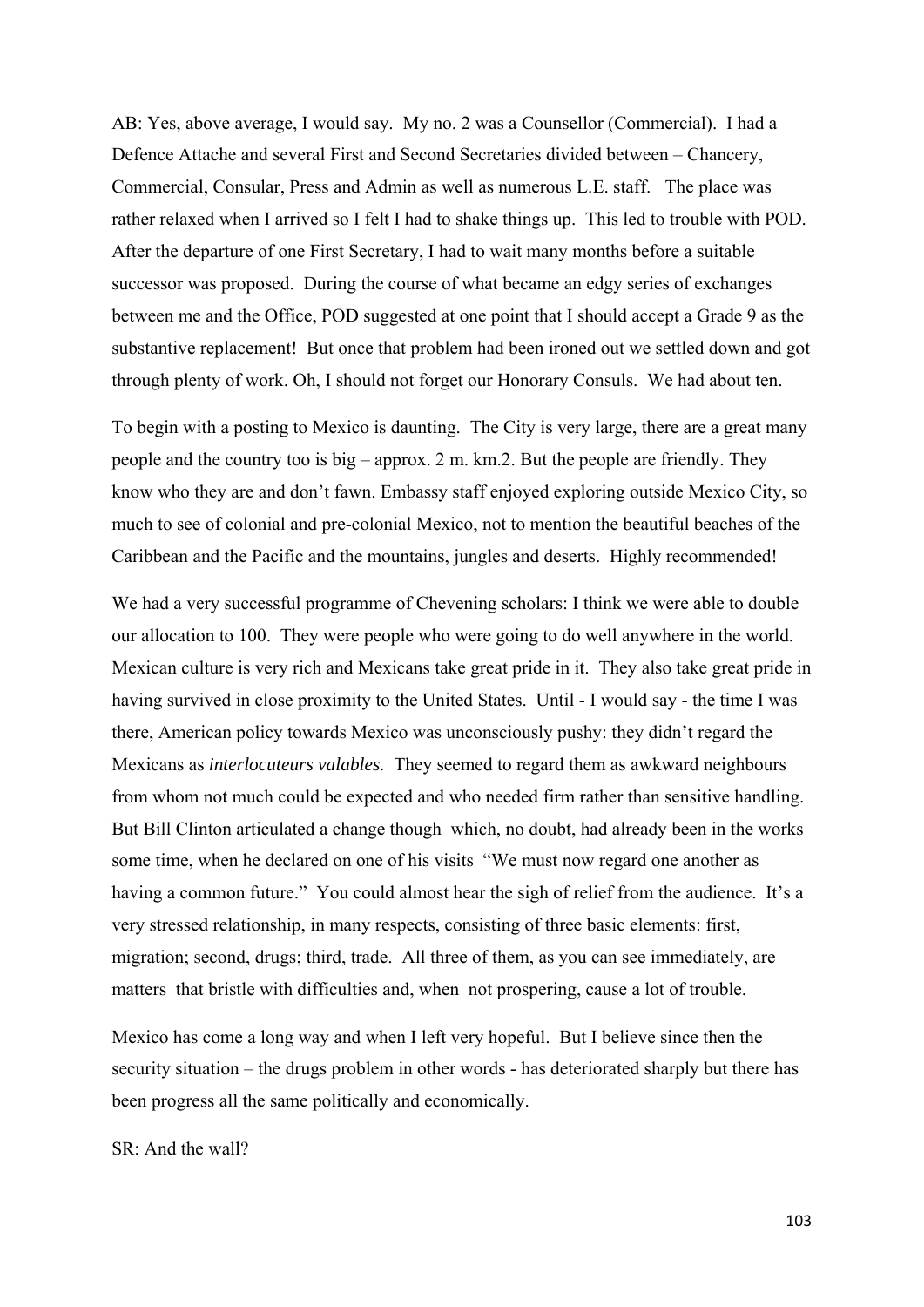AB: Yes, above average, I would say. My no. 2 was a Counsellor (Commercial). I had a Defence Attache and several First and Second Secretaries divided between – Chancery, Commercial, Consular, Press and Admin as well as numerous L.E. staff. The place was rather relaxed when I arrived so I felt I had to shake things up. This led to trouble with POD. After the departure of one First Secretary, I had to wait many months before a suitable successor was proposed. During the course of what became an edgy series of exchanges between me and the Office, POD suggested at one point that I should accept a Grade 9 as the substantive replacement! But once that problem had been ironed out we settled down and got through plenty of work. Oh, I should not forget our Honorary Consuls. We had about ten.

To begin with a posting to Mexico is daunting. The City is very large, there are a great many people and the country too is big – approx. 2 m. km.2. But the people are friendly. They know who they are and don't fawn. Embassy staff enjoyed exploring outside Mexico City, so much to see of colonial and pre-colonial Mexico, not to mention the beautiful beaches of the Caribbean and the Pacific and the mountains, jungles and deserts. Highly recommended!

We had a very successful programme of Chevening scholars: I think we were able to double our allocation to 100. They were people who were going to do well anywhere in the world. Mexican culture is very rich and Mexicans take great pride in it. They also take great pride in having survived in close proximity to the United States. Until - I would say - the time I was there, American policy towards Mexico was unconsciously pushy: they didn't regard the Mexicans as *interlocuteurs valables.* They seemed to regard them as awkward neighbours from whom not much could be expected and who needed firm rather than sensitive handling. But Bill Clinton articulated a change though which, no doubt, had already been in the works some time, when he declared on one of his visits "We must now regard one another as having a common future." You could almost hear the sigh of relief from the audience. It's a very stressed relationship, in many respects, consisting of three basic elements: first, migration; second, drugs; third, trade. All three of them, as you can see immediately, are matters that bristle with difficulties and, when not prospering, cause a lot of trouble.

Mexico has come a long way and when I left very hopeful. But I believe since then the security situation – the drugs problem in other words - has deteriorated sharply but there has been progress all the same politically and economically.

SR: And the wall?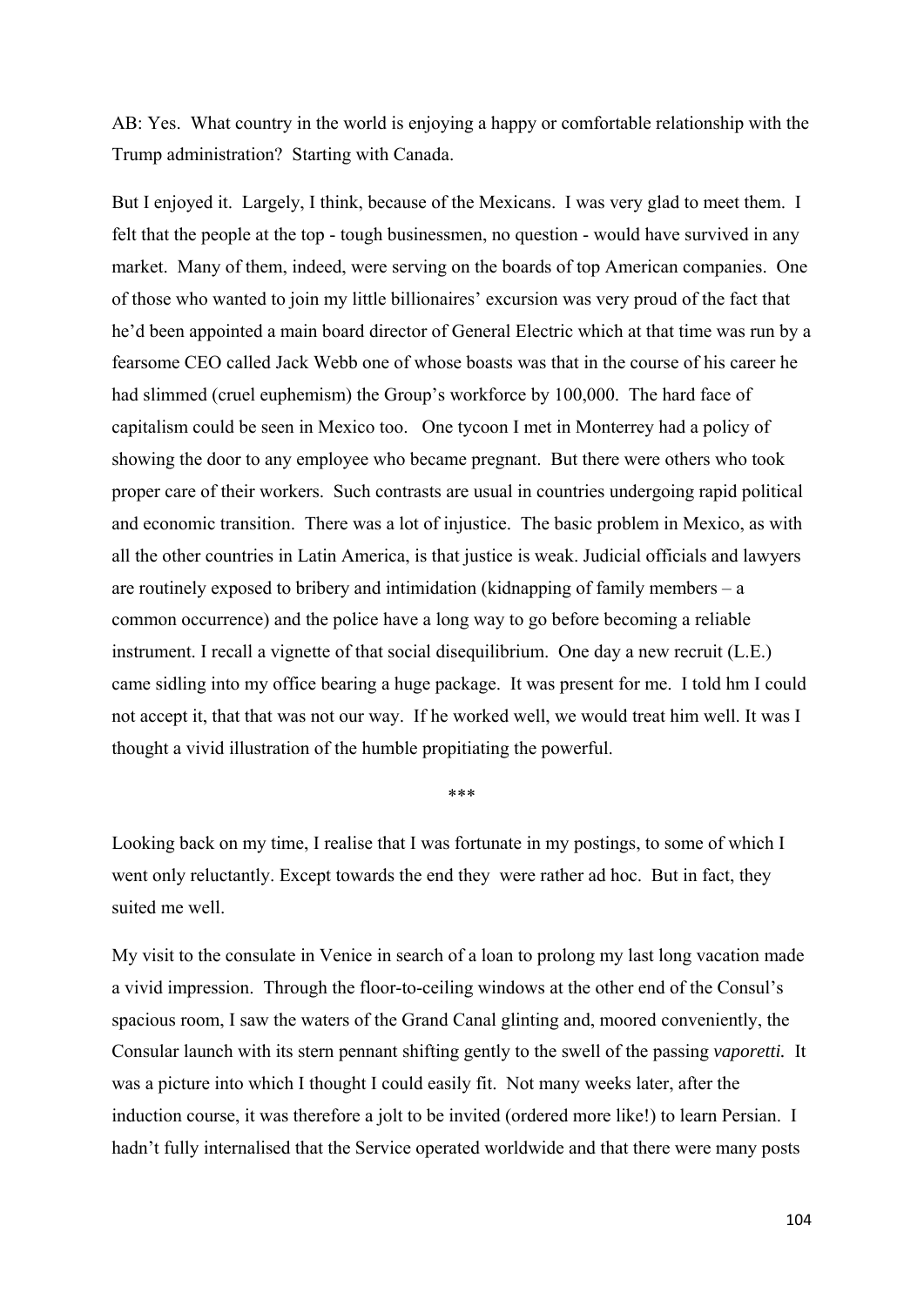AB: Yes. What country in the world is enjoying a happy or comfortable relationship with the Trump administration? Starting with Canada.

But I enjoyed it. Largely, I think, because of the Mexicans. I was very glad to meet them. I felt that the people at the top - tough businessmen, no question - would have survived in any market. Many of them, indeed, were serving on the boards of top American companies. One of those who wanted to join my little billionaires' excursion was very proud of the fact that he'd been appointed a main board director of General Electric which at that time was run by a fearsome CEO called Jack Webb one of whose boasts was that in the course of his career he had slimmed (cruel euphemism) the Group's workforce by 100,000. The hard face of capitalism could be seen in Mexico too. One tycoon I met in Monterrey had a policy of showing the door to any employee who became pregnant. But there were others who took proper care of their workers. Such contrasts are usual in countries undergoing rapid political and economic transition. There was a lot of injustice. The basic problem in Mexico, as with all the other countries in Latin America, is that justice is weak. Judicial officials and lawyers are routinely exposed to bribery and intimidation (kidnapping of family members – a common occurrence) and the police have a long way to go before becoming a reliable instrument. I recall a vignette of that social disequilibrium. One day a new recruit (L.E.) came sidling into my office bearing a huge package. It was present for me. I told hm I could not accept it, that that was not our way. If he worked well, we would treat him well. It was I thought a vivid illustration of the humble propitiating the powerful.

***

Looking back on my time, I realise that I was fortunate in my postings, to some of which I went only reluctantly. Except towards the end they were rather ad hoc. But in fact, they suited me well.

My visit to the consulate in Venice in search of a loan to prolong my last long vacation made a vivid impression. Through the floor-to-ceiling windows at the other end of the Consul's spacious room, I saw the waters of the Grand Canal glinting and, moored conveniently, the Consular launch with its stern pennant shifting gently to the swell of the passing *vaporetti.* It was a picture into which I thought I could easily fit. Not many weeks later, after the induction course, it was therefore a jolt to be invited (ordered more like!) to learn Persian. I hadn't fully internalised that the Service operated worldwide and that there were many posts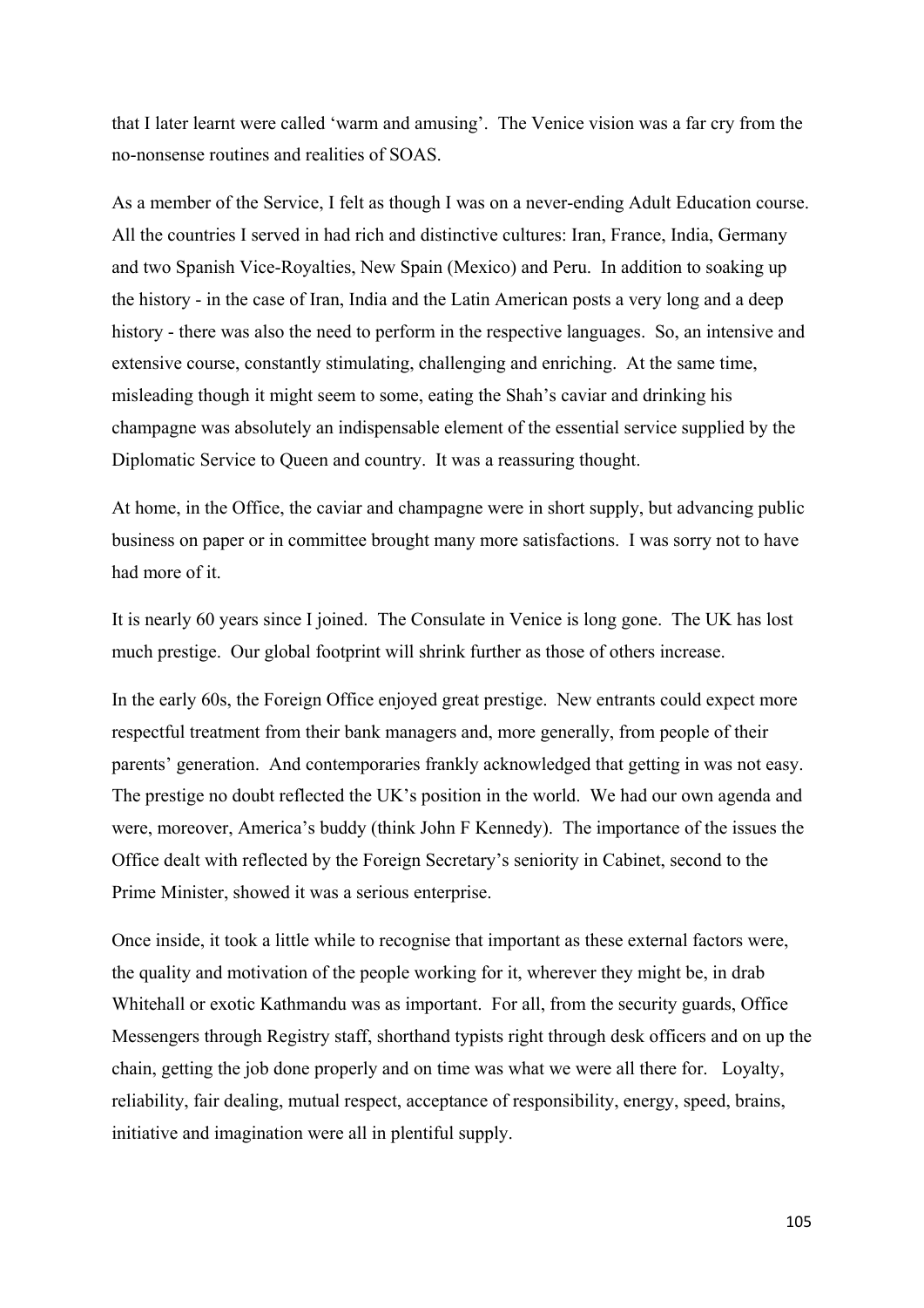that I later learnt were called 'warm and amusing'. The Venice vision was a far cry from the no-nonsense routines and realities of SOAS.

As a member of the Service, I felt as though I was on a never-ending Adult Education course. All the countries I served in had rich and distinctive cultures: Iran, France, India, Germany and two Spanish Vice-Royalties, New Spain (Mexico) and Peru. In addition to soaking up the history - in the case of Iran, India and the Latin American posts a very long and a deep history - there was also the need to perform in the respective languages. So, an intensive and extensive course, constantly stimulating, challenging and enriching. At the same time, misleading though it might seem to some, eating the Shah's caviar and drinking his champagne was absolutely an indispensable element of the essential service supplied by the Diplomatic Service to Queen and country. It was a reassuring thought.

At home, in the Office, the caviar and champagne were in short supply, but advancing public business on paper or in committee brought many more satisfactions. I was sorry not to have had more of it.

It is nearly 60 years since I joined. The Consulate in Venice is long gone. The UK has lost much prestige. Our global footprint will shrink further as those of others increase.

In the early 60s, the Foreign Office enjoyed great prestige. New entrants could expect more respectful treatment from their bank managers and, more generally, from people of their parents' generation. And contemporaries frankly acknowledged that getting in was not easy. The prestige no doubt reflected the UK's position in the world. We had our own agenda and were, moreover, America's buddy (think John F Kennedy). The importance of the issues the Office dealt with reflected by the Foreign Secretary's seniority in Cabinet, second to the Prime Minister, showed it was a serious enterprise.

Once inside, it took a little while to recognise that important as these external factors were, the quality and motivation of the people working for it, wherever they might be, in drab Whitehall or exotic Kathmandu was as important. For all, from the security guards, Office Messengers through Registry staff, shorthand typists right through desk officers and on up the chain, getting the job done properly and on time was what we were all there for. Loyalty, reliability, fair dealing, mutual respect, acceptance of responsibility, energy, speed, brains, initiative and imagination were all in plentiful supply.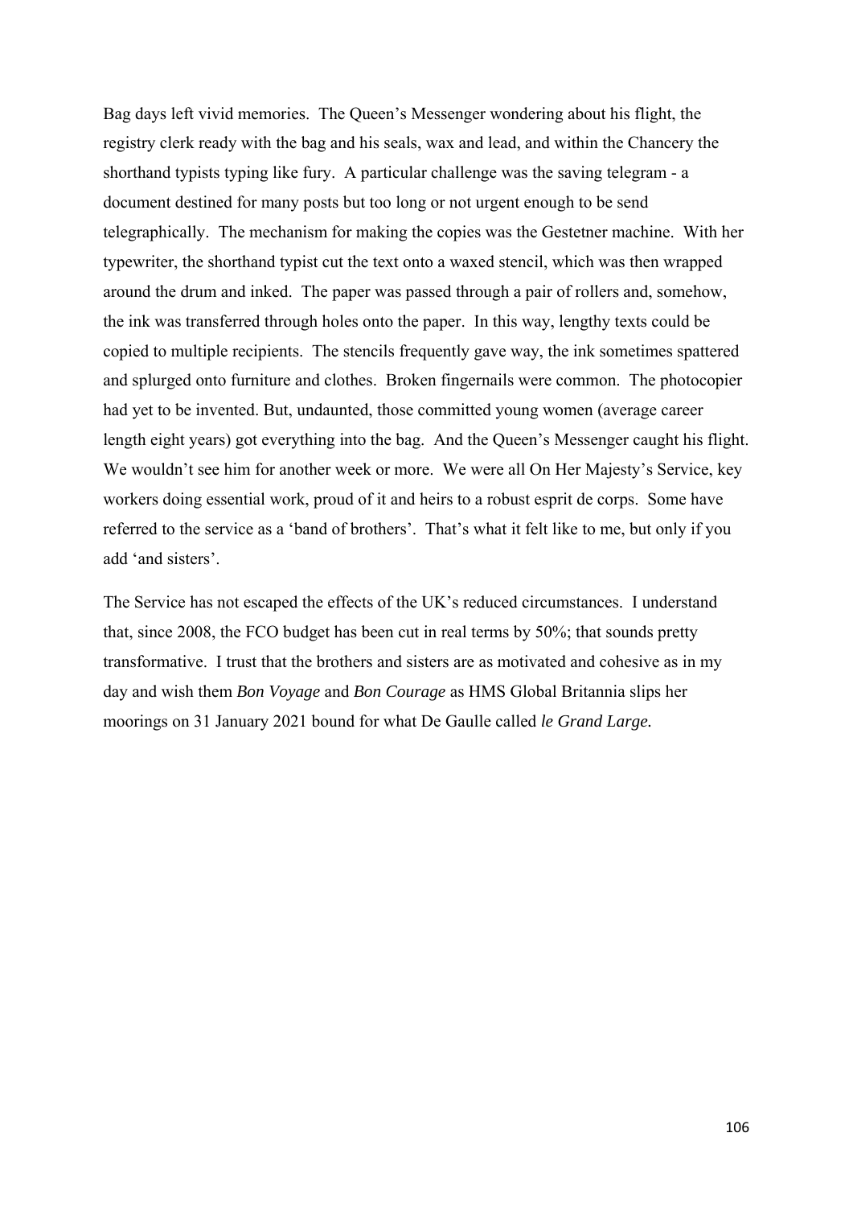Bag days left vivid memories. The Queen's Messenger wondering about his flight, the registry clerk ready with the bag and his seals, wax and lead, and within the Chancery the shorthand typists typing like fury. A particular challenge was the saving telegram - a document destined for many posts but too long or not urgent enough to be send telegraphically. The mechanism for making the copies was the Gestetner machine. With her typewriter, the shorthand typist cut the text onto a waxed stencil, which was then wrapped around the drum and inked. The paper was passed through a pair of rollers and, somehow, the ink was transferred through holes onto the paper. In this way, lengthy texts could be copied to multiple recipients. The stencils frequently gave way, the ink sometimes spattered and splurged onto furniture and clothes. Broken fingernails were common. The photocopier had yet to be invented. But, undaunted, those committed young women (average career length eight years) got everything into the bag. And the Queen's Messenger caught his flight. We wouldn't see him for another week or more. We were all On Her Majesty's Service, key workers doing essential work, proud of it and heirs to a robust esprit de corps. Some have referred to the service as a 'band of brothers'. That's what it felt like to me, but only if you add 'and sisters'.

The Service has not escaped the effects of the UK's reduced circumstances. I understand that, since 2008, the FCO budget has been cut in real terms by 50%; that sounds pretty transformative. I trust that the brothers and sisters are as motivated and cohesive as in my day and wish them *Bon Voyage* and *Bon Courage* as HMS Global Britannia slips her moorings on 31 January 2021 bound for what De Gaulle called *le Grand Large.*